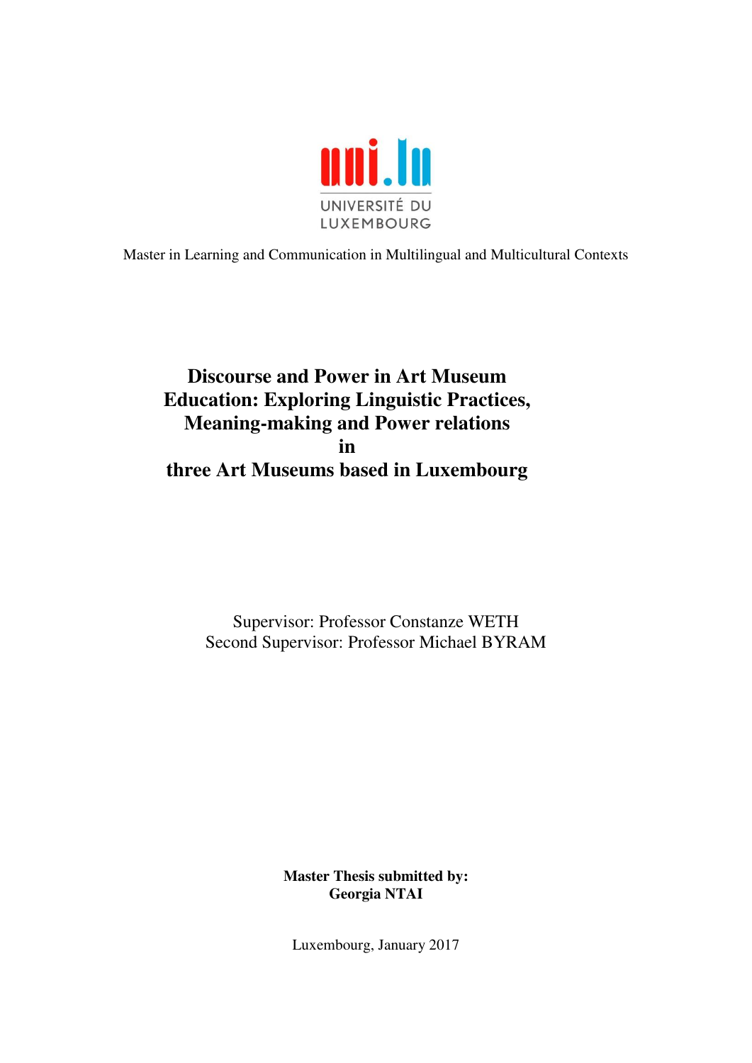UNIVERSITÉ DU LUXEMBOURG

Master in Learning and Communication in Multilingual and Multicultural Contexts

# Discourse and Power in Art Museum Education: Exploring Linguistic Practices, Meaning-making and Power relations in three Art Museums based in Luxembourg

Supervisor: Professor Constanze WETH
Second Supervisor: Professor Michael BYRAM

**Master Thesis submitted by:**
**Georgia NTAI**

Luxembourg, January 2017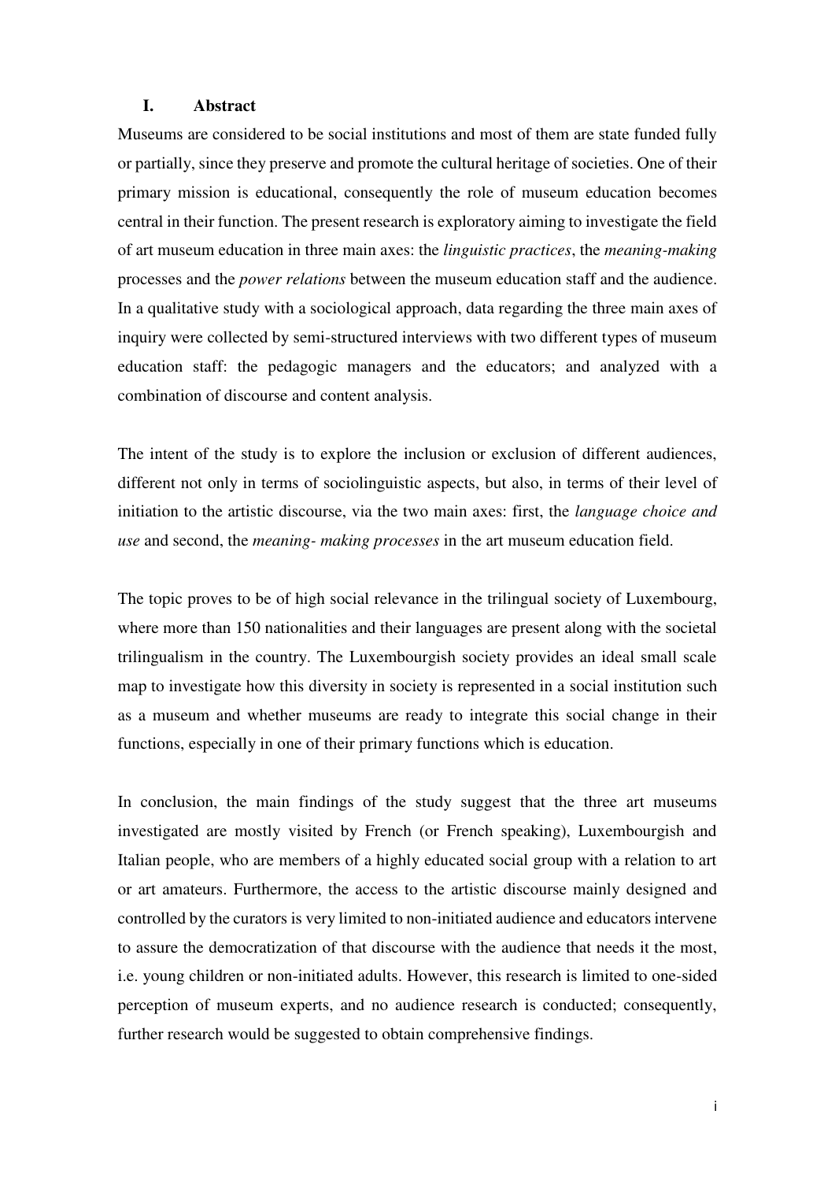## I. Abstract

Museums are considered to be social institutions and most of them are state funded fully or partially, since they preserve and promote the cultural heritage of societies. One of their primary mission is educational, consequently the role of museum education becomes central in their function. The present research is exploratory aiming to investigate the field of art museum education in three main axes: the *linguistic practices*, the *meaning-making* processes and the *power relations* between the museum education staff and the audience. In a qualitative study with a sociological approach, data regarding the three main axes of inquiry were collected by semi-structured interviews with two different types of museum education staff: the pedagogic managers and the educators; and analyzed with a combination of discourse and content analysis.

The intent of the study is to explore the inclusion or exclusion of different audiences, different not only in terms of sociolinguistic aspects, but also, in terms of their level of initiation to the artistic discourse, via the two main axes: first, the *language choice and use* and second, the *meaning- making processes* in the art museum education field.

The topic proves to be of high social relevance in the trilingual society of Luxembourg, where more than 150 nationalities and their languages are present along with the societal trilingualism in the country. The Luxembourgish society provides an ideal small scale map to investigate how this diversity in society is represented in a social institution such as a museum and whether museums are ready to integrate this social change in their functions, especially in one of their primary functions which is education.

In conclusion, the main findings of the study suggest that the three art museums investigated are mostly visited by French (or French speaking), Luxembourgish and Italian people, who are members of a highly educated social group with a relation to art or art amateurs. Furthermore, the access to the artistic discourse mainly designed and controlled by the curators is very limited to non-initiated audience and educators intervene to assure the democratization of that discourse with the audience that needs it the most, i.e. young children or non-initiated adults. However, this research is limited to one-sided perception of museum experts, and no audience research is conducted; consequently, further research would be suggested to obtain comprehensive findings.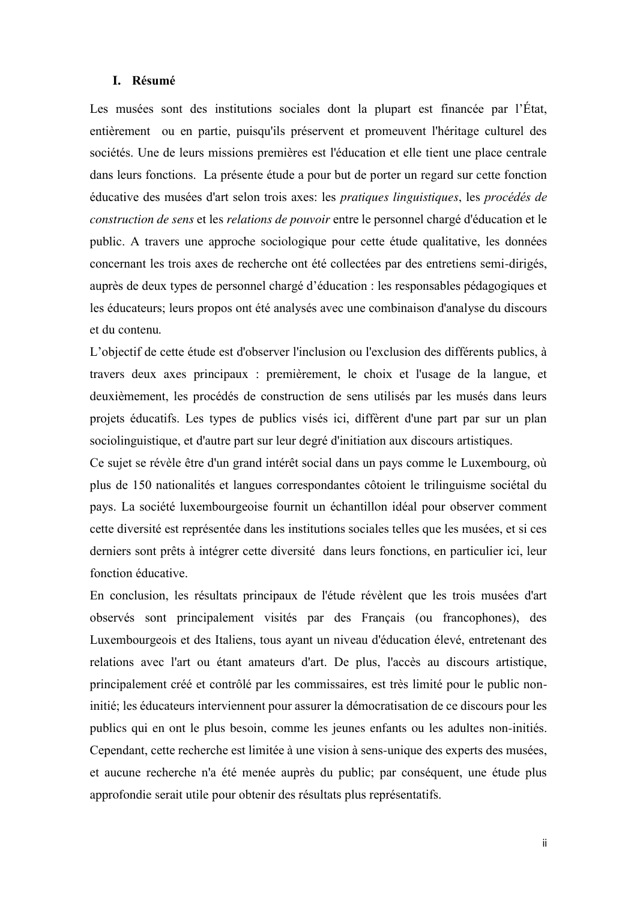## I. Résumé

Les musées sont des institutions sociales dont la plupart est financée par l'État, entièrement ou en partie, puisqu'ils préservent et promeuvent l'héritage culturel des sociétés. Une de leurs missions premières est l'éducation et elle tient une place centrale dans leurs fonctions. La présente étude a pour but de porter un regard sur cette fonction éducative des musées d'art selon trois axes: les *pratiques linguistiques*, les *procédés de construction de sens* et les *relations de pouvoir* entre le personnel chargé d'éducation et le public. A travers une approche sociologique pour cette étude qualitative, les données concernant les trois axes de recherche ont été collectées par des entretiens semi-dirigés, auprès de deux types de personnel chargé d'éducation : les responsables pédagogiques et les éducateurs; leurs propos ont été analysés avec une combinaison d'analyse du discours et du contenu.

L'objectif de cette étude est d'observer l'inclusion ou l'exclusion des différents publics, à travers deux axes principaux : premièrement, le choix et l'usage de la langue, et deuxièmement, les procédés de construction de sens utilisés par les musés dans leurs projets éducatifs. Les types de publics visés ici, diffèrent d'une part par sur un plan sociolinguistique, et d'autre part sur leur degré d'initiation aux discours artistiques.

Ce sujet se révèle être d'un grand intérêt social dans un pays comme le Luxembourg, où plus de 150 nationalités et langues correspondantes côtoient le trilinguisme sociétal du pays. La société luxembourgeoise fournit un échantillon idéal pour observer comment cette diversité est représentée dans les institutions sociales telles que les musées, et si ces derniers sont prêts à intégrer cette diversité dans leurs fonctions, en particulier ici, leur fonction éducative.

En conclusion, les résultats principaux de l'étude révèlent que les trois musées d'art observés sont principalement visités par des Français (ou francophones), des Luxembourgeois et des Italiens, tous ayant un niveau d'éducation élevé, entretenant des relations avec l'art ou étant amateurs d'art. De plus, l'accès au discours artistique, principalement créé et contrôlé par les commissaires, est très limité pour le public non-initié; les éducateurs interviennent pour assurer la démocratisation de ce discours pour les publics qui en ont le plus besoin, comme les jeunes enfants ou les adultes non-initiés. Cependant, cette recherche est limitée à une vision à sens-unique des experts des musées, et aucune recherche n'a été menée auprès du public; par conséquent, une étude plus approfondie serait utile pour obtenir des résultats plus représentatifs.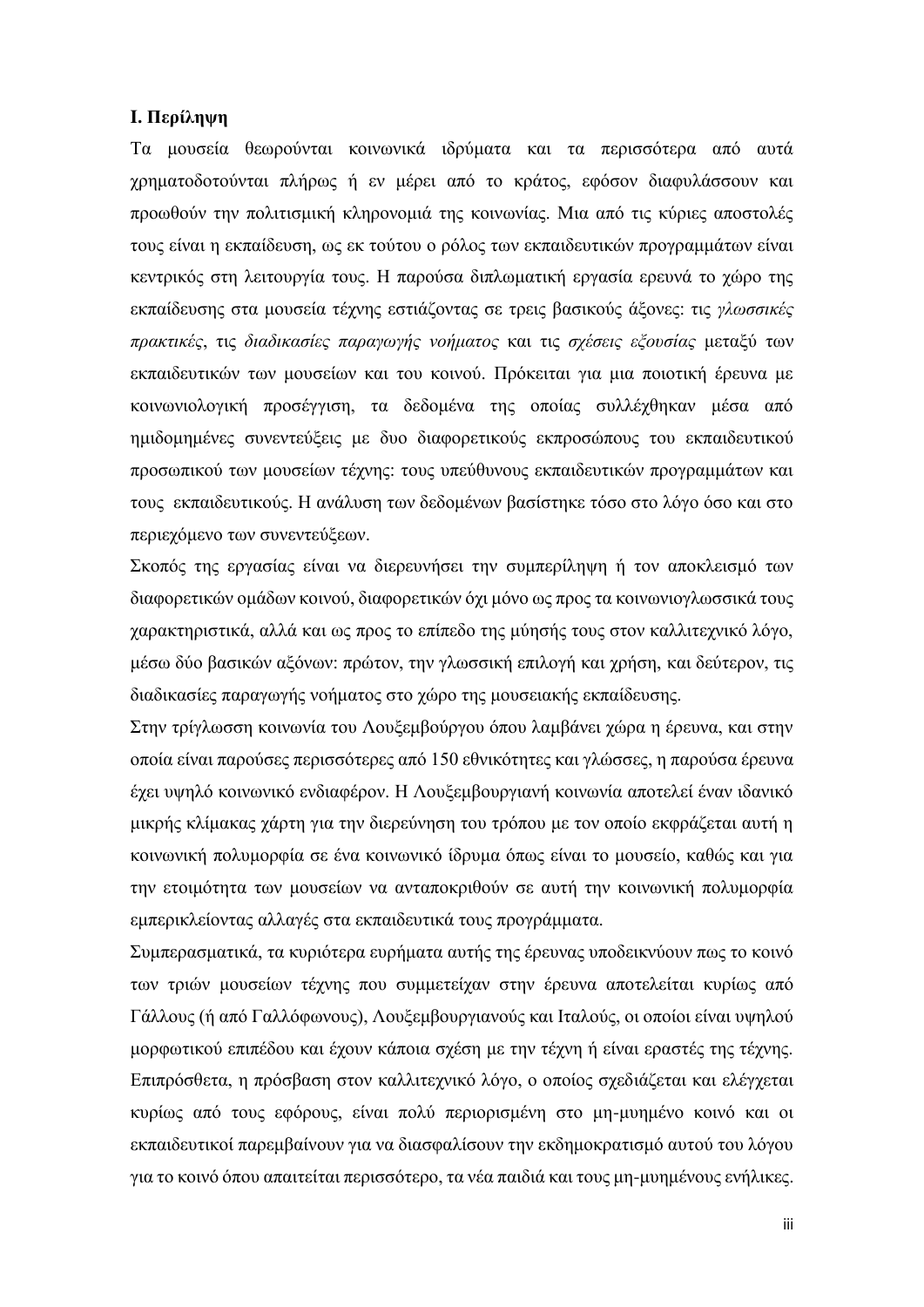## I. Περίληψη

Τα μουσεία θεωρούνται κοινωνικά ιδρύματα και τα περισσότερα από αυτά χρηματοδοτούνται πλήρως ή εν μέρει από το κράτος, εφόσον διαφυλάσσουν και προωθούν την πολιτισμική κληρονομιά της κοινωνίας. Μια από τις κύριες αποστολές τους είναι η εκπαίδευση, ως εκ τούτου ο ρόλος των εκπαιδευτικών προγραμμάτων είναι κεντρικός στη λειτουργία τους. Η παρούσα διπλωματική εργασία ερευνά το χώρο της εκπαίδευσης στα μουσεία τέχνης εστιάζοντας σε τρεις βασικούς άξονες: τις *γλωσσικές πρακτικές*, τις *διαδικασίες παραγωγής νοήματος* και τις *σχέσεις εξουσίας* μεταξύ των εκπαιδευτικών των μουσείων και του κοινού. Πρόκειται για μια ποιοτική έρευνα με κοινωνιολογική προσέγγιση, τα δεδομένα της οποίας συλλέχθηκαν μέσα από ημιδομημένες συνεντεύξεις με δυο διαφορετικούς εκπροσώπους του εκπαιδευτικού προσωπικού των μουσείων τέχνης: τους υπεύθυνους εκπαιδευτικών προγραμμάτων και τους εκπαιδευτικούς. Η ανάλυση των δεδομένων βασίστηκε τόσο στο λόγο όσο και στο περιεχόμενο των συνεντεύξεων.

Σκοπός της εργασίας είναι να διερευνήσει την συμπερίληψη ή τον αποκλεισμό των διαφορετικών ομάδων κοινού, διαφορετικών όχι μόνο ως προς τα κοινωνιογλωσσικά τους χαρακτηριστικά, αλλά και ως προς το επίπεδο της μύησής τους στον καλλιτεχνικό λόγο, μέσω δύο βασικών αξόνων: πρώτον, την γλωσσική επιλογή και χρήση, και δεύτερον, τις διαδικασίες παραγωγής νοήματος στο χώρο της μουσειακής εκπαίδευσης.

Στην τρίγλωσση κοινωνία του Λουξεμβούργου όπου λαμβάνει χώρα η έρευνα, και στην οποία είναι παρούσες περισσότερες από 150 εθνικότητες και γλώσσες, η παρούσα έρευνα έχει υψηλό κοινωνικό ενδιαφέρον. Η Λουξεμβουργιανή κοινωνία αποτελεί έναν ιδανικό μικρής κλίμακας χάρτη για την διερεύνηση του τρόπου με τον οποίο εκφράζεται αυτή η κοινωνική πολυμορφία σε ένα κοινωνικό ίδρυμα όπως είναι το μουσείο, καθώς και για την ετοιμότητα των μουσείων να ανταποκριθούν σε αυτή την κοινωνική πολυμορφία εμπερικλείοντας αλλαγές στα εκπαιδευτικά τους προγράμματα.

Συμπερασματικά, τα κυριότερα ευρήματα αυτής της έρευνας υποδεικνύουν πως το κοινό των τριών μουσείων τέχνης που συμμετείχαν στην έρευνα αποτελείται κυρίως από Γάλλους (ή από Γαλλόφωνους), Λουξεμβουργιανούς και Ιταλούς, οι οποίοι είναι υψηλού μορφωτικού επιπέδου και έχουν κάποια σχέση με την τέχνη ή είναι εραστές της τέχνης. Επιπρόσθετα, η πρόσβαση στον καλλιτεχνικό λόγο, ο οποίος σχεδιάζεται και ελέγχεται κυρίως από τους εφόρους, είναι πολύ περιορισμένη στο μη-μυημένο κοινό και οι εκπαιδευτικοί παρεμβαίνουν για να διασφαλίσουν την εκδημοκρατισμό αυτού του λόγου για το κοινό όπου απαιτείται περισσότερο, τα νέα παιδιά και τους μη-μυημένους ενήλικες.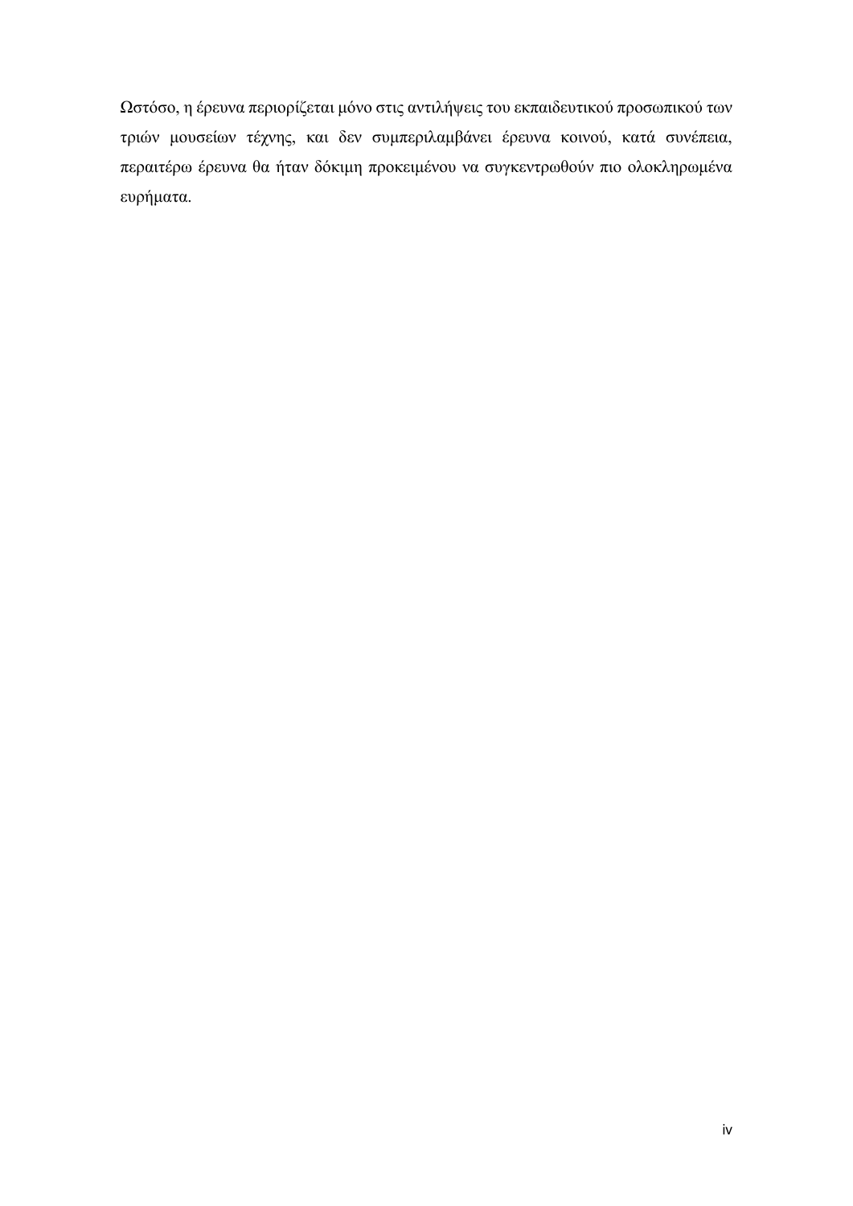Ωστόσο, η έρευνα περιορίζεται μόνο στις αντιλήψεις του εκπαιδευτικού προσωπικού των τριών μουσείων τέχνης, και δεν συμπεριλαμβάνει έρευνα κοινού, κατά συνέπεια, περαιτέρω έρευνα θα ήταν δόκιμη προκειμένου να συγκεντρωθούν πιο ολοκληρωμένα ευρήματα.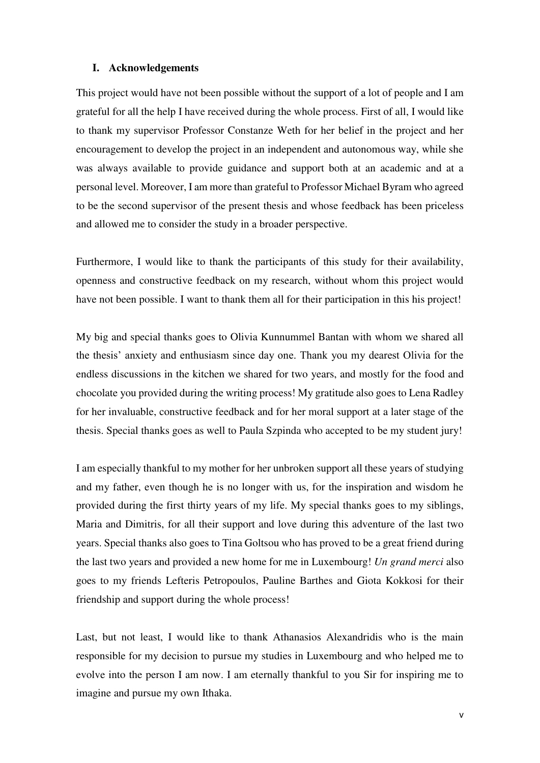## I. Acknowledgements

This project would have not been possible without the support of a lot of people and I am grateful for all the help I have received during the whole process. First of all, I would like to thank my supervisor Professor Constanze Weth for her belief in the project and her encouragement to develop the project in an independent and autonomous way, while she was always available to provide guidance and support both at an academic and at a personal level. Moreover, I am more than grateful to Professor Michael Byram who agreed to be the second supervisor of the present thesis and whose feedback has been priceless and allowed me to consider the study in a broader perspective.

Furthermore, I would like to thank the participants of this study for their availability, openness and constructive feedback on my research, without whom this project would have not been possible. I want to thank them all for their participation in this his project!

My big and special thanks goes to Olivia Kunnummel Bantan with whom we shared all the thesis' anxiety and enthusiasm since day one. Thank you my dearest Olivia for the endless discussions in the kitchen we shared for two years, and mostly for the food and chocolate you provided during the writing process! My gratitude also goes to Lena Radley for her invaluable, constructive feedback and for her moral support at a later stage of the thesis. Special thanks goes as well to Paula Szpinda who accepted to be my student jury!

I am especially thankful to my mother for her unbroken support all these years of studying and my father, even though he is no longer with us, for the inspiration and wisdom he provided during the first thirty years of my life. My special thanks goes to my siblings, Maria and Dimitris, for all their support and love during this adventure of the last two years. Special thanks also goes to Tina Goltsou who has proved to be a great friend during the last two years and provided a new home for me in Luxembourg! *Un grand merci* also goes to my friends Lefteris Petropoulos, Pauline Barthes and Giota Kokkosi for their friendship and support during the whole process!

Last, but not least, I would like to thank Athanasios Alexandridis who is the main responsible for my decision to pursue my studies in Luxembourg and who helped me to evolve into the person I am now. I am eternally thankful to you Sir for inspiring me to imagine and pursue my own Ithaka.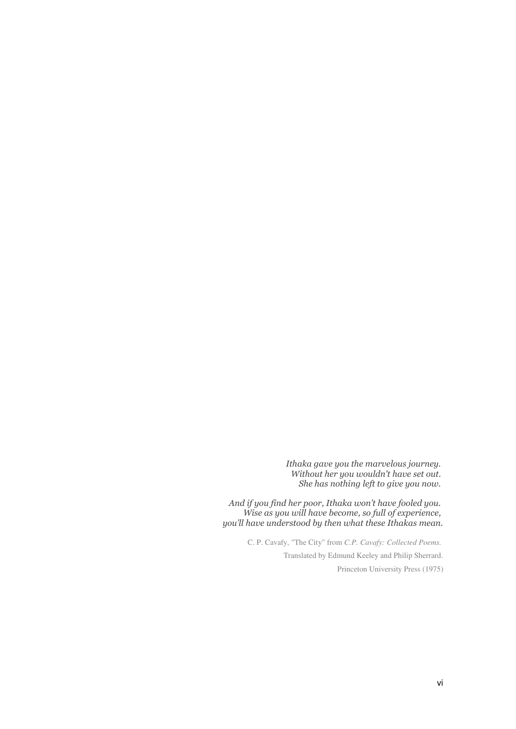*Ithaka gave you the marvelous journey.*
*Without her you wouldn't have set out.*
*She has nothing left to give you now.*

*And if you find her poor, Ithaka won't have fooled you.*
*Wise as you will have become, so full of experience,*
*you'll have understood by then what these Ithakas mean.*

C. P. Cavafy, "The City" from *C.P. Cavafy: Collected Poems.*

Translated by Edmund Keeley and Philip Sherrard.

Princeton University Press (1975)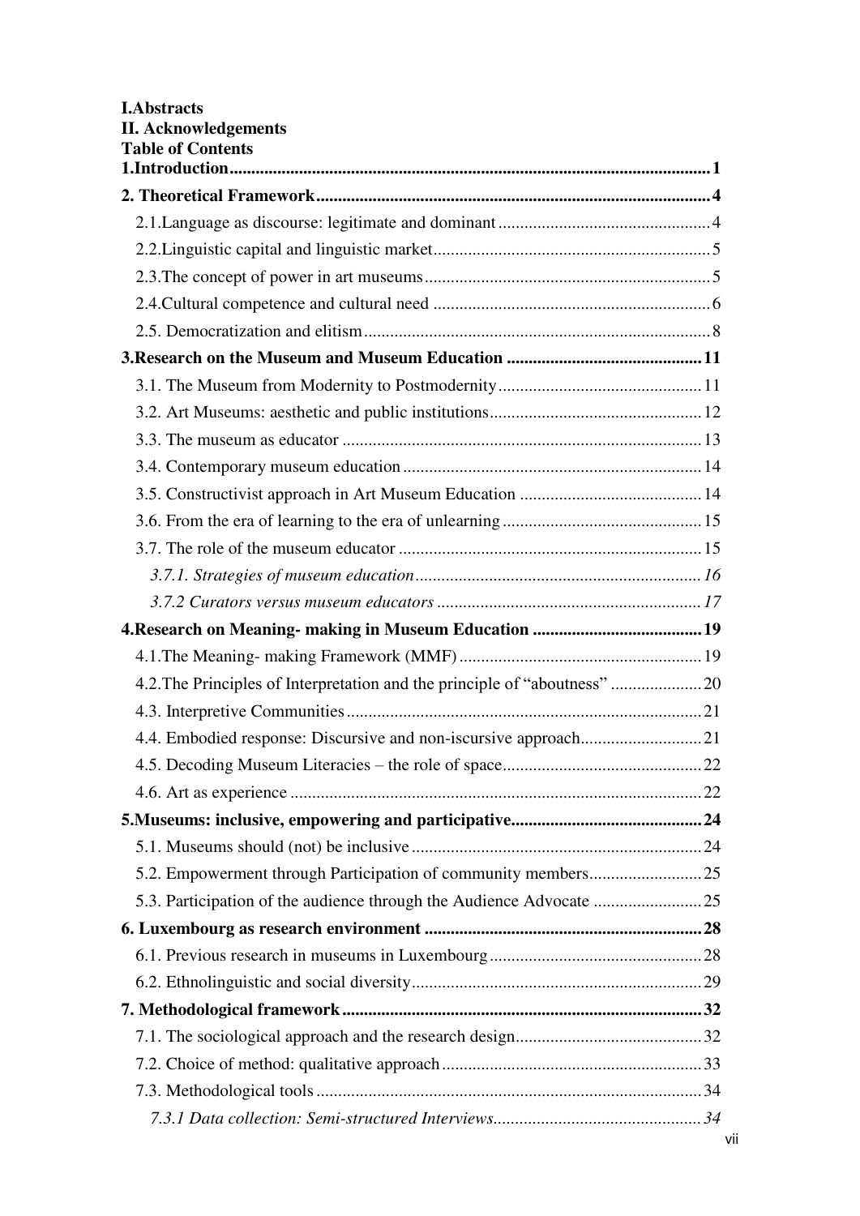**I.Abstracts**
**II. Acknowledgements**
**Table of Contents**

**1.Introduction .......... 1**

**2. Theoretical Framework .......... 4**

2.1.Language as discourse: legitimate and dominant .......... 4

2.2.Linguistic capital and linguistic market .......... 5

2.3.The concept of power in art museums .......... 5

2.4.Cultural competence and cultural need .......... 6

2.5. Democratization and elitism .......... 8

**3.Research on the Museum and Museum Education .......... 11**

3.1. The Museum from Modernity to Postmodernity .......... 11

3.2. Art Museums: aesthetic and public institutions .......... 12

3.3. The museum as educator .......... 13

3.4. Contemporary museum education .......... 14

3.5. Constructivist approach in Art Museum Education .......... 14

3.6. From the era of learning to the era of unlearning .......... 15

3.7. The role of the museum educator .......... 15

*3.7.1. Strategies of museum education .......... 16*

*3.7.2 Curators versus museum educators .......... 17*

**4.Research on Meaning- making in Museum Education .......... 19**

4.1.The Meaning- making Framework (MMF) .......... 19

4.2.The Principles of Interpretation and the principle of "aboutness" .......... 20

4.3. Interpretive Communities .......... 21

4.4. Embodied response: Discursive and non-iscursive approach .......... 21

4.5. Decoding Museum Literacies – the role of space .......... 22

4.6. Art as experience .......... 22

**5.Museums: inclusive, empowering and participative .......... 24**

5.1. Museums should (not) be inclusive .......... 24

5.2. Empowerment through Participation of community members .......... 25

5.3. Participation of the audience through the Audience Advocate .......... 25

**6. Luxembourg as research environment .......... 28**

6.1. Previous research in museums in Luxembourg .......... 28

6.2. Ethnolinguistic and social diversity .......... 29

**7. Methodological framework .......... 32**

7.1. The sociological approach and the research design .......... 32

7.2. Choice of method: qualitative approach .......... 33

7.3. Methodological tools .......... 34

*7.3.1 Data collection: Semi-structured Interviews .......... 34*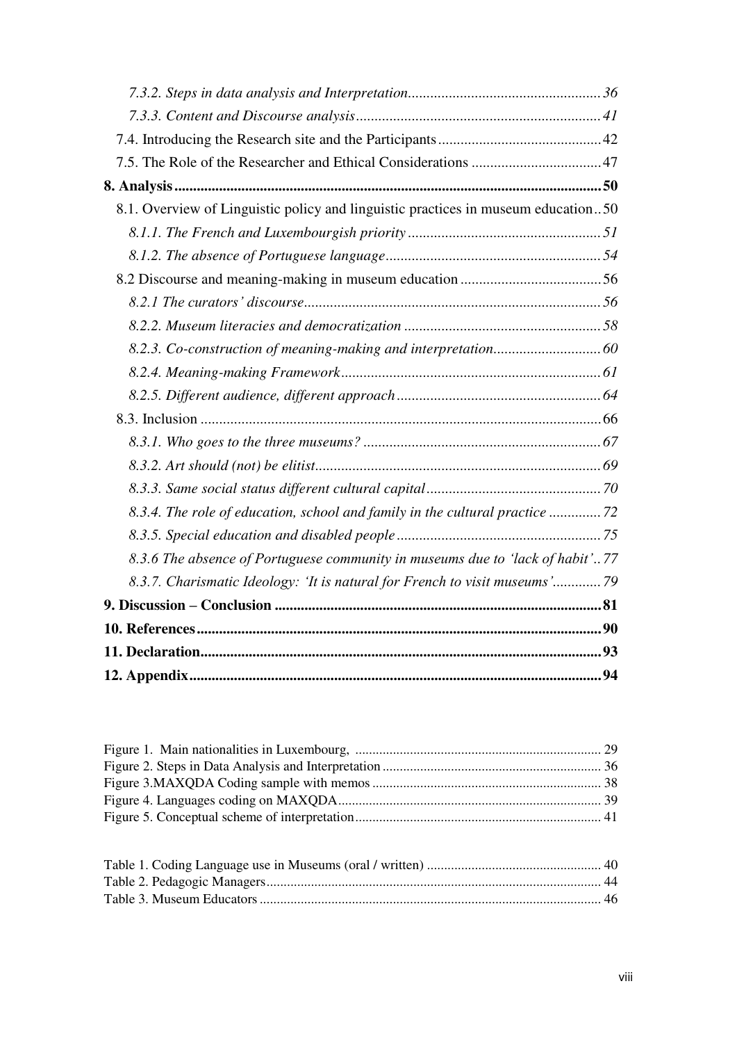*7.3.2. Steps in data analysis and Interpretation* ... 36

*7.3.3. Content and Discourse analysis* ... 41

7.4. Introducing the Research site and the Participants ... 42

7.5. The Role of the Researcher and Ethical Considerations ... 47

**8. Analysis** ... **50**

8.1. Overview of Linguistic policy and linguistic practices in museum education ... 50

*8.1.1. The French and Luxembourgish priority* ... 51

*8.1.2. The absence of Portuguese language* ... 54

8.2 Discourse and meaning-making in museum education ... 56

*8.2.1 The curators' discourse* ... 56

*8.2.2. Museum literacies and democratization* ... 58

*8.2.3. Co-construction of meaning-making and interpretation* ... 60

*8.2.4. Meaning-making Framework* ... 61

*8.2.5. Different audience, different approach* ... 64

8.3. Inclusion ... 66

*8.3.1. Who goes to the three museums?* ... 67

*8.3.2. Art should (not) be elitist* ... 69

*8.3.3. Same social status different cultural capital* ... 70

*8.3.4. The role of education, school and family in the cultural practice* ... 72

*8.3.5. Special education and disabled people* ... 75

*8.3.6 The absence of Portuguese community in museums due to 'lack of habit'* ... 77

*8.3.7. Charismatic Ideology: 'It is natural for French to visit museums'* ... 79

**9. Discussion – Conclusion** ... **81**

**10. References** ... **90**

**11. Declaration** ... **93**

**12. Appendix** ... **94**

Figure 1. Main nationalities in Luxembourg, ... 29

Figure 2. Steps in Data Analysis and Interpretation ... 36

Figure 3.MAXQDA Coding sample with memos ... 38

Figure 4. Languages coding on MAXQDA ... 39

Figure 5. Conceptual scheme of interpretation ... 41

Table 1. Coding Language use in Museums (oral / written) ... 40

Table 2. Pedagogic Managers ... 44

Table 3. Museum Educators ... 46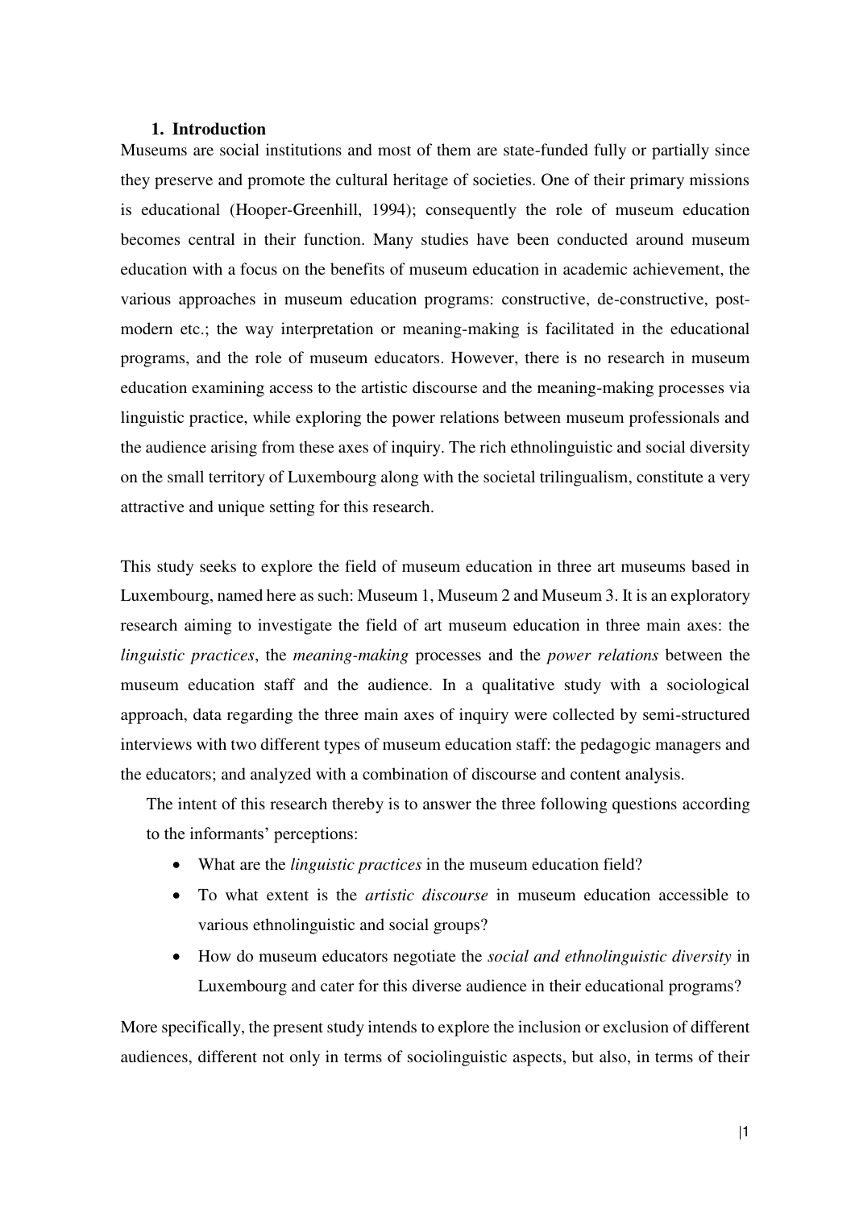## 1. Introduction

Museums are social institutions and most of them are state-funded fully or partially since they preserve and promote the cultural heritage of societies. One of their primary missions is educational (Hooper-Greenhill, 1994); consequently the role of museum education becomes central in their function. Many studies have been conducted around museum education with a focus on the benefits of museum education in academic achievement, the various approaches in museum education programs: constructive, de-constructive, post-modern etc.; the way interpretation or meaning-making is facilitated in the educational programs, and the role of museum educators. However, there is no research in museum education examining access to the artistic discourse and the meaning-making processes via linguistic practice, while exploring the power relations between museum professionals and the audience arising from these axes of inquiry. The rich ethnolinguistic and social diversity on the small territory of Luxembourg along with the societal trilingualism, constitute a very attractive and unique setting for this research.

This study seeks to explore the field of museum education in three art museums based in Luxembourg, named here as such: Museum 1, Museum 2 and Museum 3. It is an exploratory research aiming to investigate the field of art museum education in three main axes: the *linguistic practices*, the *meaning-making* processes and the *power relations* between the museum education staff and the audience. In a qualitative study with a sociological approach, data regarding the three main axes of inquiry were collected by semi-structured interviews with two different types of museum education staff: the pedagogic managers and the educators; and analyzed with a combination of discourse and content analysis.

The intent of this research thereby is to answer the three following questions according to the informants' perceptions:

- What are the *linguistic practices* in the museum education field?
- To what extent is the *artistic discourse* in museum education accessible to various ethnolinguistic and social groups?
- How do museum educators negotiate the *social and ethnolinguistic diversity* in Luxembourg and cater for this diverse audience in their educational programs?

More specifically, the present study intends to explore the inclusion or exclusion of different audiences, different not only in terms of sociolinguistic aspects, but also, in terms of their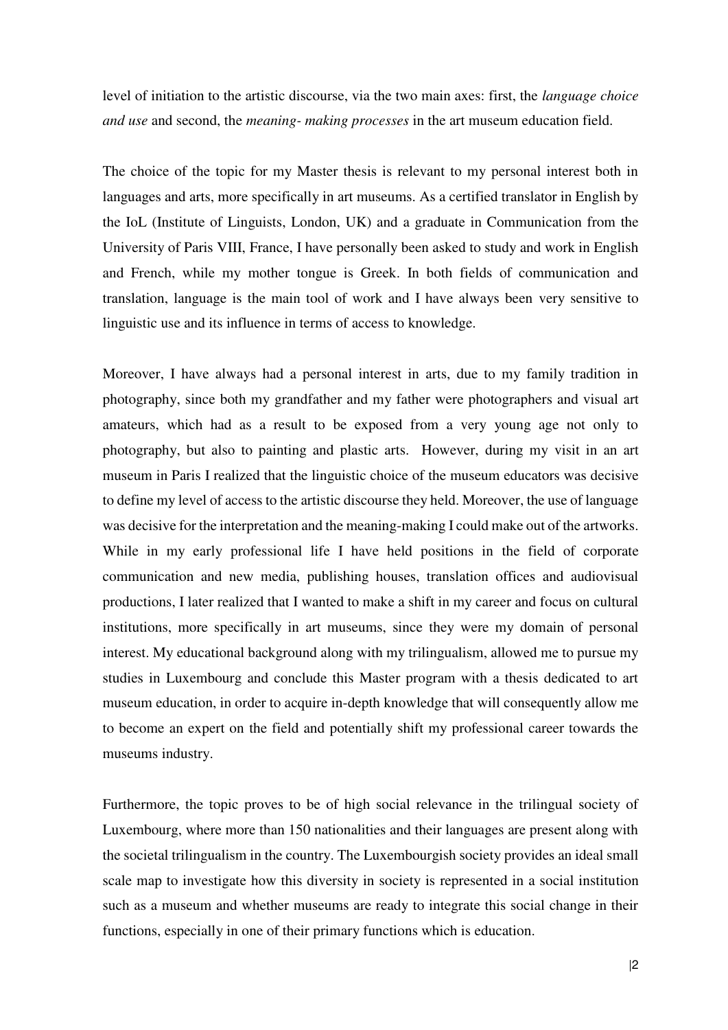level of initiation to the artistic discourse, via the two main axes: first, the *language choice and use* and second, the *meaning- making processes* in the art museum education field.

The choice of the topic for my Master thesis is relevant to my personal interest both in languages and arts, more specifically in art museums. As a certified translator in English by the IoL (Institute of Linguists, London, UK) and a graduate in Communication from the University of Paris VIII, France, I have personally been asked to study and work in English and French, while my mother tongue is Greek. In both fields of communication and translation, language is the main tool of work and I have always been very sensitive to linguistic use and its influence in terms of access to knowledge.

Moreover, I have always had a personal interest in arts, due to my family tradition in photography, since both my grandfather and my father were photographers and visual art amateurs, which had as a result to be exposed from a very young age not only to photography, but also to painting and plastic arts. However, during my visit in an art museum in Paris I realized that the linguistic choice of the museum educators was decisive to define my level of access to the artistic discourse they held. Moreover, the use of language was decisive for the interpretation and the meaning-making I could make out of the artworks. While in my early professional life I have held positions in the field of corporate communication and new media, publishing houses, translation offices and audiovisual productions, I later realized that I wanted to make a shift in my career and focus on cultural institutions, more specifically in art museums, since they were my domain of personal interest. My educational background along with my trilingualism, allowed me to pursue my studies in Luxembourg and conclude this Master program with a thesis dedicated to art museum education, in order to acquire in-depth knowledge that will consequently allow me to become an expert on the field and potentially shift my professional career towards the museums industry.

Furthermore, the topic proves to be of high social relevance in the trilingual society of Luxembourg, where more than 150 nationalities and their languages are present along with the societal trilingualism in the country. The Luxembourgish society provides an ideal small scale map to investigate how this diversity in society is represented in a social institution such as a museum and whether museums are ready to integrate this social change in their functions, especially in one of their primary functions which is education.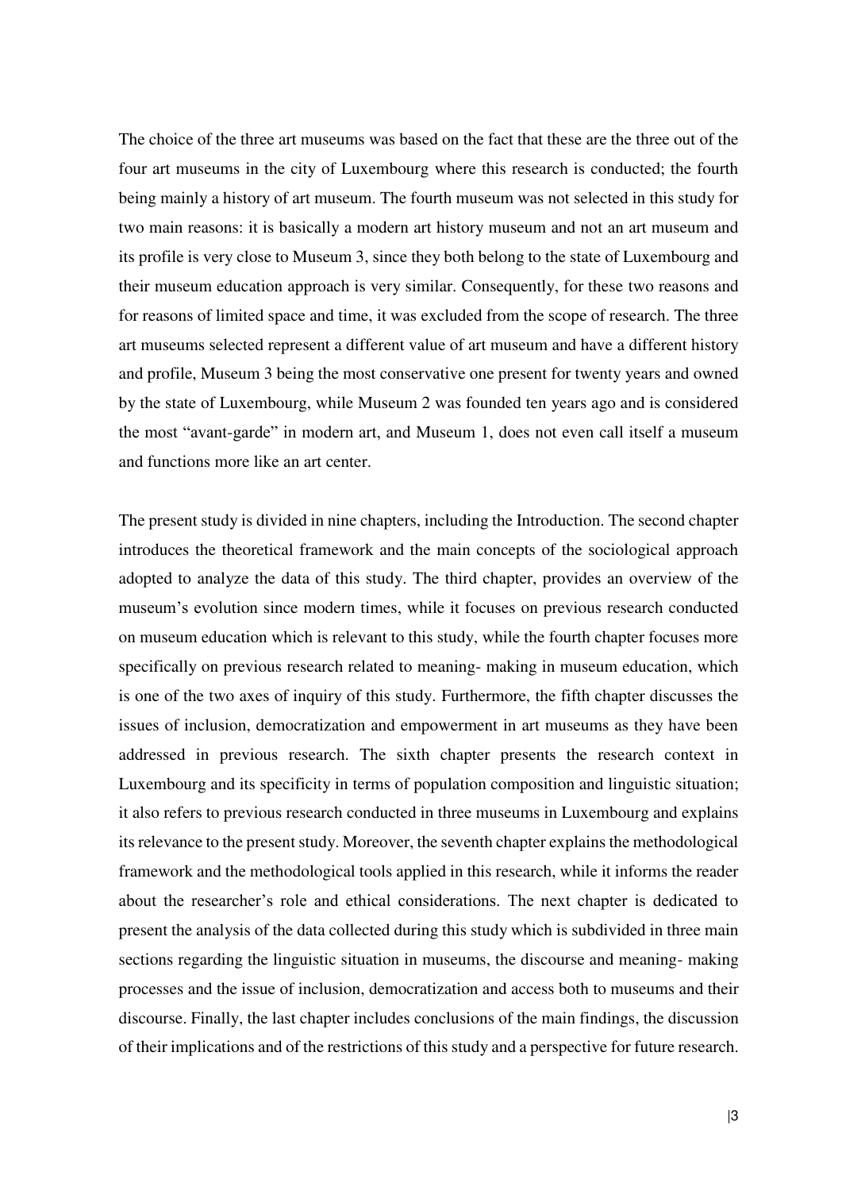The choice of the three art museums was based on the fact that these are the three out of the four art museums in the city of Luxembourg where this research is conducted; the fourth being mainly a history of art museum. The fourth museum was not selected in this study for two main reasons: it is basically a modern art history museum and not an art museum and its profile is very close to Museum 3, since they both belong to the state of Luxembourg and their museum education approach is very similar. Consequently, for these two reasons and for reasons of limited space and time, it was excluded from the scope of research. The three art museums selected represent a different value of art museum and have a different history and profile, Museum 3 being the most conservative one present for twenty years and owned by the state of Luxembourg, while Museum 2 was founded ten years ago and is considered the most "avant-garde" in modern art, and Museum 1, does not even call itself a museum and functions more like an art center.

The present study is divided in nine chapters, including the Introduction. The second chapter introduces the theoretical framework and the main concepts of the sociological approach adopted to analyze the data of this study. The third chapter, provides an overview of the museum's evolution since modern times, while it focuses on previous research conducted on museum education which is relevant to this study, while the fourth chapter focuses more specifically on previous research related to meaning- making in museum education, which is one of the two axes of inquiry of this study. Furthermore, the fifth chapter discusses the issues of inclusion, democratization and empowerment in art museums as they have been addressed in previous research. The sixth chapter presents the research context in Luxembourg and its specificity in terms of population composition and linguistic situation; it also refers to previous research conducted in three museums in Luxembourg and explains its relevance to the present study. Moreover, the seventh chapter explains the methodological framework and the methodological tools applied in this research, while it informs the reader about the researcher's role and ethical considerations. The next chapter is dedicated to present the analysis of the data collected during this study which is subdivided in three main sections regarding the linguistic situation in museums, the discourse and meaning- making processes and the issue of inclusion, democratization and access both to museums and their discourse. Finally, the last chapter includes conclusions of the main findings, the discussion of their implications and of the restrictions of this study and a perspective for future research.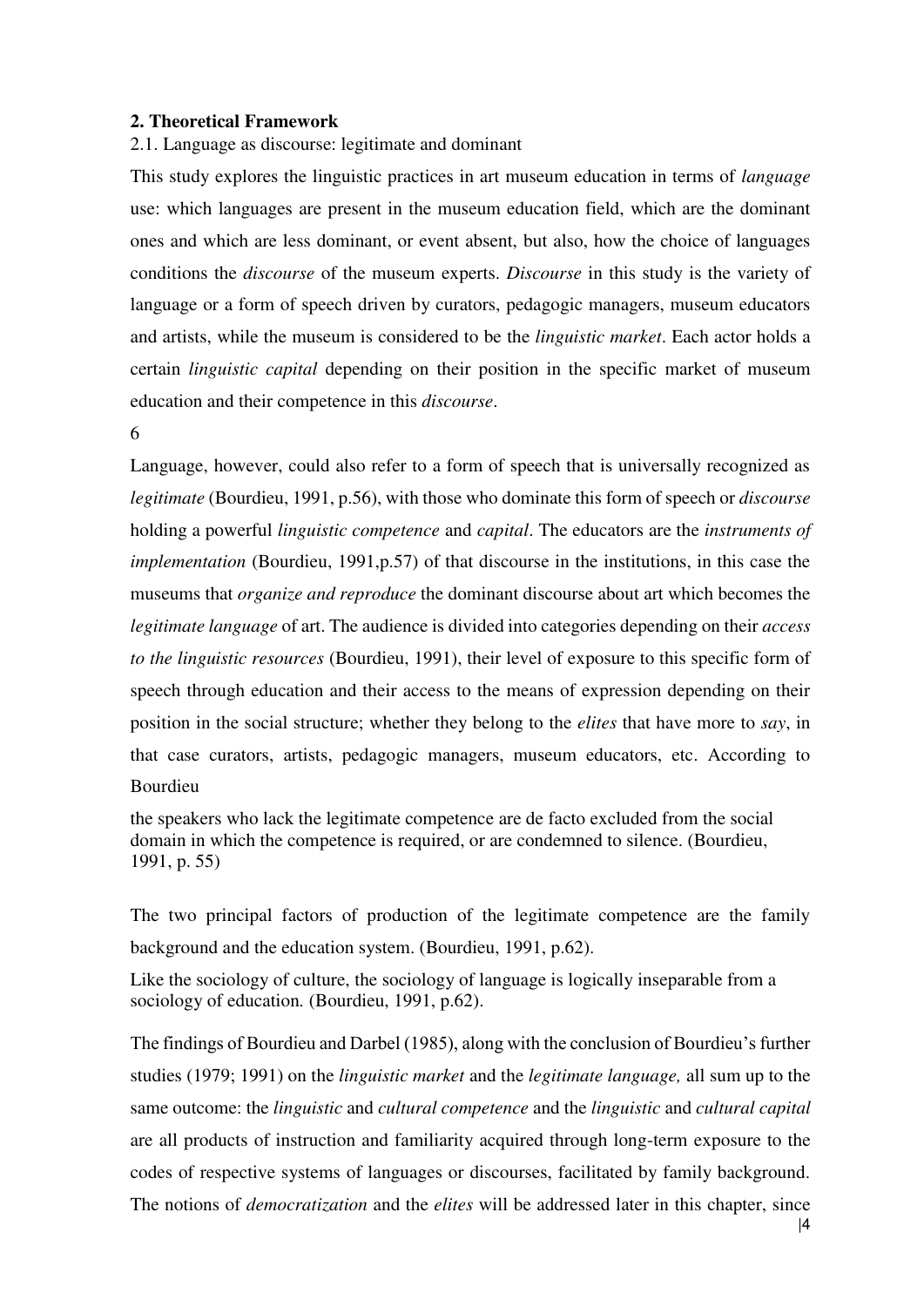## 2. Theoretical Framework

2.1. Language as discourse: legitimate and dominant

This study explores the linguistic practices in art museum education in terms of *language* use: which languages are present in the museum education field, which are the dominant ones and which are less dominant, or event absent, but also, how the choice of languages conditions the *discourse* of the museum experts. *Discourse* in this study is the variety of language or a form of speech driven by curators, pedagogic managers, museum educators and artists, while the museum is considered to be the *linguistic market*. Each actor holds a certain *linguistic capital* depending on their position in the specific market of museum education and their competence in this *discourse*.

6

Language, however, could also refer to a form of speech that is universally recognized as *legitimate* (Bourdieu, 1991, p.56), with those who dominate this form of speech or *discourse* holding a powerful *linguistic competence* and *capital*. The educators are the *instruments of implementation* (Bourdieu, 1991,p.57) of that discourse in the institutions, in this case the museums that *organize and reproduce* the dominant discourse about art which becomes the *legitimate language* of art. The audience is divided into categories depending on their *access to the linguistic resources* (Bourdieu, 1991), their level of exposure to this specific form of speech through education and their access to the means of expression depending on their position in the social structure; whether they belong to the *elites* that have more to *say*, in that case curators, artists, pedagogic managers, museum educators, etc. According to Bourdieu

> the speakers who lack the legitimate competence are de facto excluded from the social domain in which the competence is required, or are condemned to silence. (Bourdieu, 1991, p. 55)

The two principal factors of production of the legitimate competence are the family background and the education system. (Bourdieu, 1991, p.62).

> Like the sociology of culture, the sociology of language is logically inseparable from a sociology of education. (Bourdieu, 1991, p.62).

The findings of Bourdieu and Darbel (1985), along with the conclusion of Bourdieu's further studies (1979; 1991) on the *linguistic market* and the *legitimate language,* all sum up to the same outcome: the *linguistic* and *cultural competence* and the *linguistic* and *cultural capital* are all products of instruction and familiarity acquired through long-term exposure to the codes of respective systems of languages or discourses, facilitated by family background. The notions of *democratization* and the *elites* will be addressed later in this chapter, since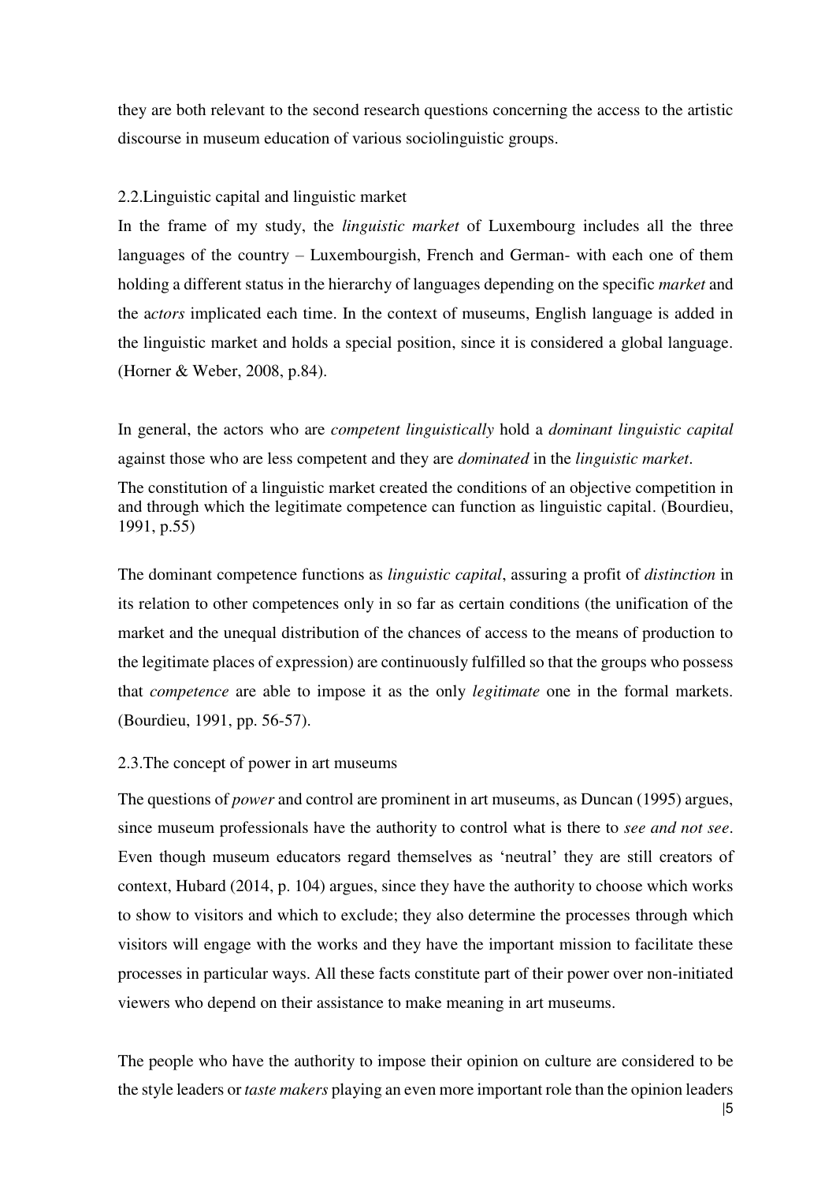they are both relevant to the second research questions concerning the access to the artistic discourse in museum education of various sociolinguistic groups.

### 2.2. Linguistic capital and linguistic market

In the frame of my study, the *linguistic market* of Luxembourg includes all the three languages of the country – Luxembourgish, French and German- with each one of them holding a different status in the hierarchy of languages depending on the specific *market* and the a*ctors* implicated each time. In the context of museums, English language is added in the linguistic market and holds a special position, since it is considered a global language. (Horner & Weber, 2008, p.84).

In general, the actors who are *competent linguistically* hold a *dominant linguistic capital* against those who are less competent and they are *dominated* in the *linguistic market*.

> The constitution of a linguistic market created the conditions of an objective competition in and through which the legitimate competence can function as linguistic capital. (Bourdieu, 1991, p.55)

The dominant competence functions as *linguistic capital*, assuring a profit of *distinction* in its relation to other competences only in so far as certain conditions (the unification of the market and the unequal distribution of the chances of access to the means of production to the legitimate places of expression) are continuously fulfilled so that the groups who possess that *competence* are able to impose it as the only *legitimate* one in the formal markets. (Bourdieu, 1991, pp. 56-57).

### 2.3. The concept of power in art museums

The questions of *power* and control are prominent in art museums, as Duncan (1995) argues, since museum professionals have the authority to control what is there to *see and not see*. Even though museum educators regard themselves as 'neutral' they are still creators of context, Hubard (2014, p. 104) argues, since they have the authority to choose which works to show to visitors and which to exclude; they also determine the processes through which visitors will engage with the works and they have the important mission to facilitate these processes in particular ways. All these facts constitute part of their power over non-initiated viewers who depend on their assistance to make meaning in art museums.

The people who have the authority to impose their opinion on culture are considered to be the style leaders or *taste makers* playing an even more important role than the opinion leaders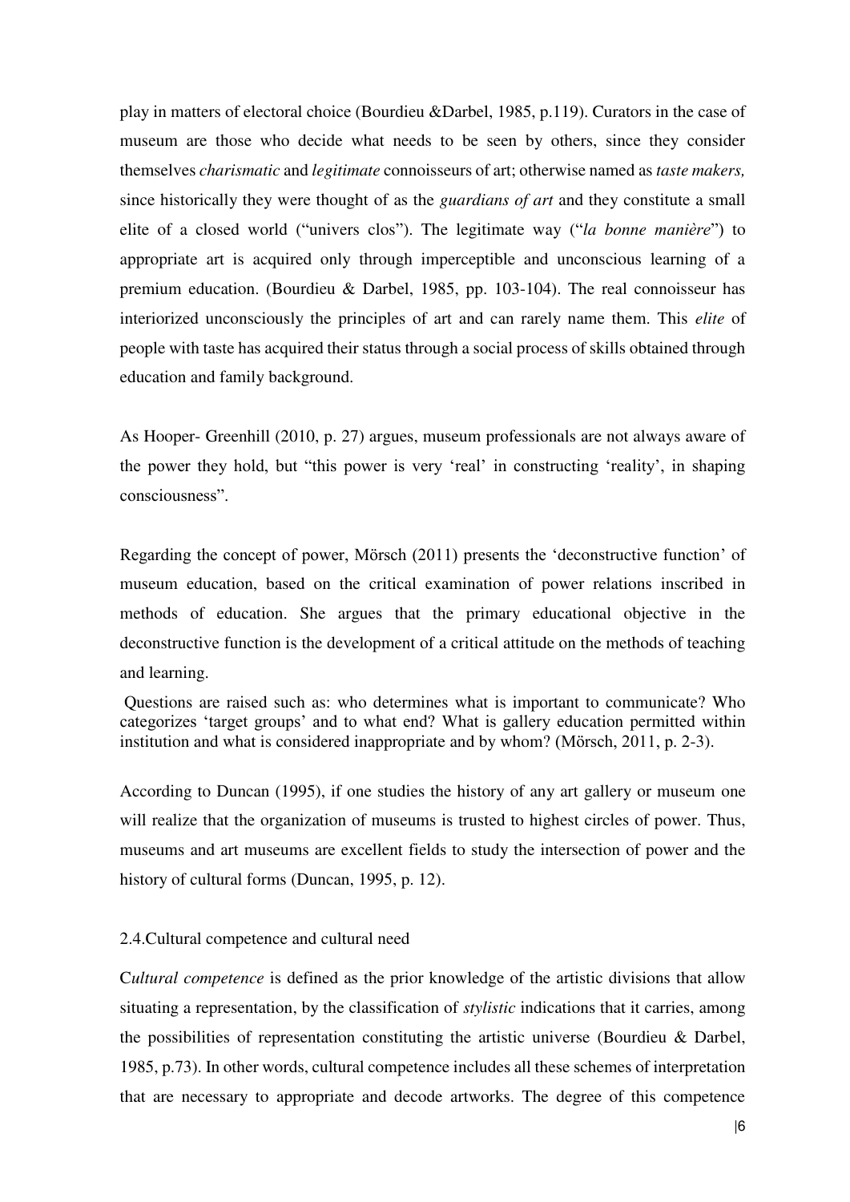play in matters of electoral choice (Bourdieu &Darbel, 1985, p.119). Curators in the case of museum are those who decide what needs to be seen by others, since they consider themselves *charismatic* and *legitimate* connoisseurs of art; otherwise named as *taste makers,* since historically they were thought of as the *guardians of art* and they constitute a small elite of a closed world ("univers clos"). The legitimate way ("*la bonne manière*") to appropriate art is acquired only through imperceptible and unconscious learning of a premium education. (Bourdieu & Darbel, 1985, pp. 103-104). The real connoisseur has interiorized unconsciously the principles of art and can rarely name them. This *elite* of people with taste has acquired their status through a social process of skills obtained through education and family background.

As Hooper- Greenhill (2010, p. 27) argues, museum professionals are not always aware of the power they hold, but "this power is very 'real' in constructing 'reality', in shaping consciousness".

Regarding the concept of power, Mörsch (2011) presents the 'deconstructive function' of museum education, based on the critical examination of power relations inscribed in methods of education. She argues that the primary educational objective in the deconstructive function is the development of a critical attitude on the methods of teaching and learning.

> Questions are raised such as: who determines what is important to communicate? Who categorizes 'target groups' and to what end? What is gallery education permitted within institution and what is considered inappropriate and by whom? (Mörsch, 2011, p. 2-3).

According to Duncan (1995), if one studies the history of any art gallery or museum one will realize that the organization of museums is trusted to highest circles of power. Thus, museums and art museums are excellent fields to study the intersection of power and the history of cultural forms (Duncan, 1995, p. 12).

## 2.4. Cultural competence and cultural need

C*ultural competence* is defined as the prior knowledge of the artistic divisions that allow situating a representation, by the classification of *stylistic* indications that it carries, among the possibilities of representation constituting the artistic universe (Bourdieu & Darbel, 1985, p.73). In other words, cultural competence includes all these schemes of interpretation that are necessary to appropriate and decode artworks. The degree of this competence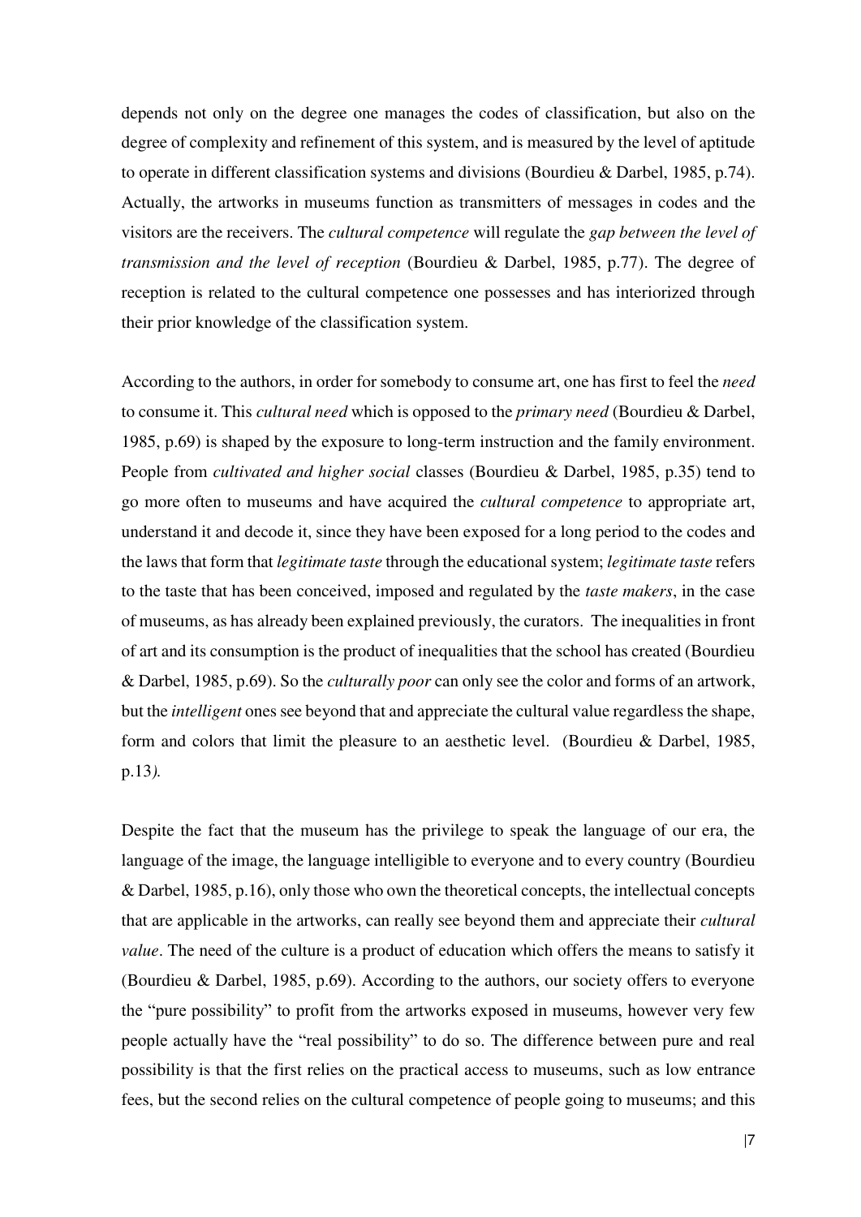depends not only on the degree one manages the codes of classification, but also on the degree of complexity and refinement of this system, and is measured by the level of aptitude to operate in different classification systems and divisions (Bourdieu & Darbel, 1985, p.74). Actually, the artworks in museums function as transmitters of messages in codes and the visitors are the receivers. The *cultural competence* will regulate the *gap between the level of transmission and the level of reception* (Bourdieu & Darbel, 1985, p.77). The degree of reception is related to the cultural competence one possesses and has interiorized through their prior knowledge of the classification system.

According to the authors, in order for somebody to consume art, one has first to feel the *need* to consume it. This *cultural need* which is opposed to the *primary need* (Bourdieu & Darbel, 1985, p.69) is shaped by the exposure to long-term instruction and the family environment. People from *cultivated and higher social* classes (Bourdieu & Darbel, 1985, p.35) tend to go more often to museums and have acquired the *cultural competence* to appropriate art, understand it and decode it, since they have been exposed for a long period to the codes and the laws that form that *legitimate taste* through the educational system; *legitimate taste* refers to the taste that has been conceived, imposed and regulated by the *taste makers*, in the case of museums, as has already been explained previously, the curators. The inequalities in front of art and its consumption is the product of inequalities that the school has created (Bourdieu & Darbel, 1985, p.69). So the *culturally poor* can only see the color and forms of an artwork, but the *intelligent* ones see beyond that and appreciate the cultural value regardless the shape, form and colors that limit the pleasure to an aesthetic level. (Bourdieu & Darbel, 1985, p.13*).*

Despite the fact that the museum has the privilege to speak the language of our era, the language of the image, the language intelligible to everyone and to every country (Bourdieu & Darbel, 1985, p.16), only those who own the theoretical concepts, the intellectual concepts that are applicable in the artworks, can really see beyond them and appreciate their *cultural value*. The need of the culture is a product of education which offers the means to satisfy it (Bourdieu & Darbel, 1985, p.69). According to the authors, our society offers to everyone the "pure possibility" to profit from the artworks exposed in museums, however very few people actually have the "real possibility" to do so. The difference between pure and real possibility is that the first relies on the practical access to museums, such as low entrance fees, but the second relies on the cultural competence of people going to museums; and this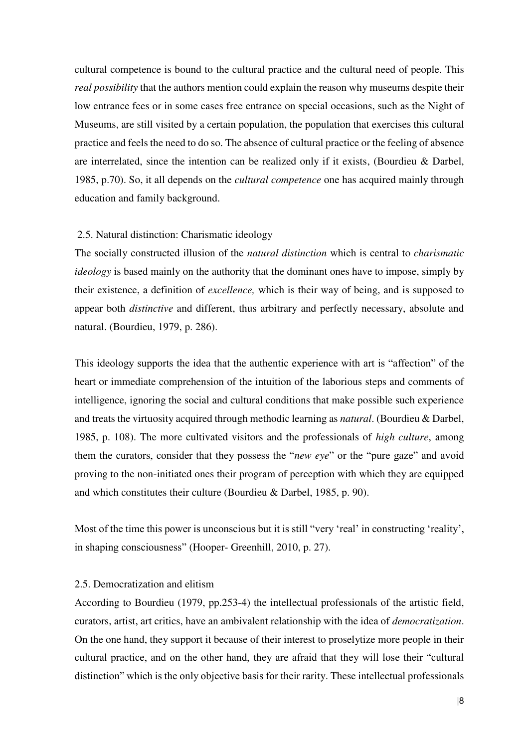cultural competence is bound to the cultural practice and the cultural need of people. This *real possibility* that the authors mention could explain the reason why museums despite their low entrance fees or in some cases free entrance on special occasions, such as the Night of Museums, are still visited by a certain population, the population that exercises this cultural practice and feels the need to do so. The absence of cultural practice or the feeling of absence are interrelated, since the intention can be realized only if it exists, (Bourdieu & Darbel, 1985, p.70). So, it all depends on the *cultural competence* one has acquired mainly through education and family background.

### 2.5. Natural distinction: Charismatic ideology

The socially constructed illusion of the *natural distinction* which is central to *charismatic ideology* is based mainly on the authority that the dominant ones have to impose, simply by their existence, a definition of *excellence,* which is their way of being, and is supposed to appear both *distinctive* and different, thus arbitrary and perfectly necessary, absolute and natural. (Bourdieu, 1979, p. 286).

This ideology supports the idea that the authentic experience with art is "affection" of the heart or immediate comprehension of the intuition of the laborious steps and comments of intelligence, ignoring the social and cultural conditions that make possible such experience and treats the virtuosity acquired through methodic learning as *natural*. (Bourdieu & Darbel, 1985, p. 108). The more cultivated visitors and the professionals of *high culture*, among them the curators, consider that they possess the "*new eye*" or the "pure gaze" and avoid proving to the non-initiated ones their program of perception with which they are equipped and which constitutes their culture (Bourdieu & Darbel, 1985, p. 90).

Most of the time this power is unconscious but it is still "very 'real' in constructing 'reality', in shaping consciousness" (Hooper- Greenhill, 2010, p. 27).

### 2.5. Democratization and elitism

According to Bourdieu (1979, pp.253-4) the intellectual professionals of the artistic field, curators, artist, art critics, have an ambivalent relationship with the idea of *democratization*. On the one hand, they support it because of their interest to proselytize more people in their cultural practice, and on the other hand, they are afraid that they will lose their "cultural distinction" which is the only objective basis for their rarity. These intellectual professionals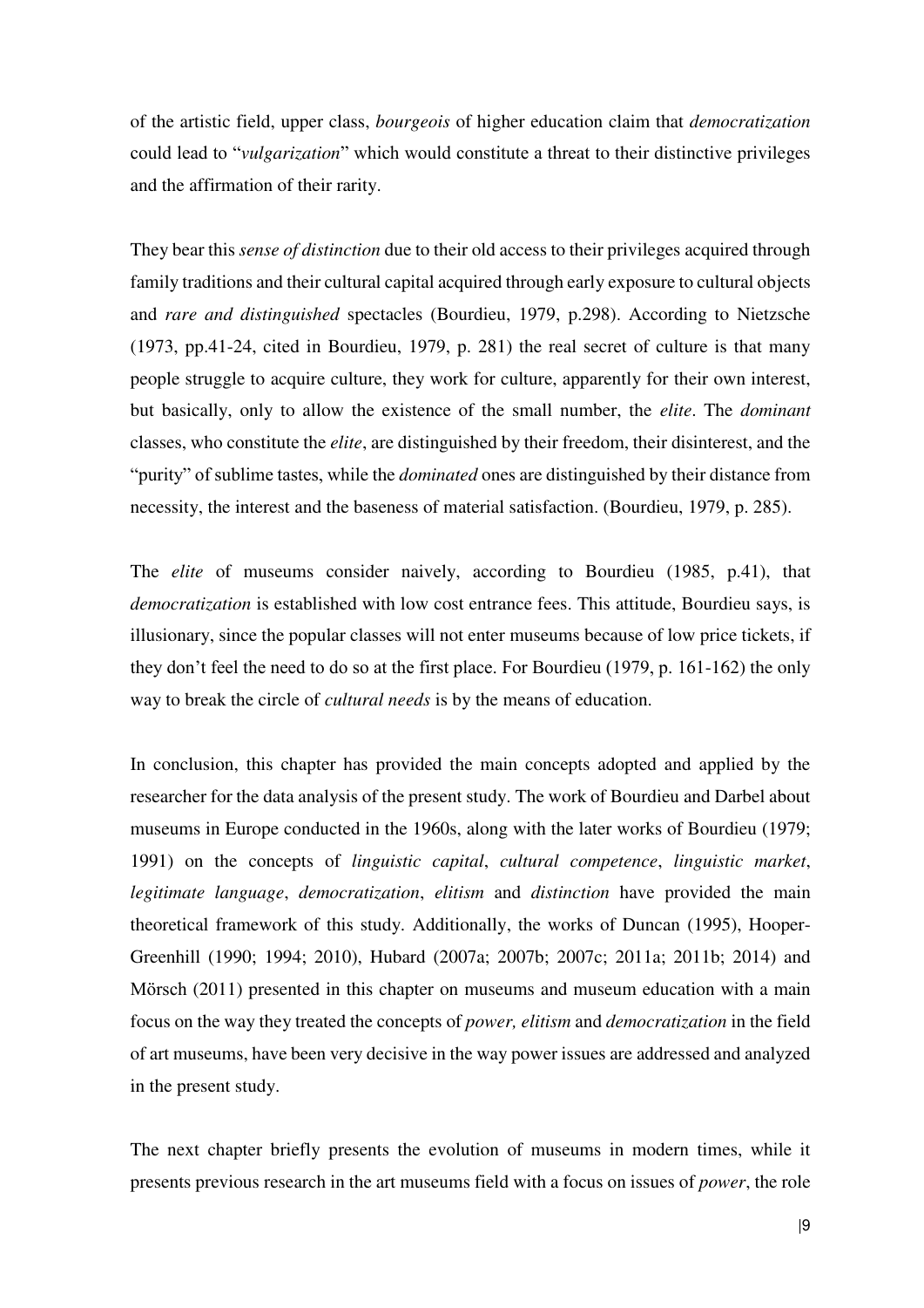of the artistic field, upper class, *bourgeois* of higher education claim that *democratization* could lead to "*vulgarization*" which would constitute a threat to their distinctive privileges and the affirmation of their rarity.

They bear this *sense of distinction* due to their old access to their privileges acquired through family traditions and their cultural capital acquired through early exposure to cultural objects and *rare and distinguished* spectacles (Bourdieu, 1979, p.298). According to Nietzsche (1973, pp.41-24, cited in Bourdieu, 1979, p. 281) the real secret of culture is that many people struggle to acquire culture, they work for culture, apparently for their own interest, but basically, only to allow the existence of the small number, the *elite*. The *dominant* classes, who constitute the *elite*, are distinguished by their freedom, their disinterest, and the "purity" of sublime tastes, while the *dominated* ones are distinguished by their distance from necessity, the interest and the baseness of material satisfaction. (Bourdieu, 1979, p. 285).

The *elite* of museums consider naively, according to Bourdieu (1985, p.41), that *democratization* is established with low cost entrance fees. This attitude, Bourdieu says, is illusionary, since the popular classes will not enter museums because of low price tickets, if they don't feel the need to do so at the first place. For Bourdieu (1979, p. 161-162) the only way to break the circle of *cultural needs* is by the means of education.

In conclusion, this chapter has provided the main concepts adopted and applied by the researcher for the data analysis of the present study. The work of Bourdieu and Darbel about museums in Europe conducted in the 1960s, along with the later works of Bourdieu (1979; 1991) on the concepts of *linguistic capital*, *cultural competence*, *linguistic market*, *legitimate language*, *democratization*, *elitism* and *distinction* have provided the main theoretical framework of this study. Additionally, the works of Duncan (1995), Hooper-Greenhill (1990; 1994; 2010), Hubard (2007a; 2007b; 2007c; 2011a; 2011b; 2014) and Mörsch (2011) presented in this chapter on museums and museum education with a main focus on the way they treated the concepts of *power, elitism* and *democratization* in the field of art museums, have been very decisive in the way power issues are addressed and analyzed in the present study.

The next chapter briefly presents the evolution of museums in modern times, while it presents previous research in the art museums field with a focus on issues of *power*, the role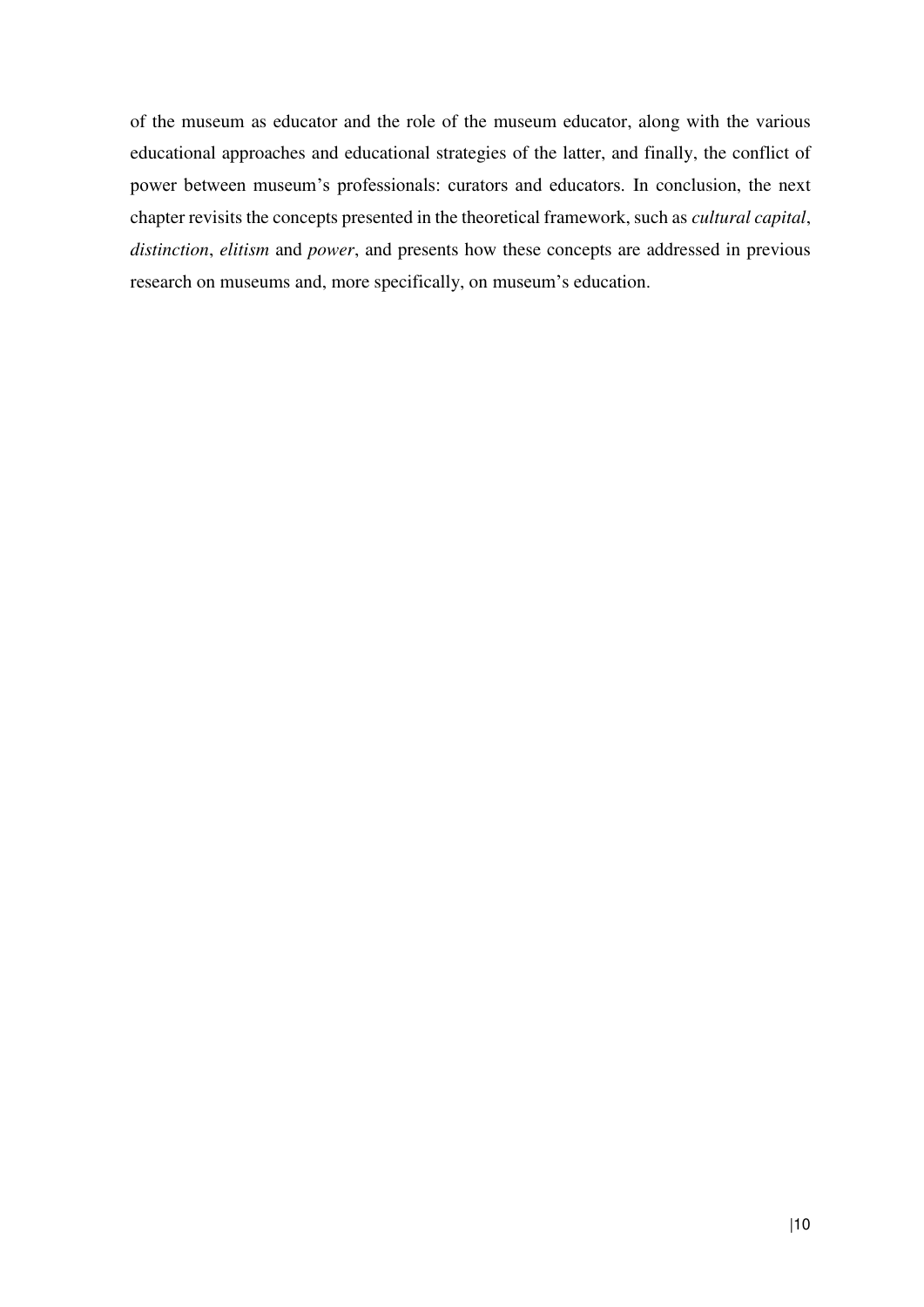of the museum as educator and the role of the museum educator, along with the various educational approaches and educational strategies of the latter, and finally, the conflict of power between museum's professionals: curators and educators. In conclusion, the next chapter revisits the concepts presented in the theoretical framework, such as *cultural capital*, *distinction*, *elitism* and *power*, and presents how these concepts are addressed in previous research on museums and, more specifically, on museum's education.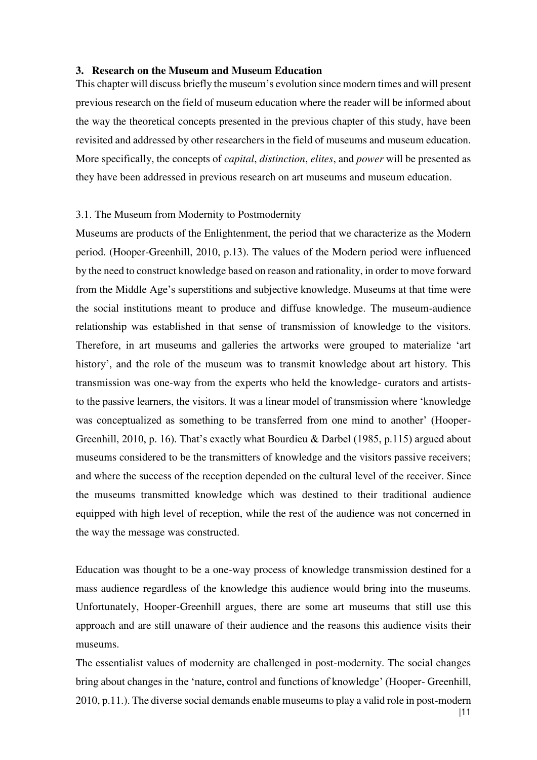## 3. Research on the Museum and Museum Education

This chapter will discuss briefly the museum's evolution since modern times and will present previous research on the field of museum education where the reader will be informed about the way the theoretical concepts presented in the previous chapter of this study, have been revisited and addressed by other researchers in the field of museums and museum education. More specifically, the concepts of *capital*, *distinction*, *elites*, and *power* will be presented as they have been addressed in previous research on art museums and museum education.

### 3.1. The Museum from Modernity to Postmodernity

Museums are products of the Enlightenment, the period that we characterize as the Modern period. (Hooper-Greenhill, 2010, p.13). The values of the Modern period were influenced by the need to construct knowledge based on reason and rationality, in order to move forward from the Middle Age's superstitions and subjective knowledge. Museums at that time were the social institutions meant to produce and diffuse knowledge. The museum-audience relationship was established in that sense of transmission of knowledge to the visitors. Therefore, in art museums and galleries the artworks were grouped to materialize 'art history', and the role of the museum was to transmit knowledge about art history. This transmission was one-way from the experts who held the knowledge- curators and artists- to the passive learners, the visitors. It was a linear model of transmission where 'knowledge was conceptualized as something to be transferred from one mind to another' (Hooper-Greenhill, 2010, p. 16). That's exactly what Bourdieu & Darbel (1985, p.115) argued about museums considered to be the transmitters of knowledge and the visitors passive receivers; and where the success of the reception depended on the cultural level of the receiver. Since the museums transmitted knowledge which was destined to their traditional audience equipped with high level of reception, while the rest of the audience was not concerned in the way the message was constructed.

Education was thought to be a one-way process of knowledge transmission destined for a mass audience regardless of the knowledge this audience would bring into the museums. Unfortunately, Hooper-Greenhill argues, there are some art museums that still use this approach and are still unaware of their audience and the reasons this audience visits their museums.

The essentialist values of modernity are challenged in post-modernity. The social changes bring about changes in the 'nature, control and functions of knowledge' (Hooper- Greenhill, 2010, p.11.). The diverse social demands enable museums to play a valid role in post-modern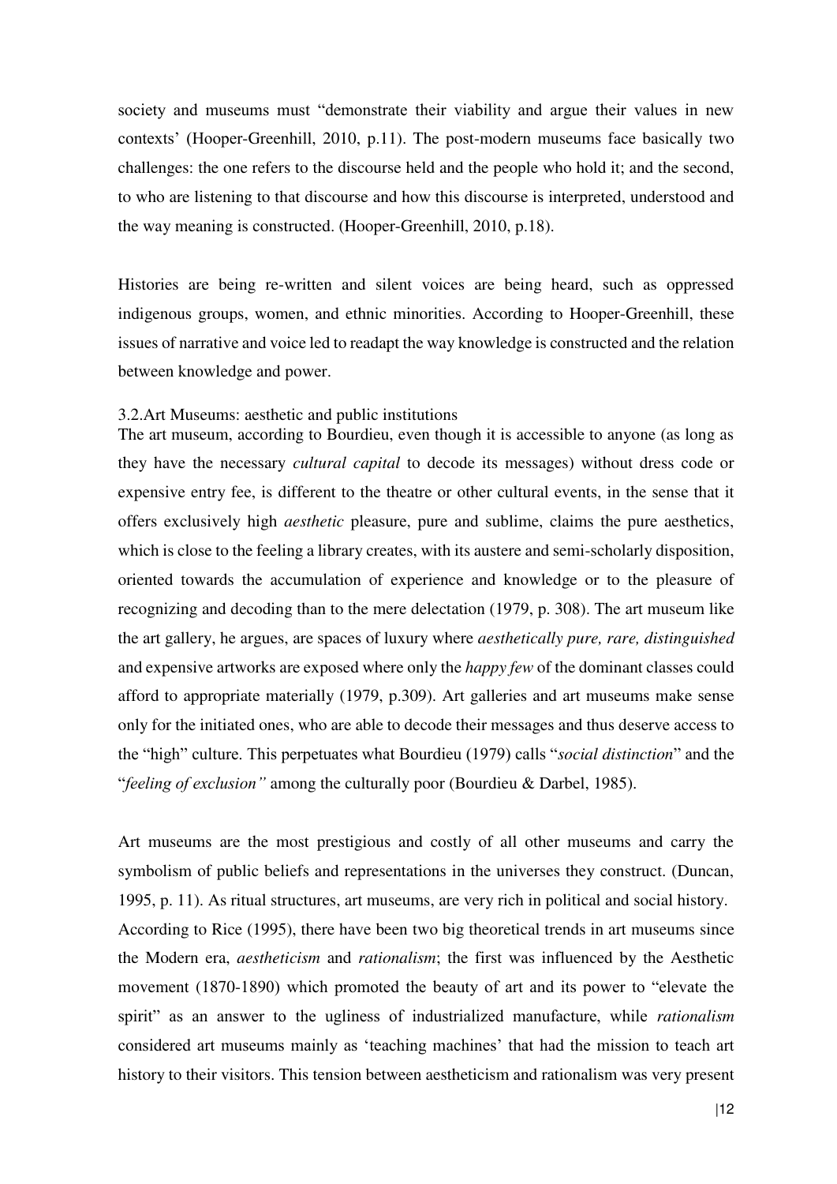society and museums must "demonstrate their viability and argue their values in new contexts' (Hooper-Greenhill, 2010, p.11). The post-modern museums face basically two challenges: the one refers to the discourse held and the people who hold it; and the second, to who are listening to that discourse and how this discourse is interpreted, understood and the way meaning is constructed. (Hooper-Greenhill, 2010, p.18).

Histories are being re-written and silent voices are being heard, such as oppressed indigenous groups, women, and ethnic minorities. According to Hooper-Greenhill, these issues of narrative and voice led to readapt the way knowledge is constructed and the relation between knowledge and power.

### 3.2.Art Museums: aesthetic and public institutions

The art museum, according to Bourdieu, even though it is accessible to anyone (as long as they have the necessary *cultural capital* to decode its messages) without dress code or expensive entry fee, is different to the theatre or other cultural events, in the sense that it offers exclusively high *aesthetic* pleasure, pure and sublime, claims the pure aesthetics, which is close to the feeling a library creates, with its austere and semi-scholarly disposition, oriented towards the accumulation of experience and knowledge or to the pleasure of recognizing and decoding than to the mere delectation (1979, p. 308). The art museum like the art gallery, he argues, are spaces of luxury where *aesthetically pure, rare, distinguished* and expensive artworks are exposed where only the *happy few* of the dominant classes could afford to appropriate materially (1979, p.309). Art galleries and art museums make sense only for the initiated ones, who are able to decode their messages and thus deserve access to the "high" culture. This perpetuates what Bourdieu (1979) calls "*social distinction*" and the "*feeling of exclusion"* among the culturally poor (Bourdieu & Darbel, 1985).

Art museums are the most prestigious and costly of all other museums and carry the symbolism of public beliefs and representations in the universes they construct. (Duncan, 1995, p. 11). As ritual structures, art museums, are very rich in political and social history. According to Rice (1995), there have been two big theoretical trends in art museums since the Modern era, *aestheticism* and *rationalism*; the first was influenced by the Aesthetic movement (1870-1890) which promoted the beauty of art and its power to "elevate the spirit" as an answer to the ugliness of industrialized manufacture, while *rationalism* considered art museums mainly as 'teaching machines' that had the mission to teach art history to their visitors. This tension between aestheticism and rationalism was very present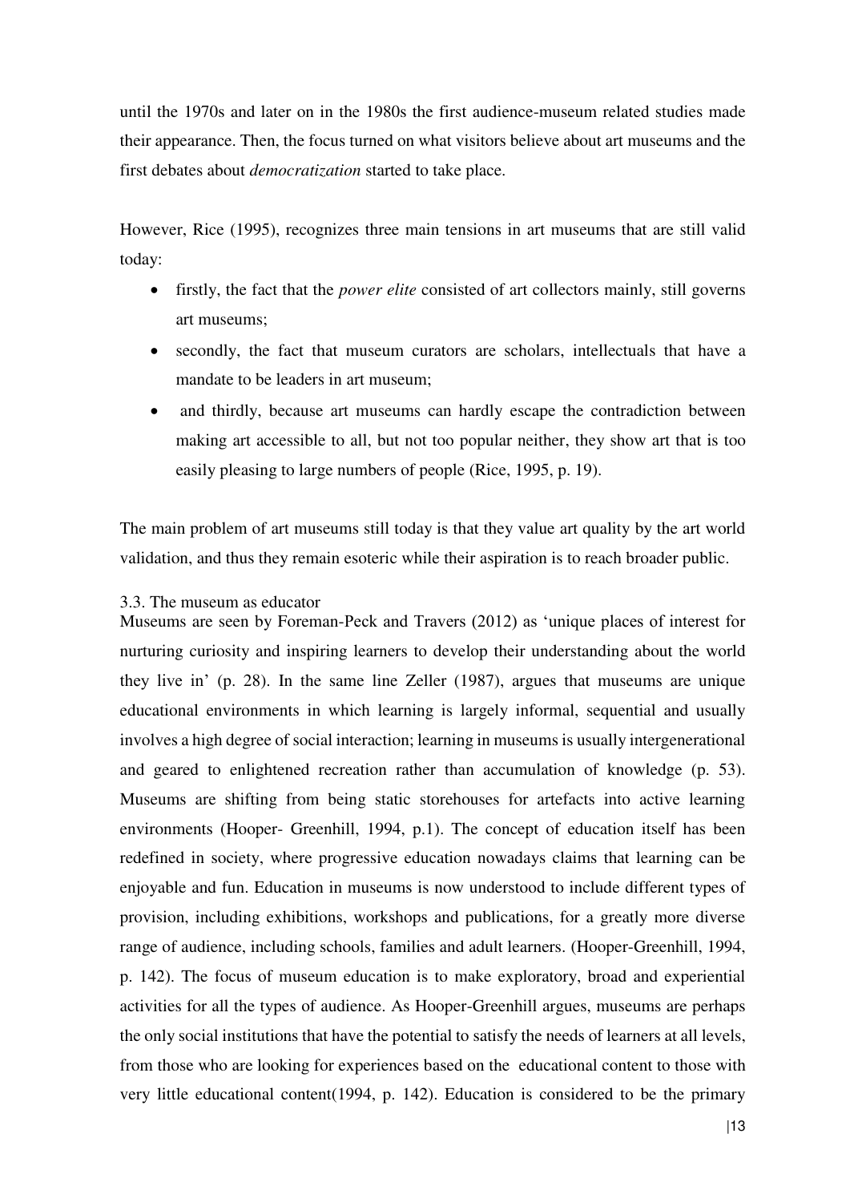until the 1970s and later on in the 1980s the first audience-museum related studies made their appearance. Then, the focus turned on what visitors believe about art museums and the first debates about *democratization* started to take place.

However, Rice (1995), recognizes three main tensions in art museums that are still valid today:

- firstly, the fact that the *power elite* consisted of art collectors mainly, still governs art museums;
- secondly, the fact that museum curators are scholars, intellectuals that have a mandate to be leaders in art museum;
- and thirdly, because art museums can hardly escape the contradiction between making art accessible to all, but not too popular neither, they show art that is too easily pleasing to large numbers of people (Rice, 1995, p. 19).

The main problem of art museums still today is that they value art quality by the art world validation, and thus they remain esoteric while their aspiration is to reach broader public.

### 3.3. The museum as educator

Museums are seen by Foreman-Peck and Travers (2012) as 'unique places of interest for nurturing curiosity and inspiring learners to develop their understanding about the world they live in' (p. 28). In the same line Zeller (1987), argues that museums are unique educational environments in which learning is largely informal, sequential and usually involves a high degree of social interaction; learning in museums is usually intergenerational and geared to enlightened recreation rather than accumulation of knowledge (p. 53). Museums are shifting from being static storehouses for artefacts into active learning environments (Hooper- Greenhill, 1994, p.1). The concept of education itself has been redefined in society, where progressive education nowadays claims that learning can be enjoyable and fun. Education in museums is now understood to include different types of provision, including exhibitions, workshops and publications, for a greatly more diverse range of audience, including schools, families and adult learners. (Hooper-Greenhill, 1994, p. 142). The focus of museum education is to make exploratory, broad and experiential activities for all the types of audience. As Hooper-Greenhill argues, museums are perhaps the only social institutions that have the potential to satisfy the needs of learners at all levels, from those who are looking for experiences based on the educational content to those with very little educational content(1994, p. 142). Education is considered to be the primary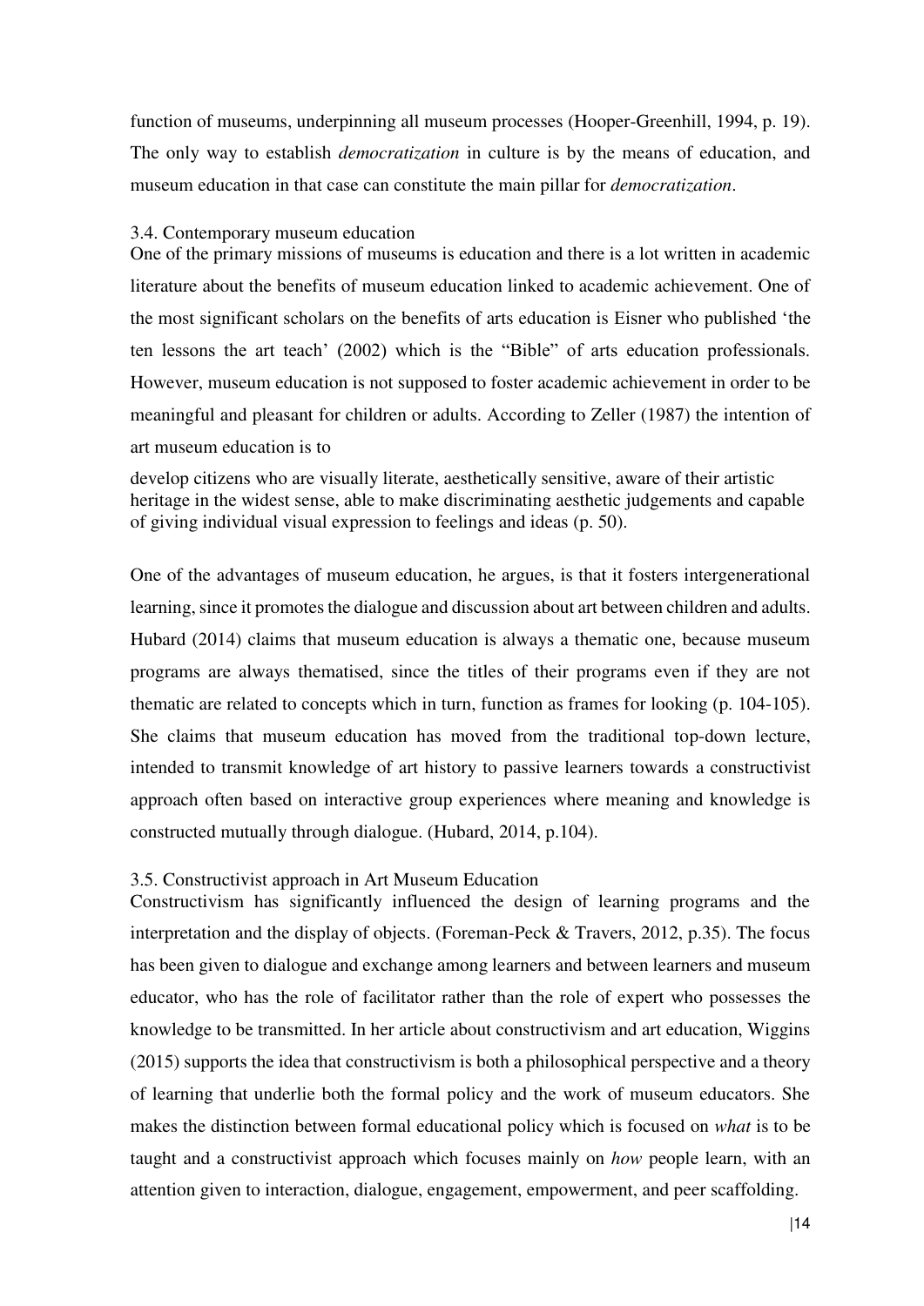function of museums, underpinning all museum processes (Hooper-Greenhill, 1994, p. 19). The only way to establish *democratization* in culture is by the means of education, and museum education in that case can constitute the main pillar for *democratization*.

### 3.4. Contemporary museum education

One of the primary missions of museums is education and there is a lot written in academic literature about the benefits of museum education linked to academic achievement. One of the most significant scholars on the benefits of arts education is Eisner who published 'the ten lessons the art teach' (2002) which is the "Bible" of arts education professionals. However, museum education is not supposed to foster academic achievement in order to be meaningful and pleasant for children or adults. According to Zeller (1987) the intention of art museum education is to

> develop citizens who are visually literate, aesthetically sensitive, aware of their artistic heritage in the widest sense, able to make discriminating aesthetic judgements and capable of giving individual visual expression to feelings and ideas (p. 50).

One of the advantages of museum education, he argues, is that it fosters intergenerational learning, since it promotes the dialogue and discussion about art between children and adults. Hubard (2014) claims that museum education is always a thematic one, because museum programs are always thematised, since the titles of their programs even if they are not thematic are related to concepts which in turn, function as frames for looking (p. 104-105). She claims that museum education has moved from the traditional top-down lecture, intended to transmit knowledge of art history to passive learners towards a constructivist approach often based on interactive group experiences where meaning and knowledge is constructed mutually through dialogue. (Hubard, 2014, p.104).

### 3.5. Constructivist approach in Art Museum Education

Constructivism has significantly influenced the design of learning programs and the interpretation and the display of objects. (Foreman-Peck & Travers, 2012, p.35). The focus has been given to dialogue and exchange among learners and between learners and museum educator, who has the role of facilitator rather than the role of expert who possesses the knowledge to be transmitted. In her article about constructivism and art education, Wiggins (2015) supports the idea that constructivism is both a philosophical perspective and a theory of learning that underlie both the formal policy and the work of museum educators. She makes the distinction between formal educational policy which is focused on *what* is to be taught and a constructivist approach which focuses mainly on *how* people learn, with an attention given to interaction, dialogue, engagement, empowerment, and peer scaffolding.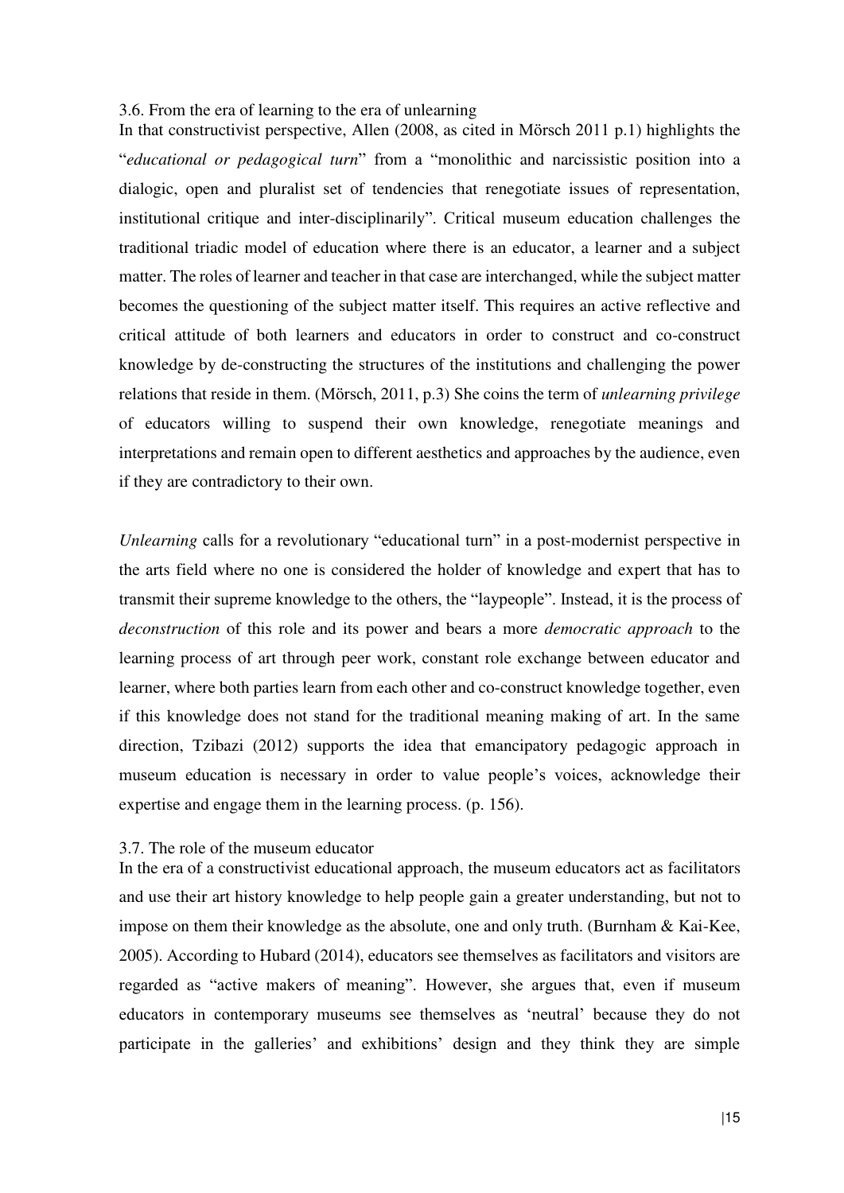### 3.6. From the era of learning to the era of unlearning

In that constructivist perspective, Allen (2008, as cited in Mörsch 2011 p.1) highlights the "*educational or pedagogical turn*" from a "monolithic and narcissistic position into a dialogic, open and pluralist set of tendencies that renegotiate issues of representation, institutional critique and inter-disciplinarily". Critical museum education challenges the traditional triadic model of education where there is an educator, a learner and a subject matter. The roles of learner and teacher in that case are interchanged, while the subject matter becomes the questioning of the subject matter itself. This requires an active reflective and critical attitude of both learners and educators in order to construct and co-construct knowledge by de-constructing the structures of the institutions and challenging the power relations that reside in them. (Mörsch, 2011, p.3) She coins the term of *unlearning privilege* of educators willing to suspend their own knowledge, renegotiate meanings and interpretations and remain open to different aesthetics and approaches by the audience, even if they are contradictory to their own.

*Unlearning* calls for a revolutionary "educational turn" in a post-modernist perspective in the arts field where no one is considered the holder of knowledge and expert that has to transmit their supreme knowledge to the others, the "laypeople". Instead, it is the process of *deconstruction* of this role and its power and bears a more *democratic approach* to the learning process of art through peer work, constant role exchange between educator and learner, where both parties learn from each other and co-construct knowledge together, even if this knowledge does not stand for the traditional meaning making of art. In the same direction, Tzibazi (2012) supports the idea that emancipatory pedagogic approach in museum education is necessary in order to value people's voices, acknowledge their expertise and engage them in the learning process. (p. 156).

### 3.7. The role of the museum educator

In the era of a constructivist educational approach, the museum educators act as facilitators and use their art history knowledge to help people gain a greater understanding, but not to impose on them their knowledge as the absolute, one and only truth. (Burnham & Kai-Kee, 2005). According to Hubard (2014), educators see themselves as facilitators and visitors are regarded as "active makers of meaning". However, she argues that, even if museum educators in contemporary museums see themselves as 'neutral' because they do not participate in the galleries' and exhibitions' design and they think they are simple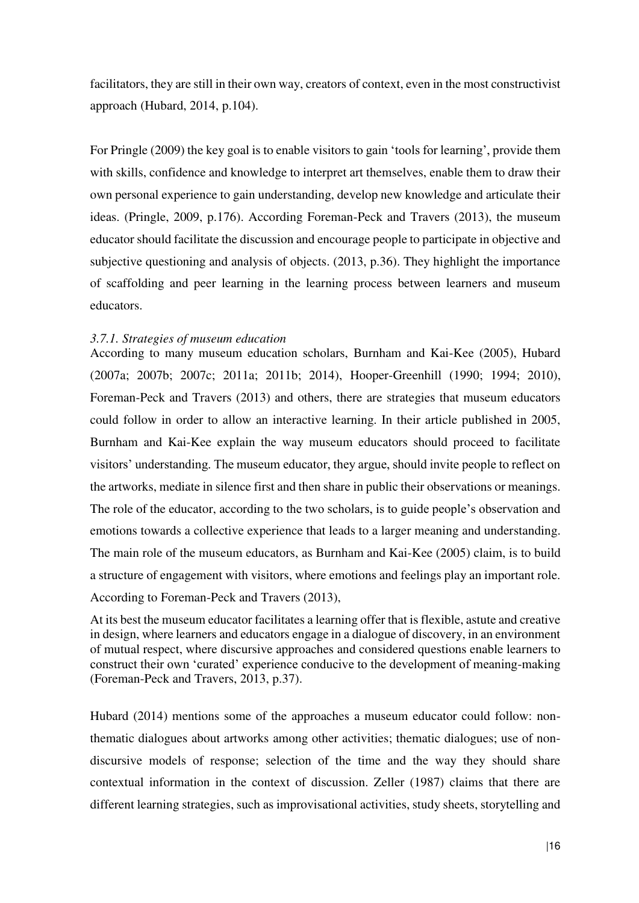facilitators, they are still in their own way, creators of context, even in the most constructivist approach (Hubard, 2014, p.104).

For Pringle (2009) the key goal is to enable visitors to gain 'tools for learning', provide them with skills, confidence and knowledge to interpret art themselves, enable them to draw their own personal experience to gain understanding, develop new knowledge and articulate their ideas. (Pringle, 2009, p.176). According Foreman-Peck and Travers (2013), the museum educator should facilitate the discussion and encourage people to participate in objective and subjective questioning and analysis of objects. (2013, p.36). They highlight the importance of scaffolding and peer learning in the learning process between learners and museum educators.

### *3.7.1. Strategies of museum education*

According to many museum education scholars, Burnham and Kai-Kee (2005), Hubard (2007a; 2007b; 2007c; 2011a; 2011b; 2014), Hooper-Greenhill (1990; 1994; 2010), Foreman-Peck and Travers (2013) and others, there are strategies that museum educators could follow in order to allow an interactive learning. In their article published in 2005, Burnham and Kai-Kee explain the way museum educators should proceed to facilitate visitors' understanding. The museum educator, they argue, should invite people to reflect on the artworks, mediate in silence first and then share in public their observations or meanings. The role of the educator, according to the two scholars, is to guide people's observation and emotions towards a collective experience that leads to a larger meaning and understanding. The main role of the museum educators, as Burnham and Kai-Kee (2005) claim, is to build a structure of engagement with visitors, where emotions and feelings play an important role. According to Foreman-Peck and Travers (2013),

> At its best the museum educator facilitates a learning offer that is flexible, astute and creative in design, where learners and educators engage in a dialogue of discovery, in an environment of mutual respect, where discursive approaches and considered questions enable learners to construct their own 'curated' experience conducive to the development of meaning-making (Foreman-Peck and Travers, 2013, p.37).

Hubard (2014) mentions some of the approaches a museum educator could follow: non-thematic dialogues about artworks among other activities; thematic dialogues; use of non-discursive models of response; selection of the time and the way they should share contextual information in the context of discussion. Zeller (1987) claims that there are different learning strategies, such as improvisational activities, study sheets, storytelling and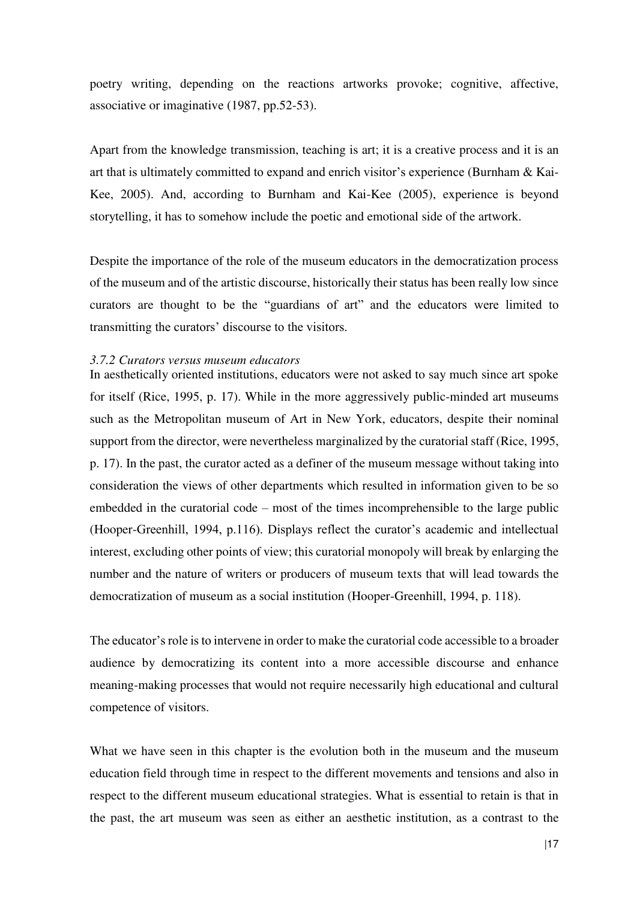poetry writing, depending on the reactions artworks provoke; cognitive, affective, associative or imaginative (1987, pp.52-53).

Apart from the knowledge transmission, teaching is art; it is a creative process and it is an art that is ultimately committed to expand and enrich visitor's experience (Burnham & Kai-Kee, 2005). And, according to Burnham and Kai-Kee (2005), experience is beyond storytelling, it has to somehow include the poetic and emotional side of the artwork.

Despite the importance of the role of the museum educators in the democratization process of the museum and of the artistic discourse, historically their status has been really low since curators are thought to be the "guardians of art" and the educators were limited to transmitting the curators' discourse to the visitors.

#### *3.7.2 Curators versus museum educators*

In aesthetically oriented institutions, educators were not asked to say much since art spoke for itself (Rice, 1995, p. 17). While in the more aggressively public-minded art museums such as the Metropolitan museum of Art in New York, educators, despite their nominal support from the director, were nevertheless marginalized by the curatorial staff (Rice, 1995, p. 17). In the past, the curator acted as a definer of the museum message without taking into consideration the views of other departments which resulted in information given to be so embedded in the curatorial code – most of the times incomprehensible to the large public (Hooper-Greenhill, 1994, p.116). Displays reflect the curator's academic and intellectual interest, excluding other points of view; this curatorial monopoly will break by enlarging the number and the nature of writers or producers of museum texts that will lead towards the democratization of museum as a social institution (Hooper-Greenhill, 1994, p. 118).

The educator's role is to intervene in order to make the curatorial code accessible to a broader audience by democratizing its content into a more accessible discourse and enhance meaning-making processes that would not require necessarily high educational and cultural competence of visitors.

What we have seen in this chapter is the evolution both in the museum and the museum education field through time in respect to the different movements and tensions and also in respect to the different museum educational strategies. What is essential to retain is that in the past, the art museum was seen as either an aesthetic institution, as a contrast to the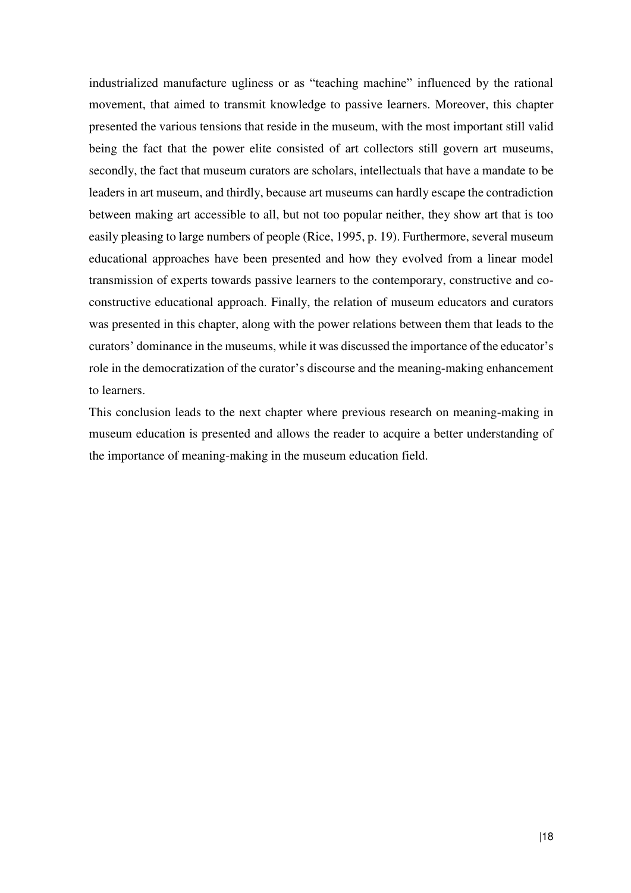industrialized manufacture ugliness or as "teaching machine" influenced by the rational movement, that aimed to transmit knowledge to passive learners. Moreover, this chapter presented the various tensions that reside in the museum, with the most important still valid being the fact that the power elite consisted of art collectors still govern art museums, secondly, the fact that museum curators are scholars, intellectuals that have a mandate to be leaders in art museum, and thirdly, because art museums can hardly escape the contradiction between making art accessible to all, but not too popular neither, they show art that is too easily pleasing to large numbers of people (Rice, 1995, p. 19). Furthermore, several museum educational approaches have been presented and how they evolved from a linear model transmission of experts towards passive learners to the contemporary, constructive and co-constructive educational approach. Finally, the relation of museum educators and curators was presented in this chapter, along with the power relations between them that leads to the curators' dominance in the museums, while it was discussed the importance of the educator's role in the democratization of the curator's discourse and the meaning-making enhancement to learners.

This conclusion leads to the next chapter where previous research on meaning-making in museum education is presented and allows the reader to acquire a better understanding of the importance of meaning-making in the museum education field.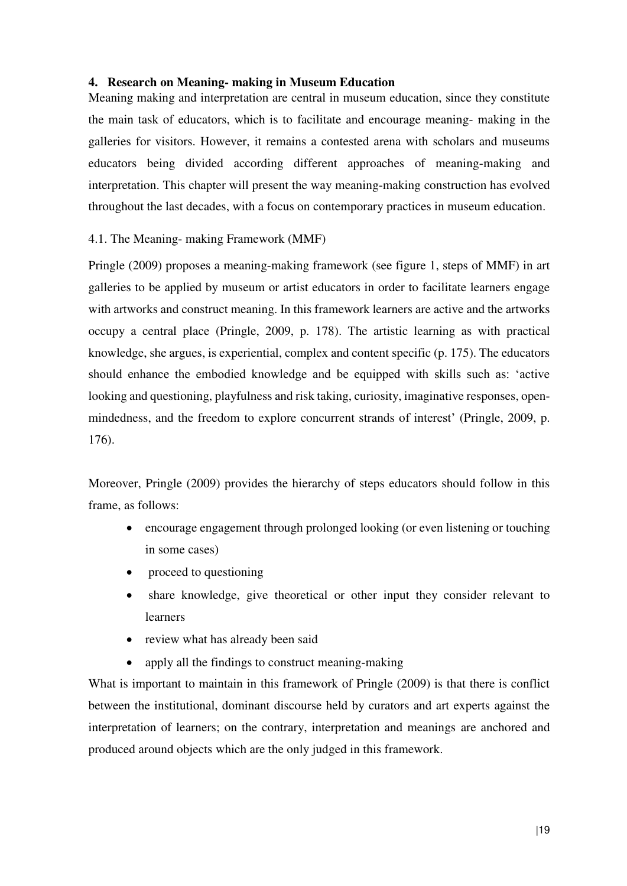## 4. Research on Meaning- making in Museum Education

Meaning making and interpretation are central in museum education, since they constitute the main task of educators, which is to facilitate and encourage meaning- making in the galleries for visitors. However, it remains a contested arena with scholars and museums educators being divided according different approaches of meaning-making and interpretation. This chapter will present the way meaning-making construction has evolved throughout the last decades, with a focus on contemporary practices in museum education.

### 4.1. The Meaning- making Framework (MMF)

Pringle (2009) proposes a meaning-making framework (see figure 1, steps of MMF) in art galleries to be applied by museum or artist educators in order to facilitate learners engage with artworks and construct meaning. In this framework learners are active and the artworks occupy a central place (Pringle, 2009, p. 178). The artistic learning as with practical knowledge, she argues, is experiential, complex and content specific (p. 175). The educators should enhance the embodied knowledge and be equipped with skills such as: 'active looking and questioning, playfulness and risk taking, curiosity, imaginative responses, open-mindedness, and the freedom to explore concurrent strands of interest' (Pringle, 2009, p. 176).

Moreover, Pringle (2009) provides the hierarchy of steps educators should follow in this frame, as follows:

- encourage engagement through prolonged looking (or even listening or touching in some cases)
- proceed to questioning
- share knowledge, give theoretical or other input they consider relevant to learners
- review what has already been said
- apply all the findings to construct meaning-making

What is important to maintain in this framework of Pringle (2009) is that there is conflict between the institutional, dominant discourse held by curators and art experts against the interpretation of learners; on the contrary, interpretation and meanings are anchored and produced around objects which are the only judged in this framework.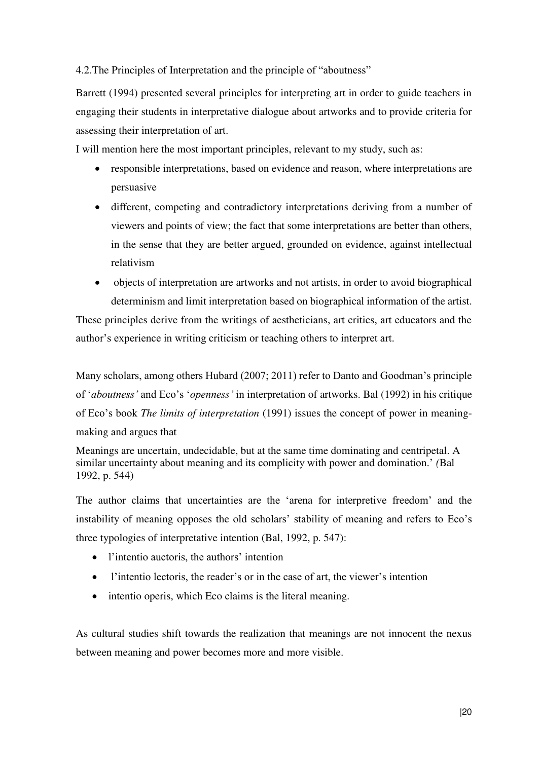## 4.2.The Principles of Interpretation and the principle of "aboutness"

Barrett (1994) presented several principles for interpreting art in order to guide teachers in engaging their students in interpretative dialogue about artworks and to provide criteria for assessing their interpretation of art.

I will mention here the most important principles, relevant to my study, such as:

- responsible interpretations, based on evidence and reason, where interpretations are persuasive
- different, competing and contradictory interpretations deriving from a number of viewers and points of view; the fact that some interpretations are better than others, in the sense that they are better argued, grounded on evidence, against intellectual relativism
- objects of interpretation are artworks and not artists, in order to avoid biographical determinism and limit interpretation based on biographical information of the artist.

These principles derive from the writings of aestheticians, art critics, art educators and the author's experience in writing criticism or teaching others to interpret art.

Many scholars, among others Hubard (2007; 2011) refer to Danto and Goodman's principle of '*aboutness'* and Eco's '*openness'* in interpretation of artworks. Bal (1992) in his critique of Eco's book *The limits of interpretation* (1991) issues the concept of power in meaning-making and argues that

> Meanings are uncertain, undecidable, but at the same time dominating and centripetal. A similar uncertainty about meaning and its complicity with power and domination.' *(*Bal 1992, p. 544)

The author claims that uncertainties are the 'arena for interpretive freedom' and the instability of meaning opposes the old scholars' stability of meaning and refers to Eco's three typologies of interpretative intention (Bal, 1992, p. 547):

- l'intentio auctoris, the authors' intention
- l'intentio lectoris, the reader's or in the case of art, the viewer's intention
- intentio operis, which Eco claims is the literal meaning.

As cultural studies shift towards the realization that meanings are not innocent the nexus between meaning and power becomes more and more visible.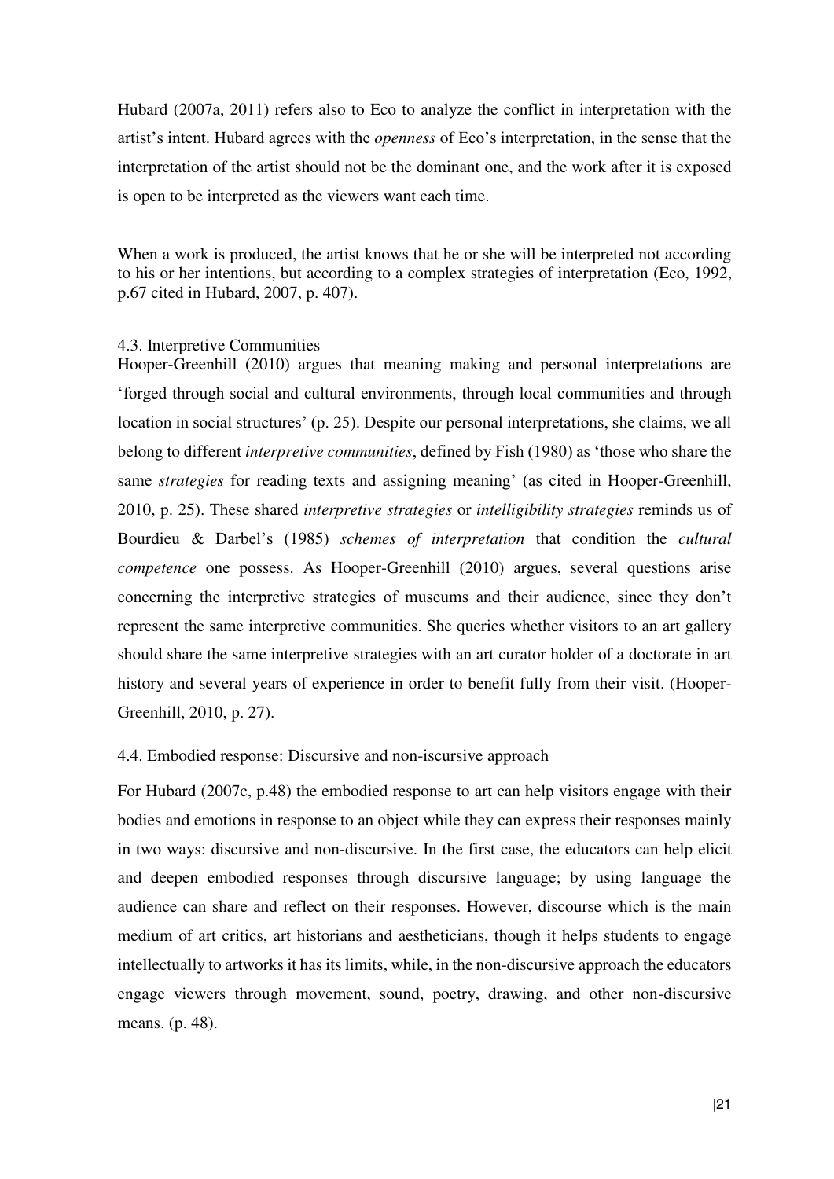Hubard (2007a, 2011) refers also to Eco to analyze the conflict in interpretation with the artist's intent. Hubard agrees with the *openness* of Eco's interpretation, in the sense that the interpretation of the artist should not be the dominant one, and the work after it is exposed is open to be interpreted as the viewers want each time.

> When a work is produced, the artist knows that he or she will be interpreted not according to his or her intentions, but according to a complex strategies of interpretation (Eco, 1992, p.67 cited in Hubard, 2007, p. 407).

### 4.3. Interpretive Communities

Hooper-Greenhill (2010) argues that meaning making and personal interpretations are 'forged through social and cultural environments, through local communities and through location in social structures' (p. 25). Despite our personal interpretations, she claims, we all belong to different *interpretive communities*, defined by Fish (1980) as 'those who share the same *strategies* for reading texts and assigning meaning' (as cited in Hooper-Greenhill, 2010, p. 25). These shared *interpretive strategies* or *intelligibility strategies* reminds us of Bourdieu & Darbel's (1985) *schemes of interpretation* that condition the *cultural competence* one possess. As Hooper-Greenhill (2010) argues, several questions arise concerning the interpretive strategies of museums and their audience, since they don't represent the same interpretive communities. She queries whether visitors to an art gallery should share the same interpretive strategies with an art curator holder of a doctorate in art history and several years of experience in order to benefit fully from their visit. (Hooper-Greenhill, 2010, p. 27).

### 4.4. Embodied response: Discursive and non-iscursive approach

For Hubard (2007c, p.48) the embodied response to art can help visitors engage with their bodies and emotions in response to an object while they can express their responses mainly in two ways: discursive and non-discursive. In the first case, the educators can help elicit and deepen embodied responses through discursive language; by using language the audience can share and reflect on their responses. However, discourse which is the main medium of art critics, art historians and aestheticians, though it helps students to engage intellectually to artworks it has its limits, while, in the non-discursive approach the educators engage viewers through movement, sound, poetry, drawing, and other non-discursive means. (p. 48).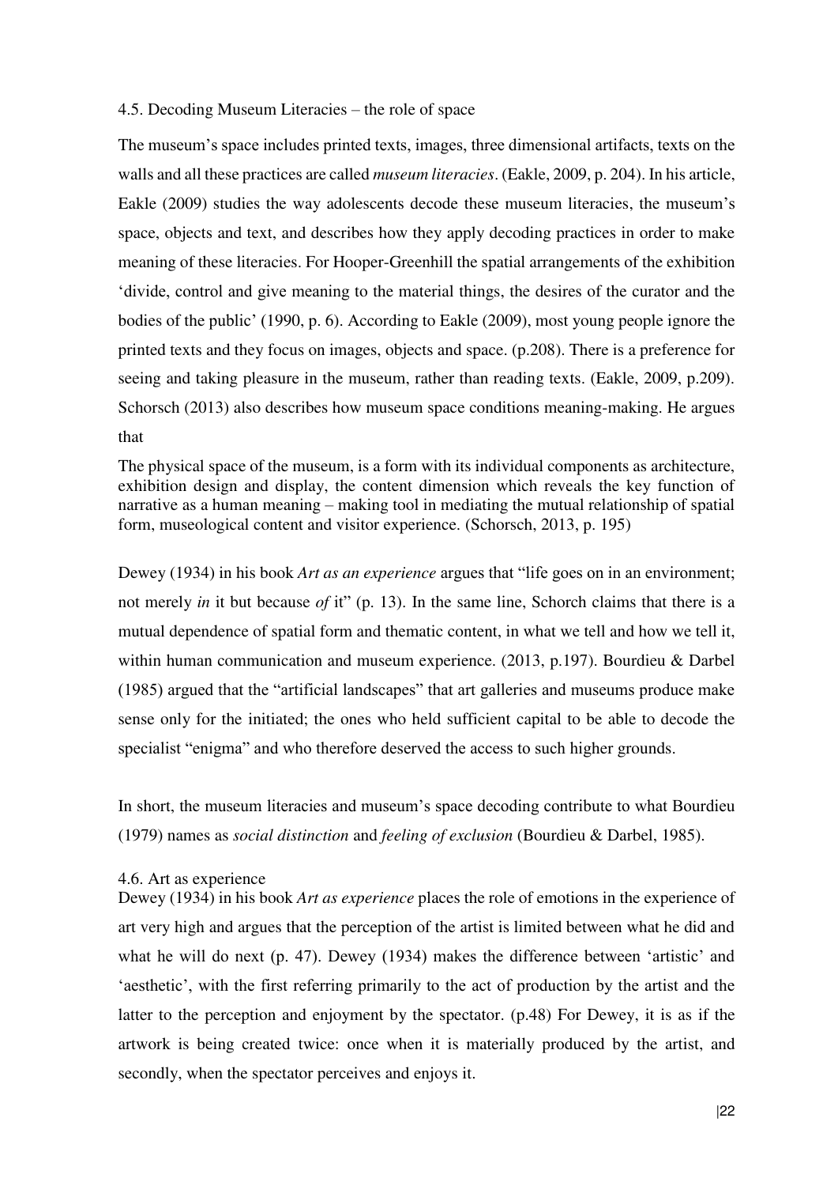### 4.5. Decoding Museum Literacies – the role of space

The museum's space includes printed texts, images, three dimensional artifacts, texts on the walls and all these practices are called *museum literacies*. (Eakle, 2009, p. 204). In his article, Eakle (2009) studies the way adolescents decode these museum literacies, the museum's space, objects and text, and describes how they apply decoding practices in order to make meaning of these literacies. For Hooper-Greenhill the spatial arrangements of the exhibition 'divide, control and give meaning to the material things, the desires of the curator and the bodies of the public' (1990, p. 6). According to Eakle (2009), most young people ignore the printed texts and they focus on images, objects and space. (p.208). There is a preference for seeing and taking pleasure in the museum, rather than reading texts. (Eakle, 2009, p.209). Schorsch (2013) also describes how museum space conditions meaning-making. He argues that

> The physical space of the museum, is a form with its individual components as architecture, exhibition design and display, the content dimension which reveals the key function of narrative as a human meaning – making tool in mediating the mutual relationship of spatial form, museological content and visitor experience. (Schorsch, 2013, p. 195)

Dewey (1934) in his book *Art as an experience* argues that "life goes on in an environment; not merely *in* it but because *of* it" (p. 13). In the same line, Schorch claims that there is a mutual dependence of spatial form and thematic content, in what we tell and how we tell it, within human communication and museum experience. (2013, p.197). Bourdieu & Darbel (1985) argued that the "artificial landscapes" that art galleries and museums produce make sense only for the initiated; the ones who held sufficient capital to be able to decode the specialist "enigma" and who therefore deserved the access to such higher grounds.

In short, the museum literacies and museum's space decoding contribute to what Bourdieu (1979) names as *social distinction* and *feeling of exclusion* (Bourdieu & Darbel, 1985).

### 4.6. Art as experience

Dewey (1934) in his book *Art as experience* places the role of emotions in the experience of art very high and argues that the perception of the artist is limited between what he did and what he will do next (p. 47). Dewey (1934) makes the difference between 'artistic' and 'aesthetic', with the first referring primarily to the act of production by the artist and the latter to the perception and enjoyment by the spectator. (p.48) For Dewey, it is as if the artwork is being created twice: once when it is materially produced by the artist, and secondly, when the spectator perceives and enjoys it.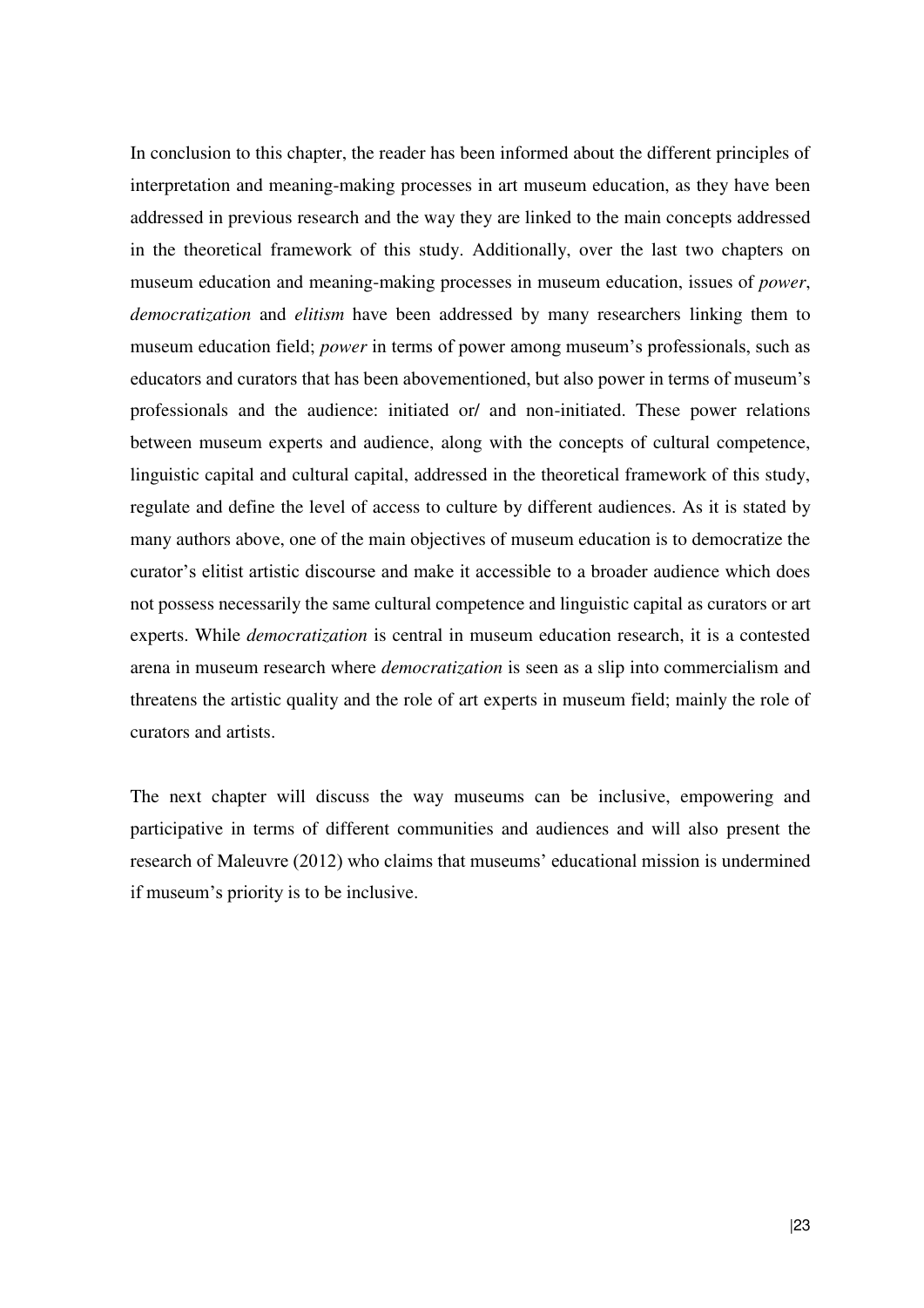In conclusion to this chapter, the reader has been informed about the different principles of interpretation and meaning-making processes in art museum education, as they have been addressed in previous research and the way they are linked to the main concepts addressed in the theoretical framework of this study. Additionally, over the last two chapters on museum education and meaning-making processes in museum education, issues of *power*, *democratization* and *elitism* have been addressed by many researchers linking them to museum education field; *power* in terms of power among museum's professionals, such as educators and curators that has been abovementioned, but also power in terms of museum's professionals and the audience: initiated or/ and non-initiated. These power relations between museum experts and audience, along with the concepts of cultural competence, linguistic capital and cultural capital, addressed in the theoretical framework of this study, regulate and define the level of access to culture by different audiences. As it is stated by many authors above, one of the main objectives of museum education is to democratize the curator's elitist artistic discourse and make it accessible to a broader audience which does not possess necessarily the same cultural competence and linguistic capital as curators or art experts. While *democratization* is central in museum education research, it is a contested arena in museum research where *democratization* is seen as a slip into commercialism and threatens the artistic quality and the role of art experts in museum field; mainly the role of curators and artists.

The next chapter will discuss the way museums can be inclusive, empowering and participative in terms of different communities and audiences and will also present the research of Maleuvre (2012) who claims that museums' educational mission is undermined if museum's priority is to be inclusive.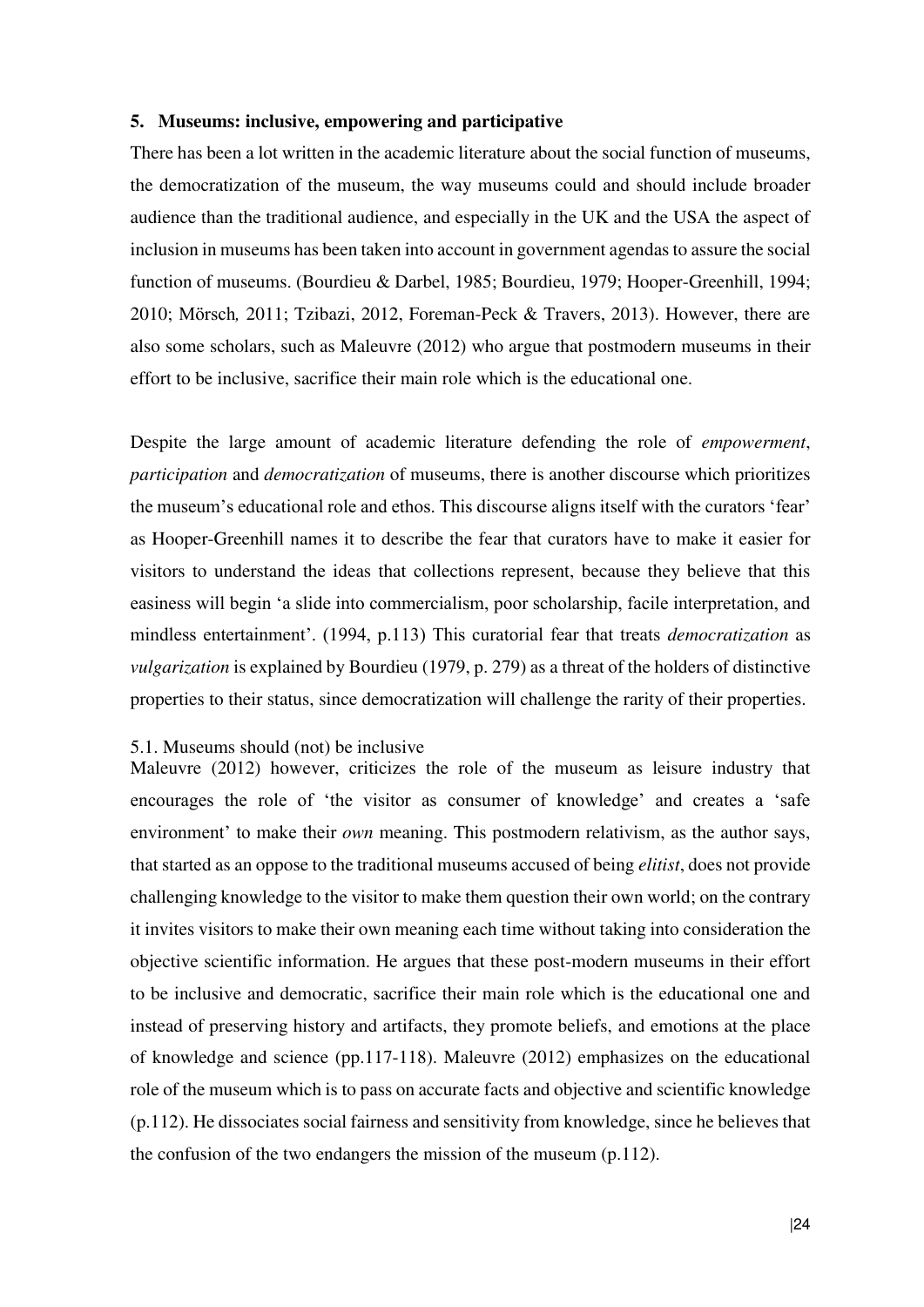## 5. Museums: inclusive, empowering and participative

There has been a lot written in the academic literature about the social function of museums, the democratization of the museum, the way museums could and should include broader audience than the traditional audience, and especially in the UK and the USA the aspect of inclusion in museums has been taken into account in government agendas to assure the social function of museums. (Bourdieu & Darbel, 1985; Bourdieu, 1979; Hooper-Greenhill, 1994; 2010; Mörsch*,* 2011; Tzibazi, 2012, Foreman-Peck & Travers, 2013). However, there are also some scholars, such as Maleuvre (2012) who argue that postmodern museums in their effort to be inclusive, sacrifice their main role which is the educational one.

Despite the large amount of academic literature defending the role of *empowerment*, *participation* and *democratization* of museums, there is another discourse which prioritizes the museum's educational role and ethos. This discourse aligns itself with the curators 'fear' as Hooper-Greenhill names it to describe the fear that curators have to make it easier for visitors to understand the ideas that collections represent, because they believe that this easiness will begin 'a slide into commercialism, poor scholarship, facile interpretation, and mindless entertainment'. (1994, p.113) This curatorial fear that treats *democratization* as *vulgarization* is explained by Bourdieu (1979, p. 279) as a threat of the holders of distinctive properties to their status, since democratization will challenge the rarity of their properties.

### 5.1. Museums should (not) be inclusive

Maleuvre (2012) however, criticizes the role of the museum as leisure industry that encourages the role of 'the visitor as consumer of knowledge' and creates a 'safe environment' to make their *own* meaning. This postmodern relativism, as the author says, that started as an oppose to the traditional museums accused of being *elitist*, does not provide challenging knowledge to the visitor to make them question their own world; on the contrary it invites visitors to make their own meaning each time without taking into consideration the objective scientific information. He argues that these post-modern museums in their effort to be inclusive and democratic, sacrifice their main role which is the educational one and instead of preserving history and artifacts, they promote beliefs, and emotions at the place of knowledge and science (pp.117-118). Maleuvre (2012) emphasizes on the educational role of the museum which is to pass on accurate facts and objective and scientific knowledge (p.112). He dissociates social fairness and sensitivity from knowledge, since he believes that the confusion of the two endangers the mission of the museum (p.112).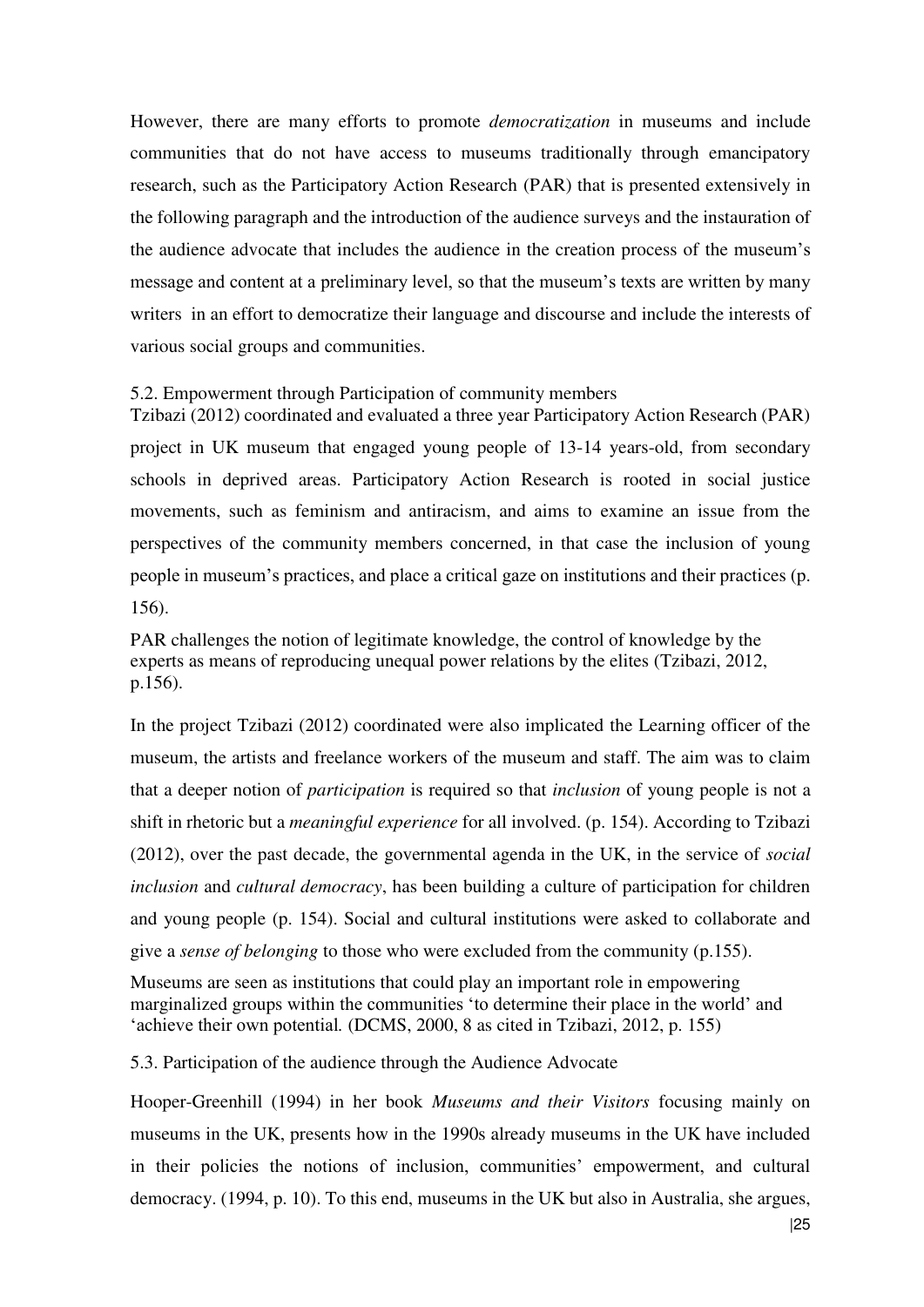However, there are many efforts to promote *democratization* in museums and include communities that do not have access to museums traditionally through emancipatory research, such as the Participatory Action Research (PAR) that is presented extensively in the following paragraph and the introduction of the audience surveys and the instauration of the audience advocate that includes the audience in the creation process of the museum's message and content at a preliminary level, so that the museum's texts are written by many writers in an effort to democratize their language and discourse and include the interests of various social groups and communities.

## 5.2. Empowerment through Participation of community members

Tzibazi (2012) coordinated and evaluated a three year Participatory Action Research (PAR) project in UK museum that engaged young people of 13-14 years-old, from secondary schools in deprived areas. Participatory Action Research is rooted in social justice movements, such as feminism and antiracism, and aims to examine an issue from the perspectives of the community members concerned, in that case the inclusion of young people in museum's practices, and place a critical gaze on institutions and their practices (p. 156).

PAR challenges the notion of legitimate knowledge, the control of knowledge by the experts as means of reproducing unequal power relations by the elites (Tzibazi, 2012, p.156).

In the project Tzibazi (2012) coordinated were also implicated the Learning officer of the museum, the artists and freelance workers of the museum and staff. The aim was to claim that a deeper notion of *participation* is required so that *inclusion* of young people is not a shift in rhetoric but a *meaningful experience* for all involved. (p. 154). According to Tzibazi (2012), over the past decade, the governmental agenda in the UK, in the service of *social inclusion* and *cultural democracy*, has been building a culture of participation for children and young people (p. 154). Social and cultural institutions were asked to collaborate and give a *sense of belonging* to those who were excluded from the community (p.155).

Museums are seen as institutions that could play an important role in empowering marginalized groups within the communities 'to determine their place in the world' and 'achieve their own potential. (DCMS, 2000, 8 as cited in Tzibazi, 2012, p. 155)

## 5.3. Participation of the audience through the Audience Advocate

Hooper-Greenhill (1994) in her book *Museums and their Visitors* focusing mainly on museums in the UK, presents how in the 1990s already museums in the UK have included in their policies the notions of inclusion, communities' empowerment, and cultural democracy. (1994, p. 10). To this end, museums in the UK but also in Australia, she argues,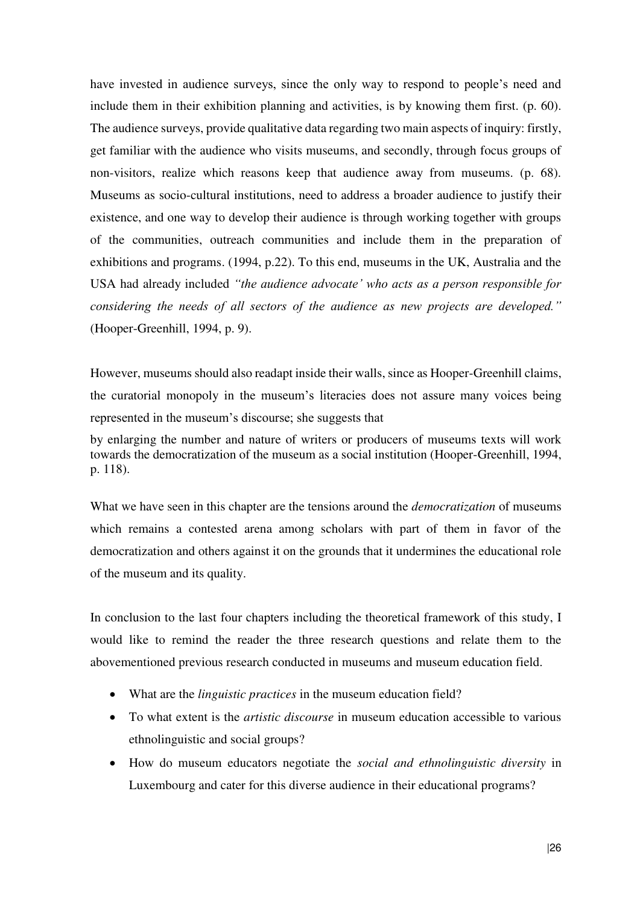have invested in audience surveys, since the only way to respond to people's need and include them in their exhibition planning and activities, is by knowing them first. (p. 60). The audience surveys, provide qualitative data regarding two main aspects of inquiry: firstly, get familiar with the audience who visits museums, and secondly, through focus groups of non-visitors, realize which reasons keep that audience away from museums. (p. 68). Museums as socio-cultural institutions, need to address a broader audience to justify their existence, and one way to develop their audience is through working together with groups of the communities, outreach communities and include them in the preparation of exhibitions and programs. (1994, p.22). To this end, museums in the UK, Australia and the USA had already included *"the audience advocate' who acts as a person responsible for considering the needs of all sectors of the audience as new projects are developed."* (Hooper-Greenhill, 1994, p. 9).

However, museums should also readapt inside their walls, since as Hooper-Greenhill claims, the curatorial monopoly in the museum's literacies does not assure many voices being represented in the museum's discourse; she suggests that

> by enlarging the number and nature of writers or producers of museums texts will work towards the democratization of the museum as a social institution (Hooper-Greenhill, 1994, p. 118).

What we have seen in this chapter are the tensions around the *democratization* of museums which remains a contested arena among scholars with part of them in favor of the democratization and others against it on the grounds that it undermines the educational role of the museum and its quality.

In conclusion to the last four chapters including the theoretical framework of this study, I would like to remind the reader the three research questions and relate them to the abovementioned previous research conducted in museums and museum education field.

- What are the *linguistic practices* in the museum education field?
- To what extent is the *artistic discourse* in museum education accessible to various ethnolinguistic and social groups?
- How do museum educators negotiate the *social and ethnolinguistic diversity* in Luxembourg and cater for this diverse audience in their educational programs?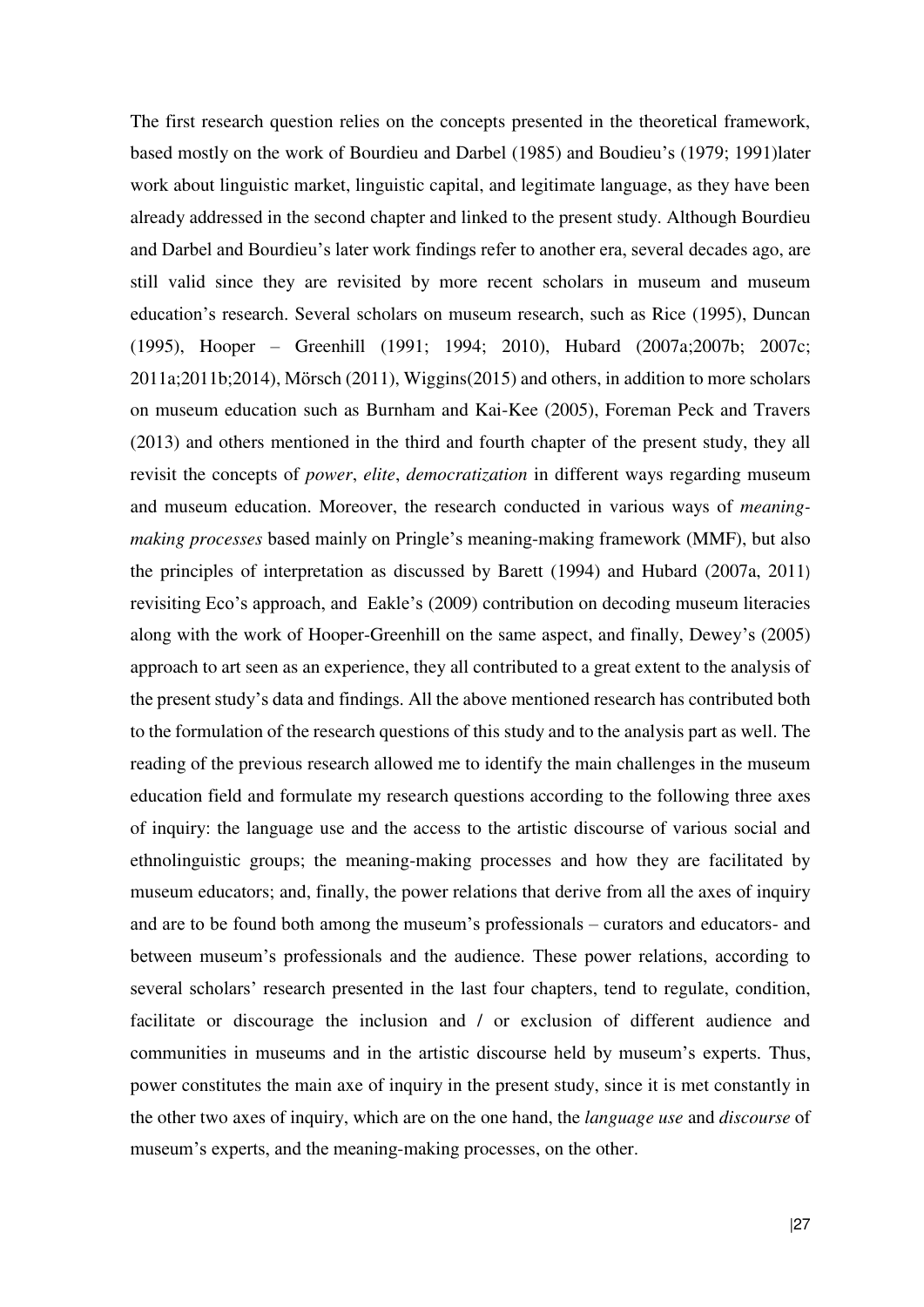The first research question relies on the concepts presented in the theoretical framework, based mostly on the work of Bourdieu and Darbel (1985) and Boudieu's (1979; 1991)later work about linguistic market, linguistic capital, and legitimate language, as they have been already addressed in the second chapter and linked to the present study. Although Bourdieu and Darbel and Bourdieu's later work findings refer to another era, several decades ago, are still valid since they are revisited by more recent scholars in museum and museum education's research. Several scholars on museum research, such as Rice (1995), Duncan (1995), Hooper – Greenhill (1991; 1994; 2010), Hubard (2007a;2007b; 2007c; 2011a;2011b;2014), Mörsch (2011), Wiggins(2015) and others, in addition to more scholars on museum education such as Burnham and Kai-Kee (2005), Foreman Peck and Travers (2013) and others mentioned in the third and fourth chapter of the present study, they all revisit the concepts of *power*, *elite*, *democratization* in different ways regarding museum and museum education. Moreover, the research conducted in various ways of *meaning-making processes* based mainly on Pringle's meaning-making framework (MMF), but also the principles of interpretation as discussed by Barett (1994) and Hubard (2007a, 2011) revisiting Eco's approach, and Eakle's (2009) contribution on decoding museum literacies along with the work of Hooper-Greenhill on the same aspect, and finally, Dewey's (2005) approach to art seen as an experience, they all contributed to a great extent to the analysis of the present study's data and findings. All the above mentioned research has contributed both to the formulation of the research questions of this study and to the analysis part as well. The reading of the previous research allowed me to identify the main challenges in the museum education field and formulate my research questions according to the following three axes of inquiry: the language use and the access to the artistic discourse of various social and ethnolinguistic groups; the meaning-making processes and how they are facilitated by museum educators; and, finally, the power relations that derive from all the axes of inquiry and are to be found both among the museum's professionals – curators and educators- and between museum's professionals and the audience. These power relations, according to several scholars' research presented in the last four chapters, tend to regulate, condition, facilitate or discourage the inclusion and / or exclusion of different audience and communities in museums and in the artistic discourse held by museum's experts. Thus, power constitutes the main axe of inquiry in the present study, since it is met constantly in the other two axes of inquiry, which are on the one hand, the *language use* and *discourse* of museum's experts, and the meaning-making processes, on the other.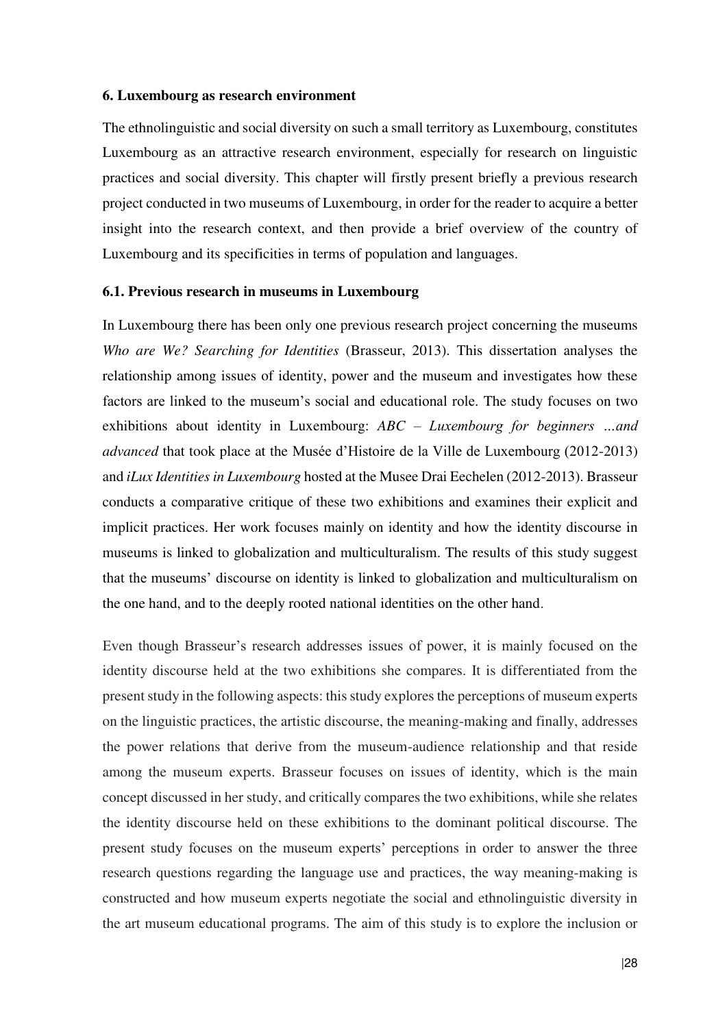## 6. Luxembourg as research environment

The ethnolinguistic and social diversity on such a small territory as Luxembourg, constitutes Luxembourg as an attractive research environment, especially for research on linguistic practices and social diversity. This chapter will firstly present briefly a previous research project conducted in two museums of Luxembourg, in order for the reader to acquire a better insight into the research context, and then provide a brief overview of the country of Luxembourg and its specificities in terms of population and languages.

### 6.1. Previous research in museums in Luxembourg

In Luxembourg there has been only one previous research project concerning the museums *Who are We? Searching for Identities* (Brasseur, 2013). This dissertation analyses the relationship among issues of identity, power and the museum and investigates how these factors are linked to the museum's social and educational role. The study focuses on two exhibitions about identity in Luxembourg: *ABC – Luxembourg for beginners …and advanced* that took place at the Musée d'Histoire de la Ville de Luxembourg (2012-2013) and *iLux Identities in Luxembourg* hosted at the Musee Drai Eechelen (2012-2013). Brasseur conducts a comparative critique of these two exhibitions and examines their explicit and implicit practices. Her work focuses mainly on identity and how the identity discourse in museums is linked to globalization and multiculturalism. The results of this study suggest that the museums' discourse on identity is linked to globalization and multiculturalism on the one hand, and to the deeply rooted national identities on the other hand.

Even though Brasseur's research addresses issues of power, it is mainly focused on the identity discourse held at the two exhibitions she compares. It is differentiated from the present study in the following aspects: this study explores the perceptions of museum experts on the linguistic practices, the artistic discourse, the meaning-making and finally, addresses the power relations that derive from the museum-audience relationship and that reside among the museum experts. Brasseur focuses on issues of identity, which is the main concept discussed in her study, and critically compares the two exhibitions, while she relates the identity discourse held on these exhibitions to the dominant political discourse. The present study focuses on the museum experts' perceptions in order to answer the three research questions regarding the language use and practices, the way meaning-making is constructed and how museum experts negotiate the social and ethnolinguistic diversity in the art museum educational programs. The aim of this study is to explore the inclusion or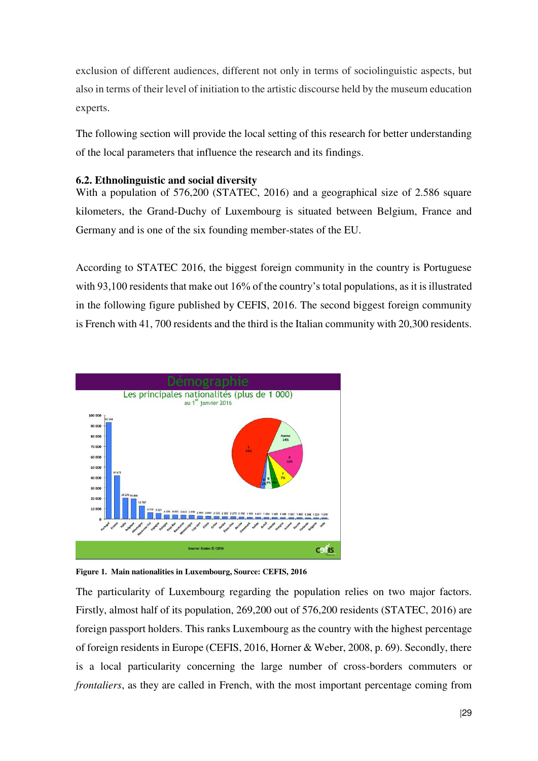exclusion of different audiences, different not only in terms of sociolinguistic aspects, but also in terms of their level of initiation to the artistic discourse held by the museum education experts.

The following section will provide the local setting of this research for better understanding of the local parameters that influence the research and its findings.

### 6.2. Ethnolinguistic and social diversity

With a population of 576,200 (STATEC, 2016) and a geographical size of 2.586 square kilometers, the Grand-Duchy of Luxembourg is situated between Belgium, France and Germany and is one of the six founding member-states of the EU.

According to STATEC 2016, the biggest foreign community in the country is Portuguese with 93,100 residents that make out 16% of the country's total populations, as it is illustrated in the following figure published by CEFIS, 2016. The second biggest foreign community is French with 41, 700 residents and the third is the Italian community with 20,300 residents.

**Figure 1. Main nationalities in Luxembourg, Source: CEFIS, 2016**

The particularity of Luxembourg regarding the population relies on two major factors. Firstly, almost half of its population, 269,200 out of 576,200 residents (STATEC, 2016) are foreign passport holders. This ranks Luxembourg as the country with the highest percentage of foreign residents in Europe (CEFIS, 2016, Horner & Weber, 2008, p. 69). Secondly, there is a local particularity concerning the large number of cross-borders commuters or *frontaliers*, as they are called in French, with the most important percentage coming from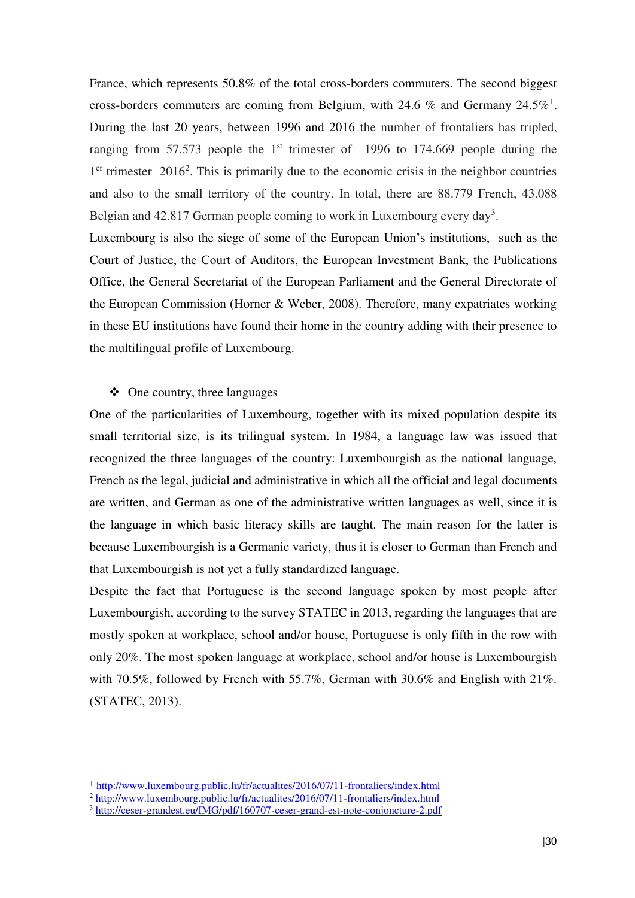France, which represents 50.8% of the total cross-borders commuters. The second biggest cross-borders commuters are coming from Belgium, with 24.6 % and Germany 24.5%[1]. During the last 20 years, between 1996 and 2016 the number of frontaliers has tripled, ranging from 57.573 people the 1st trimester of 1996 to 174.669 people during the 1er trimester 2016[2]. This is primarily due to the economic crisis in the neighbor countries and also to the small territory of the country. In total, there are 88.779 French, 43.088 Belgian and 42.817 German people coming to work in Luxembourg every day[3].

Luxembourg is also the siege of some of the European Union's institutions, such as the Court of Justice, the Court of Auditors, the European Investment Bank, the Publications Office, the General Secretariat of the European Parliament and the General Directorate of the European Commission (Horner & Weber, 2008). Therefore, many expatriates working in these EU institutions have found their home in the country adding with their presence to the multilingual profile of Luxembourg.

- One country, three languages

One of the particularities of Luxembourg, together with its mixed population despite its small territorial size, is its trilingual system. In 1984, a language law was issued that recognized the three languages of the country: Luxembourgish as the national language, French as the legal, judicial and administrative in which all the official and legal documents are written, and German as one of the administrative written languages as well, since it is the language in which basic literacy skills are taught. The main reason for the latter is because Luxembourgish is a Germanic variety, thus it is closer to German than French and that Luxembourgish is not yet a fully standardized language.

Despite the fact that Portuguese is the second language spoken by most people after Luxembourgish, according to the survey STATEC in 2013, regarding the languages that are mostly spoken at workplace, school and/or house, Portuguese is only fifth in the row with only 20%. The most spoken language at workplace, school and/or house is Luxembourgish with 70.5%, followed by French with 55.7%, German with 30.6% and English with 21%. (STATEC, 2013).

[1] http://www.luxembourg.public.lu/fr/actualites/2016/07/11-frontaliers/index.html
[2] http://www.luxembourg.public.lu/fr/actualites/2016/07/11-frontaliers/index.html
[3] http://ceser-grandest.eu/IMG/pdf/160707-ceser-grand-est-note-conjoncture-2.pdf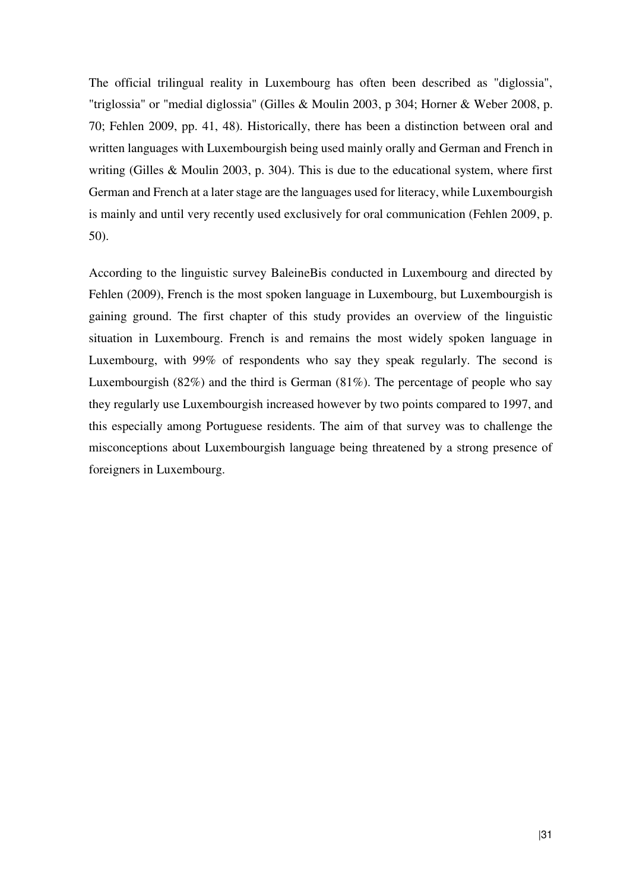The official trilingual reality in Luxembourg has often been described as "diglossia", "triglossia" or "medial diglossia" (Gilles & Moulin 2003, p 304; Horner & Weber 2008, p. 70; Fehlen 2009, pp. 41, 48). Historically, there has been a distinction between oral and written languages with Luxembourgish being used mainly orally and German and French in writing (Gilles & Moulin 2003, p. 304). This is due to the educational system, where first German and French at a later stage are the languages used for literacy, while Luxembourgish is mainly and until very recently used exclusively for oral communication (Fehlen 2009, p. 50).

According to the linguistic survey BaleineBis conducted in Luxembourg and directed by Fehlen (2009), French is the most spoken language in Luxembourg, but Luxembourgish is gaining ground. The first chapter of this study provides an overview of the linguistic situation in Luxembourg. French is and remains the most widely spoken language in Luxembourg, with 99% of respondents who say they speak regularly. The second is Luxembourgish (82%) and the third is German (81%). The percentage of people who say they regularly use Luxembourgish increased however by two points compared to 1997, and this especially among Portuguese residents. The aim of that survey was to challenge the misconceptions about Luxembourgish language being threatened by a strong presence of foreigners in Luxembourg.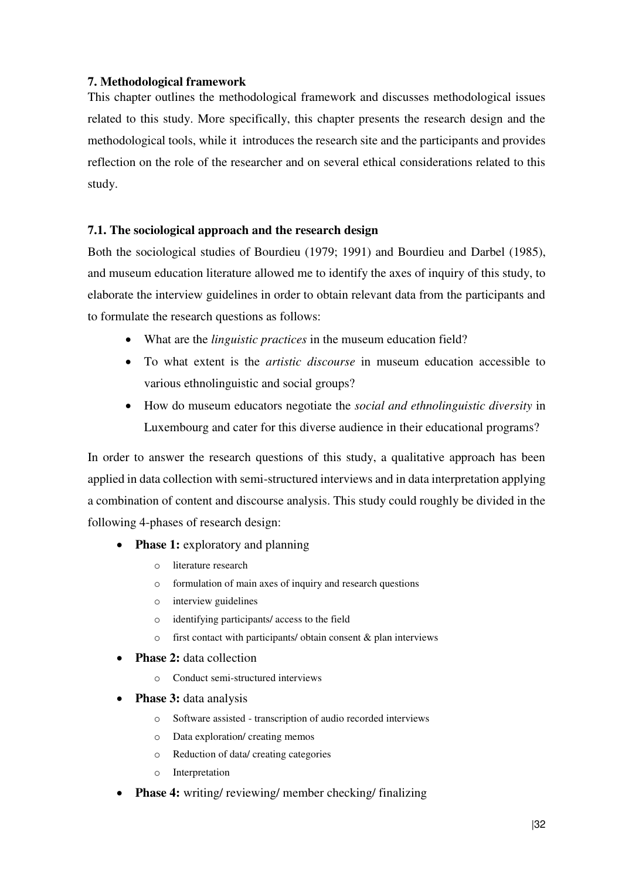## 7. Methodological framework

This chapter outlines the methodological framework and discusses methodological issues related to this study. More specifically, this chapter presents the research design and the methodological tools, while it introduces the research site and the participants and provides reflection on the role of the researcher and on several ethical considerations related to this study.

### 7.1. The sociological approach and the research design

Both the sociological studies of Bourdieu (1979; 1991) and Bourdieu and Darbel (1985), and museum education literature allowed me to identify the axes of inquiry of this study, to elaborate the interview guidelines in order to obtain relevant data from the participants and to formulate the research questions as follows:

- What are the *linguistic practices* in the museum education field?
- To what extent is the *artistic discourse* in museum education accessible to various ethnolinguistic and social groups?
- How do museum educators negotiate the *social and ethnolinguistic diversity* in Luxembourg and cater for this diverse audience in their educational programs?

In order to answer the research questions of this study, a qualitative approach has been applied in data collection with semi-structured interviews and in data interpretation applying a combination of content and discourse analysis. This study could roughly be divided in the following 4-phases of research design:

- **Phase 1:** exploratory and planning
    - literature research
    - formulation of main axes of inquiry and research questions
    - interview guidelines
    - identifying participants/ access to the field
    - first contact with participants/ obtain consent & plan interviews
- **Phase 2:** data collection
    - Conduct semi-structured interviews
- **Phase 3:** data analysis
    - Software assisted - transcription of audio recorded interviews
    - Data exploration/ creating memos
    - Reduction of data/ creating categories
    - Interpretation
- **Phase 4:** writing/ reviewing/ member checking/ finalizing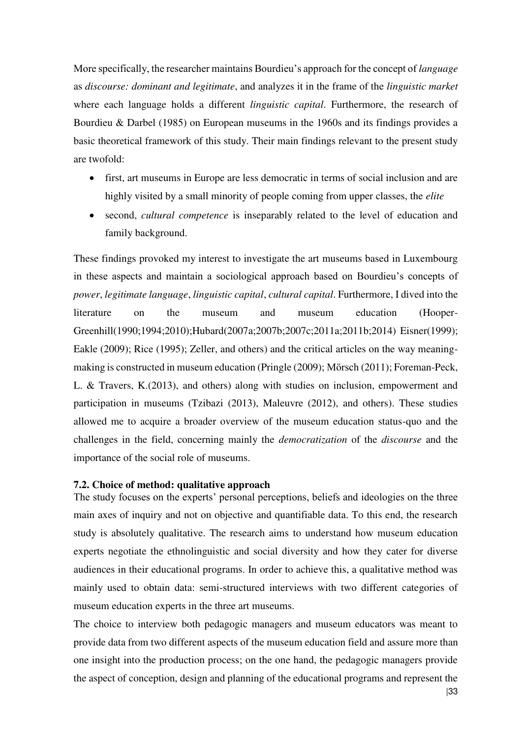More specifically, the researcher maintains Bourdieu's approach for the concept of *language* as *discourse: dominant and legitimate*, and analyzes it in the frame of the *linguistic market* where each language holds a different *linguistic capital*. Furthermore, the research of Bourdieu & Darbel (1985) on European museums in the 1960s and its findings provides a basic theoretical framework of this study. Their main findings relevant to the present study are twofold:

- first, art museums in Europe are less democratic in terms of social inclusion and are highly visited by a small minority of people coming from upper classes, the *elite*
- second, *cultural competence* is inseparably related to the level of education and family background.

These findings provoked my interest to investigate the art museums based in Luxembourg in these aspects and maintain a sociological approach based on Bourdieu's concepts of *power*, *legitimate language*, *linguistic capital*, *cultural capital*. Furthermore, I dived into the literature on the museum and museum education (Hooper-Greenhill(1990;1994;2010);Hubard(2007a;2007b;2007c;2011a;2011b;2014) Eisner(1999); Eakle (2009); Rice (1995); Zeller, and others) and the critical articles on the way meaning-making is constructed in museum education (Pringle (2009); Mörsch (2011); Foreman-Peck, L. & Travers, K.(2013), and others) along with studies on inclusion, empowerment and participation in museums (Tzibazi (2013), Maleuvre (2012), and others). These studies allowed me to acquire a broader overview of the museum education status-quo and the challenges in the field, concerning mainly the *democratization* of the *discourse* and the importance of the social role of museums.

### 7.2. Choice of method: qualitative approach

The study focuses on the experts' personal perceptions, beliefs and ideologies on the three main axes of inquiry and not on objective and quantifiable data. To this end, the research study is absolutely qualitative. The research aims to understand how museum education experts negotiate the ethnolinguistic and social diversity and how they cater for diverse audiences in their educational programs. In order to achieve this, a qualitative method was mainly used to obtain data: semi-structured interviews with two different categories of museum education experts in the three art museums.

The choice to interview both pedagogic managers and museum educators was meant to provide data from two different aspects of the museum education field and assure more than one insight into the production process; on the one hand, the pedagogic managers provide the aspect of conception, design and planning of the educational programs and represent the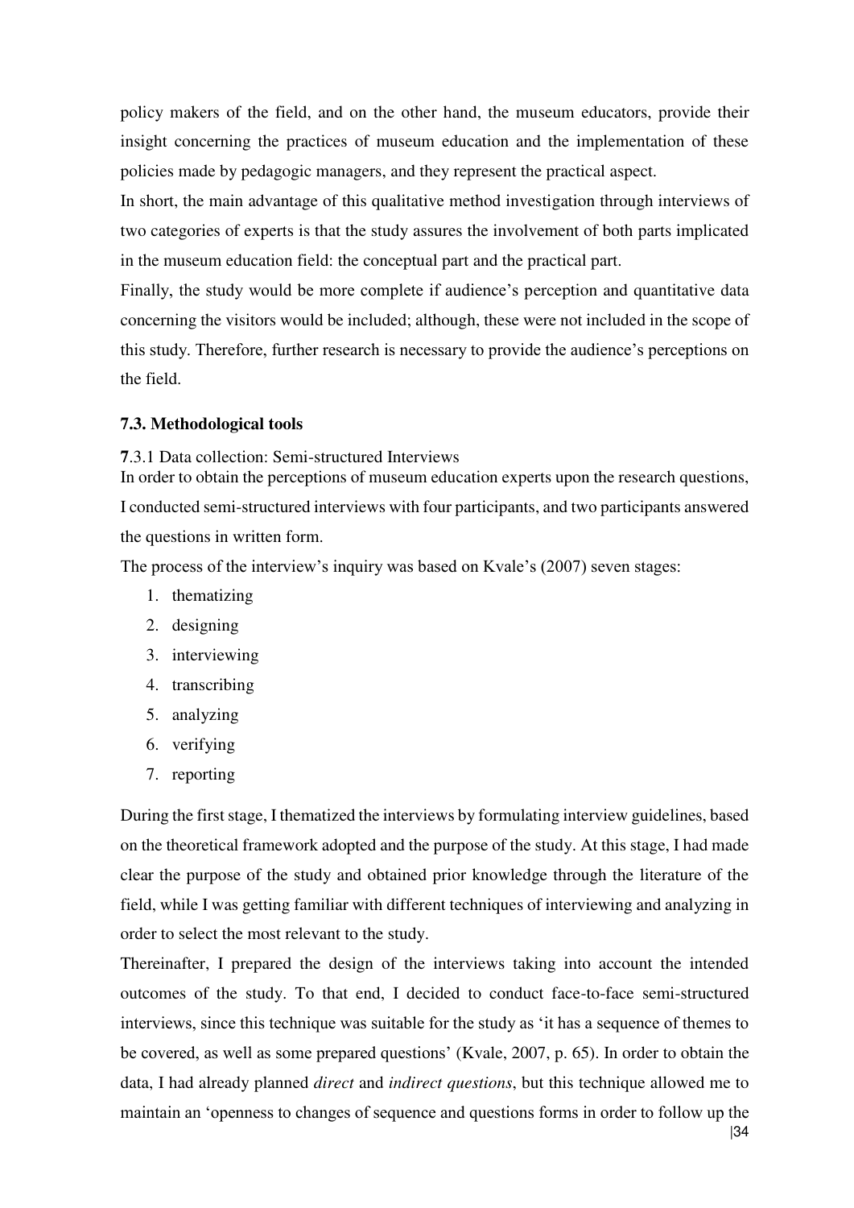policy makers of the field, and on the other hand, the museum educators, provide their insight concerning the practices of museum education and the implementation of these policies made by pedagogic managers, and they represent the practical aspect.

In short, the main advantage of this qualitative method investigation through interviews of two categories of experts is that the study assures the involvement of both parts implicated in the museum education field: the conceptual part and the practical part.

Finally, the study would be more complete if audience's perception and quantitative data concerning the visitors would be included; although, these were not included in the scope of this study. Therefore, further research is necessary to provide the audience's perceptions on the field.

### 7.3. Methodological tools

**7**.3.1 Data collection: Semi-structured Interviews

In order to obtain the perceptions of museum education experts upon the research questions, I conducted semi-structured interviews with four participants, and two participants answered the questions in written form.

The process of the interview's inquiry was based on Kvale's (2007) seven stages:

1. thematizing
2. designing
3. interviewing
4. transcribing
5. analyzing
6. verifying
7. reporting

During the first stage, I thematized the interviews by formulating interview guidelines, based on the theoretical framework adopted and the purpose of the study. At this stage, I had made clear the purpose of the study and obtained prior knowledge through the literature of the field, while I was getting familiar with different techniques of interviewing and analyzing in order to select the most relevant to the study.

Thereinafter, I prepared the design of the interviews taking into account the intended outcomes of the study. To that end, I decided to conduct face-to-face semi-structured interviews, since this technique was suitable for the study as 'it has a sequence of themes to be covered, as well as some prepared questions' (Kvale, 2007, p. 65). In order to obtain the data, I had already planned *direct* and *indirect questions*, but this technique allowed me to maintain an 'openness to changes of sequence and questions forms in order to follow up the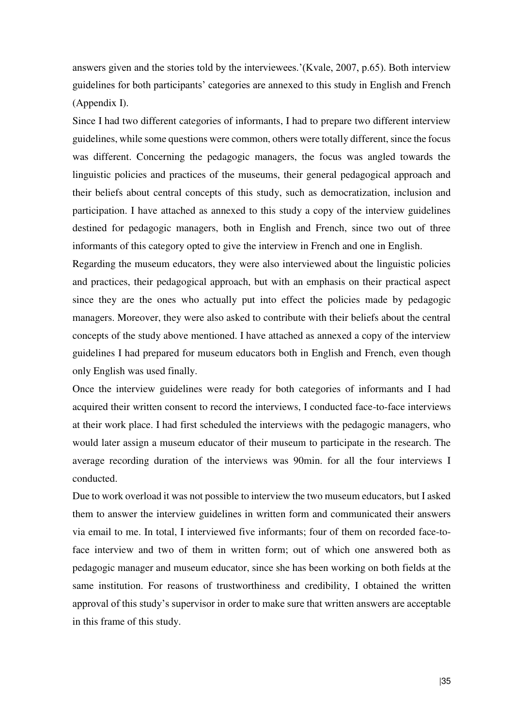answers given and the stories told by the interviewees.'(Kvale, 2007, p.65). Both interview guidelines for both participants' categories are annexed to this study in English and French (Appendix I).

Since I had two different categories of informants, I had to prepare two different interview guidelines, while some questions were common, others were totally different, since the focus was different. Concerning the pedagogic managers, the focus was angled towards the linguistic policies and practices of the museums, their general pedagogical approach and their beliefs about central concepts of this study, such as democratization, inclusion and participation. I have attached as annexed to this study a copy of the interview guidelines destined for pedagogic managers, both in English and French, since two out of three informants of this category opted to give the interview in French and one in English.

Regarding the museum educators, they were also interviewed about the linguistic policies and practices, their pedagogical approach, but with an emphasis on their practical aspect since they are the ones who actually put into effect the policies made by pedagogic managers. Moreover, they were also asked to contribute with their beliefs about the central concepts of the study above mentioned. I have attached as annexed a copy of the interview guidelines I had prepared for museum educators both in English and French, even though only English was used finally.

Once the interview guidelines were ready for both categories of informants and I had acquired their written consent to record the interviews, I conducted face-to-face interviews at their work place. I had first scheduled the interviews with the pedagogic managers, who would later assign a museum educator of their museum to participate in the research. The average recording duration of the interviews was 90min. for all the four interviews I conducted.

Due to work overload it was not possible to interview the two museum educators, but I asked them to answer the interview guidelines in written form and communicated their answers via email to me. In total, I interviewed five informants; four of them on recorded face-to-face interview and two of them in written form; out of which one answered both as pedagogic manager and museum educator, since she has been working on both fields at the same institution. For reasons of trustworthiness and credibility, I obtained the written approval of this study's supervisor in order to make sure that written answers are acceptable in this frame of this study.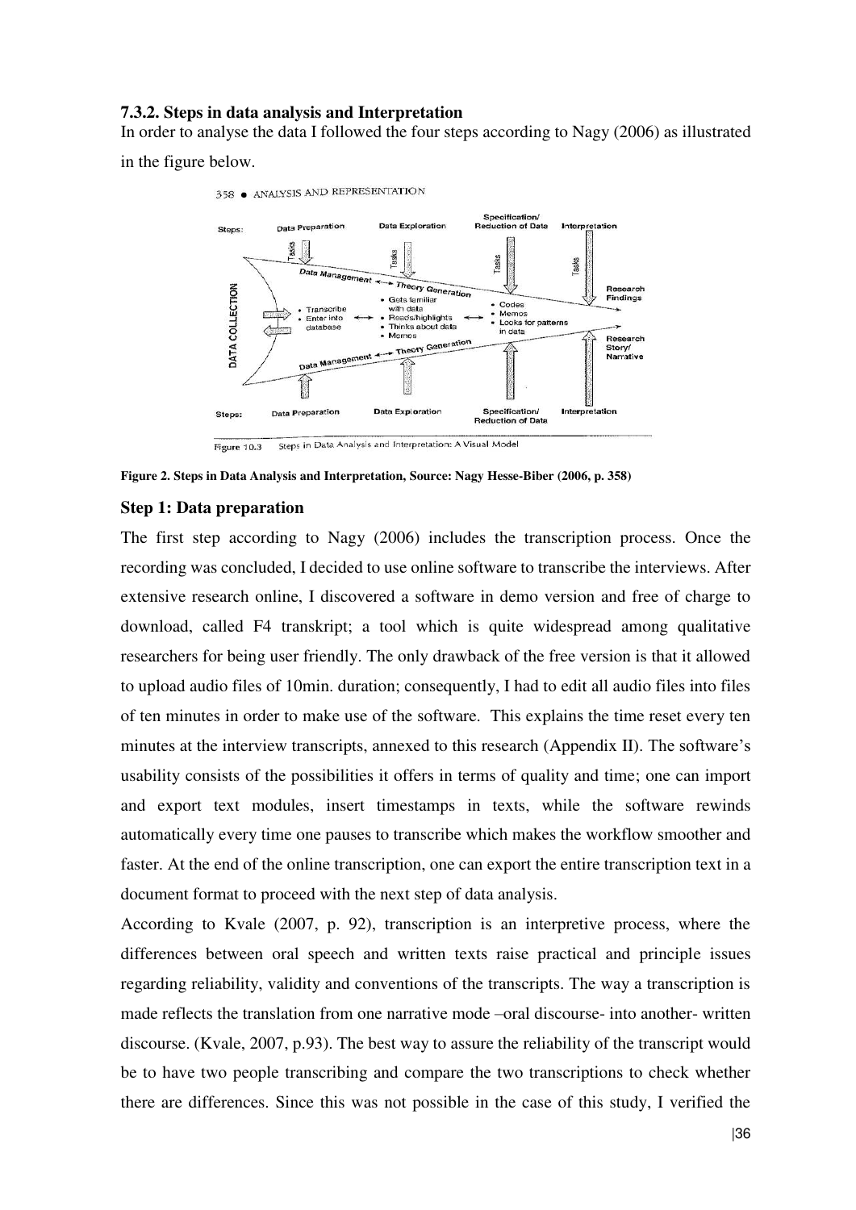### 7.3.2. Steps in data analysis and Interpretation

In order to analyse the data I followed the four steps according to Nagy (2006) as illustrated in the figure below.

**Figure 2. Steps in Data Analysis and Interpretation, Source: Nagy Hesse-Biber (2006, p. 358)**

**Step 1: Data preparation**

The first step according to Nagy (2006) includes the transcription process. Once the recording was concluded, I decided to use online software to transcribe the interviews. After extensive research online, I discovered a software in demo version and free of charge to download, called F4 transkript; a tool which is quite widespread among qualitative researchers for being user friendly. The only drawback of the free version is that it allowed to upload audio files of 10min. duration; consequently, I had to edit all audio files into files of ten minutes in order to make use of the software. This explains the time reset every ten minutes at the interview transcripts, annexed to this research (Appendix II). The software's usability consists of the possibilities it offers in terms of quality and time; one can import and export text modules, insert timestamps in texts, while the software rewinds automatically every time one pauses to transcribe which makes the workflow smoother and faster. At the end of the online transcription, one can export the entire transcription text in a document format to proceed with the next step of data analysis.

According to Kvale (2007, p. 92), transcription is an interpretive process, where the differences between oral speech and written texts raise practical and principle issues regarding reliability, validity and conventions of the transcripts. The way a transcription is made reflects the translation from one narrative mode –oral discourse- into another- written discourse. (Kvale, 2007, p.93). The best way to assure the reliability of the transcript would be to have two people transcribing and compare the two transcriptions to check whether there are differences. Since this was not possible in the case of this study, I verified the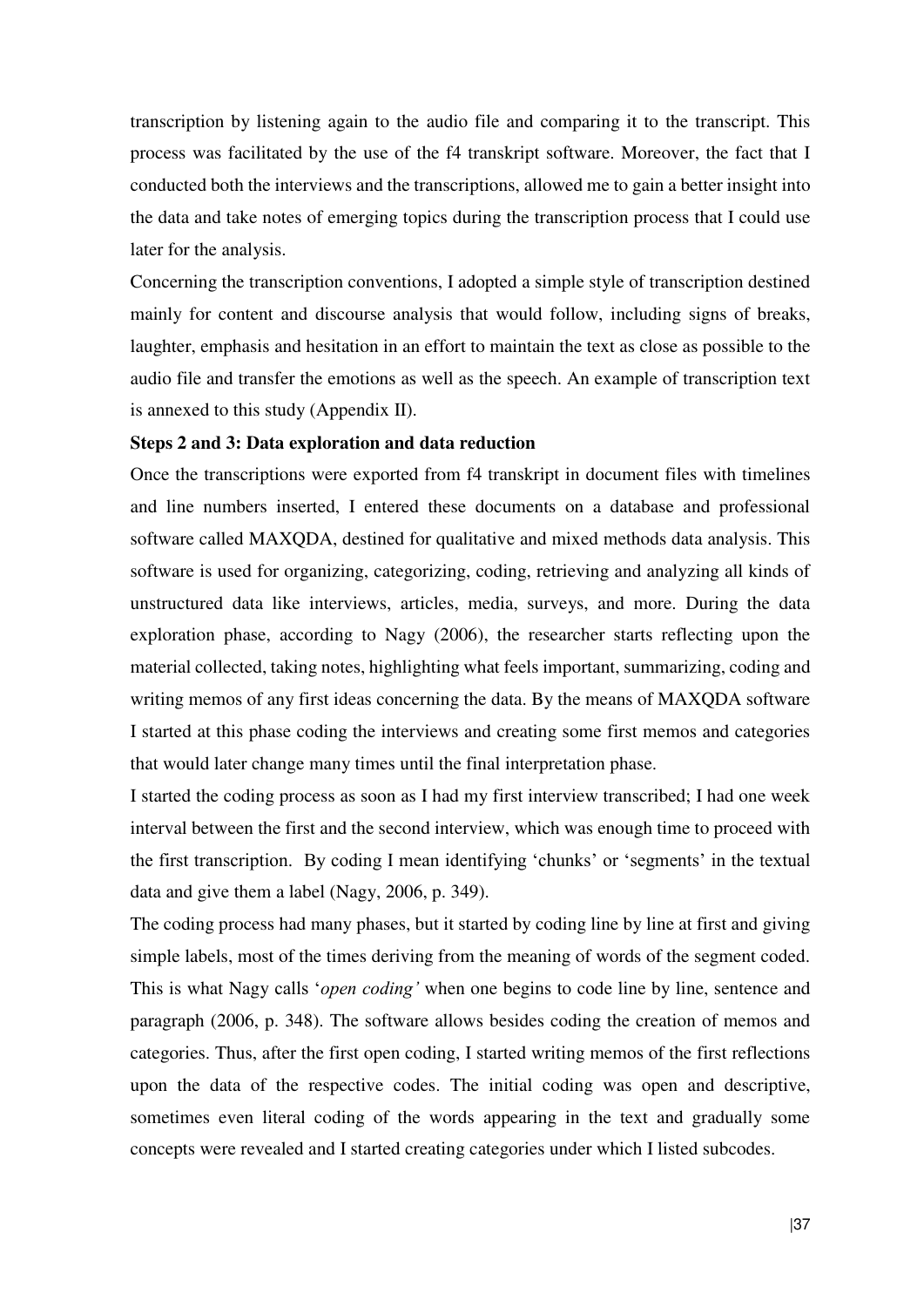transcription by listening again to the audio file and comparing it to the transcript. This process was facilitated by the use of the f4 transkript software. Moreover, the fact that I conducted both the interviews and the transcriptions, allowed me to gain a better insight into the data and take notes of emerging topics during the transcription process that I could use later for the analysis.

Concerning the transcription conventions, I adopted a simple style of transcription destined mainly for content and discourse analysis that would follow, including signs of breaks, laughter, emphasis and hesitation in an effort to maintain the text as close as possible to the audio file and transfer the emotions as well as the speech. An example of transcription text is annexed to this study (Appendix II).

**Steps 2 and 3: Data exploration and data reduction**

Once the transcriptions were exported from f4 transkript in document files with timelines and line numbers inserted, I entered these documents on a database and professional software called MAXQDA, destined for qualitative and mixed methods data analysis. This software is used for organizing, categorizing, coding, retrieving and analyzing all kinds of unstructured data like interviews, articles, media, surveys, and more. During the data exploration phase, according to Nagy (2006), the researcher starts reflecting upon the material collected, taking notes, highlighting what feels important, summarizing, coding and writing memos of any first ideas concerning the data. By the means of MAXQDA software I started at this phase coding the interviews and creating some first memos and categories that would later change many times until the final interpretation phase.

I started the coding process as soon as I had my first interview transcribed; I had one week interval between the first and the second interview, which was enough time to proceed with the first transcription. By coding I mean identifying 'chunks' or 'segments' in the textual data and give them a label (Nagy, 2006, p. 349).

The coding process had many phases, but it started by coding line by line at first and giving simple labels, most of the times deriving from the meaning of words of the segment coded. This is what Nagy calls '*open coding'* when one begins to code line by line, sentence and paragraph (2006, p. 348). The software allows besides coding the creation of memos and categories. Thus, after the first open coding, I started writing memos of the first reflections upon the data of the respective codes. The initial coding was open and descriptive, sometimes even literal coding of the words appearing in the text and gradually some concepts were revealed and I started creating categories under which I listed subcodes.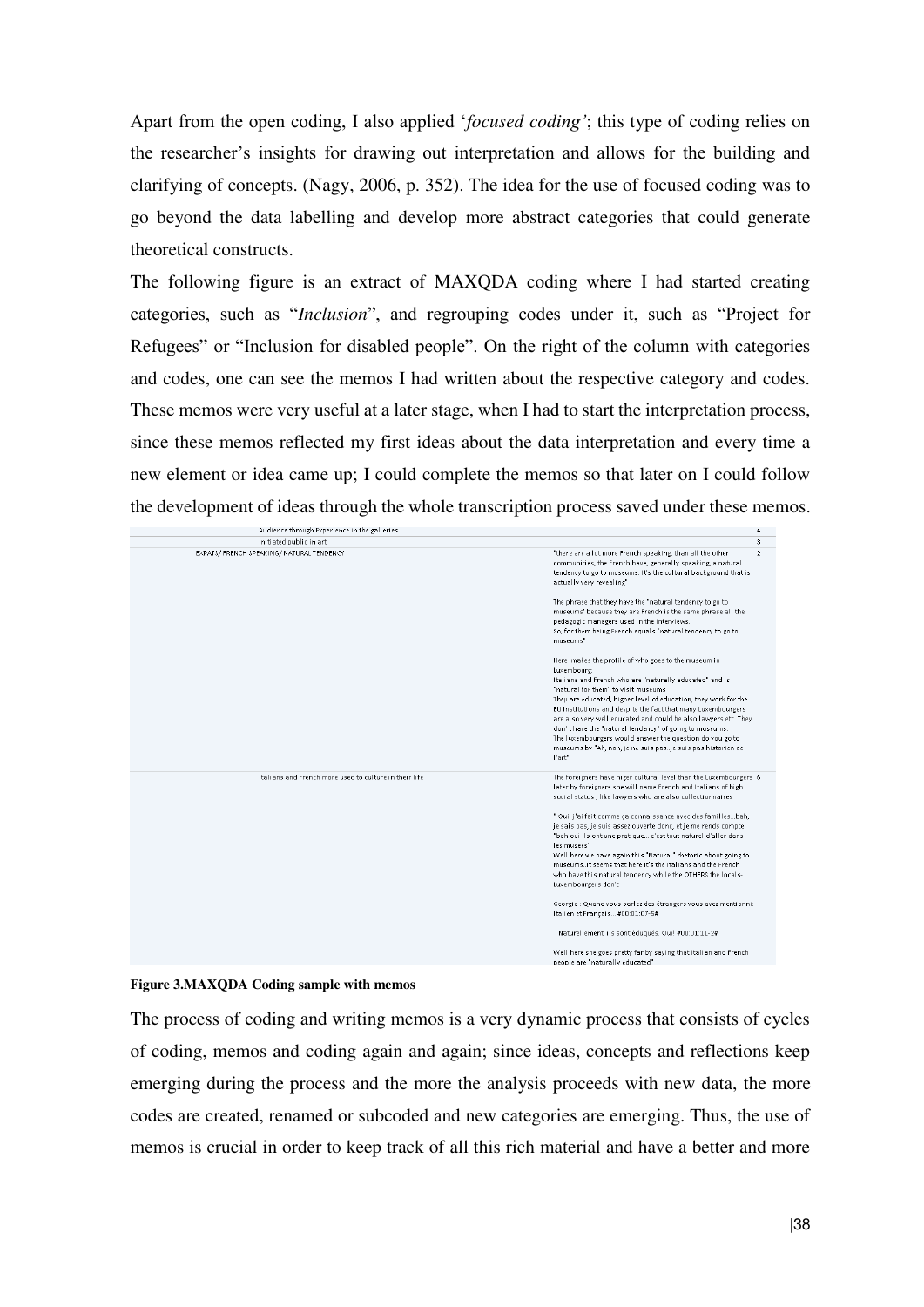Apart from the open coding, I also applied '*focused coding'*; this type of coding relies on the researcher's insights for drawing out interpretation and allows for the building and clarifying of concepts. (Nagy, 2006, p. 352). The idea for the use of focused coding was to go beyond the data labelling and develop more abstract categories that could generate theoretical constructs.

The following figure is an extract of MAXQDA coding where I had started creating categories, such as "*Inclusion*", and regrouping codes under it, such as "Project for Refugees" or "Inclusion for disabled people". On the right of the column with categories and codes, one can see the memos I had written about the respective category and codes. These memos were very useful at a later stage, when I had to start the interpretation process, since these memos reflected my first ideas about the data interpretation and every time a new element or idea came up; I could complete the memos so that later on I could follow the development of ideas through the whole transcription process saved under these memos.

| Code | Memo | |
|---|---|---|
| Audience through Experience in the galleries | | 4 |
| Initiated public in art | | 3 |
| EXPATS/ FRENCH SPEAKING/ NATURAL TENDENCY | "there are a lot more French speaking, than all the other communities, the French have, generally speaking, a natural tendency to go to museums. It's the cultural background that is actually very revealing"<br><br>The phrase that they have the "natural tendency to go to museums" because they are French is the same phrase all the pedagogic managers used in the interviews.<br>So, for them being French equals "natural tendency to go to museums"<br><br>Here makes the profile of who goes to the museum in Luxembourg:<br>Italians and French who are "naturally educated" and is "natural for them" to visit museums<br>They are educated, higher level of education, they work for the EU institutions and despite the fact that many Luxembourgers are also very well educated and could be also lawyers etc. They don't have the "natural tendency" of going to museums.<br>The luxembourgers would answer the question do you go to museums by "Ah, non, je ne suis pas..je suis pas historien de l'art" | 2 |
| Italians and French more used to culture in their life | The foreigners have higer cultural level than the Luxembourgers later by foreigners she will name French and Italians of high social status , like lawyers who are also collectionnaires<br><br>" Oui, j'ai fait comme ça connaissance avec des familles...bah, je sais pas, je suis assez ouverte donc, et je me rends compte "bah oui ils ont une pratique... c'est tout naturel d'aller dans les musées"<br>Well here we have again this "Natural" rhetoric about going to museums..It seems that here it's the Italians and the French who have this natural tendency while the OTHERS the locals- Luxembourgers don't<br><br>Georgia : Quand vous parlez des étrangers vous avez mentionné Italien et Français... #00:01:07-5#<br><br>: Naturellement, ils sont éduqués. Oui! #00:01:11-2#<br><br>Well here she goes pretty far by saying that Italian and French people are "naturally educated" | 6 |

**Figure 3.MAXQDA Coding sample with memos**

The process of coding and writing memos is a very dynamic process that consists of cycles of coding, memos and coding again and again; since ideas, concepts and reflections keep emerging during the process and the more the analysis proceeds with new data, the more codes are created, renamed or subcoded and new categories are emerging. Thus, the use of memos is crucial in order to keep track of all this rich material and have a better and more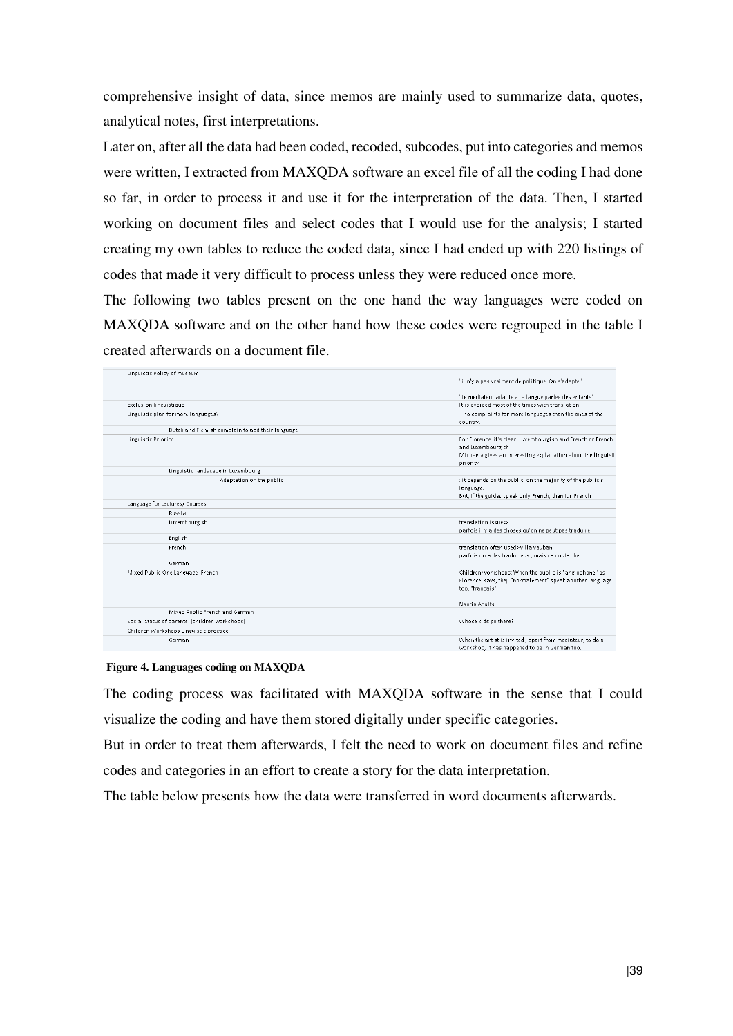comprehensive insight of data, since memos are mainly used to summarize data, quotes, analytical notes, first interpretations.

Later on, after all the data had been coded, recoded, subcodes, put into categories and memos were written, I extracted from MAXQDA software an excel file of all the coding I had done so far, in order to process it and use it for the interpretation of the data. Then, I started working on document files and select codes that I would use for the analysis; I started creating my own tables to reduce the coded data, since I had ended up with 220 listings of codes that made it very difficult to process unless they were reduced once more.

The following two tables present on the one hand the way languages were coded on MAXQDA software and on the other hand how these codes were regrouped in the table I created afterwards on a document file.

| Code | Memo |
|---|---|
| Linguistic Policy of museum | "Il n'y a pas vraiment de politique..On s'adapte"<br><br>"Le mediateur adapte a la langue parlee des enfants" |
| Exclusion linguistique | It is avoided most of the times with translation |
| Linguistic plan for more languages? | : no complaints for more languages than the ones of the country. |
| Dutch and Flemish complain to add their language | |
| Linguistic Priority | For Florence it's clear: Luxembourgish and French or French and Luxembourgish<br>Michaela gives an interesting explanation about the linguisti priority |
| Linguistic landscape in Luxembourg | |
| Adaptation on the public | : it depends on the public, on the majority of the public's language.<br>But, if the guides speak only French, then it's French |
| Language for Lectures/ Courses | |
| Russian | |
| Luxembourgish | translation issues-<br>parfois il y a des choses qu'on ne peut pas traduire |
| English | |
| French | translation often used>villa vauban<br>parfois on a des traducteus , mais ca coute cher... |
| German | |
| Mixed Public One Language- French | Children workshops: When the public is "anglophone" as Florence says, they "normalement" speak another language too, "francais"<br><br>Nantia Adults |
| Mixed Public French and German | |
| Social Status of parents (children workshops) | Whose kids go there? |
| Children Workshops Linguistic practice | |
| German | When the artist is invited , apart from mediateur, to do a workshop, it has happened to be in German too.. |

**Figure 4. Languages coding on MAXQDA**

The coding process was facilitated with MAXQDA software in the sense that I could visualize the coding and have them stored digitally under specific categories.

But in order to treat them afterwards, I felt the need to work on document files and refine codes and categories in an effort to create a story for the data interpretation.

The table below presents how the data were transferred in word documents afterwards.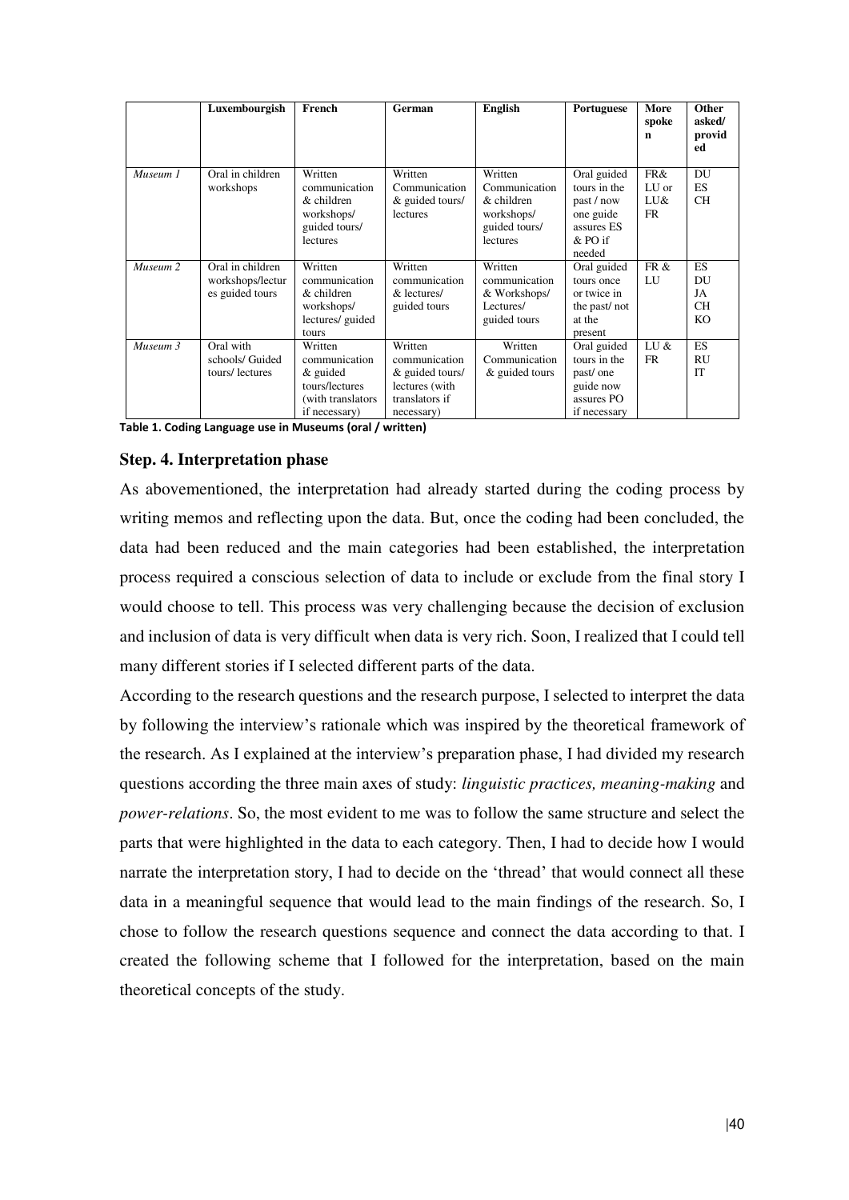| | Luxembourgish | French | German | English | Portuguese | More spoken | Other asked/ provided |
|---|---|---|---|---|---|---|---|
| *Museum 1* | Oral in children workshops | Written communication & children workshops/ guided tours/ lectures | Written Communication & guided tours/ lectures | Written Communication & children workshops/ guided tours/ lectures | Oral guided tours in the past / now one guide assures ES & PO if needed | FR& LU or LU& FR | DU ES CH |
| *Museum 2* | Oral in children workshops/lectures guided tours | Written communication & children workshops/ lectures/ guided tours | Written communication & lectures/ guided tours | Written communication & Workshops/ Lectures/ guided tours | Oral guided tours once or twice in the past/ not at the present | FR & LU | ES DU JA CH KO |
| *Museum 3* | Oral with schools/ Guided tours/ lectures | Written communication & guided tours/lectures (with translators if necessary) | Written communication & guided tours/ lectures (with translators if necessary) | Written Communication & guided tours | Oral guided tours in the past/ one guide now assures PO if necessary | LU & FR | ES RU IT |

**Table 1. Coding Language use in Museums (oral / written)**

### Step. 4. Interpretation phase

As abovementioned, the interpretation had already started during the coding process by writing memos and reflecting upon the data. But, once the coding had been concluded, the data had been reduced and the main categories had been established, the interpretation process required a conscious selection of data to include or exclude from the final story I would choose to tell. This process was very challenging because the decision of exclusion and inclusion of data is very difficult when data is very rich. Soon, I realized that I could tell many different stories if I selected different parts of the data.

According to the research questions and the research purpose, I selected to interpret the data by following the interview's rationale which was inspired by the theoretical framework of the research. As I explained at the interview's preparation phase, I had divided my research questions according the three main axes of study: *linguistic practices, meaning-making* and *power-relations*. So, the most evident to me was to follow the same structure and select the parts that were highlighted in the data to each category. Then, I had to decide how I would narrate the interpretation story, I had to decide on the 'thread' that would connect all these data in a meaningful sequence that would lead to the main findings of the research. So, I chose to follow the research questions sequence and connect the data according to that. I created the following scheme that I followed for the interpretation, based on the main theoretical concepts of the study.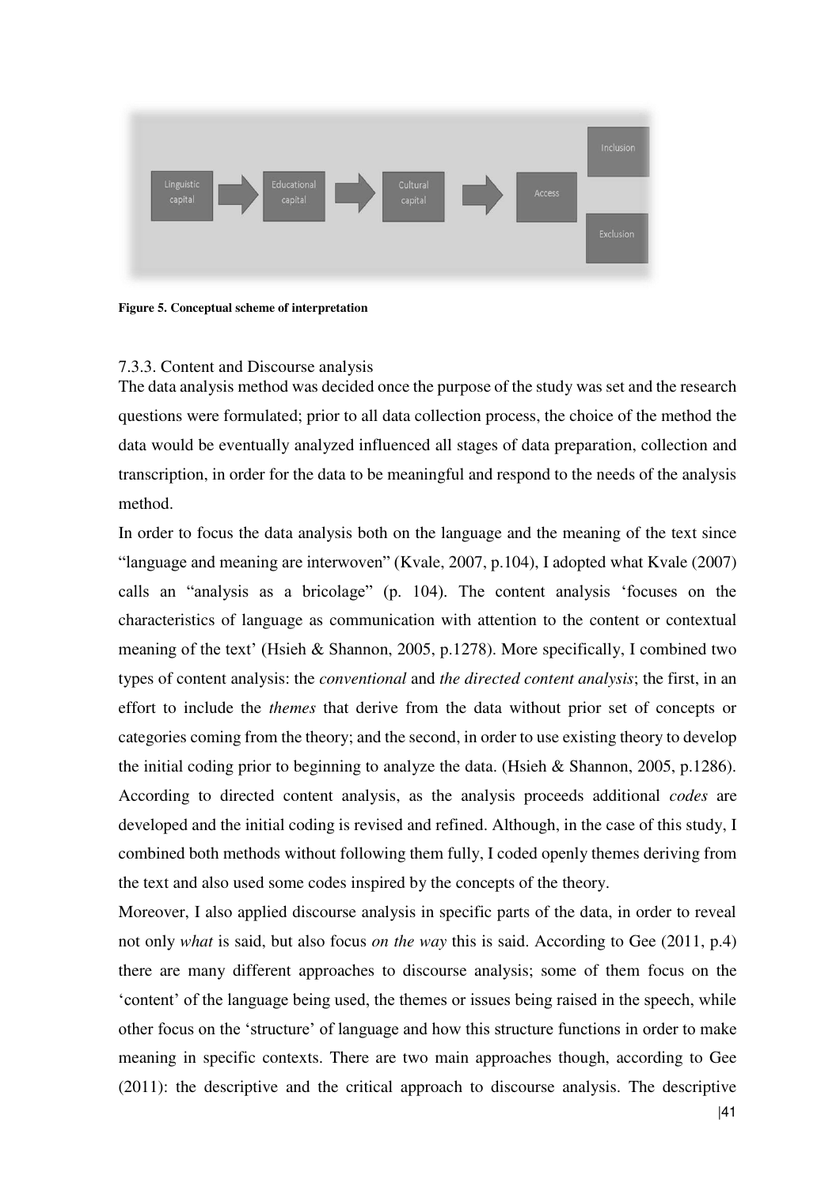Linguistic capital → Educational capital → Cultural capital → Access → Inclusion / Exclusion

**Figure 5. Conceptual scheme of interpretation**

### 7.3.3. Content and Discourse analysis

The data analysis method was decided once the purpose of the study was set and the research questions were formulated; prior to all data collection process, the choice of the method the data would be eventually analyzed influenced all stages of data preparation, collection and transcription, in order for the data to be meaningful and respond to the needs of the analysis method.

In order to focus the data analysis both on the language and the meaning of the text since "language and meaning are interwoven" (Kvale, 2007, p.104), I adopted what Kvale (2007) calls an "analysis as a bricolage" (p. 104). The content analysis 'focuses on the characteristics of language as communication with attention to the content or contextual meaning of the text' (Hsieh & Shannon, 2005, p.1278). More specifically, I combined two types of content analysis: the *conventional* and *the directed content analysis*; the first, in an effort to include the *themes* that derive from the data without prior set of concepts or categories coming from the theory; and the second, in order to use existing theory to develop the initial coding prior to beginning to analyze the data. (Hsieh & Shannon, 2005, p.1286). According to directed content analysis, as the analysis proceeds additional *codes* are developed and the initial coding is revised and refined. Although, in the case of this study, I combined both methods without following them fully, I coded openly themes deriving from the text and also used some codes inspired by the concepts of the theory.

Moreover, I also applied discourse analysis in specific parts of the data, in order to reveal not only *what* is said, but also focus *on the way* this is said. According to Gee (2011, p.4) there are many different approaches to discourse analysis; some of them focus on the 'content' of the language being used, the themes or issues being raised in the speech, while other focus on the 'structure' of language and how this structure functions in order to make meaning in specific contexts. There are two main approaches though, according to Gee (2011): the descriptive and the critical approach to discourse analysis. The descriptive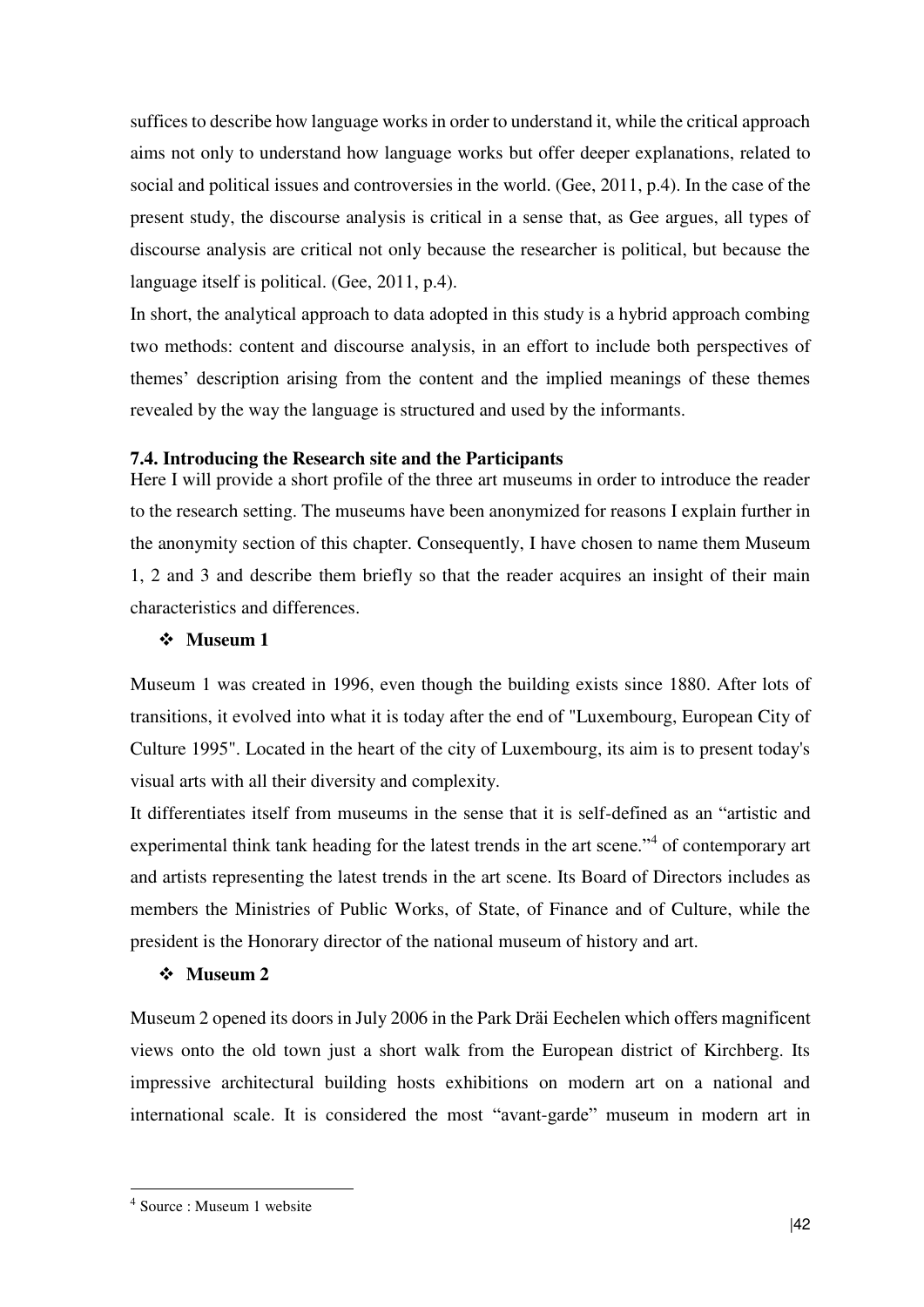suffices to describe how language works in order to understand it, while the critical approach aims not only to understand how language works but offer deeper explanations, related to social and political issues and controversies in the world. (Gee, 2011, p.4). In the case of the present study, the discourse analysis is critical in a sense that, as Gee argues, all types of discourse analysis are critical not only because the researcher is political, but because the language itself is political. (Gee, 2011, p.4).

In short, the analytical approach to data adopted in this study is a hybrid approach combing two methods: content and discourse analysis, in an effort to include both perspectives of themes' description arising from the content and the implied meanings of these themes revealed by the way the language is structured and used by the informants.

### 7.4. Introducing the Research site and the Participants

Here I will provide a short profile of the three art museums in order to introduce the reader to the research setting. The museums have been anonymized for reasons I explain further in the anonymity section of this chapter. Consequently, I have chosen to name them Museum 1, 2 and 3 and describe them briefly so that the reader acquires an insight of their main characteristics and differences.

- **Museum 1**

Museum 1 was created in 1996, even though the building exists since 1880. After lots of transitions, it evolved into what it is today after the end of "Luxembourg, European City of Culture 1995". Located in the heart of the city of Luxembourg, its aim is to present today's visual arts with all their diversity and complexity.

It differentiates itself from museums in the sense that it is self-defined as an "artistic and experimental think tank heading for the latest trends in the art scene."[4] of contemporary art and artists representing the latest trends in the art scene. Its Board of Directors includes as members the Ministries of Public Works, of State, of Finance and of Culture, while the president is the Honorary director of the national museum of history and art.

- **Museum 2**

Museum 2 opened its doors in July 2006 in the Park Dräi Eechelen which offers magnificent views onto the old town just a short walk from the European district of Kirchberg. Its impressive architectural building hosts exhibitions on modern art on a national and international scale. It is considered the most "avant-garde" museum in modern art in

[4] Source : Museum 1 website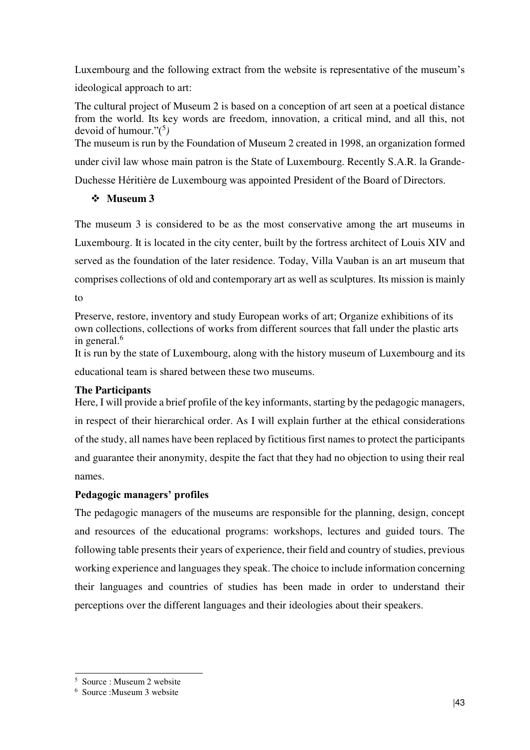Luxembourg and the following extract from the website is representative of the museum's ideological approach to art:

The cultural project of Museum 2 is based on a conception of art seen at a poetical distance from the world. Its key words are freedom, innovation, a critical mind, and all this, not devoid of humour."([5])

The museum is run by the Foundation of Museum 2 created in 1998, an organization formed under civil law whose main patron is the State of Luxembourg. Recently S.A.R. la Grande-Duchesse Héritière de Luxembourg was appointed President of the Board of Directors.

- **Museum 3**

The museum 3 is considered to be as the most conservative among the art museums in Luxembourg. It is located in the city center, built by the fortress architect of Louis XIV and served as the foundation of the later residence. Today, Villa Vauban is an art museum that comprises collections of old and contemporary art as well as sculptures. Its mission is mainly to

Preserve, restore, inventory and study European works of art; Organize exhibitions of its own collections, collections of works from different sources that fall under the plastic arts in general.[6]

It is run by the state of Luxembourg, along with the history museum of Luxembourg and its educational team is shared between these two museums.

### The Participants

Here, I will provide a brief profile of the key informants, starting by the pedagogic managers, in respect of their hierarchical order. As I will explain further at the ethical considerations of the study, all names have been replaced by fictitious first names to protect the participants and guarantee their anonymity, despite the fact that they had no objection to using their real names.

### Pedagogic managers' profiles

The pedagogic managers of the museums are responsible for the planning, design, concept and resources of the educational programs: workshops, lectures and guided tours. The following table presents their years of experience, their field and country of studies, previous working experience and languages they speak. The choice to include information concerning their languages and countries of studies has been made in order to understand their perceptions over the different languages and their ideologies about their speakers.

---

[5] Source : Museum 2 website

[6] Source :Museum 3 website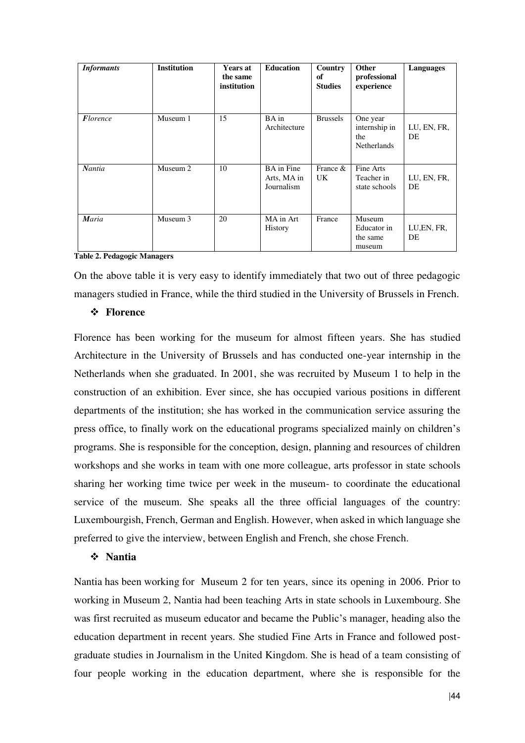| *Informants* | Institution | Years at the same institution | Education | Country of Studies | Other professional experience | Languages |
|---|---|---|---|---|---|---|
| ***Florence*** | Museum 1 | 15 | BA in Architecture | Brussels | One year internship in the Netherlands | LU, EN, FR, DE |
| ***Nantia*** | Museum 2 | 10 | BA in Fine Arts, MA in Journalism | France & UK | Fine Arts Teacher in state schools | LU, EN, FR, DE |
| ***Maria*** | Museum 3 | 20 | MA in Art History | France | Museum Educator in the same museum | LU,EN, FR, DE |

**Table 2. Pedagogic Managers**

On the above table it is very easy to identify immediately that two out of three pedagogic managers studied in France, while the third studied in the University of Brussels in French.

- **Florence**

Florence has been working for the museum for almost fifteen years. She has studied Architecture in the University of Brussels and has conducted one-year internship in the Netherlands when she graduated. In 2001, she was recruited by Museum 1 to help in the construction of an exhibition. Ever since, she has occupied various positions in different departments of the institution; she has worked in the communication service assuring the press office, to finally work on the educational programs specialized mainly on children's programs. She is responsible for the conception, design, planning and resources of children workshops and she works in team with one more colleague, arts professor in state schools sharing her working time twice per week in the museum- to coordinate the educational service of the museum. She speaks all the three official languages of the country: Luxembourgish, French, German and English. However, when asked in which language she preferred to give the interview, between English and French, she chose French.

- **Nantia**

Nantia has been working for Museum 2 for ten years, since its opening in 2006. Prior to working in Museum 2, Nantia had been teaching Arts in state schools in Luxembourg. She was first recruited as museum educator and became the Public's manager, heading also the education department in recent years. She studied Fine Arts in France and followed post-graduate studies in Journalism in the United Kingdom. She is head of a team consisting of four people working in the education department, where she is responsible for the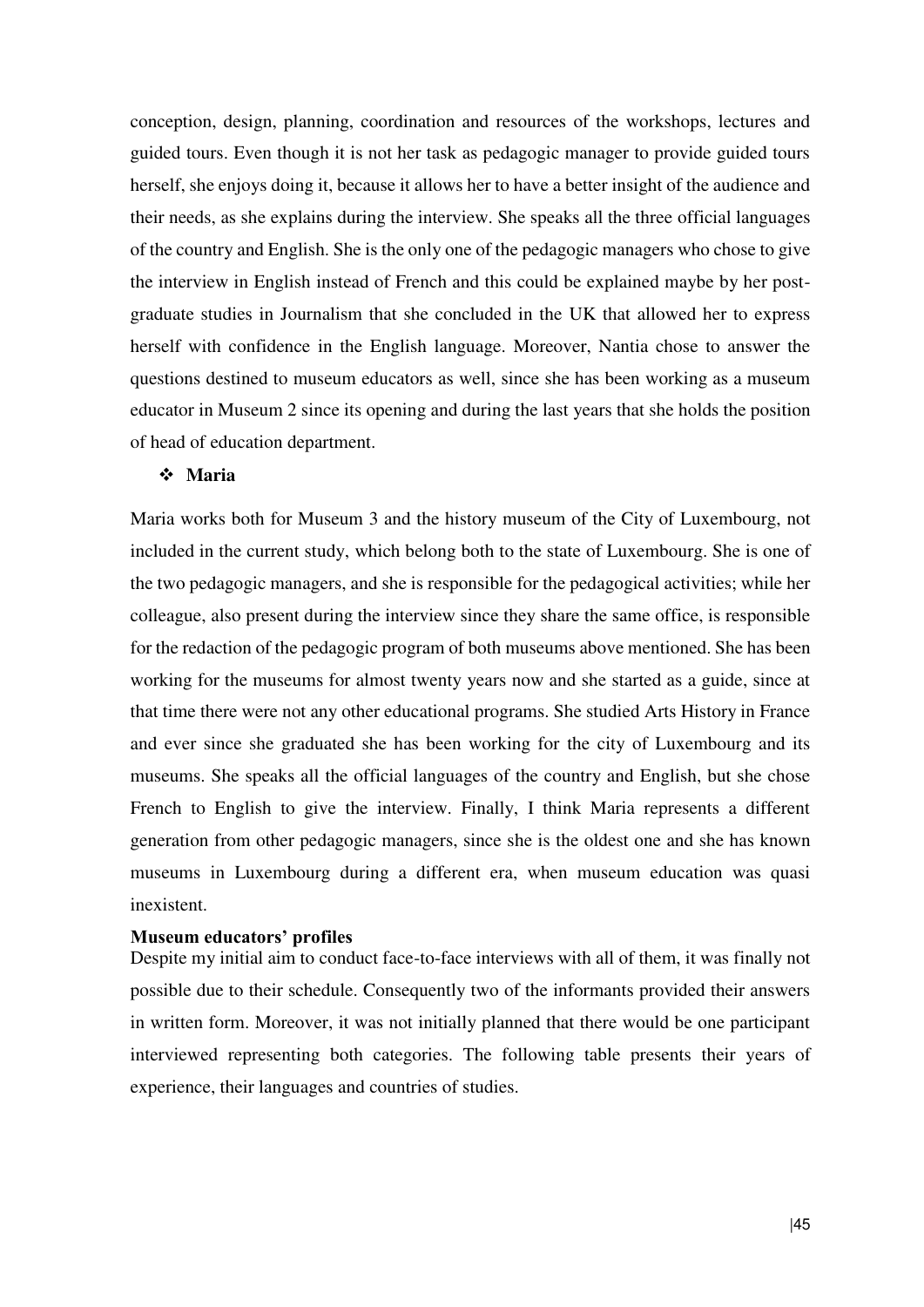conception, design, planning, coordination and resources of the workshops, lectures and guided tours. Even though it is not her task as pedagogic manager to provide guided tours herself, she enjoys doing it, because it allows her to have a better insight of the audience and their needs, as she explains during the interview. She speaks all the three official languages of the country and English. She is the only one of the pedagogic managers who chose to give the interview in English instead of French and this could be explained maybe by her post-graduate studies in Journalism that she concluded in the UK that allowed her to express herself with confidence in the English language. Moreover, Nantia chose to answer the questions destined to museum educators as well, since she has been working as a museum educator in Museum 2 since its opening and during the last years that she holds the position of head of education department.

- **Maria**

Maria works both for Museum 3 and the history museum of the City of Luxembourg, not included in the current study, which belong both to the state of Luxembourg. She is one of the two pedagogic managers, and she is responsible for the pedagogical activities; while her colleague, also present during the interview since they share the same office, is responsible for the redaction of the pedagogic program of both museums above mentioned. She has been working for the museums for almost twenty years now and she started as a guide, since at that time there were not any other educational programs. She studied Arts History in France and ever since she graduated she has been working for the city of Luxembourg and its museums. She speaks all the official languages of the country and English, but she chose French to English to give the interview. Finally, I think Maria represents a different generation from other pedagogic managers, since she is the oldest one and she has known museums in Luxembourg during a different era, when museum education was quasi inexistent.

**Museum educators' profiles**

Despite my initial aim to conduct face-to-face interviews with all of them, it was finally not possible due to their schedule. Consequently two of the informants provided their answers in written form. Moreover, it was not initially planned that there would be one participant interviewed representing both categories. The following table presents their years of experience, their languages and countries of studies.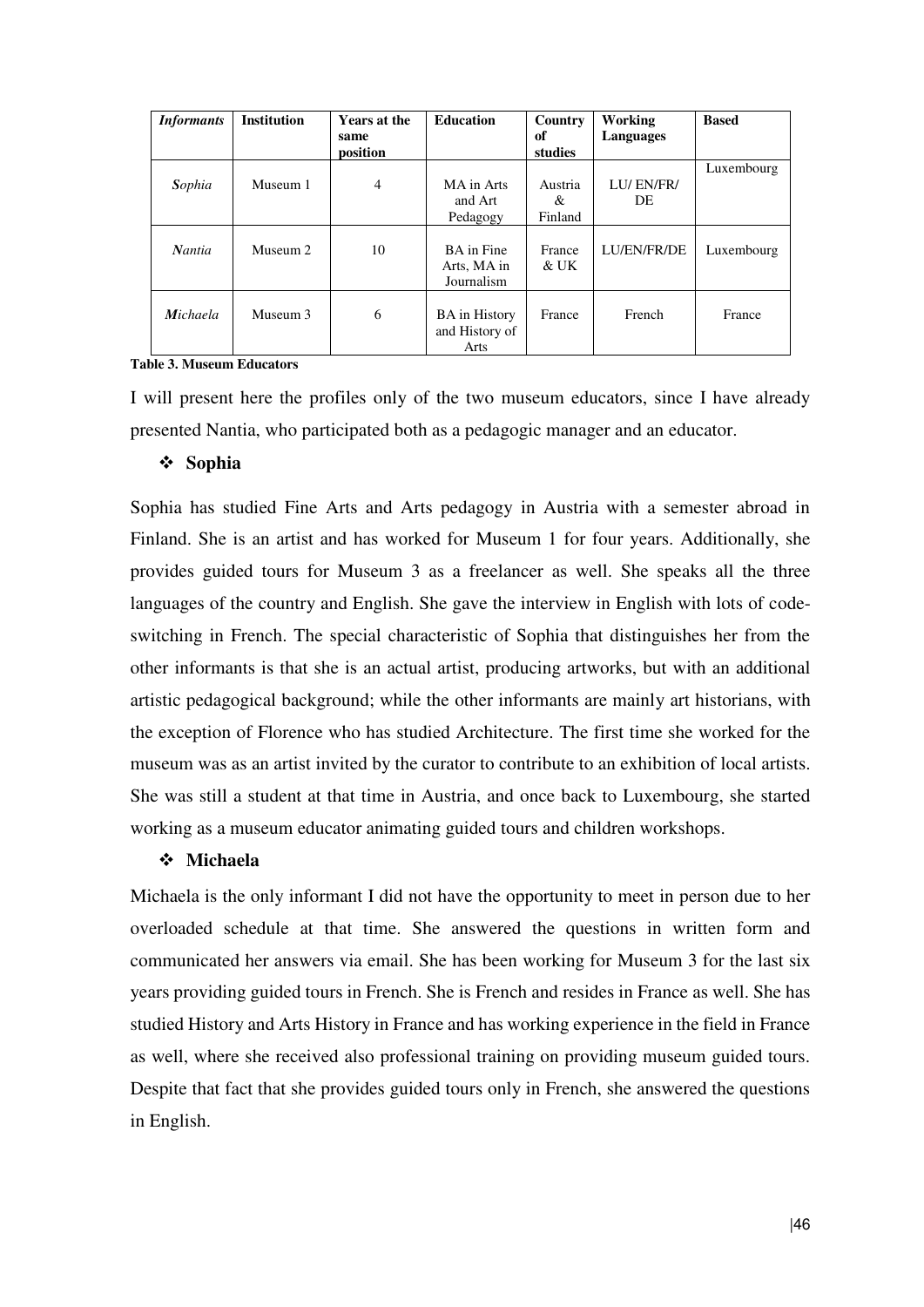| *Informants* | Institution | Years at the same position | Education | Country of studies | Working Languages | Based |
|---|---|---|---|---|---|---|
| ***S**ophia* | Museum 1 | 4 | MA in Arts and Art Pedagogy | Austria & Finland | LU/ EN/FR/ DE | Luxembourg |
| ***N**antia* | Museum 2 | 10 | BA in Fine Arts, MA in Journalism | France & UK | LU/EN/FR/DE | Luxembourg |
| ***M**ichaela* | Museum 3 | 6 | BA in History and History of Arts | France | French | France |

**Table 3. Museum Educators**

I will present here the profiles only of the two museum educators, since I have already presented Nantia, who participated both as a pedagogic manager and an educator.

- **Sophia**

Sophia has studied Fine Arts and Arts pedagogy in Austria with a semester abroad in Finland. She is an artist and has worked for Museum 1 for four years. Additionally, she provides guided tours for Museum 3 as a freelancer as well. She speaks all the three languages of the country and English. She gave the interview in English with lots of code-switching in French. The special characteristic of Sophia that distinguishes her from the other informants is that she is an actual artist, producing artworks, but with an additional artistic pedagogical background; while the other informants are mainly art historians, with the exception of Florence who has studied Architecture. The first time she worked for the museum was as an artist invited by the curator to contribute to an exhibition of local artists. She was still a student at that time in Austria, and once back to Luxembourg, she started working as a museum educator animating guided tours and children workshops.

- **Michaela**

Michaela is the only informant I did not have the opportunity to meet in person due to her overloaded schedule at that time. She answered the questions in written form and communicated her answers via email. She has been working for Museum 3 for the last six years providing guided tours in French. She is French and resides in France as well. She has studied History and Arts History in France and has working experience in the field in France as well, where she received also professional training on providing museum guided tours. Despite that fact that she provides guided tours only in French, she answered the questions in English.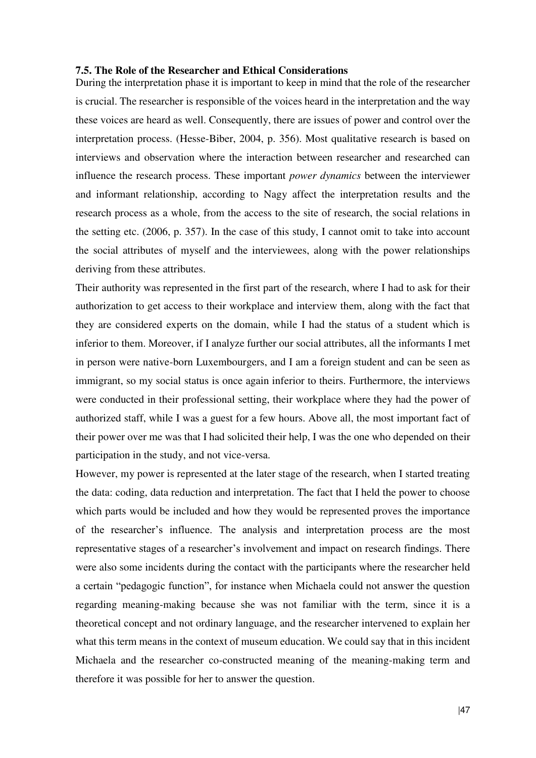### 7.5. The Role of the Researcher and Ethical Considerations

During the interpretation phase it is important to keep in mind that the role of the researcher is crucial. The researcher is responsible of the voices heard in the interpretation and the way these voices are heard as well. Consequently, there are issues of power and control over the interpretation process. (Hesse-Biber, 2004, p. 356). Most qualitative research is based on interviews and observation where the interaction between researcher and researched can influence the research process. These important *power dynamics* between the interviewer and informant relationship, according to Nagy affect the interpretation results and the research process as a whole, from the access to the site of research, the social relations in the setting etc. (2006, p. 357). In the case of this study, I cannot omit to take into account the social attributes of myself and the interviewees, along with the power relationships deriving from these attributes.

Their authority was represented in the first part of the research, where I had to ask for their authorization to get access to their workplace and interview them, along with the fact that they are considered experts on the domain, while I had the status of a student which is inferior to them. Moreover, if I analyze further our social attributes, all the informants I met in person were native-born Luxembourgers, and I am a foreign student and can be seen as immigrant, so my social status is once again inferior to theirs. Furthermore, the interviews were conducted in their professional setting, their workplace where they had the power of authorized staff, while I was a guest for a few hours. Above all, the most important fact of their power over me was that I had solicited their help, I was the one who depended on their participation in the study, and not vice-versa.

However, my power is represented at the later stage of the research, when I started treating the data: coding, data reduction and interpretation. The fact that I held the power to choose which parts would be included and how they would be represented proves the importance of the researcher's influence. The analysis and interpretation process are the most representative stages of a researcher's involvement and impact on research findings. There were also some incidents during the contact with the participants where the researcher held a certain "pedagogic function", for instance when Michaela could not answer the question regarding meaning-making because she was not familiar with the term, since it is a theoretical concept and not ordinary language, and the researcher intervened to explain her what this term means in the context of museum education. We could say that in this incident Michaela and the researcher co-constructed meaning of the meaning-making term and therefore it was possible for her to answer the question.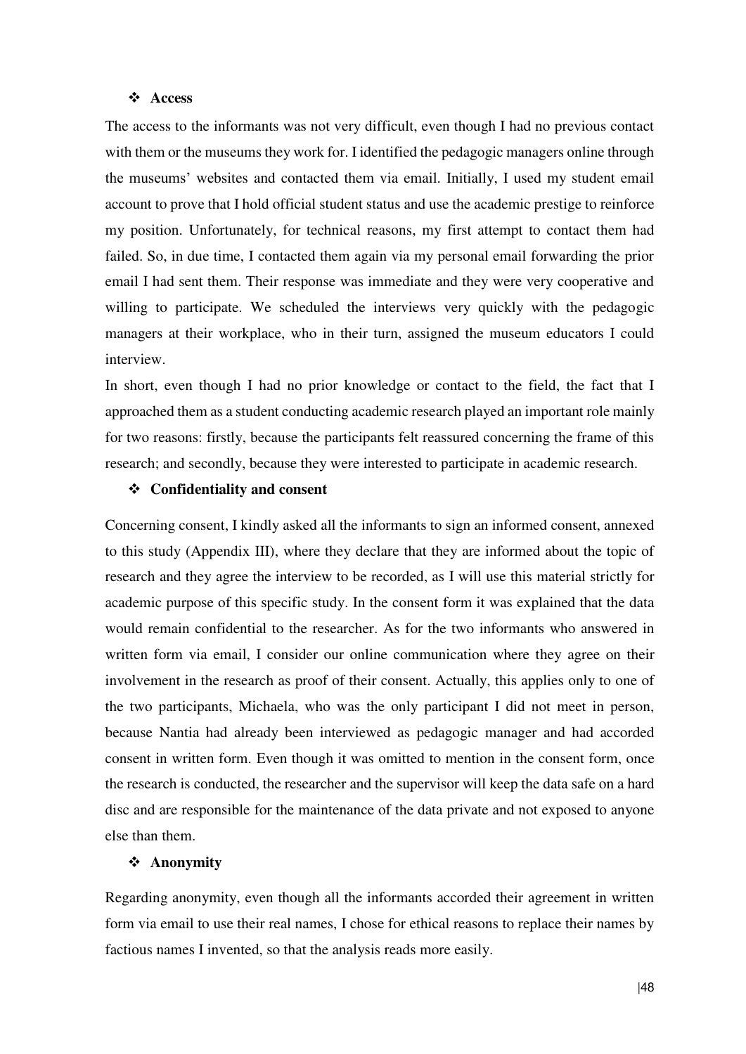- **Access**

The access to the informants was not very difficult, even though I had no previous contact with them or the museums they work for. I identified the pedagogic managers online through the museums' websites and contacted them via email. Initially, I used my student email account to prove that I hold official student status and use the academic prestige to reinforce my position. Unfortunately, for technical reasons, my first attempt to contact them had failed. So, in due time, I contacted them again via my personal email forwarding the prior email I had sent them. Their response was immediate and they were very cooperative and willing to participate. We scheduled the interviews very quickly with the pedagogic managers at their workplace, who in their turn, assigned the museum educators I could interview.

In short, even though I had no prior knowledge or contact to the field, the fact that I approached them as a student conducting academic research played an important role mainly for two reasons: firstly, because the participants felt reassured concerning the frame of this research; and secondly, because they were interested to participate in academic research.

- **Confidentiality and consent**

Concerning consent, I kindly asked all the informants to sign an informed consent, annexed to this study (Appendix III), where they declare that they are informed about the topic of research and they agree the interview to be recorded, as I will use this material strictly for academic purpose of this specific study. In the consent form it was explained that the data would remain confidential to the researcher. As for the two informants who answered in written form via email, I consider our online communication where they agree on their involvement in the research as proof of their consent. Actually, this applies only to one of the two participants, Michaela, who was the only participant I did not meet in person, because Nantia had already been interviewed as pedagogic manager and had accorded consent in written form. Even though it was omitted to mention in the consent form, once the research is conducted, the researcher and the supervisor will keep the data safe on a hard disc and are responsible for the maintenance of the data private and not exposed to anyone else than them.

- **Anonymity**

Regarding anonymity, even though all the informants accorded their agreement in written form via email to use their real names, I chose for ethical reasons to replace their names by factious names I invented, so that the analysis reads more easily.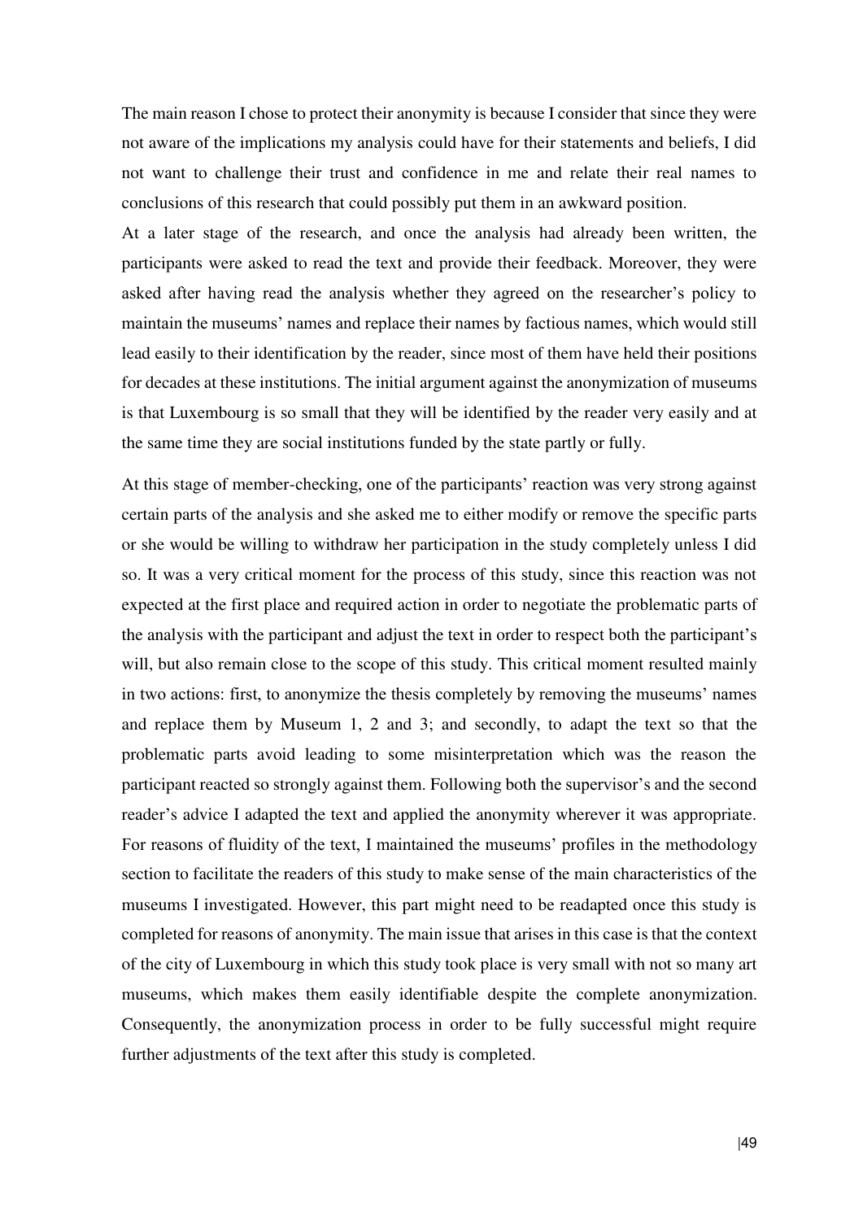The main reason I chose to protect their anonymity is because I consider that since they were not aware of the implications my analysis could have for their statements and beliefs, I did not want to challenge their trust and confidence in me and relate their real names to conclusions of this research that could possibly put them in an awkward position.

At a later stage of the research, and once the analysis had already been written, the participants were asked to read the text and provide their feedback. Moreover, they were asked after having read the analysis whether they agreed on the researcher's policy to maintain the museums' names and replace their names by factious names, which would still lead easily to their identification by the reader, since most of them have held their positions for decades at these institutions. The initial argument against the anonymization of museums is that Luxembourg is so small that they will be identified by the reader very easily and at the same time they are social institutions funded by the state partly or fully.

At this stage of member-checking, one of the participants' reaction was very strong against certain parts of the analysis and she asked me to either modify or remove the specific parts or she would be willing to withdraw her participation in the study completely unless I did so. It was a very critical moment for the process of this study, since this reaction was not expected at the first place and required action in order to negotiate the problematic parts of the analysis with the participant and adjust the text in order to respect both the participant's will, but also remain close to the scope of this study. This critical moment resulted mainly in two actions: first, to anonymize the thesis completely by removing the museums' names and replace them by Museum 1, 2 and 3; and secondly, to adapt the text so that the problematic parts avoid leading to some misinterpretation which was the reason the participant reacted so strongly against them. Following both the supervisor's and the second reader's advice I adapted the text and applied the anonymity wherever it was appropriate. For reasons of fluidity of the text, I maintained the museums' profiles in the methodology section to facilitate the readers of this study to make sense of the main characteristics of the museums I investigated. However, this part might need to be readapted once this study is completed for reasons of anonymity. The main issue that arises in this case is that the context of the city of Luxembourg in which this study took place is very small with not so many art museums, which makes them easily identifiable despite the complete anonymization. Consequently, the anonymization process in order to be fully successful might require further adjustments of the text after this study is completed.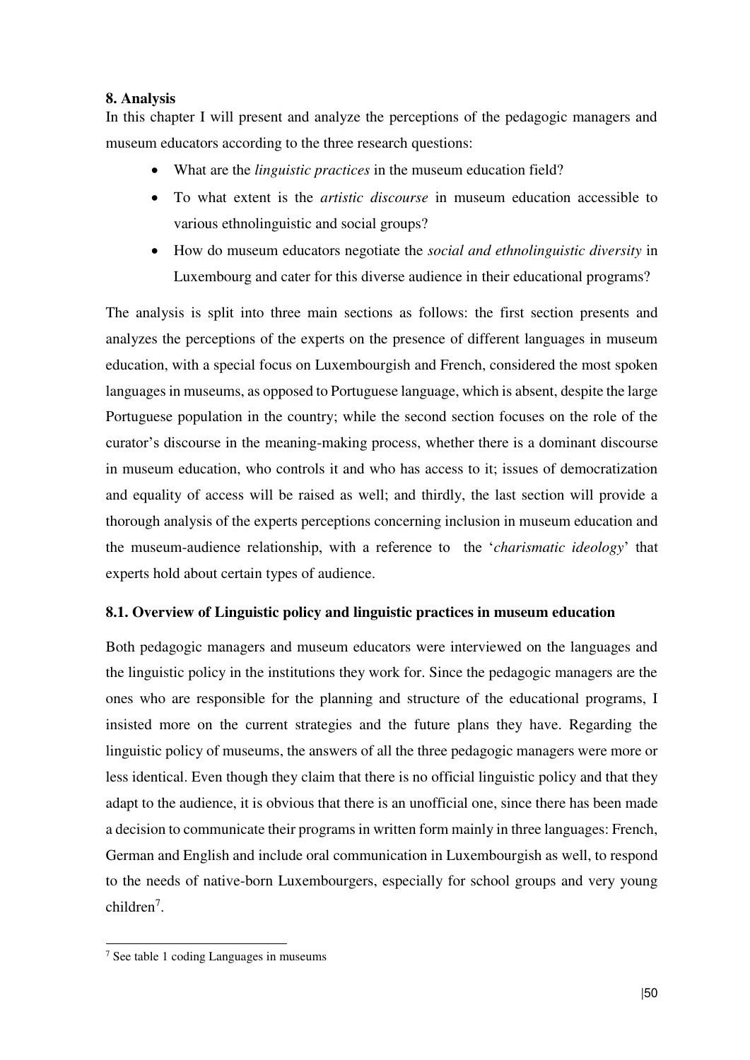# 8. Analysis

In this chapter I will present and analyze the perceptions of the pedagogic managers and museum educators according to the three research questions:

- What are the *linguistic practices* in the museum education field?
- To what extent is the *artistic discourse* in museum education accessible to various ethnolinguistic and social groups?
- How do museum educators negotiate the *social and ethnolinguistic diversity* in Luxembourg and cater for this diverse audience in their educational programs?

The analysis is split into three main sections as follows: the first section presents and analyzes the perceptions of the experts on the presence of different languages in museum education, with a special focus on Luxembourgish and French, considered the most spoken languages in museums, as opposed to Portuguese language, which is absent, despite the large Portuguese population in the country; while the second section focuses on the role of the curator's discourse in the meaning-making process, whether there is a dominant discourse in museum education, who controls it and who has access to it; issues of democratization and equality of access will be raised as well; and thirdly, the last section will provide a thorough analysis of the experts perceptions concerning inclusion in museum education and the museum-audience relationship, with a reference to the '*charismatic ideology*' that experts hold about certain types of audience.

## 8.1. Overview of Linguistic policy and linguistic practices in museum education

Both pedagogic managers and museum educators were interviewed on the languages and the linguistic policy in the institutions they work for. Since the pedagogic managers are the ones who are responsible for the planning and structure of the educational programs, I insisted more on the current strategies and the future plans they have. Regarding the linguistic policy of museums, the answers of all the three pedagogic managers were more or less identical. Even though they claim that there is no official linguistic policy and that they adapt to the audience, it is obvious that there is an unofficial one, since there has been made a decision to communicate their programs in written form mainly in three languages: French, German and English and include oral communication in Luxembourgish as well, to respond to the needs of native-born Luxembourgers, especially for school groups and very young children[7].

[7] See table 1 coding Languages in museums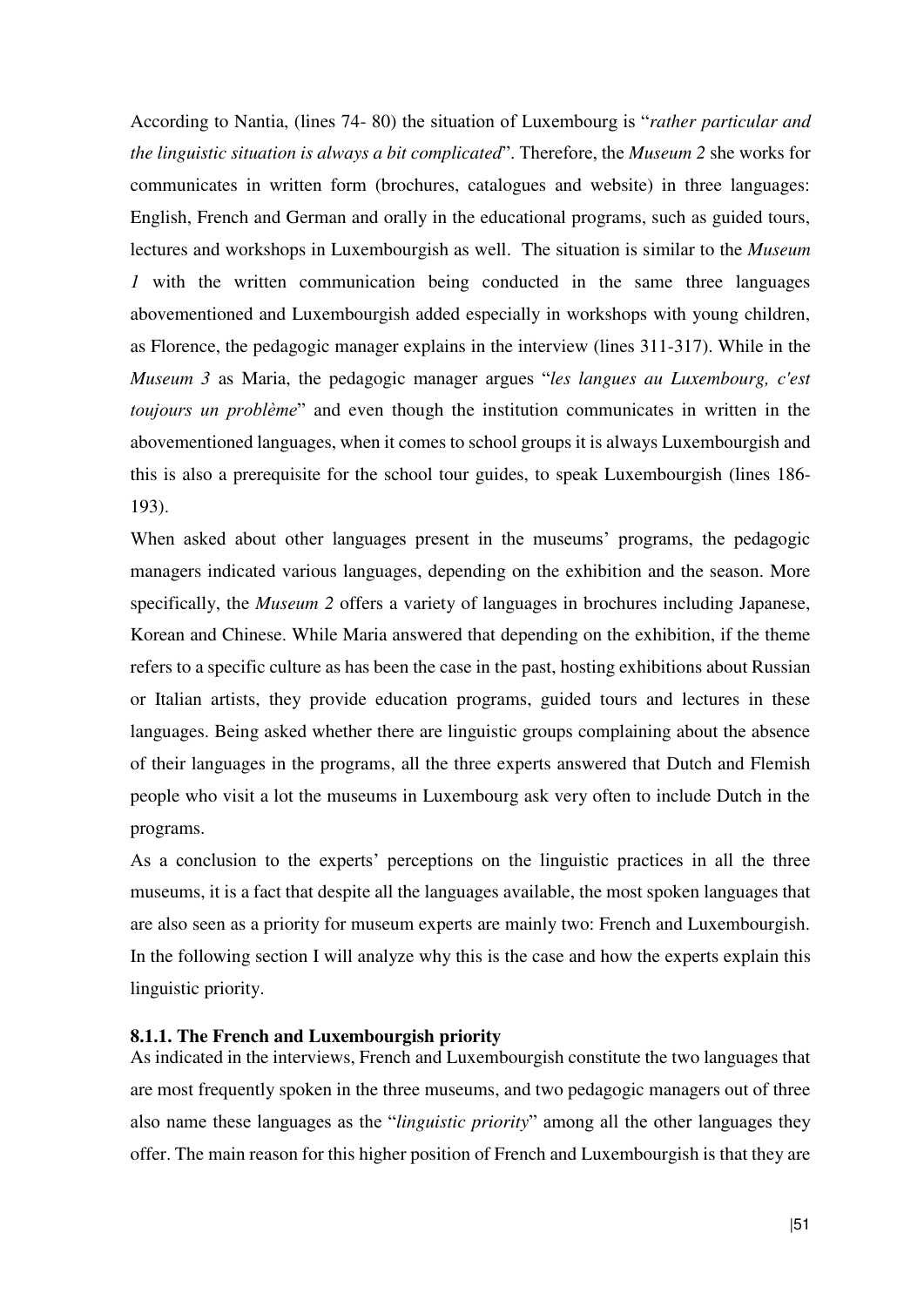According to Nantia, (lines 74- 80) the situation of Luxembourg is "*rather particular and the linguistic situation is always a bit complicated*". Therefore, the *Museum 2* she works for communicates in written form (brochures, catalogues and website) in three languages: English, French and German and orally in the educational programs, such as guided tours, lectures and workshops in Luxembourgish as well. The situation is similar to the *Museum 1* with the written communication being conducted in the same three languages abovementioned and Luxembourgish added especially in workshops with young children, as Florence, the pedagogic manager explains in the interview (lines 311-317). While in the *Museum 3* as Maria, the pedagogic manager argues "*les langues au Luxembourg, c'est toujours un problème*" and even though the institution communicates in written in the abovementioned languages, when it comes to school groups it is always Luxembourgish and this is also a prerequisite for the school tour guides, to speak Luxembourgish (lines 186-193).

When asked about other languages present in the museums' programs, the pedagogic managers indicated various languages, depending on the exhibition and the season. More specifically, the *Museum 2* offers a variety of languages in brochures including Japanese, Korean and Chinese. While Maria answered that depending on the exhibition, if the theme refers to a specific culture as has been the case in the past, hosting exhibitions about Russian or Italian artists, they provide education programs, guided tours and lectures in these languages. Being asked whether there are linguistic groups complaining about the absence of their languages in the programs, all the three experts answered that Dutch and Flemish people who visit a lot the museums in Luxembourg ask very often to include Dutch in the programs.

As a conclusion to the experts' perceptions on the linguistic practices in all the three museums, it is a fact that despite all the languages available, the most spoken languages that are also seen as a priority for museum experts are mainly two: French and Luxembourgish. In the following section I will analyze why this is the case and how the experts explain this linguistic priority.

### 8.1.1. The French and Luxembourgish priority

As indicated in the interviews, French and Luxembourgish constitute the two languages that are most frequently spoken in the three museums, and two pedagogic managers out of three also name these languages as the "*linguistic priority*" among all the other languages they offer. The main reason for this higher position of French and Luxembourgish is that they are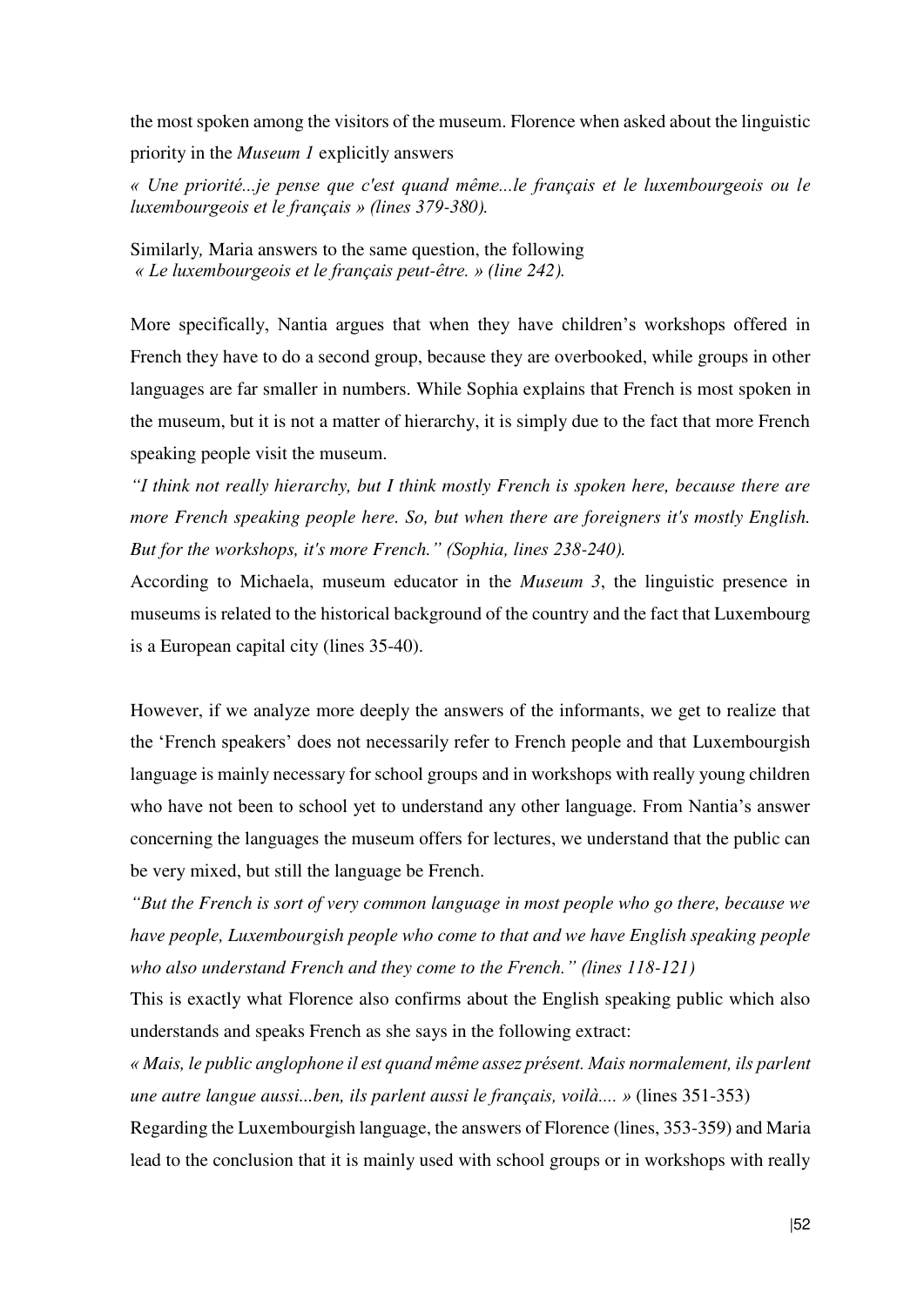the most spoken among the visitors of the museum. Florence when asked about the linguistic priority in the *Museum 1* explicitly answers

*« Une priorité...je pense que c'est quand même...le français et le luxembourgeois ou le luxembourgeois et le français » (lines 379-380).*

Similarly, Maria answers to the same question, the following
*« Le luxembourgeois et le français peut-être. » (line 242).*

More specifically, Nantia argues that when they have children's workshops offered in French they have to do a second group, because they are overbooked, while groups in other languages are far smaller in numbers. While Sophia explains that French is most spoken in the museum, but it is not a matter of hierarchy, it is simply due to the fact that more French speaking people visit the museum.

*"I think not really hierarchy, but I think mostly French is spoken here, because there are more French speaking people here. So, but when there are foreigners it's mostly English. But for the workshops, it's more French." (Sophia, lines 238-240).*

According to Michaela, museum educator in the *Museum 3*, the linguistic presence in museums is related to the historical background of the country and the fact that Luxembourg is a European capital city (lines 35-40).

However, if we analyze more deeply the answers of the informants, we get to realize that the 'French speakers' does not necessarily refer to French people and that Luxembourgish language is mainly necessary for school groups and in workshops with really young children who have not been to school yet to understand any other language. From Nantia's answer concerning the languages the museum offers for lectures, we understand that the public can be very mixed, but still the language be French.

*"But the French is sort of very common language in most people who go there, because we have people, Luxembourgish people who come to that and we have English speaking people who also understand French and they come to the French." (lines 118-121)*

This is exactly what Florence also confirms about the English speaking public which also understands and speaks French as she says in the following extract:

*« Mais, le public anglophone il est quand même assez présent. Mais normalement, ils parlent une autre langue aussi...ben, ils parlent aussi le français, voilà.... »* (lines 351-353)

Regarding the Luxembourgish language, the answers of Florence (lines, 353-359) and Maria lead to the conclusion that it is mainly used with school groups or in workshops with really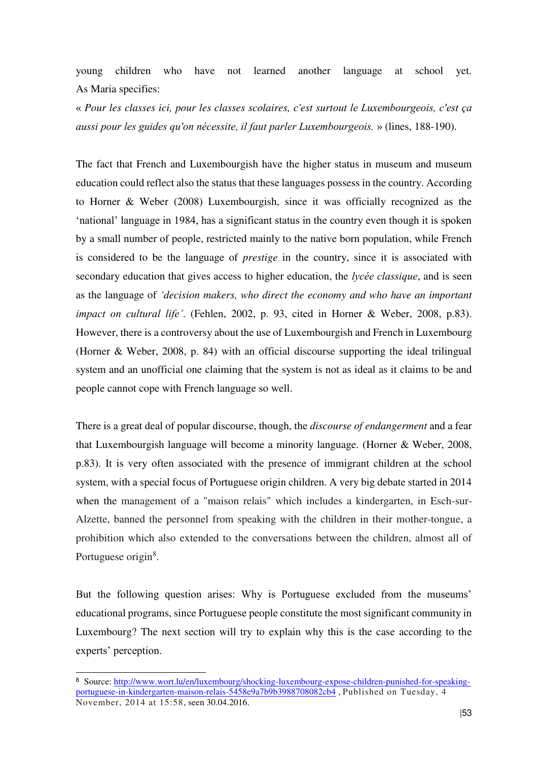young children who have not learned another language at school yet. As Maria specifies:

« *Pour les classes ici, pour les classes scolaires, c'est surtout le Luxembourgeois, c'est ça aussi pour les guides qu'on nécessite, il faut parler Luxembourgeois.* » (lines, 188-190).

The fact that French and Luxembourgish have the higher status in museum and museum education could reflect also the status that these languages possess in the country. According to Horner & Weber (2008) Luxembourgish, since it was officially recognized as the 'national' language in 1984, has a significant status in the country even though it is spoken by a small number of people, restricted mainly to the native born population, while French is considered to be the language of *prestige* in the country, since it is associated with secondary education that gives access to higher education, the *lycée classique*, and is seen as the language of *'decision makers, who direct the economy and who have an important impact on cultural life'*. (Fehlen, 2002, p. 93, cited in Horner & Weber, 2008, p.83). However, there is a controversy about the use of Luxembourgish and French in Luxembourg (Horner & Weber, 2008, p. 84) with an official discourse supporting the ideal trilingual system and an unofficial one claiming that the system is not as ideal as it claims to be and people cannot cope with French language so well.

There is a great deal of popular discourse, though, the *discourse of endangerment* and a fear that Luxembourgish language will become a minority language. (Horner & Weber, 2008, p.83). It is very often associated with the presence of immigrant children at the school system, with a special focus of Portuguese origin children. A very big debate started in 2014 when the management of a "maison relais" which includes a kindergarten, in Esch-sur-Alzette, banned the personnel from speaking with the children in their mother-tongue, a prohibition which also extended to the conversations between the children, almost all of Portuguese origin[8].

But the following question arises: Why is Portuguese excluded from the museums' educational programs, since Portuguese people constitute the most significant community in Luxembourg? The next section will try to explain why this is the case according to the experts' perception.

---

[8] Source: [http://www.wort.lu/en/luxembourg/shocking-luxembourg-expose-children-punished-for-speaking-portuguese-in-kindergarten-maison-relais-5458e9a7b9b3988708082cb4](http://www.wort.lu/en/luxembourg/shocking-luxembourg-expose-children-punished-for-speaking-portuguese-in-kindergarten-maison-relais-5458e9a7b9b3988708082cb4) , Published on Tuesday, 4 November, 2014 at 15:58, seen 30.04.2016.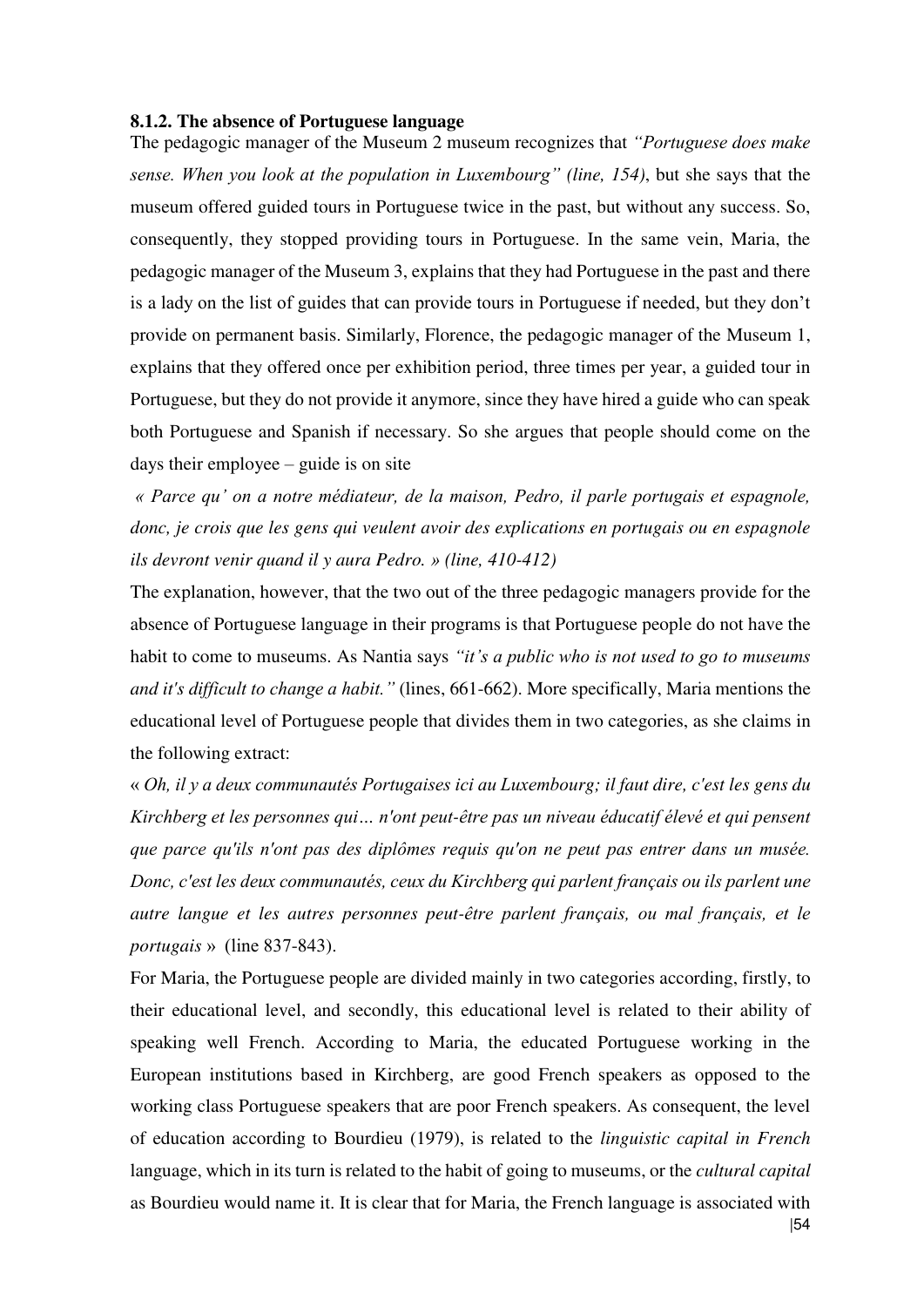### 8.1.2. The absence of Portuguese language

The pedagogic manager of the Museum 2 museum recognizes that *"Portuguese does make sense. When you look at the population in Luxembourg" (line, 154)*, but she says that the museum offered guided tours in Portuguese twice in the past, but without any success. So, consequently, they stopped providing tours in Portuguese. In the same vein, Maria, the pedagogic manager of the Museum 3, explains that they had Portuguese in the past and there is a lady on the list of guides that can provide tours in Portuguese if needed, but they don't provide on permanent basis. Similarly, Florence, the pedagogic manager of the Museum 1, explains that they offered once per exhibition period, three times per year, a guided tour in Portuguese, but they do not provide it anymore, since they have hired a guide who can speak both Portuguese and Spanish if necessary. So she argues that people should come on the days their employee – guide is on site

*« Parce qu' on a notre médiateur, de la maison, Pedro, il parle portugais et espagnole, donc, je crois que les gens qui veulent avoir des explications en portugais ou en espagnole ils devront venir quand il y aura Pedro. » (line, 410-412)*

The explanation, however, that the two out of the three pedagogic managers provide for the absence of Portuguese language in their programs is that Portuguese people do not have the habit to come to museums. As Nantia says *"it's a public who is not used to go to museums and it's difficult to change a habit."* (lines, 661-662). More specifically, Maria mentions the educational level of Portuguese people that divides them in two categories, as she claims in the following extract:

« *Oh, il y a deux communautés Portugaises ici au Luxembourg; il faut dire, c'est les gens du Kirchberg et les personnes qui… n'ont peut-être pas un niveau éducatif élevé et qui pensent que parce qu'ils n'ont pas des diplômes requis qu'on ne peut pas entrer dans un musée. Donc, c'est les deux communautés, ceux du Kirchberg qui parlent français ou ils parlent une autre langue et les autres personnes peut-être parlent français, ou mal français, et le portugais* » (line 837-843).

For Maria, the Portuguese people are divided mainly in two categories according, firstly, to their educational level, and secondly, this educational level is related to their ability of speaking well French. According to Maria, the educated Portuguese working in the European institutions based in Kirchberg, are good French speakers as opposed to the working class Portuguese speakers that are poor French speakers. As consequent, the level of education according to Bourdieu (1979), is related to the *linguistic capital in French* language, which in its turn is related to the habit of going to museums, or the *cultural capital* as Bourdieu would name it. It is clear that for Maria, the French language is associated with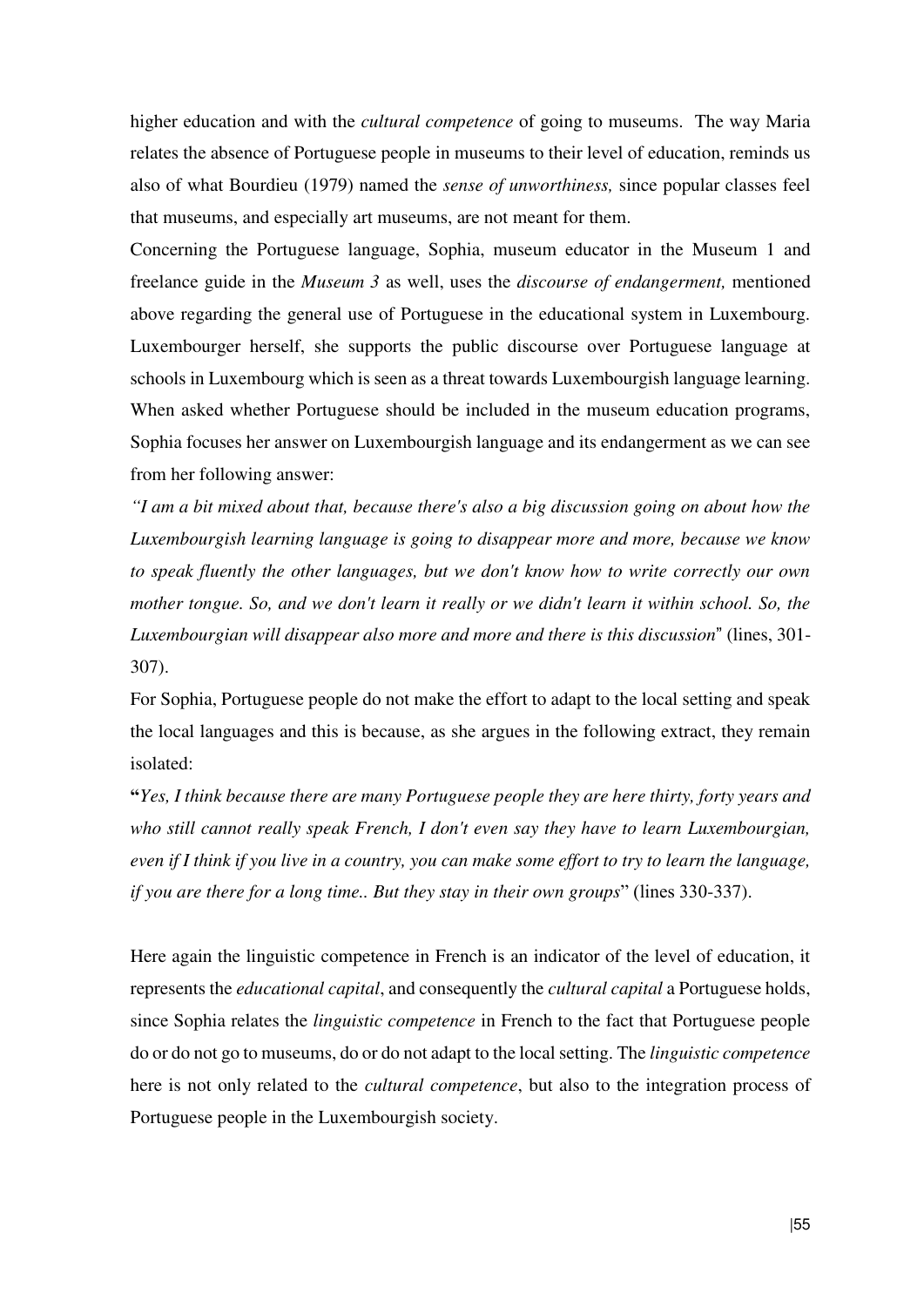higher education and with the *cultural competence* of going to museums. The way Maria relates the absence of Portuguese people in museums to their level of education, reminds us also of what Bourdieu (1979) named the *sense of unworthiness,* since popular classes feel that museums, and especially art museums, are not meant for them.

Concerning the Portuguese language, Sophia, museum educator in the Museum 1 and freelance guide in the *Museum 3* as well, uses the *discourse of endangerment,* mentioned above regarding the general use of Portuguese in the educational system in Luxembourg. Luxembourger herself, she supports the public discourse over Portuguese language at schools in Luxembourg which is seen as a threat towards Luxembourgish language learning. When asked whether Portuguese should be included in the museum education programs, Sophia focuses her answer on Luxembourgish language and its endangerment as we can see from her following answer:

*"I am a bit mixed about that, because there's also a big discussion going on about how the Luxembourgish learning language is going to disappear more and more, because we know to speak fluently the other languages, but we don't know how to write correctly our own mother tongue. So, and we don't learn it really or we didn't learn it within school. So, the Luxembourgian will disappear also more and more and there is this discussion*" (lines, 301-307).

For Sophia, Portuguese people do not make the effort to adapt to the local setting and speak the local languages and this is because, as she argues in the following extract, they remain isolated:

**"***Yes, I think because there are many Portuguese people they are here thirty, forty years and who still cannot really speak French, I don't even say they have to learn Luxembourgian, even if I think if you live in a country, you can make some effort to try to learn the language, if you are there for a long time.. But they stay in their own groups*" (lines 330-337).

Here again the linguistic competence in French is an indicator of the level of education, it represents the *educational capital*, and consequently the *cultural capital* a Portuguese holds, since Sophia relates the *linguistic competence* in French to the fact that Portuguese people do or do not go to museums, do or do not adapt to the local setting. The *linguistic competence* here is not only related to the *cultural competence*, but also to the integration process of Portuguese people in the Luxembourgish society.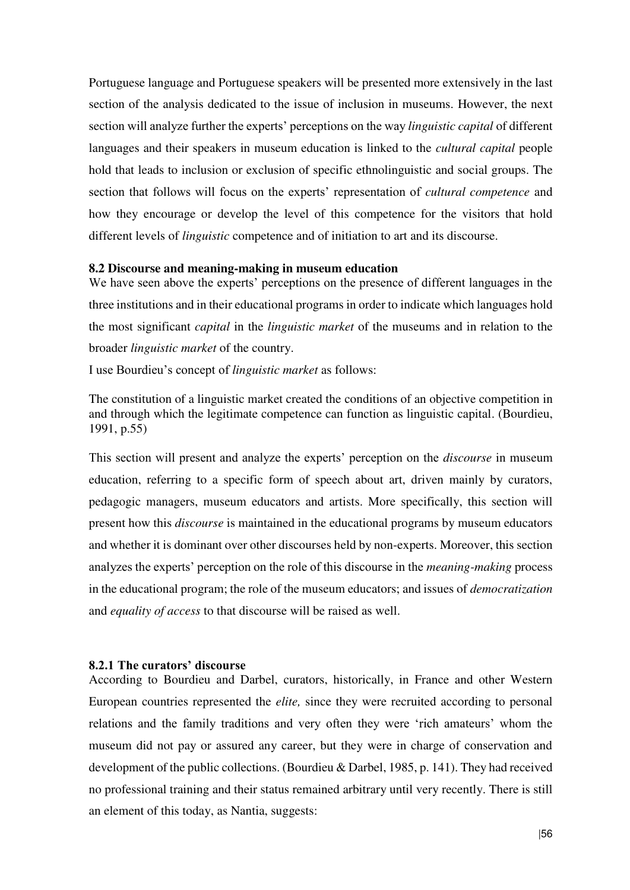Portuguese language and Portuguese speakers will be presented more extensively in the last section of the analysis dedicated to the issue of inclusion in museums. However, the next section will analyze further the experts' perceptions on the way *linguistic capital* of different languages and their speakers in museum education is linked to the *cultural capital* people hold that leads to inclusion or exclusion of specific ethnolinguistic and social groups. The section that follows will focus on the experts' representation of *cultural competence* and how they encourage or develop the level of this competence for the visitors that hold different levels of *linguistic* competence and of initiation to art and its discourse.

### 8.2 Discourse and meaning-making in museum education

We have seen above the experts' perceptions on the presence of different languages in the three institutions and in their educational programs in order to indicate which languages hold the most significant *capital* in the *linguistic market* of the museums and in relation to the broader *linguistic market* of the country.

I use Bourdieu's concept of *linguistic market* as follows:

The constitution of a linguistic market created the conditions of an objective competition in and through which the legitimate competence can function as linguistic capital. (Bourdieu, 1991, p.55)

This section will present and analyze the experts' perception on the *discourse* in museum education, referring to a specific form of speech about art, driven mainly by curators, pedagogic managers, museum educators and artists. More specifically, this section will present how this *discourse* is maintained in the educational programs by museum educators and whether it is dominant over other discourses held by non-experts. Moreover, this section analyzes the experts' perception on the role of this discourse in the *meaning-making* process in the educational program; the role of the museum educators; and issues of *democratization* and *equality of access* to that discourse will be raised as well.

#### 8.2.1 The curators' discourse

According to Bourdieu and Darbel, curators, historically, in France and other Western European countries represented the *elite,* since they were recruited according to personal relations and the family traditions and very often they were 'rich amateurs' whom the museum did not pay or assured any career, but they were in charge of conservation and development of the public collections. (Bourdieu & Darbel, 1985, p. 141). They had received no professional training and their status remained arbitrary until very recently. There is still an element of this today, as Nantia, suggests: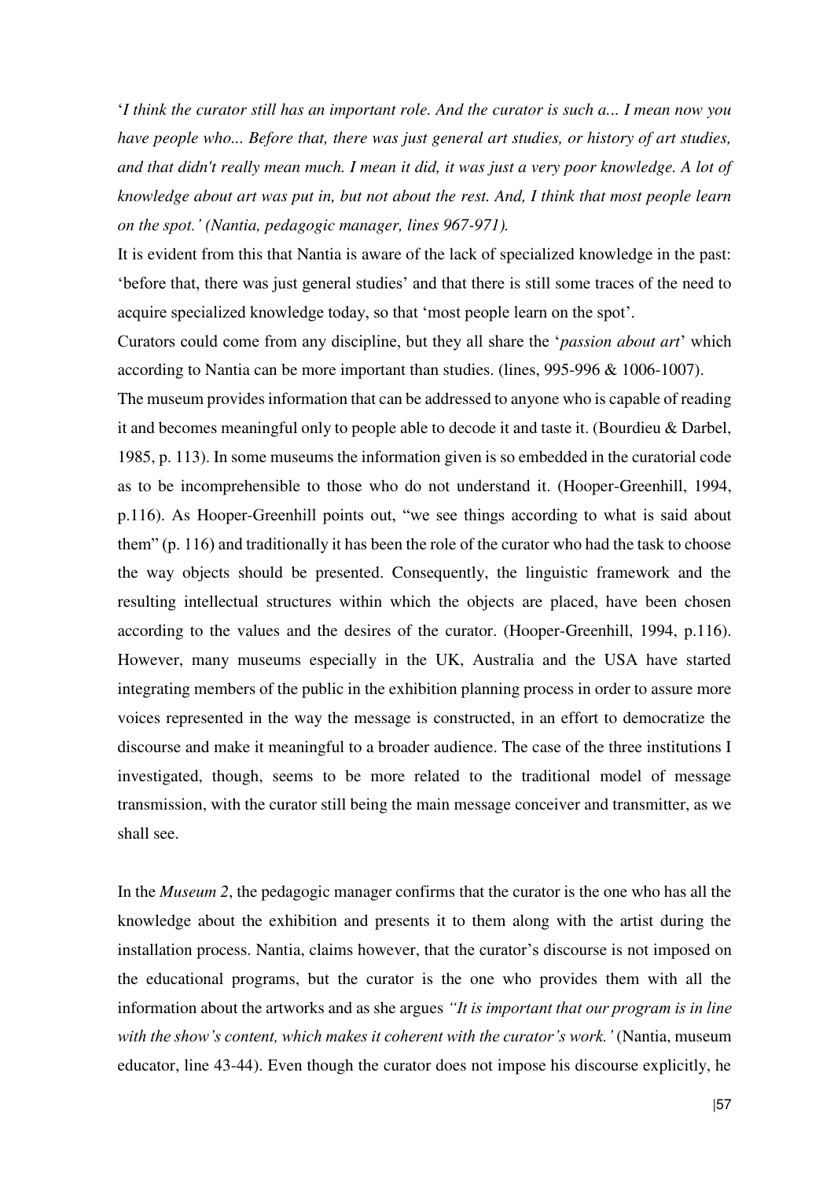'*I think the curator still has an important role. And the curator is such a... I mean now you have people who... Before that, there was just general art studies, or history of art studies, and that didn't really mean much. I mean it did, it was just a very poor knowledge. A lot of knowledge about art was put in, but not about the rest. And, I think that most people learn on the spot.' (Nantia, pedagogic manager, lines 967-971).*

It is evident from this that Nantia is aware of the lack of specialized knowledge in the past: 'before that, there was just general studies' and that there is still some traces of the need to acquire specialized knowledge today, so that 'most people learn on the spot'.

Curators could come from any discipline, but they all share the '*passion about art*' which according to Nantia can be more important than studies. (lines, 995-996 & 1006-1007).

The museum provides information that can be addressed to anyone who is capable of reading it and becomes meaningful only to people able to decode it and taste it. (Bourdieu & Darbel, 1985, p. 113). In some museums the information given is so embedded in the curatorial code as to be incomprehensible to those who do not understand it. (Hooper-Greenhill, 1994, p.116). As Hooper-Greenhill points out, "we see things according to what is said about them" (p. 116) and traditionally it has been the role of the curator who had the task to choose the way objects should be presented. Consequently, the linguistic framework and the resulting intellectual structures within which the objects are placed, have been chosen according to the values and the desires of the curator. (Hooper-Greenhill, 1994, p.116). However, many museums especially in the UK, Australia and the USA have started integrating members of the public in the exhibition planning process in order to assure more voices represented in the way the message is constructed, in an effort to democratize the discourse and make it meaningful to a broader audience. The case of the three institutions I investigated, though, seems to be more related to the traditional model of message transmission, with the curator still being the main message conceiver and transmitter, as we shall see.

In the *Museum 2*, the pedagogic manager confirms that the curator is the one who has all the knowledge about the exhibition and presents it to them along with the artist during the installation process. Nantia, claims however, that the curator's discourse is not imposed on the educational programs, but the curator is the one who provides them with all the information about the artworks and as she argues *"It is important that our program is in line with the show's content, which makes it coherent with the curator's work.'* (Nantia, museum educator, line 43-44). Even though the curator does not impose his discourse explicitly, he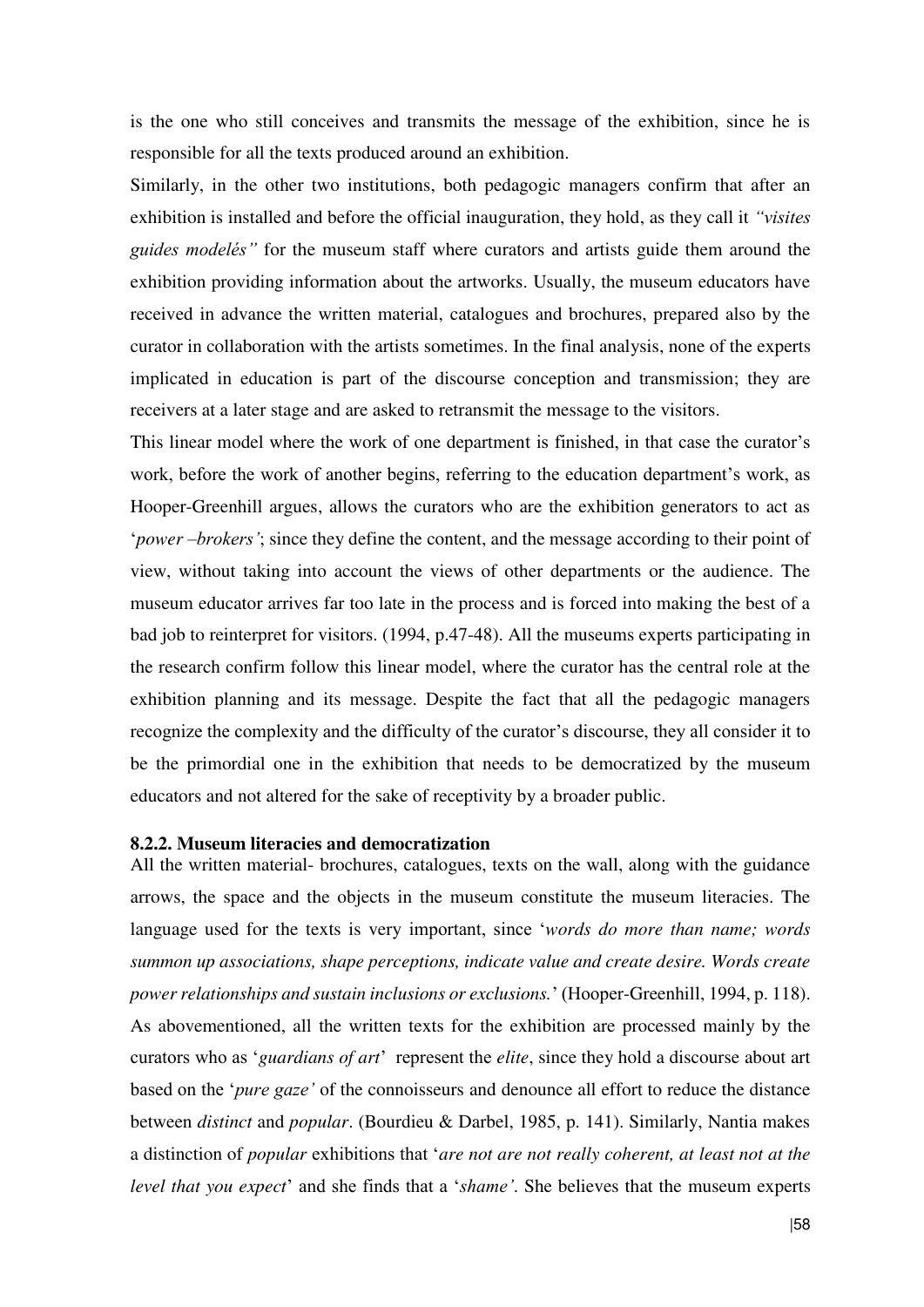is the one who still conceives and transmits the message of the exhibition, since he is responsible for all the texts produced around an exhibition.

Similarly, in the other two institutions, both pedagogic managers confirm that after an exhibition is installed and before the official inauguration, they hold, as they call it *"visites guides modelés"* for the museum staff where curators and artists guide them around the exhibition providing information about the artworks. Usually, the museum educators have received in advance the written material, catalogues and brochures, prepared also by the curator in collaboration with the artists sometimes. In the final analysis, none of the experts implicated in education is part of the discourse conception and transmission; they are receivers at a later stage and are asked to retransmit the message to the visitors.

This linear model where the work of one department is finished, in that case the curator's work, before the work of another begins, referring to the education department's work, as Hooper-Greenhill argues, allows the curators who are the exhibition generators to act as '*power –brokers'*; since they define the content, and the message according to their point of view, without taking into account the views of other departments or the audience. The museum educator arrives far too late in the process and is forced into making the best of a bad job to reinterpret for visitors. (1994, p.47-48). All the museums experts participating in the research confirm follow this linear model, where the curator has the central role at the exhibition planning and its message. Despite the fact that all the pedagogic managers recognize the complexity and the difficulty of the curator's discourse, they all consider it to be the primordial one in the exhibition that needs to be democratized by the museum educators and not altered for the sake of receptivity by a broader public.

### 8.2.2. Museum literacies and democratization

All the written material- brochures, catalogues, texts on the wall, along with the guidance arrows, the space and the objects in the museum constitute the museum literacies. The language used for the texts is very important, since '*words do more than name; words summon up associations, shape perceptions, indicate value and create desire. Words create power relationships and sustain inclusions or exclusions.*' (Hooper-Greenhill, 1994, p. 118). As abovementioned, all the written texts for the exhibition are processed mainly by the curators who as '*guardians of art*' represent the *elite*, since they hold a discourse about art based on the '*pure gaze'* of the connoisseurs and denounce all effort to reduce the distance between *distinct* and *popular*. (Bourdieu & Darbel, 1985, p. 141). Similarly, Nantia makes a distinction of *popular* exhibitions that '*are not are not really coherent, at least not at the level that you expect*' and she finds that a '*shame'*. She believes that the museum experts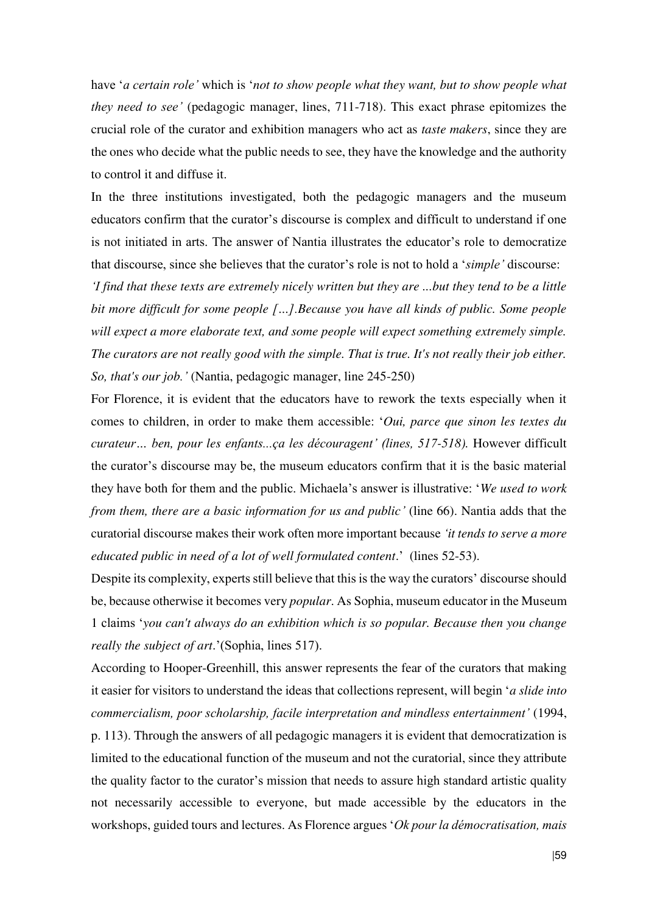have '*a certain role'* which is '*not to show people what they want, but to show people what they need to see'* (pedagogic manager, lines, 711-718). This exact phrase epitomizes the crucial role of the curator and exhibition managers who act as *taste makers*, since they are the ones who decide what the public needs to see, they have the knowledge and the authority to control it and diffuse it.

In the three institutions investigated, both the pedagogic managers and the museum educators confirm that the curator's discourse is complex and difficult to understand if one is not initiated in arts. The answer of Nantia illustrates the educator's role to democratize that discourse, since she believes that the curator's role is not to hold a '*simple'* discourse:

*'I find that these texts are extremely nicely written but they are ...but they tend to be a little bit more difficult for some people […].Because you have all kinds of public. Some people will expect a more elaborate text, and some people will expect something extremely simple. The curators are not really good with the simple. That is true. It's not really their job either. So, that's our job.'* (Nantia, pedagogic manager, line 245-250)

For Florence, it is evident that the educators have to rework the texts especially when it comes to children, in order to make them accessible: '*Oui, parce que sinon les textes du curateur… ben, pour les enfants...ça les découragent' (lines, 517-518).* However difficult the curator's discourse may be, the museum educators confirm that it is the basic material they have both for them and the public. Michaela's answer is illustrative: '*We used to work from them, there are a basic information for us and public'* (line 66). Nantia adds that the curatorial discourse makes their work often more important because *'it tends to serve a more educated public in need of a lot of well formulated content*.' (lines 52-53).

Despite its complexity, experts still believe that this is the way the curators' discourse should be, because otherwise it becomes very *popular*. As Sophia, museum educator in the Museum 1 claims '*you can't always do an exhibition which is so popular. Because then you change really the subject of art*.'(Sophia, lines 517).

According to Hooper-Greenhill, this answer represents the fear of the curators that making it easier for visitors to understand the ideas that collections represent, will begin '*a slide into commercialism, poor scholarship, facile interpretation and mindless entertainment'* (1994, p. 113). Through the answers of all pedagogic managers it is evident that democratization is limited to the educational function of the museum and not the curatorial, since they attribute the quality factor to the curator's mission that needs to assure high standard artistic quality not necessarily accessible to everyone, but made accessible by the educators in the workshops, guided tours and lectures. As Florence argues '*Ok pour la démocratisation, mais*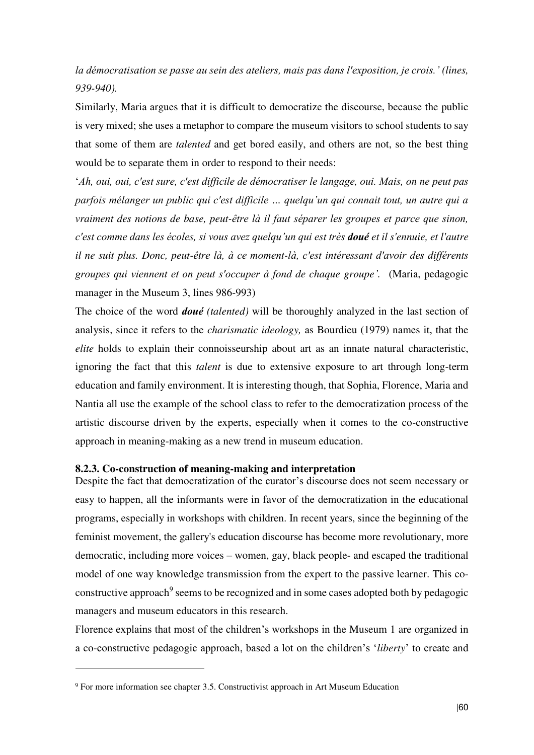*la démocratisation se passe au sein des ateliers, mais pas dans l'exposition, je crois.' (lines, 939-940).*

Similarly, Maria argues that it is difficult to democratize the discourse, because the public is very mixed; she uses a metaphor to compare the museum visitors to school students to say that some of them are *talented* and get bored easily, and others are not, so the best thing would be to separate them in order to respond to their needs:

'*Ah, oui, oui, c'est sure, c'est difficile de démocratiser le langage, oui. Mais, on ne peut pas parfois mélanger un public qui c'est difficile … quelqu'un qui connait tout, un autre qui a vraiment des notions de base, peut-être là il faut séparer les groupes et parce que sinon, c'est comme dans les écoles, si vous avez quelqu'un qui est très **doué** et il s'ennuie, et l'autre il ne suit plus. Donc, peut-être là, à ce moment-là, c'est intéressant d'avoir des différents groupes qui viennent et on peut s'occuper à fond de chaque groupe'.* (Maria, pedagogic manager in the Museum 3, lines 986-993)

The choice of the word ***doué*** *(talented)* will be thoroughly analyzed in the last section of analysis, since it refers to the *charismatic ideology,* as Bourdieu (1979) names it, that the *elite* holds to explain their connoisseurship about art as an innate natural characteristic, ignoring the fact that this *talent* is due to extensive exposure to art through long-term education and family environment. It is interesting though, that Sophia, Florence, Maria and Nantia all use the example of the school class to refer to the democratization process of the artistic discourse driven by the experts, especially when it comes to the co-constructive approach in meaning-making as a new trend in museum education.

### 8.2.3. Co-construction of meaning-making and interpretation

Despite the fact that democratization of the curator's discourse does not seem necessary or easy to happen, all the informants were in favor of the democratization in the educational programs, especially in workshops with children. In recent years, since the beginning of the feminist movement, the gallery's education discourse has become more revolutionary, more democratic, including more voices – women, gay, black people- and escaped the traditional model of one way knowledge transmission from the expert to the passive learner. This co-constructive approach[9] seems to be recognized and in some cases adopted both by pedagogic managers and museum educators in this research.

Florence explains that most of the children's workshops in the Museum 1 are organized in a co-constructive pedagogic approach, based a lot on the children's '*liberty*' to create and

---

[9] For more information see chapter 3.5. Constructivist approach in Art Museum Education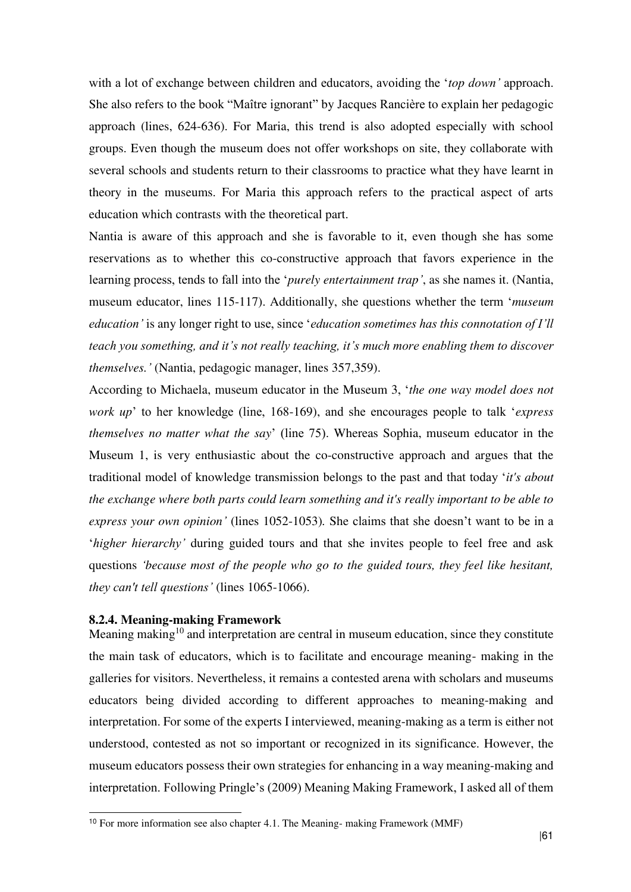with a lot of exchange between children and educators, avoiding the '*top down'* approach. She also refers to the book "Maître ignorant" by Jacques Rancière to explain her pedagogic approach (lines, 624-636). For Maria, this trend is also adopted especially with school groups. Even though the museum does not offer workshops on site, they collaborate with several schools and students return to their classrooms to practice what they have learnt in theory in the museums. For Maria this approach refers to the practical aspect of arts education which contrasts with the theoretical part.

Nantia is aware of this approach and she is favorable to it, even though she has some reservations as to whether this co-constructive approach that favors experience in the learning process, tends to fall into the '*purely entertainment trap'*, as she names it. (Nantia, museum educator, lines 115-117). Additionally, she questions whether the term '*museum education'* is any longer right to use, since '*education sometimes has this connotation of I'll teach you something, and it's not really teaching, it's much more enabling them to discover themselves.'* (Nantia, pedagogic manager, lines 357,359).

According to Michaela, museum educator in the Museum 3, '*the one way model does not work up*' to her knowledge (line, 168-169), and she encourages people to talk '*express themselves no matter what the say*' (line 75). Whereas Sophia, museum educator in the Museum 1, is very enthusiastic about the co-constructive approach and argues that the traditional model of knowledge transmission belongs to the past and that today '*it's about the exchange where both parts could learn something and it's really important to be able to express your own opinion'* (lines 1052-1053). She claims that she doesn't want to be in a '*higher hierarchy'* during guided tours and that she invites people to feel free and ask questions *'because most of the people who go to the guided tours, they feel like hesitant, they can't tell questions'* (lines 1065-1066).

### 8.2.4. Meaning-making Framework

Meaning making[10] and interpretation are central in museum education, since they constitute the main task of educators, which is to facilitate and encourage meaning- making in the galleries for visitors. Nevertheless, it remains a contested arena with scholars and museums educators being divided according to different approaches to meaning-making and interpretation. For some of the experts I interviewed, meaning-making as a term is either not understood, contested as not so important or recognized in its significance. However, the museum educators possess their own strategies for enhancing in a way meaning-making and interpretation. Following Pringle's (2009) Meaning Making Framework, I asked all of them

[10] For more information see also chapter 4.1. The Meaning- making Framework (MMF)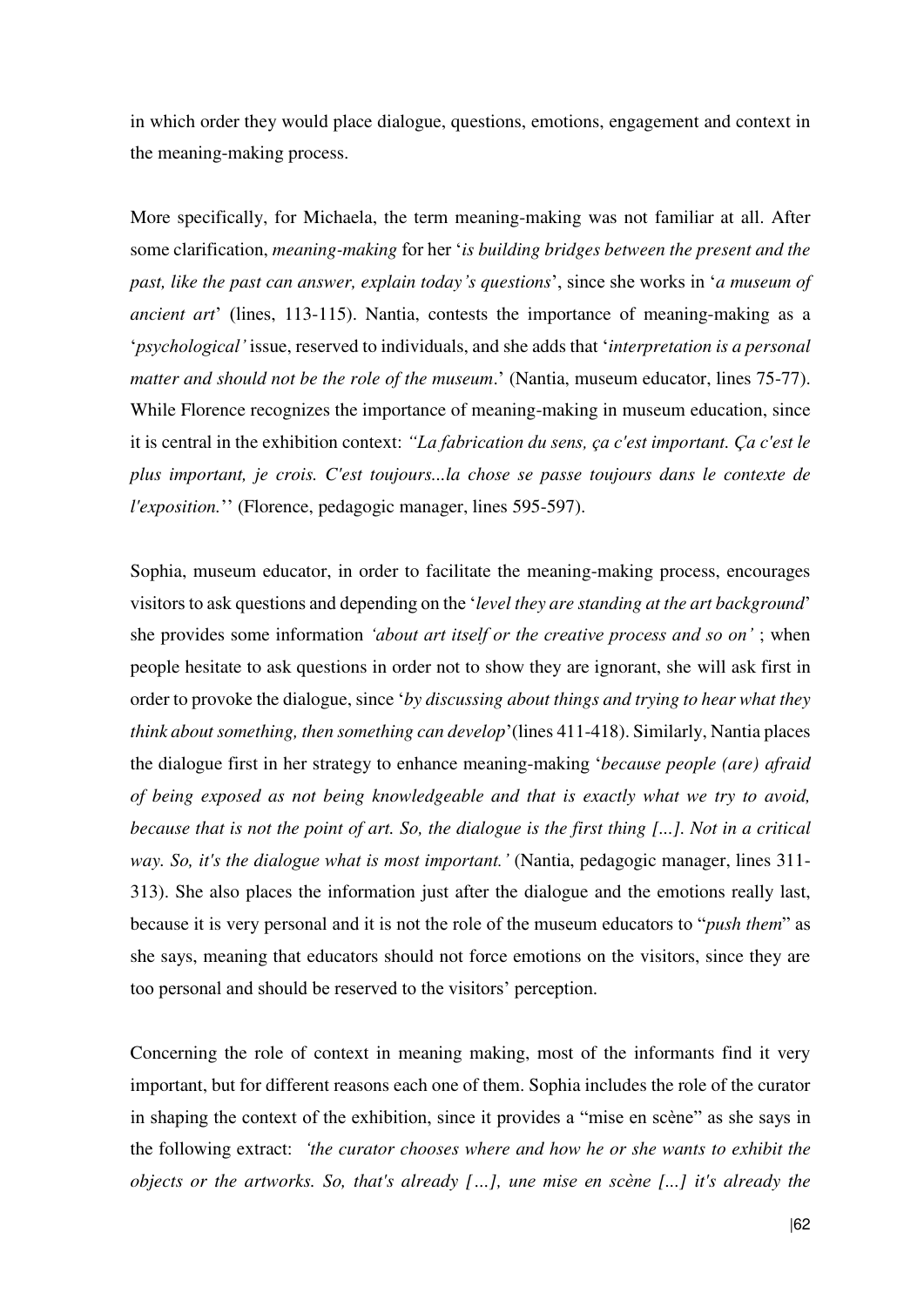in which order they would place dialogue, questions, emotions, engagement and context in the meaning-making process.

More specifically, for Michaela, the term meaning-making was not familiar at all. After some clarification, *meaning-making* for her '*is building bridges between the present and the past, like the past can answer, explain today's questions*', since she works in '*a museum of ancient art*' (lines, 113-115). Nantia, contests the importance of meaning-making as a '*psychological'* issue, reserved to individuals, and she adds that '*interpretation is a personal matter and should not be the role of the museum*.' (Nantia, museum educator, lines 75-77). While Florence recognizes the importance of meaning-making in museum education, since it is central in the exhibition context: *"La fabrication du sens, ça c'est important. Ça c'est le plus important, je crois. C'est toujours...la chose se passe toujours dans le contexte de l'exposition.*'' (Florence, pedagogic manager, lines 595-597).

Sophia, museum educator, in order to facilitate the meaning-making process, encourages visitors to ask questions and depending on the '*level they are standing at the art background*' she provides some information *'about art itself or the creative process and so on'* ; when people hesitate to ask questions in order not to show they are ignorant, she will ask first in order to provoke the dialogue, since '*by discussing about things and trying to hear what they think about something, then something can develop*'(lines 411-418). Similarly, Nantia places the dialogue first in her strategy to enhance meaning-making '*because people (are) afraid of being exposed as not being knowledgeable and that is exactly what we try to avoid, because that is not the point of art. So, the dialogue is the first thing [...]. Not in a critical way. So, it's the dialogue what is most important.'* (Nantia, pedagogic manager, lines 311-313). She also places the information just after the dialogue and the emotions really last, because it is very personal and it is not the role of the museum educators to "*push them*" as she says, meaning that educators should not force emotions on the visitors, since they are too personal and should be reserved to the visitors' perception.

Concerning the role of context in meaning making, most of the informants find it very important, but for different reasons each one of them. Sophia includes the role of the curator in shaping the context of the exhibition, since it provides a "mise en scène" as she says in the following extract: *'the curator chooses where and how he or she wants to exhibit the objects or the artworks. So, that's already […], une mise en scène [...] it's already the*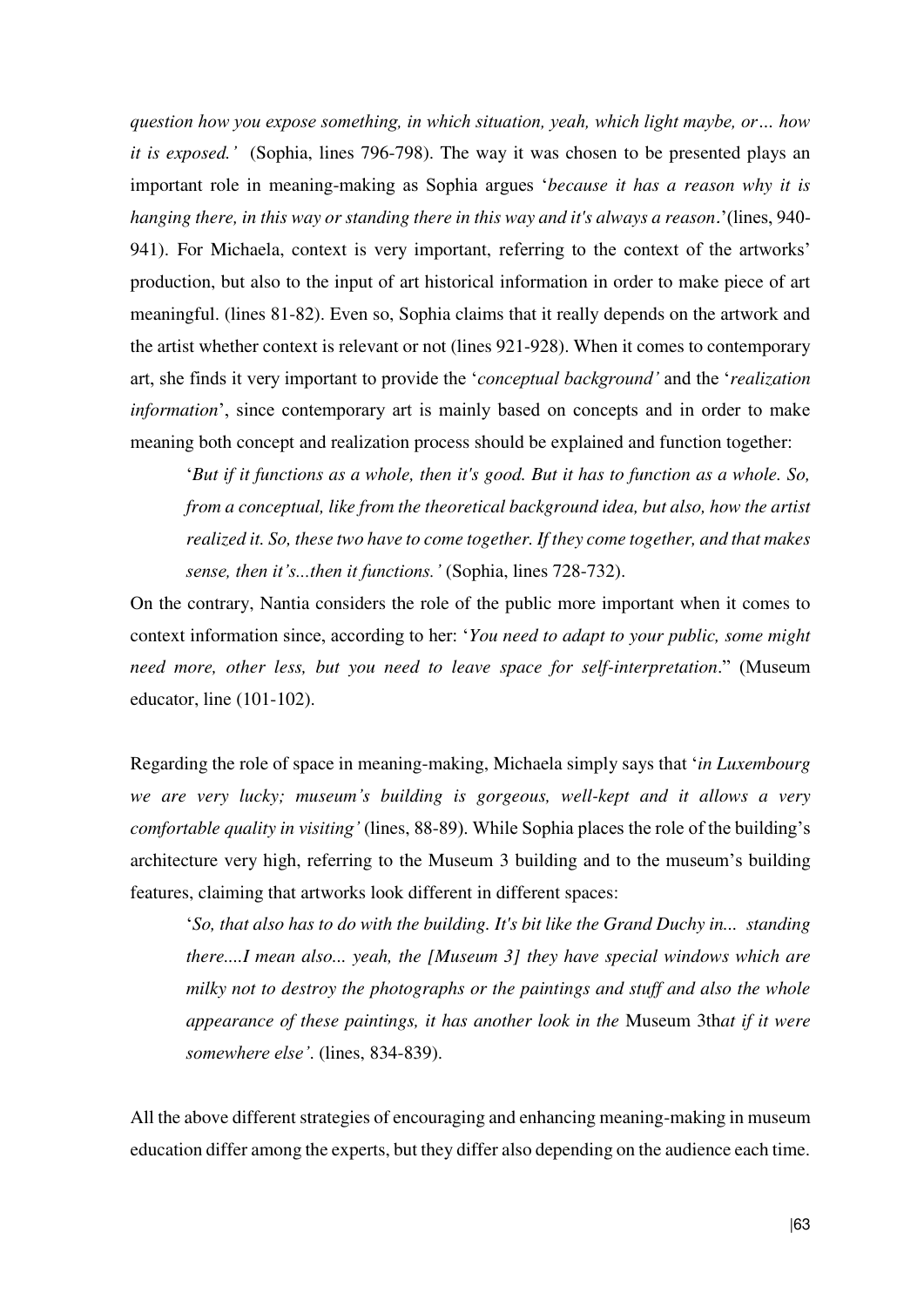*question how you expose something, in which situation, yeah, which light maybe, or… how it is exposed.'* (Sophia, lines 796-798). The way it was chosen to be presented plays an important role in meaning-making as Sophia argues '*because it has a reason why it is hanging there, in this way or standing there in this way and it's always a reason*.'(lines, 940-941). For Michaela, context is very important, referring to the context of the artworks' production, but also to the input of art historical information in order to make piece of art meaningful. (lines 81-82). Even so, Sophia claims that it really depends on the artwork and the artist whether context is relevant or not (lines 921-928). When it comes to contemporary art, she finds it very important to provide the '*conceptual background'* and the '*realization information*', since contemporary art is mainly based on concepts and in order to make meaning both concept and realization process should be explained and function together:

> '*But if it functions as a whole, then it's good. But it has to function as a whole. So, from a conceptual, like from the theoretical background idea, but also, how the artist realized it. So, these two have to come together. If they come together, and that makes sense, then it's...then it functions.'* (Sophia, lines 728-732).

On the contrary, Nantia considers the role of the public more important when it comes to context information since, according to her: '*You need to adapt to your public, some might need more, other less, but you need to leave space for self-interpretation*." (Museum educator, line (101-102).

Regarding the role of space in meaning-making, Michaela simply says that '*in Luxembourg we are very lucky; museum's building is gorgeous, well-kept and it allows a very comfortable quality in visiting'* (lines, 88-89). While Sophia places the role of the building's architecture very high, referring to the Museum 3 building and to the museum's building features, claiming that artworks look different in different spaces:

> '*So, that also has to do with the building. It's bit like the Grand Duchy in... standing there....I mean also... yeah, the [Museum 3] they have special windows which are milky not to destroy the photographs or the paintings and stuff and also the whole appearance of these paintings, it has another look in the* Museum 3th*at if it were somewhere else'*. (lines, 834-839).

All the above different strategies of encouraging and enhancing meaning-making in museum education differ among the experts, but they differ also depending on the audience each time.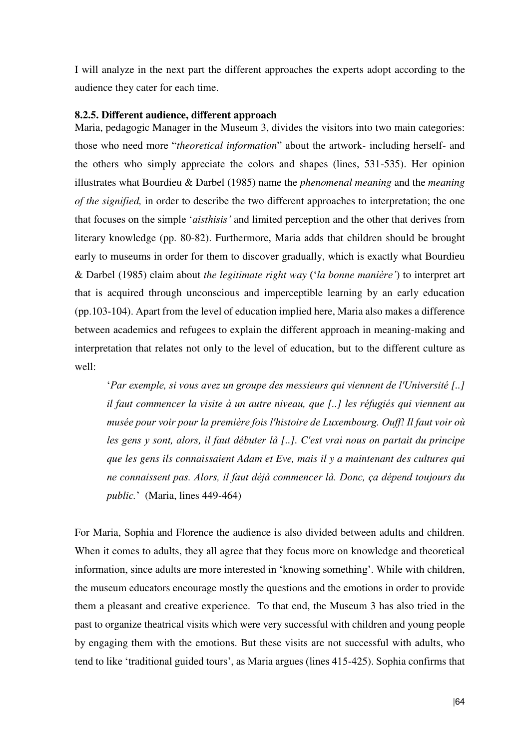I will analyze in the next part the different approaches the experts adopt according to the audience they cater for each time.

### 8.2.5. Different audience, different approach

Maria, pedagogic Manager in the Museum 3, divides the visitors into two main categories: those who need more "*theoretical information*" about the artwork- including herself- and the others who simply appreciate the colors and shapes (lines, 531-535). Her opinion illustrates what Bourdieu & Darbel (1985) name the *phenomenal meaning* and the *meaning of the signified,* in order to describe the two different approaches to interpretation; the one that focuses on the simple '*aisthisis'* and limited perception and the other that derives from literary knowledge (pp. 80-82). Furthermore, Maria adds that children should be brought early to museums in order for them to discover gradually, which is exactly what Bourdieu & Darbel (1985) claim about *the legitimate right way* ('*la bonne manière'*) to interpret art that is acquired through unconscious and imperceptible learning by an early education (pp.103-104). Apart from the level of education implied here, Maria also makes a difference between academics and refugees to explain the different approach in meaning-making and interpretation that relates not only to the level of education, but to the different culture as well:

> '*Par exemple, si vous avez un groupe des messieurs qui viennent de l'Université [..] il faut commencer la visite à un autre niveau, que [..] les réfugiés qui viennent au musée pour voir pour la première fois l'histoire de Luxembourg. Ouff! Il faut voir où les gens y sont, alors, il faut débuter là [..]. C'est vrai nous on partait du principe que les gens ils connaissaient Adam et Eve, mais il y a maintenant des cultures qui ne connaissent pas. Alors, il faut déjà commencer là. Donc, ça dépend toujours du public.*' (Maria, lines 449-464)

For Maria, Sophia and Florence the audience is also divided between adults and children. When it comes to adults, they all agree that they focus more on knowledge and theoretical information, since adults are more interested in 'knowing something'. While with children, the museum educators encourage mostly the questions and the emotions in order to provide them a pleasant and creative experience. To that end, the Museum 3 has also tried in the past to organize theatrical visits which were very successful with children and young people by engaging them with the emotions. But these visits are not successful with adults, who tend to like 'traditional guided tours', as Maria argues (lines 415-425). Sophia confirms that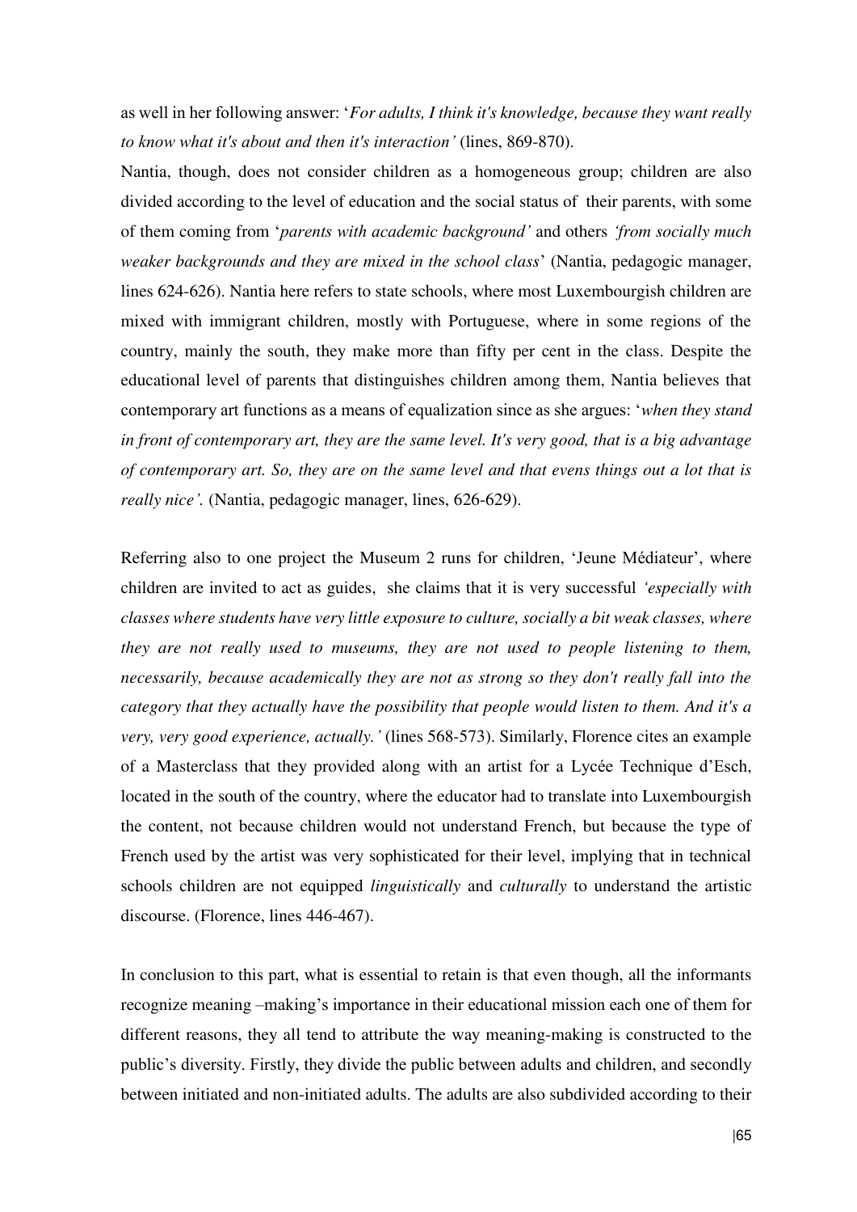as well in her following answer: '*For adults, I think it's knowledge, because they want really to know what it's about and then it's interaction'* (lines, 869-870).

Nantia, though, does not consider children as a homogeneous group; children are also divided according to the level of education and the social status of their parents, with some of them coming from '*parents with academic background'* and others *'from socially much weaker backgrounds and they are mixed in the school class*' (Nantia, pedagogic manager, lines 624-626). Nantia here refers to state schools, where most Luxembourgish children are mixed with immigrant children, mostly with Portuguese, where in some regions of the country, mainly the south, they make more than fifty per cent in the class. Despite the educational level of parents that distinguishes children among them, Nantia believes that contemporary art functions as a means of equalization since as she argues: '*when they stand in front of contemporary art, they are the same level. It's very good, that is a big advantage of contemporary art. So, they are on the same level and that evens things out a lot that is really nice'.* (Nantia, pedagogic manager, lines, 626-629).

Referring also to one project the Museum 2 runs for children, 'Jeune Médiateur', where children are invited to act as guides, she claims that it is very successful *'especially with classes where students have very little exposure to culture, socially a bit weak classes, where they are not really used to museums, they are not used to people listening to them, necessarily, because academically they are not as strong so they don't really fall into the category that they actually have the possibility that people would listen to them. And it's a very, very good experience, actually.'* (lines 568-573). Similarly, Florence cites an example of a Masterclass that they provided along with an artist for a Lycée Technique d'Esch, located in the south of the country, where the educator had to translate into Luxembourgish the content, not because children would not understand French, but because the type of French used by the artist was very sophisticated for their level, implying that in technical schools children are not equipped *linguistically* and *culturally* to understand the artistic discourse. (Florence, lines 446-467).

In conclusion to this part, what is essential to retain is that even though, all the informants recognize meaning –making's importance in their educational mission each one of them for different reasons, they all tend to attribute the way meaning-making is constructed to the public's diversity. Firstly, they divide the public between adults and children, and secondly between initiated and non-initiated adults. The adults are also subdivided according to their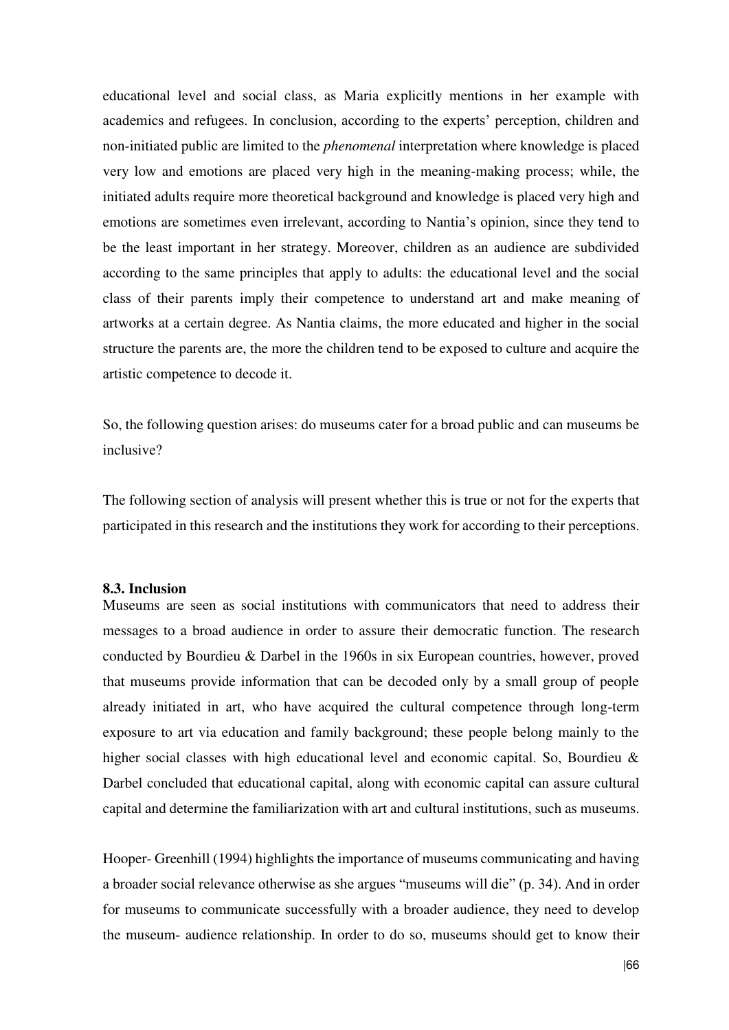educational level and social class, as Maria explicitly mentions in her example with academics and refugees. In conclusion, according to the experts' perception, children and non-initiated public are limited to the *phenomenal* interpretation where knowledge is placed very low and emotions are placed very high in the meaning-making process; while, the initiated adults require more theoretical background and knowledge is placed very high and emotions are sometimes even irrelevant, according to Nantia's opinion, since they tend to be the least important in her strategy. Moreover, children as an audience are subdivided according to the same principles that apply to adults: the educational level and the social class of their parents imply their competence to understand art and make meaning of artworks at a certain degree. As Nantia claims, the more educated and higher in the social structure the parents are, the more the children tend to be exposed to culture and acquire the artistic competence to decode it.

So, the following question arises: do museums cater for a broad public and can museums be inclusive?

The following section of analysis will present whether this is true or not for the experts that participated in this research and the institutions they work for according to their perceptions.

### 8.3. Inclusion

Museums are seen as social institutions with communicators that need to address their messages to a broad audience in order to assure their democratic function. The research conducted by Bourdieu & Darbel in the 1960s in six European countries, however, proved that museums provide information that can be decoded only by a small group of people already initiated in art, who have acquired the cultural competence through long-term exposure to art via education and family background; these people belong mainly to the higher social classes with high educational level and economic capital. So, Bourdieu & Darbel concluded that educational capital, along with economic capital can assure cultural capital and determine the familiarization with art and cultural institutions, such as museums.

Hooper- Greenhill (1994) highlights the importance of museums communicating and having a broader social relevance otherwise as she argues "museums will die" (p. 34). And in order for museums to communicate successfully with a broader audience, they need to develop the museum- audience relationship. In order to do so, museums should get to know their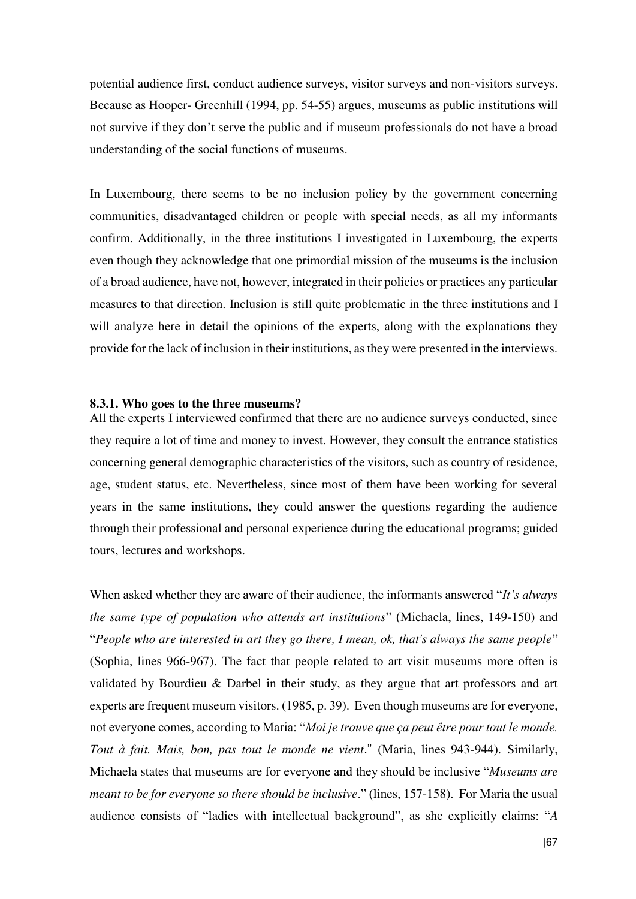potential audience first, conduct audience surveys, visitor surveys and non-visitors surveys. Because as Hooper- Greenhill (1994, pp. 54-55) argues, museums as public institutions will not survive if they don't serve the public and if museum professionals do not have a broad understanding of the social functions of museums.

In Luxembourg, there seems to be no inclusion policy by the government concerning communities, disadvantaged children or people with special needs, as all my informants confirm. Additionally, in the three institutions I investigated in Luxembourg, the experts even though they acknowledge that one primordial mission of the museums is the inclusion of a broad audience, have not, however, integrated in their policies or practices any particular measures to that direction. Inclusion is still quite problematic in the three institutions and I will analyze here in detail the opinions of the experts, along with the explanations they provide for the lack of inclusion in their institutions, as they were presented in the interviews.

#### 8.3.1. Who goes to the three museums?

All the experts I interviewed confirmed that there are no audience surveys conducted, since they require a lot of time and money to invest. However, they consult the entrance statistics concerning general demographic characteristics of the visitors, such as country of residence, age, student status, etc. Nevertheless, since most of them have been working for several years in the same institutions, they could answer the questions regarding the audience through their professional and personal experience during the educational programs; guided tours, lectures and workshops.

When asked whether they are aware of their audience, the informants answered "*It's always the same type of population who attends art institutions*" (Michaela, lines, 149-150) and "*People who are interested in art they go there, I mean, ok, that's always the same people*" (Sophia, lines 966-967). The fact that people related to art visit museums more often is validated by Bourdieu & Darbel in their study, as they argue that art professors and art experts are frequent museum visitors. (1985, p. 39). Even though museums are for everyone, not everyone comes, according to Maria: "*Moi je trouve que ça peut être pour tout le monde. Tout à fait. Mais, bon, pas tout le monde ne vient*." (Maria, lines 943-944). Similarly, Michaela states that museums are for everyone and they should be inclusive "*Museums are meant to be for everyone so there should be inclusive*." (lines, 157-158). For Maria the usual audience consists of "ladies with intellectual background", as she explicitly claims: "*A*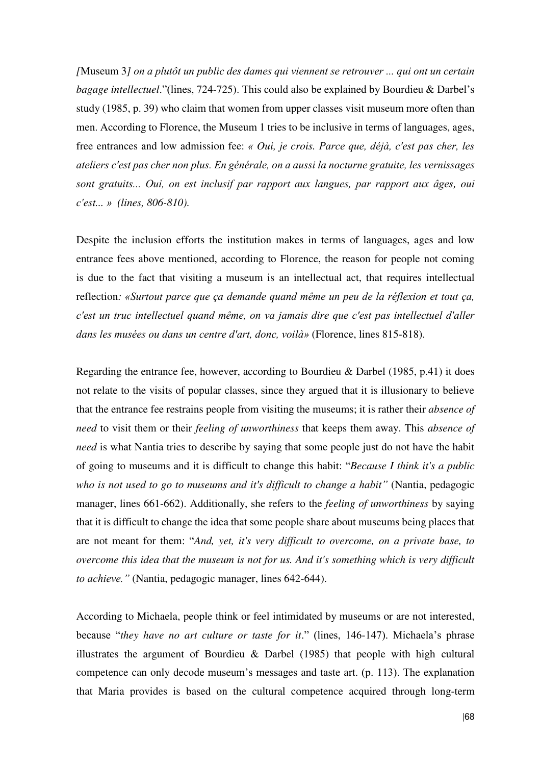*[*Museum 3*] on a plutôt un public des dames qui viennent se retrouver ... qui ont un certain bagage intellectuel*."(lines, 724-725). This could also be explained by Bourdieu & Darbel's study (1985, p. 39) who claim that women from upper classes visit museum more often than men. According to Florence, the Museum 1 tries to be inclusive in terms of languages, ages, free entrances and low admission fee: *« Oui, je crois. Parce que, déjà, c'est pas cher, les ateliers c'est pas cher non plus. En générale, on a aussi la nocturne gratuite, les vernissages sont gratuits... Oui, on est inclusif par rapport aux langues, par rapport aux âges, oui c'est... » (lines, 806-810).*

Despite the inclusion efforts the institution makes in terms of languages, ages and low entrance fees above mentioned, according to Florence, the reason for people not coming is due to the fact that visiting a museum is an intellectual act, that requires intellectual reflection*: «Surtout parce que ça demande quand même un peu de la réflexion et tout ça, c'est un truc intellectuel quand même, on va jamais dire que c'est pas intellectuel d'aller dans les musées ou dans un centre d'art, donc, voilà»* (Florence, lines 815-818).

Regarding the entrance fee, however, according to Bourdieu & Darbel (1985, p.41) it does not relate to the visits of popular classes, since they argued that it is illusionary to believe that the entrance fee restrains people from visiting the museums; it is rather their *absence of need* to visit them or their *feeling of unworthiness* that keeps them away. This *absence of need* is what Nantia tries to describe by saying that some people just do not have the habit of going to museums and it is difficult to change this habit: "*Because I think it's a public who is not used to go to museums and it's difficult to change a habit"* (Nantia, pedagogic manager, lines 661-662). Additionally, she refers to the *feeling of unworthiness* by saying that it is difficult to change the idea that some people share about museums being places that are not meant for them: "*And, yet, it's very difficult to overcome, on a private base, to overcome this idea that the museum is not for us. And it's something which is very difficult to achieve."* (Nantia, pedagogic manager, lines 642-644).

According to Michaela, people think or feel intimidated by museums or are not interested, because "*they have no art culture or taste for it*." (lines, 146-147). Michaela's phrase illustrates the argument of Bourdieu & Darbel (1985) that people with high cultural competence can only decode museum's messages and taste art. (p. 113). The explanation that Maria provides is based on the cultural competence acquired through long-term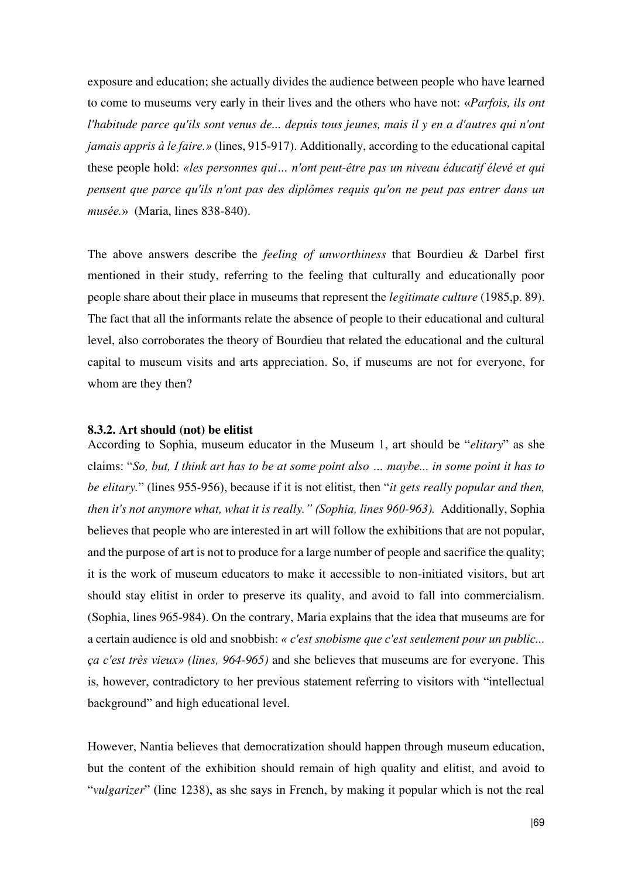exposure and education; she actually divides the audience between people who have learned to come to museums very early in their lives and the others who have not: «*Parfois, ils ont l'habitude parce qu'ils sont venus de... depuis tous jeunes, mais il y en a d'autres qui n'ont jamais appris à le faire.»* (lines, 915-917). Additionally, according to the educational capital these people hold: *«les personnes qui… n'ont peut-être pas un niveau éducatif élevé et qui pensent que parce qu'ils n'ont pas des diplômes requis qu'on ne peut pas entrer dans un musée.*» (Maria, lines 838-840).

The above answers describe the *feeling of unworthiness* that Bourdieu & Darbel first mentioned in their study, referring to the feeling that culturally and educationally poor people share about their place in museums that represent the *legitimate culture* (1985,p. 89). The fact that all the informants relate the absence of people to their educational and cultural level, also corroborates the theory of Bourdieu that related the educational and the cultural capital to museum visits and arts appreciation. So, if museums are not for everyone, for whom are they then?

### 8.3.2. Art should (not) be elitist

According to Sophia, museum educator in the Museum 1, art should be "*elitary*" as she claims: "*So, but, I think art has to be at some point also … maybe... in some point it has to be elitary.*" (lines 955-956), because if it is not elitist, then "*it gets really popular and then, then it's not anymore what, what it is really." (Sophia, lines 960-963).* Additionally, Sophia believes that people who are interested in art will follow the exhibitions that are not popular, and the purpose of art is not to produce for a large number of people and sacrifice the quality; it is the work of museum educators to make it accessible to non-initiated visitors, but art should stay elitist in order to preserve its quality, and avoid to fall into commercialism. (Sophia, lines 965-984). On the contrary, Maria explains that the idea that museums are for a certain audience is old and snobbish: *« c'est snobisme que c'est seulement pour un public... ça c'est très vieux» (lines, 964-965)* and she believes that museums are for everyone. This is, however, contradictory to her previous statement referring to visitors with "intellectual background" and high educational level.

However, Nantia believes that democratization should happen through museum education, but the content of the exhibition should remain of high quality and elitist, and avoid to "*vulgarizer*" (line 1238), as she says in French, by making it popular which is not the real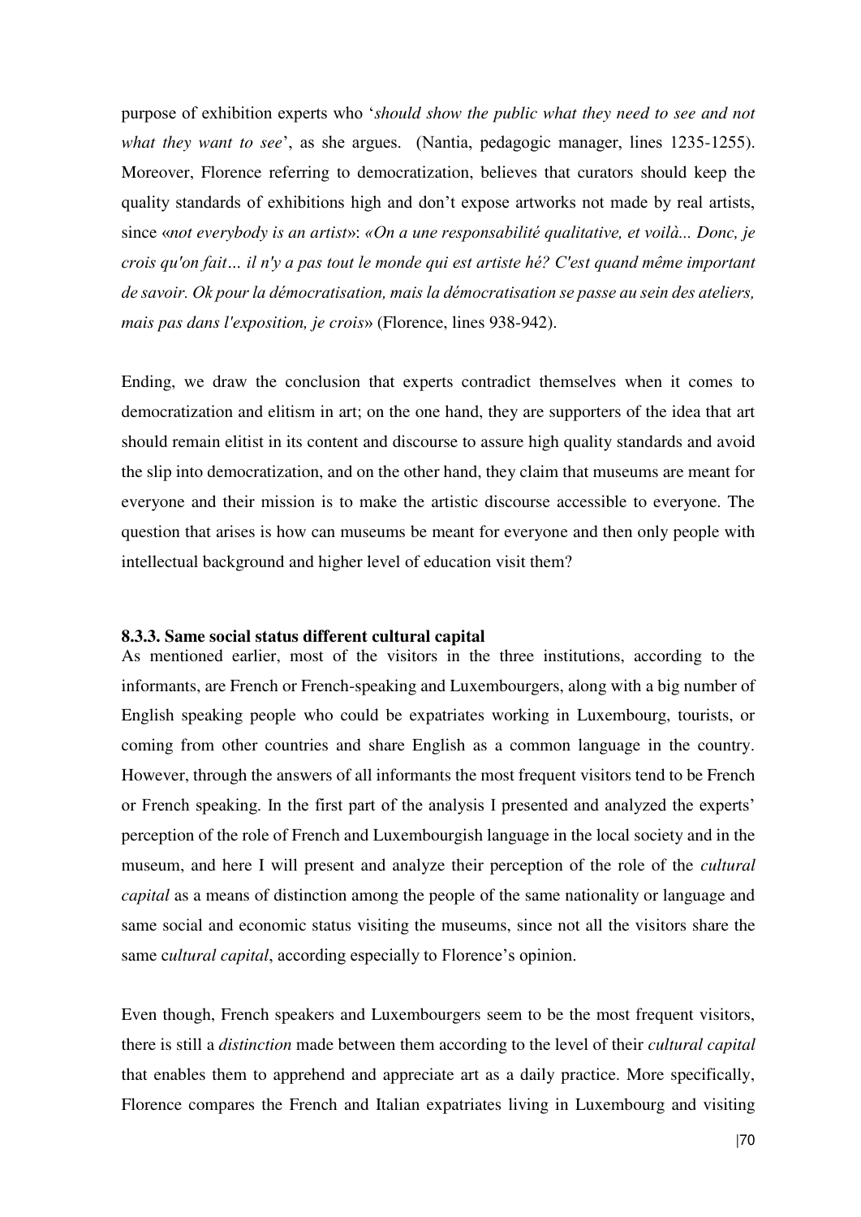purpose of exhibition experts who '*should show the public what they need to see and not what they want to see*', as she argues. (Nantia, pedagogic manager, lines 1235-1255). Moreover, Florence referring to democratization, believes that curators should keep the quality standards of exhibitions high and don't expose artworks not made by real artists, since «*not everybody is an artist*»: *«On a une responsabilité qualitative, et voilà... Donc, je crois qu'on fait… il n'y a pas tout le monde qui est artiste hé? C'est quand même important de savoir. Ok pour la démocratisation, mais la démocratisation se passe au sein des ateliers, mais pas dans l'exposition, je crois*» (Florence, lines 938-942).

Ending, we draw the conclusion that experts contradict themselves when it comes to democratization and elitism in art; on the one hand, they are supporters of the idea that art should remain elitist in its content and discourse to assure high quality standards and avoid the slip into democratization, and on the other hand, they claim that museums are meant for everyone and their mission is to make the artistic discourse accessible to everyone. The question that arises is how can museums be meant for everyone and then only people with intellectual background and higher level of education visit them?

### 8.3.3. Same social status different cultural capital

As mentioned earlier, most of the visitors in the three institutions, according to the informants, are French or French-speaking and Luxembourgers, along with a big number of English speaking people who could be expatriates working in Luxembourg, tourists, or coming from other countries and share English as a common language in the country. However, through the answers of all informants the most frequent visitors tend to be French or French speaking. In the first part of the analysis I presented and analyzed the experts' perception of the role of French and Luxembourgish language in the local society and in the museum, and here I will present and analyze their perception of the role of the *cultural capital* as a means of distinction among the people of the same nationality or language and same social and economic status visiting the museums, since not all the visitors share the same c*ultural capital*, according especially to Florence's opinion.

Even though, French speakers and Luxembourgers seem to be the most frequent visitors, there is still a *distinction* made between them according to the level of their *cultural capital* that enables them to apprehend and appreciate art as a daily practice. More specifically, Florence compares the French and Italian expatriates living in Luxembourg and visiting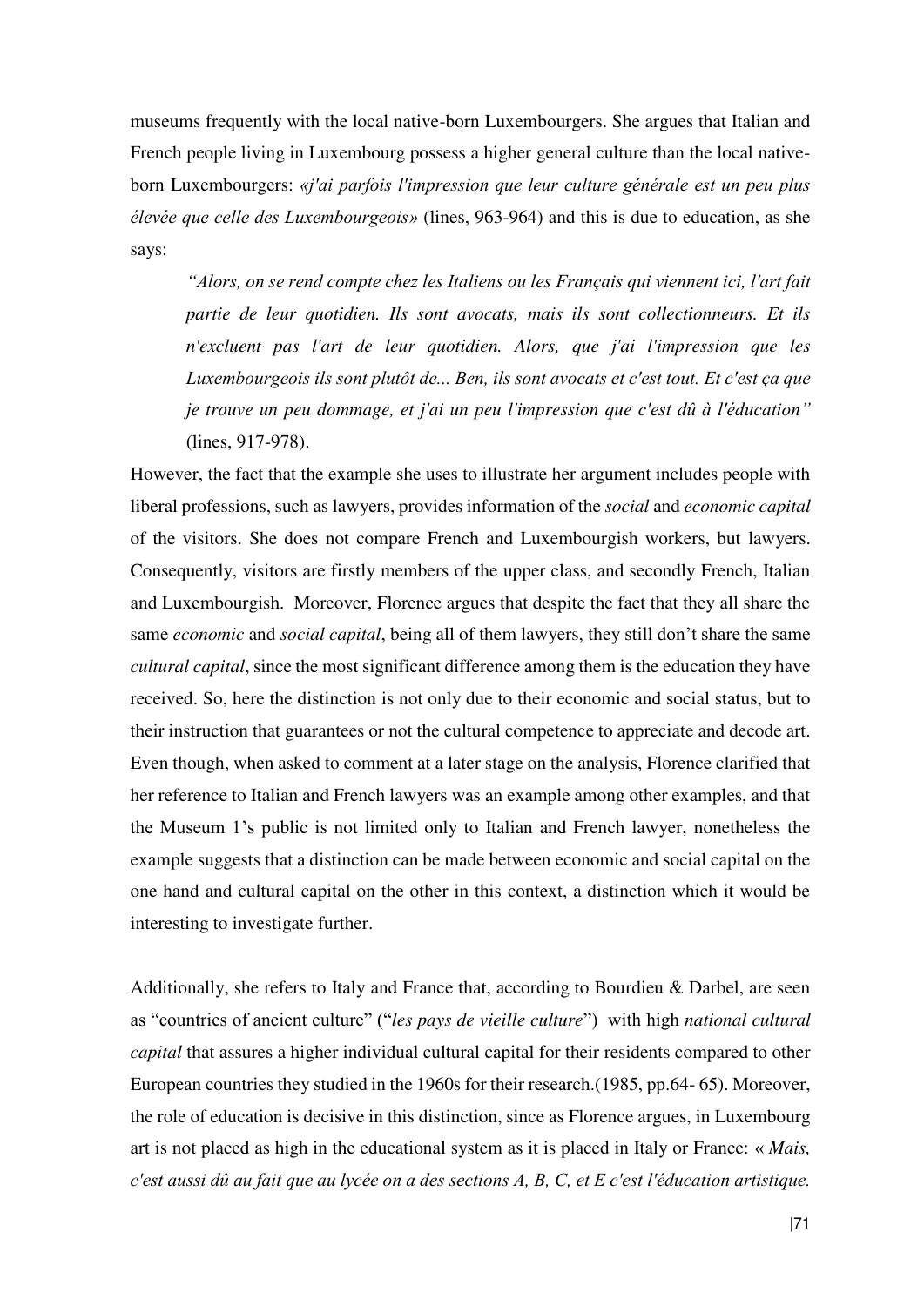museums frequently with the local native-born Luxembourgers. She argues that Italian and French people living in Luxembourg possess a higher general culture than the local native-born Luxembourgers: *«j'ai parfois l'impression que leur culture générale est un peu plus élevée que celle des Luxembourgeois»* (lines, 963-964) and this is due to education, as she says:

> *"Alors, on se rend compte chez les Italiens ou les Français qui viennent ici, l'art fait partie de leur quotidien. Ils sont avocats, mais ils sont collectionneurs. Et ils n'excluent pas l'art de leur quotidien. Alors, que j'ai l'impression que les Luxembourgeois ils sont plutôt de... Ben, ils sont avocats et c'est tout. Et c'est ça que je trouve un peu dommage, et j'ai un peu l'impression que c'est dû à l'éducation"* (lines, 917-978).

However, the fact that the example she uses to illustrate her argument includes people with liberal professions, such as lawyers, provides information of the *social* and *economic capital* of the visitors. She does not compare French and Luxembourgish workers, but lawyers. Consequently, visitors are firstly members of the upper class, and secondly French, Italian and Luxembourgish. Moreover, Florence argues that despite the fact that they all share the same *economic* and *social capital*, being all of them lawyers, they still don't share the same *cultural capital*, since the most significant difference among them is the education they have received. So, here the distinction is not only due to their economic and social status, but to their instruction that guarantees or not the cultural competence to appreciate and decode art. Even though, when asked to comment at a later stage on the analysis, Florence clarified that her reference to Italian and French lawyers was an example among other examples, and that the Museum 1's public is not limited only to Italian and French lawyer, nonetheless the example suggests that a distinction can be made between economic and social capital on the one hand and cultural capital on the other in this context, a distinction which it would be interesting to investigate further.

Additionally, she refers to Italy and France that, according to Bourdieu & Darbel, are seen as "countries of ancient culture" ("*les pays de vieille culture*") with high *national cultural capital* that assures a higher individual cultural capital for their residents compared to other European countries they studied in the 1960s for their research.(1985, pp.64- 65). Moreover, the role of education is decisive in this distinction, since as Florence argues, in Luxembourg art is not placed as high in the educational system as it is placed in Italy or France: « *Mais, c'est aussi dû au fait que au lycée on a des sections A, B, C, et E c'est l'éducation artistique.*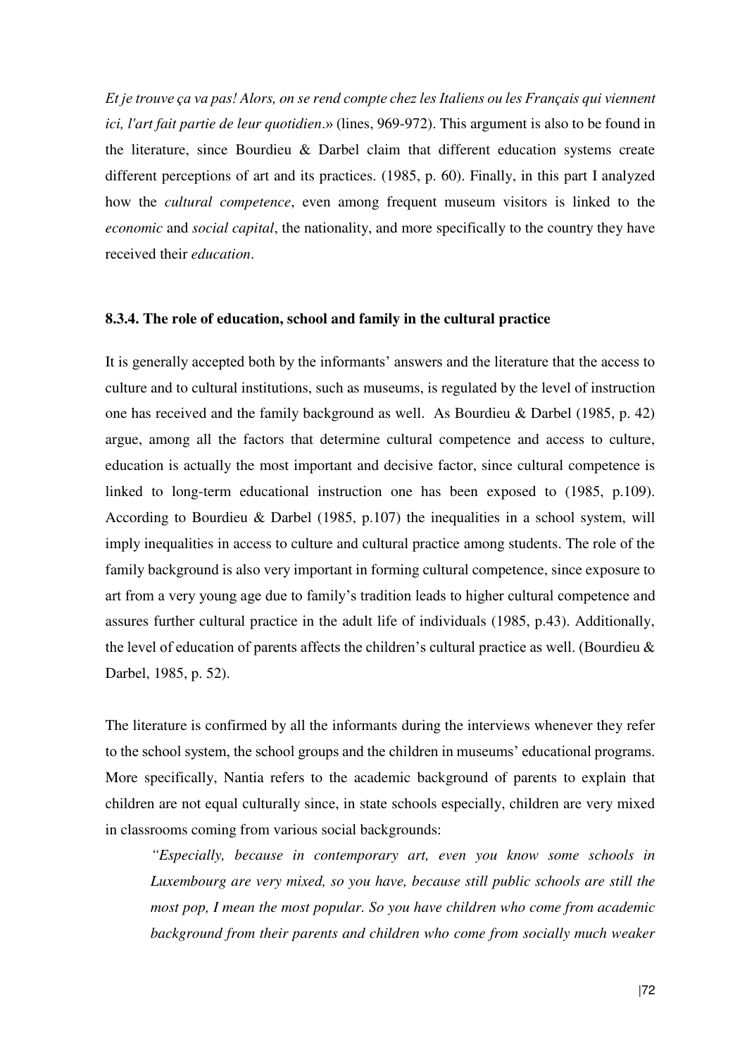*Et je trouve ça va pas! Alors, on se rend compte chez les Italiens ou les Français qui viennent ici, l'art fait partie de leur quotidien*.» (lines, 969-972). This argument is also to be found in the literature, since Bourdieu & Darbel claim that different education systems create different perceptions of art and its practices. (1985, p. 60). Finally, in this part I analyzed how the *cultural competence*, even among frequent museum visitors is linked to the *economic* and *social capital*, the nationality, and more specifically to the country they have received their *education*.

### 8.3.4. The role of education, school and family in the cultural practice

It is generally accepted both by the informants' answers and the literature that the access to culture and to cultural institutions, such as museums, is regulated by the level of instruction one has received and the family background as well. As Bourdieu & Darbel (1985, p. 42) argue, among all the factors that determine cultural competence and access to culture, education is actually the most important and decisive factor, since cultural competence is linked to long-term educational instruction one has been exposed to (1985, p.109). According to Bourdieu & Darbel (1985, p.107) the inequalities in a school system, will imply inequalities in access to culture and cultural practice among students. The role of the family background is also very important in forming cultural competence, since exposure to art from a very young age due to family's tradition leads to higher cultural competence and assures further cultural practice in the adult life of individuals (1985, p.43). Additionally, the level of education of parents affects the children's cultural practice as well. (Bourdieu & Darbel, 1985, p. 52).

The literature is confirmed by all the informants during the interviews whenever they refer to the school system, the school groups and the children in museums' educational programs. More specifically, Nantia refers to the academic background of parents to explain that children are not equal culturally since, in state schools especially, children are very mixed in classrooms coming from various social backgrounds:

> *"Especially, because in contemporary art, even you know some schools in Luxembourg are very mixed, so you have, because still public schools are still the most pop, I mean the most popular. So you have children who come from academic background from their parents and children who come from socially much weaker*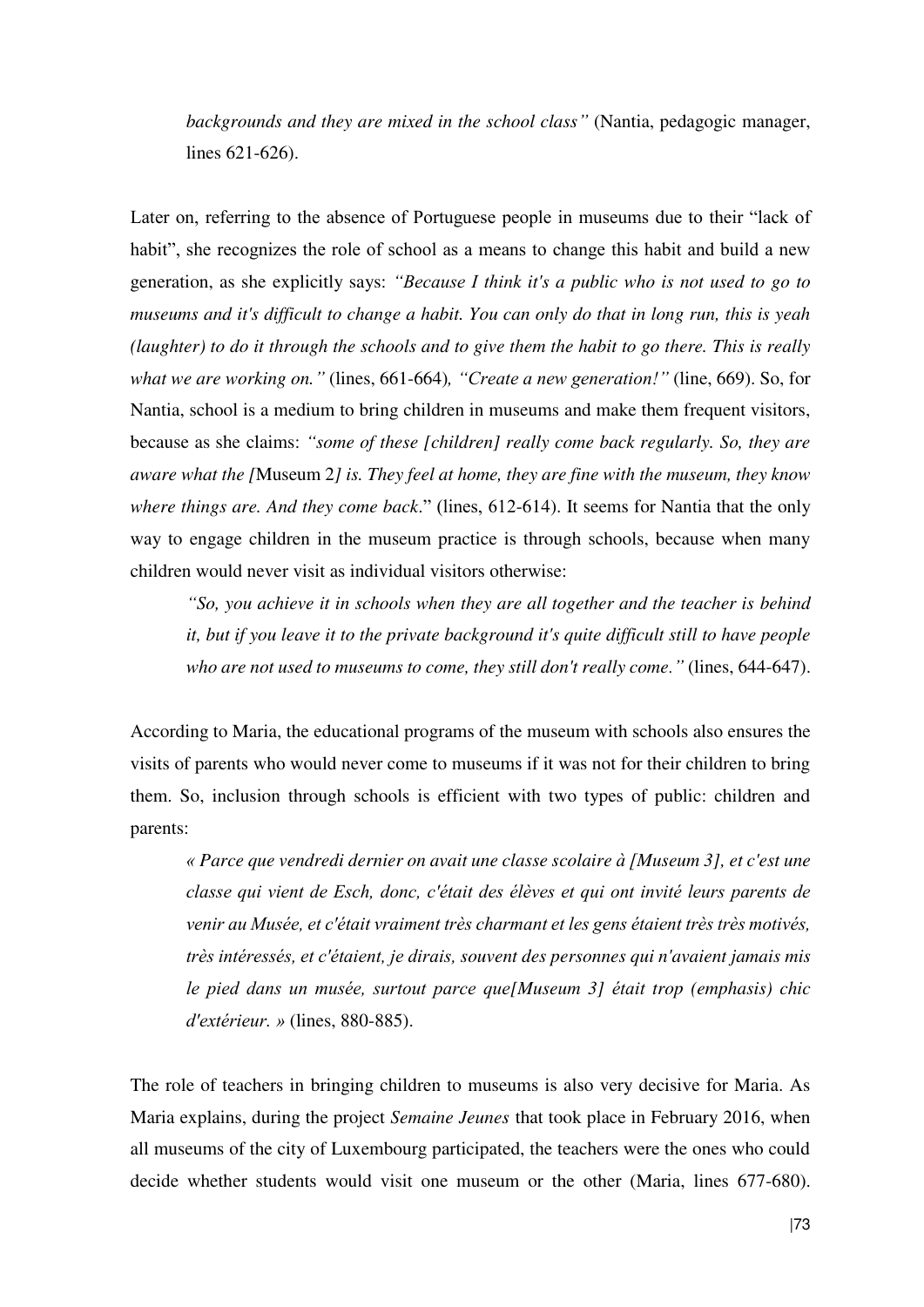*backgrounds and they are mixed in the school class"* (Nantia, pedagogic manager, lines 621-626).

Later on, referring to the absence of Portuguese people in museums due to their "lack of habit", she recognizes the role of school as a means to change this habit and build a new generation, as she explicitly says: *"Because I think it's a public who is not used to go to museums and it's difficult to change a habit. You can only do that in long run, this is yeah (laughter) to do it through the schools and to give them the habit to go there. This is really what we are working on."* (lines, 661-664)*, "Create a new generation!"* (line, 669). So, for Nantia, school is a medium to bring children in museums and make them frequent visitors, because as she claims: *"some of these [children] really come back regularly. So, they are aware what the [*Museum 2*] is. They feel at home, they are fine with the museum, they know where things are. And they come back*." (lines, 612-614). It seems for Nantia that the only way to engage children in the museum practice is through schools, because when many children would never visit as individual visitors otherwise:

> *"So, you achieve it in schools when they are all together and the teacher is behind it, but if you leave it to the private background it's quite difficult still to have people who are not used to museums to come, they still don't really come."* (lines, 644-647).

According to Maria, the educational programs of the museum with schools also ensures the visits of parents who would never come to museums if it was not for their children to bring them. So, inclusion through schools is efficient with two types of public: children and parents:

> *« Parce que vendredi dernier on avait une classe scolaire à [Museum 3], et c'est une classe qui vient de Esch, donc, c'était des élèves et qui ont invité leurs parents de venir au Musée, et c'était vraiment très charmant et les gens étaient très très motivés, très intéressés, et c'étaient, je dirais, souvent des personnes qui n'avaient jamais mis le pied dans un musée, surtout parce que[Museum 3] était trop (emphasis) chic d'extérieur. »* (lines, 880-885).

The role of teachers in bringing children to museums is also very decisive for Maria. As Maria explains, during the project *Semaine Jeunes* that took place in February 2016, when all museums of the city of Luxembourg participated, the teachers were the ones who could decide whether students would visit one museum or the other (Maria, lines 677-680).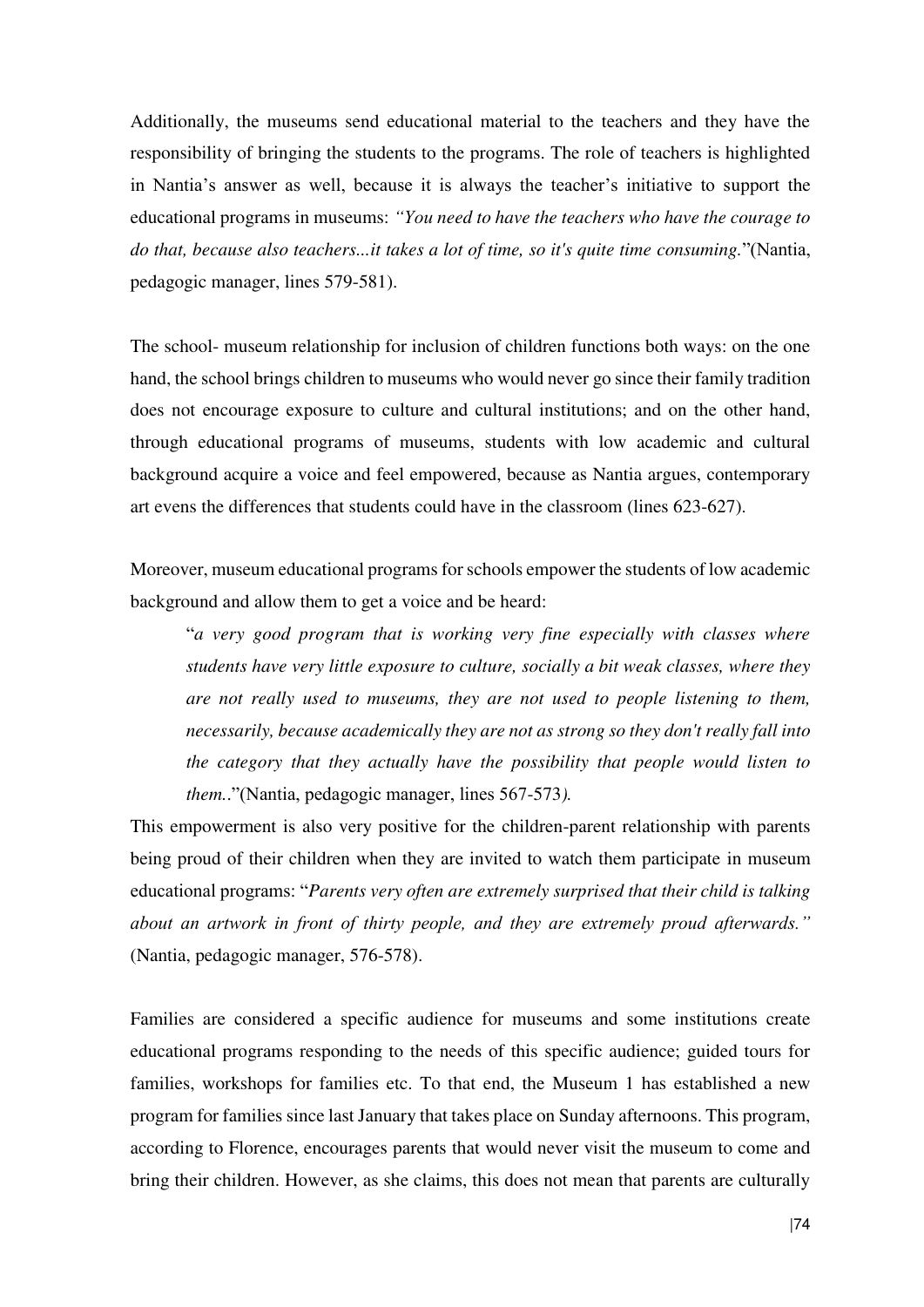Additionally, the museums send educational material to the teachers and they have the responsibility of bringing the students to the programs. The role of teachers is highlighted in Nantia's answer as well, because it is always the teacher's initiative to support the educational programs in museums: *"You need to have the teachers who have the courage to do that, because also teachers...it takes a lot of time, so it's quite time consuming.*"(Nantia, pedagogic manager, lines 579-581).

The school- museum relationship for inclusion of children functions both ways: on the one hand, the school brings children to museums who would never go since their family tradition does not encourage exposure to culture and cultural institutions; and on the other hand, through educational programs of museums, students with low academic and cultural background acquire a voice and feel empowered, because as Nantia argues, contemporary art evens the differences that students could have in the classroom (lines 623-627).

Moreover, museum educational programs for schools empower the students of low academic background and allow them to get a voice and be heard:

> "*a very good program that is working very fine especially with classes where students have very little exposure to culture, socially a bit weak classes, where they are not really used to museums, they are not used to people listening to them, necessarily, because academically they are not as strong so they don't really fall into the category that they actually have the possibility that people would listen to them.*."(Nantia, pedagogic manager, lines 567-573*).*

This empowerment is also very positive for the children-parent relationship with parents being proud of their children when they are invited to watch them participate in museum educational programs: "*Parents very often are extremely surprised that their child is talking about an artwork in front of thirty people, and they are extremely proud afterwards."* (Nantia, pedagogic manager, 576-578).

Families are considered a specific audience for museums and some institutions create educational programs responding to the needs of this specific audience; guided tours for families, workshops for families etc. To that end, the Museum 1 has established a new program for families since last January that takes place on Sunday afternoons. This program, according to Florence, encourages parents that would never visit the museum to come and bring their children. However, as she claims, this does not mean that parents are culturally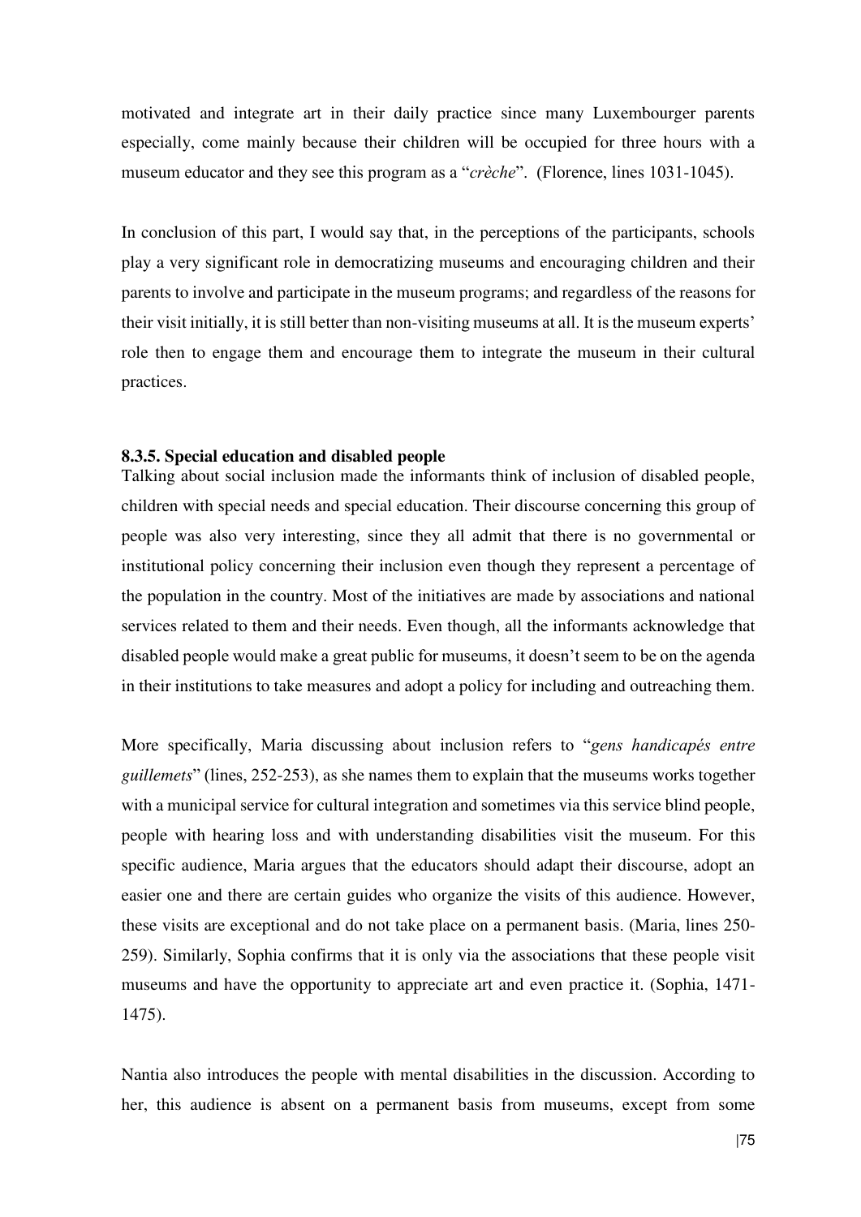motivated and integrate art in their daily practice since many Luxembourger parents especially, come mainly because their children will be occupied for three hours with a museum educator and they see this program as a "*crèche*". (Florence, lines 1031-1045).

In conclusion of this part, I would say that, in the perceptions of the participants, schools play a very significant role in democratizing museums and encouraging children and their parents to involve and participate in the museum programs; and regardless of the reasons for their visit initially, it is still better than non-visiting museums at all. It is the museum experts' role then to engage them and encourage them to integrate the museum in their cultural practices.

### 8.3.5. Special education and disabled people

Talking about social inclusion made the informants think of inclusion of disabled people, children with special needs and special education. Their discourse concerning this group of people was also very interesting, since they all admit that there is no governmental or institutional policy concerning their inclusion even though they represent a percentage of the population in the country. Most of the initiatives are made by associations and national services related to them and their needs. Even though, all the informants acknowledge that disabled people would make a great public for museums, it doesn't seem to be on the agenda in their institutions to take measures and adopt a policy for including and outreaching them.

More specifically, Maria discussing about inclusion refers to "*gens handicapés entre guillemets*" (lines, 252-253), as she names them to explain that the museums works together with a municipal service for cultural integration and sometimes via this service blind people, people with hearing loss and with understanding disabilities visit the museum. For this specific audience, Maria argues that the educators should adapt their discourse, adopt an easier one and there are certain guides who organize the visits of this audience. However, these visits are exceptional and do not take place on a permanent basis. (Maria, lines 250-259). Similarly, Sophia confirms that it is only via the associations that these people visit museums and have the opportunity to appreciate art and even practice it. (Sophia, 1471-1475).

Nantia also introduces the people with mental disabilities in the discussion. According to her, this audience is absent on a permanent basis from museums, except from some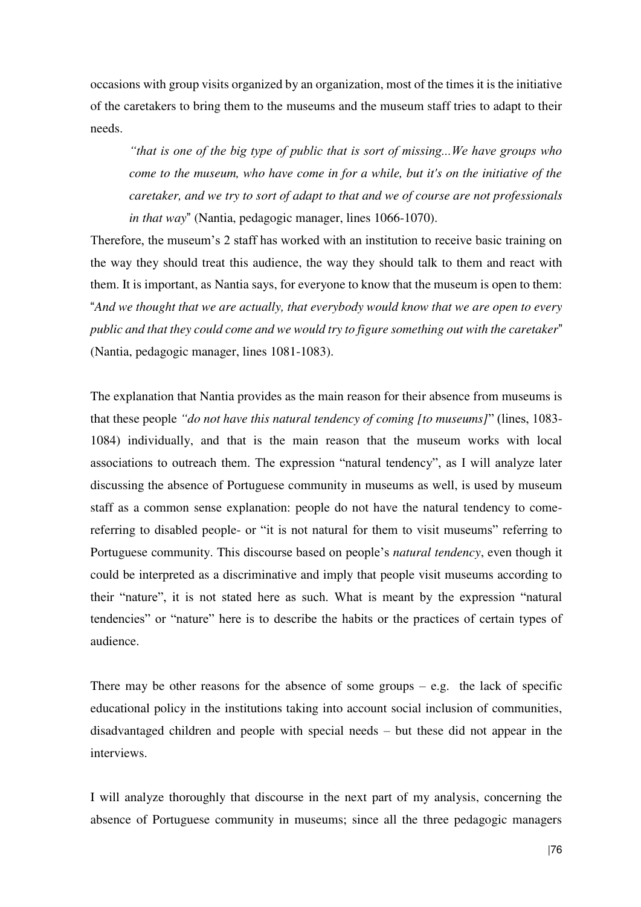occasions with group visits organized by an organization, most of the times it is the initiative of the caretakers to bring them to the museums and the museum staff tries to adapt to their needs.

> *"that is one of the big type of public that is sort of missing...We have groups who come to the museum, who have come in for a while, but it's on the initiative of the caretaker, and we try to sort of adapt to that and we of course are not professionals in that way*" (Nantia, pedagogic manager, lines 1066-1070).

Therefore, the museum's 2 staff has worked with an institution to receive basic training on the way they should treat this audience, the way they should talk to them and react with them. It is important, as Nantia says, for everyone to know that the museum is open to them: "*And we thought that we are actually, that everybody would know that we are open to every public and that they could come and we would try to figure something out with the caretaker*" (Nantia, pedagogic manager, lines 1081-1083).

The explanation that Nantia provides as the main reason for their absence from museums is that these people *"do not have this natural tendency of coming [to museums]*" (lines, 1083-1084) individually, and that is the main reason that the museum works with local associations to outreach them. The expression "natural tendency", as I will analyze later discussing the absence of Portuguese community in museums as well, is used by museum staff as a common sense explanation: people do not have the natural tendency to come- referring to disabled people- or "it is not natural for them to visit museums" referring to Portuguese community. This discourse based on people's *natural tendency*, even though it could be interpreted as a discriminative and imply that people visit museums according to their "nature", it is not stated here as such. What is meant by the expression "natural tendencies" or "nature" here is to describe the habits or the practices of certain types of audience.

There may be other reasons for the absence of some groups – e.g. the lack of specific educational policy in the institutions taking into account social inclusion of communities, disadvantaged children and people with special needs – but these did not appear in the interviews.

I will analyze thoroughly that discourse in the next part of my analysis, concerning the absence of Portuguese community in museums; since all the three pedagogic managers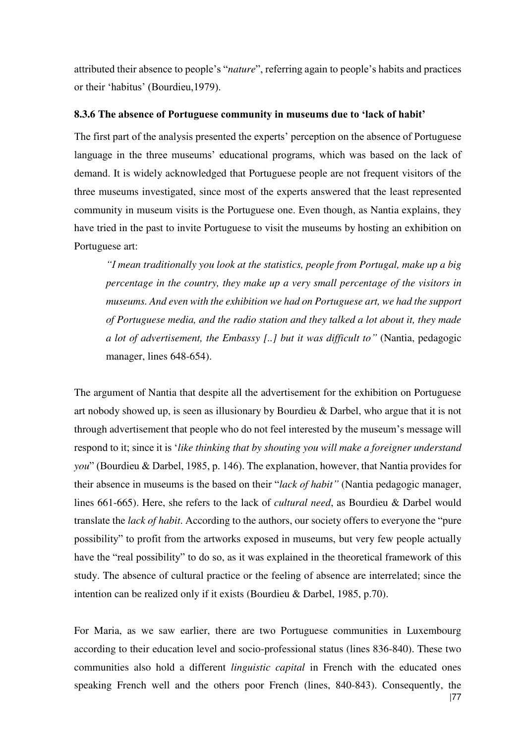attributed their absence to people's "*nature*", referring again to people's habits and practices or their 'habitus' (Bourdieu,1979).

### 8.3.6 The absence of Portuguese community in museums due to 'lack of habit'

The first part of the analysis presented the experts' perception on the absence of Portuguese language in the three museums' educational programs, which was based on the lack of demand. It is widely acknowledged that Portuguese people are not frequent visitors of the three museums investigated, since most of the experts answered that the least represented community in museum visits is the Portuguese one. Even though, as Nantia explains, they have tried in the past to invite Portuguese to visit the museums by hosting an exhibition on Portuguese art:

> *"I mean traditionally you look at the statistics, people from Portugal, make up a big percentage in the country, they make up a very small percentage of the visitors in museums. And even with the exhibition we had on Portuguese art, we had the support of Portuguese media, and the radio station and they talked a lot about it, they made a lot of advertisement, the Embassy [..] but it was difficult to"* (Nantia, pedagogic manager, lines 648-654).

The argument of Nantia that despite all the advertisement for the exhibition on Portuguese art nobody showed up, is seen as illusionary by Bourdieu & Darbel, who argue that it is not through advertisement that people who do not feel interested by the museum's message will respond to it; since it is '*like thinking that by shouting you will make a foreigner understand you*" (Bourdieu & Darbel, 1985, p. 146). The explanation, however, that Nantia provides for their absence in museums is the based on their "*lack of habit"* (Nantia pedagogic manager, lines 661-665). Here, she refers to the lack of *cultural need*, as Bourdieu & Darbel would translate the *lack of habit*. According to the authors, our society offers to everyone the "pure possibility" to profit from the artworks exposed in museums, but very few people actually have the "real possibility" to do so, as it was explained in the theoretical framework of this study. The absence of cultural practice or the feeling of absence are interrelated; since the intention can be realized only if it exists (Bourdieu & Darbel, 1985, p.70).

For Maria, as we saw earlier, there are two Portuguese communities in Luxembourg according to their education level and socio-professional status (lines 836-840). These two communities also hold a different *linguistic capital* in French with the educated ones speaking French well and the others poor French (lines, 840-843). Consequently, the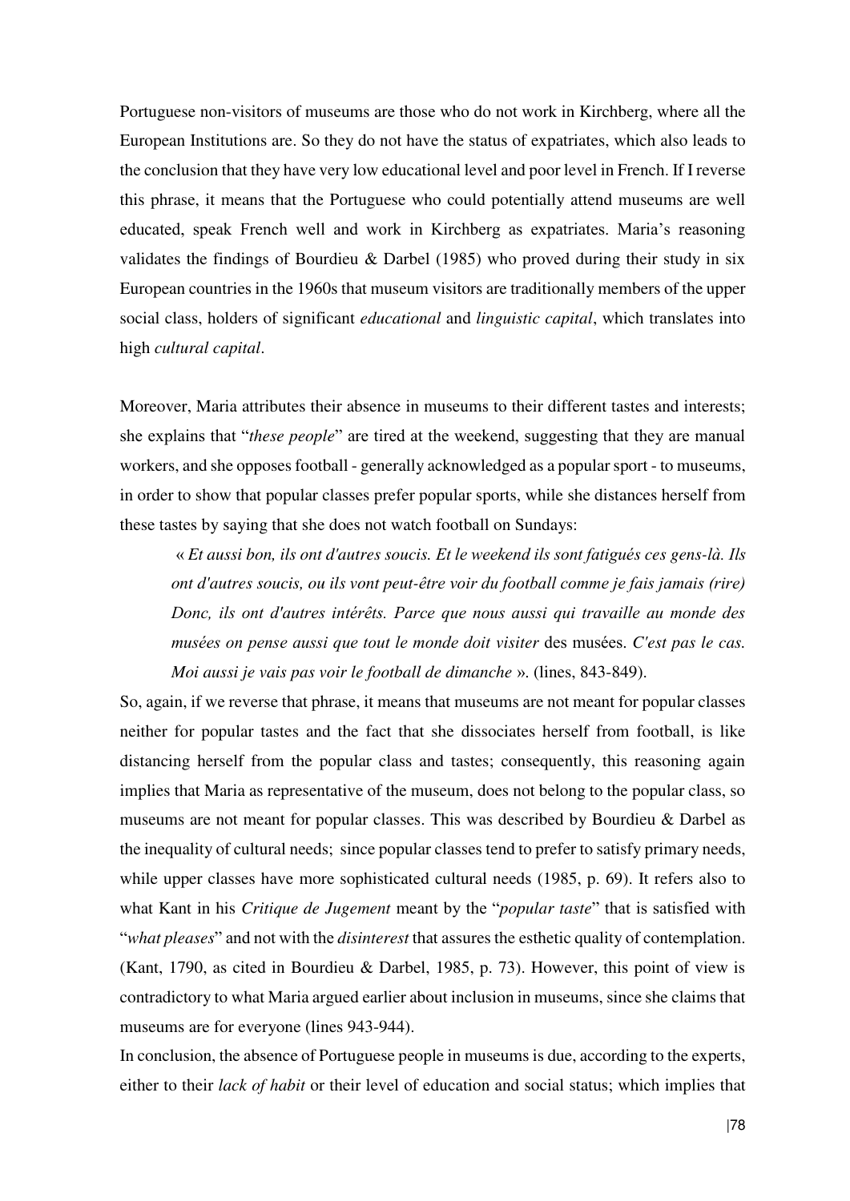Portuguese non-visitors of museums are those who do not work in Kirchberg, where all the European Institutions are. So they do not have the status of expatriates, which also leads to the conclusion that they have very low educational level and poor level in French. If I reverse this phrase, it means that the Portuguese who could potentially attend museums are well educated, speak French well and work in Kirchberg as expatriates. Maria's reasoning validates the findings of Bourdieu & Darbel (1985) who proved during their study in six European countries in the 1960s that museum visitors are traditionally members of the upper social class, holders of significant *educational* and *linguistic capital*, which translates into high *cultural capital*.

Moreover, Maria attributes their absence in museums to their different tastes and interests; she explains that "*these people*" are tired at the weekend, suggesting that they are manual workers, and she opposes football - generally acknowledged as a popular sport - to museums, in order to show that popular classes prefer popular sports, while she distances herself from these tastes by saying that she does not watch football on Sundays:

> « *Et aussi bon, ils ont d'autres soucis. Et le weekend ils sont fatigués ces gens-là. Ils ont d'autres soucis, ou ils vont peut-être voir du football comme je fais jamais (rire) Donc, ils ont d'autres intérêts. Parce que nous aussi qui travaille au monde des musées on pense aussi que tout le monde doit visiter* des musées. *C'est pas le cas. Moi aussi je vais pas voir le football de dimanche* ». (lines, 843-849).

So, again, if we reverse that phrase, it means that museums are not meant for popular classes neither for popular tastes and the fact that she dissociates herself from football, is like distancing herself from the popular class and tastes; consequently, this reasoning again implies that Maria as representative of the museum, does not belong to the popular class, so museums are not meant for popular classes. This was described by Bourdieu & Darbel as the inequality of cultural needs; since popular classes tend to prefer to satisfy primary needs, while upper classes have more sophisticated cultural needs (1985, p. 69). It refers also to what Kant in his *Critique de Jugement* meant by the "*popular taste*" that is satisfied with "*what pleases*" and not with the *disinterest* that assures the esthetic quality of contemplation. (Kant, 1790, as cited in Bourdieu & Darbel, 1985, p. 73). However, this point of view is contradictory to what Maria argued earlier about inclusion in museums, since she claims that museums are for everyone (lines 943-944).

In conclusion, the absence of Portuguese people in museums is due, according to the experts, either to their *lack of habit* or their level of education and social status; which implies that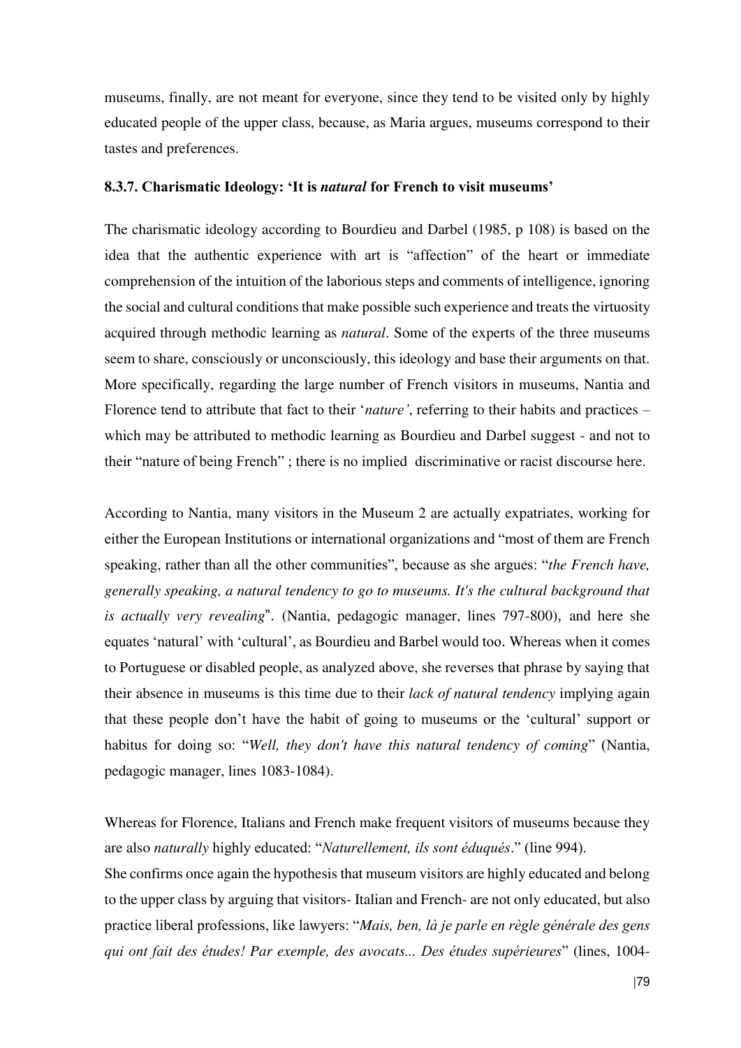museums, finally, are not meant for everyone, since they tend to be visited only by highly educated people of the upper class, because, as Maria argues, museums correspond to their tastes and preferences.

### 8.3.7. Charismatic Ideology: 'It is *natural* for French to visit museums'

The charismatic ideology according to Bourdieu and Darbel (1985, p 108) is based on the idea that the authentic experience with art is "affection" of the heart or immediate comprehension of the intuition of the laborious steps and comments of intelligence, ignoring the social and cultural conditions that make possible such experience and treats the virtuosity acquired through methodic learning as *natural*. Some of the experts of the three museums seem to share, consciously or unconsciously, this ideology and base their arguments on that. More specifically, regarding the large number of French visitors in museums, Nantia and Florence tend to attribute that fact to their '*nature'*, referring to their habits and practices – which may be attributed to methodic learning as Bourdieu and Darbel suggest - and not to their "nature of being French" ; there is no implied discriminative or racist discourse here.

According to Nantia, many visitors in the Museum 2 are actually expatriates, working for either the European Institutions or international organizations and "most of them are French speaking, rather than all the other communities", because as she argues: "*the French have, generally speaking, a natural tendency to go to museums. It's the cultural background that is actually very revealing*". (Nantia, pedagogic manager, lines 797-800), and here she equates 'natural' with 'cultural', as Bourdieu and Barbel would too. Whereas when it comes to Portuguese or disabled people, as analyzed above, she reverses that phrase by saying that their absence in museums is this time due to their *lack of natural tendency* implying again that these people don't have the habit of going to museums or the 'cultural' support or habitus for doing so: "*Well, they don't have this natural tendency of coming*" (Nantia, pedagogic manager, lines 1083-1084).

Whereas for Florence, Italians and French make frequent visitors of museums because they are also *naturally* highly educated: "*Naturellement, ils sont éduqués*." (line 994).
She confirms once again the hypothesis that museum visitors are highly educated and belong to the upper class by arguing that visitors- Italian and French- are not only educated, but also practice liberal professions, like lawyers: "*Mais, ben, là je parle en règle générale des gens qui ont fait des études! Par exemple, des avocats... Des études supérieures*" (lines, 1004-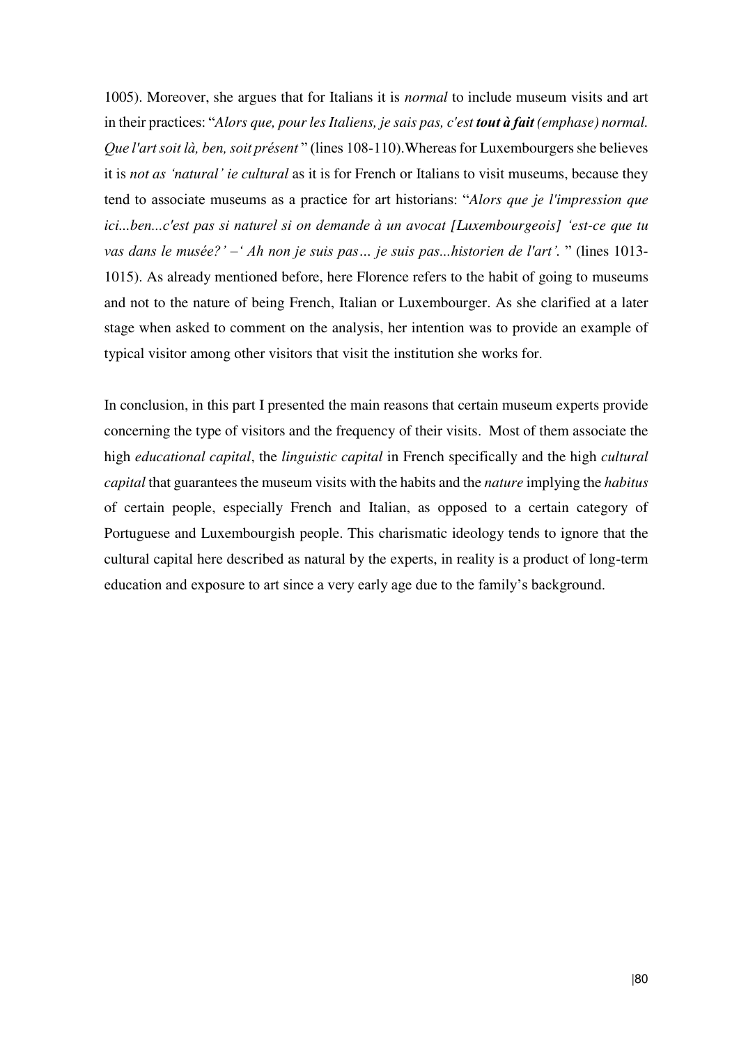1005). Moreover, she argues that for Italians it is *normal* to include museum visits and art in their practices: "*Alors que, pour les Italiens, je sais pas, c'est **tout à fait** (emphase) normal. Que l'art soit là, ben, soit présent* " (lines 108-110).Whereas for Luxembourgers she believes it is *not as 'natural' ie cultural* as it is for French or Italians to visit museums, because they tend to associate museums as a practice for art historians: "*Alors que je l'impression que ici...ben...c'est pas si naturel si on demande à un avocat [Luxembourgeois] 'est-ce que tu vas dans le musée?' –' Ah non je suis pas… je suis pas...historien de l'art'.* " (lines 1013-1015). As already mentioned before, here Florence refers to the habit of going to museums and not to the nature of being French, Italian or Luxembourger. As she clarified at a later stage when asked to comment on the analysis, her intention was to provide an example of typical visitor among other visitors that visit the institution she works for.

In conclusion, in this part I presented the main reasons that certain museum experts provide concerning the type of visitors and the frequency of their visits. Most of them associate the high *educational capital*, the *linguistic capital* in French specifically and the high *cultural capital* that guarantees the museum visits with the habits and the *nature* implying the *habitus* of certain people, especially French and Italian, as opposed to a certain category of Portuguese and Luxembourgish people. This charismatic ideology tends to ignore that the cultural capital here described as natural by the experts, in reality is a product of long-term education and exposure to art since a very early age due to the family's background.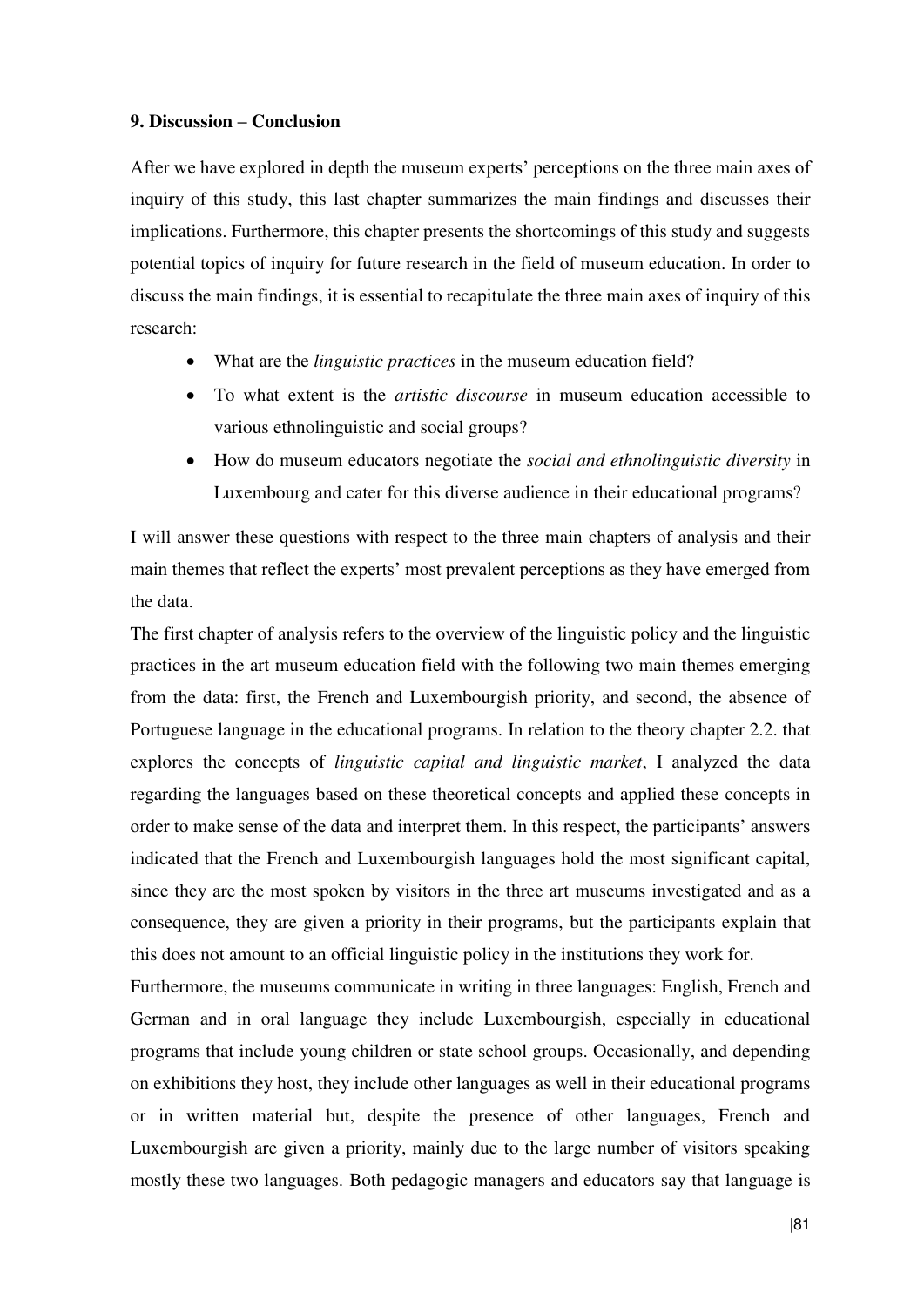**9. Discussion – Conclusion**

After we have explored in depth the museum experts' perceptions on the three main axes of inquiry of this study, this last chapter summarizes the main findings and discusses their implications. Furthermore, this chapter presents the shortcomings of this study and suggests potential topics of inquiry for future research in the field of museum education. In order to discuss the main findings, it is essential to recapitulate the three main axes of inquiry of this research:

- What are the *linguistic practices* in the museum education field?
- To what extent is the *artistic discourse* in museum education accessible to various ethnolinguistic and social groups?
- How do museum educators negotiate the *social and ethnolinguistic diversity* in Luxembourg and cater for this diverse audience in their educational programs?

I will answer these questions with respect to the three main chapters of analysis and their main themes that reflect the experts' most prevalent perceptions as they have emerged from the data.

The first chapter of analysis refers to the overview of the linguistic policy and the linguistic practices in the art museum education field with the following two main themes emerging from the data: first, the French and Luxembourgish priority, and second, the absence of Portuguese language in the educational programs. In relation to the theory chapter 2.2. that explores the concepts of *linguistic capital and linguistic market*, I analyzed the data regarding the languages based on these theoretical concepts and applied these concepts in order to make sense of the data and interpret them. In this respect, the participants' answers indicated that the French and Luxembourgish languages hold the most significant capital, since they are the most spoken by visitors in the three art museums investigated and as a consequence, they are given a priority in their programs, but the participants explain that this does not amount to an official linguistic policy in the institutions they work for.

Furthermore, the museums communicate in writing in three languages: English, French and German and in oral language they include Luxembourgish, especially in educational programs that include young children or state school groups. Occasionally, and depending on exhibitions they host, they include other languages as well in their educational programs or in written material but, despite the presence of other languages, French and Luxembourgish are given a priority, mainly due to the large number of visitors speaking mostly these two languages. Both pedagogic managers and educators say that language is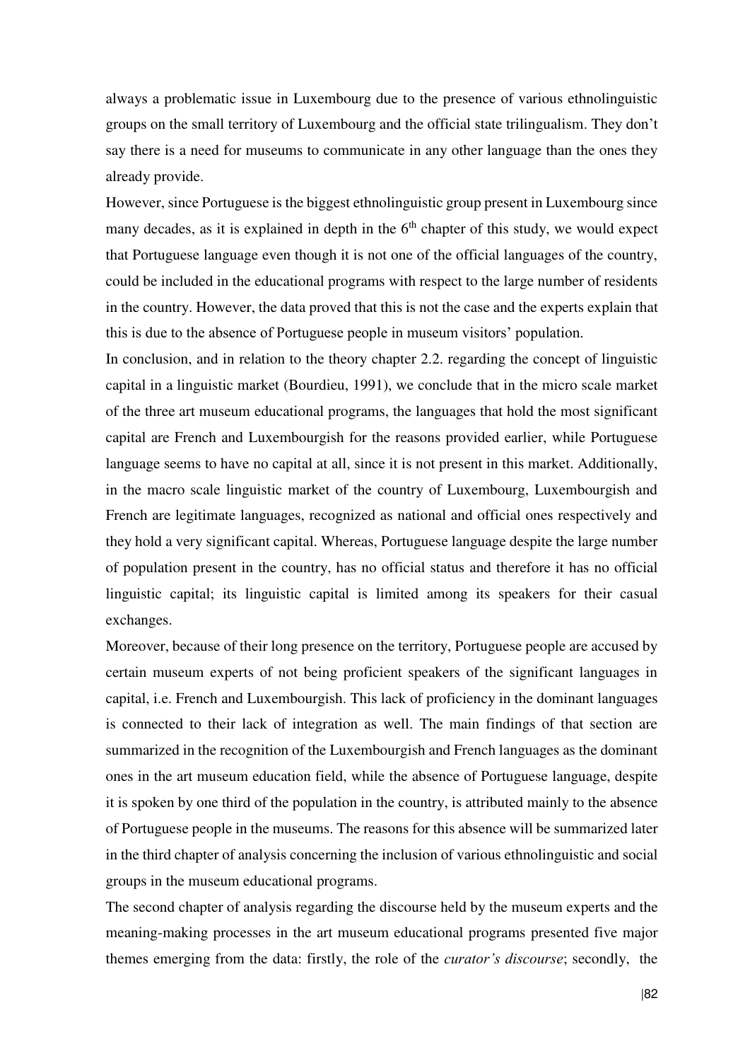always a problematic issue in Luxembourg due to the presence of various ethnolinguistic groups on the small territory of Luxembourg and the official state trilingualism. They don't say there is a need for museums to communicate in any other language than the ones they already provide.

However, since Portuguese is the biggest ethnolinguistic group present in Luxembourg since many decades, as it is explained in depth in the 6th chapter of this study, we would expect that Portuguese language even though it is not one of the official languages of the country, could be included in the educational programs with respect to the large number of residents in the country. However, the data proved that this is not the case and the experts explain that this is due to the absence of Portuguese people in museum visitors' population.

In conclusion, and in relation to the theory chapter 2.2. regarding the concept of linguistic capital in a linguistic market (Bourdieu, 1991), we conclude that in the micro scale market of the three art museum educational programs, the languages that hold the most significant capital are French and Luxembourgish for the reasons provided earlier, while Portuguese language seems to have no capital at all, since it is not present in this market. Additionally, in the macro scale linguistic market of the country of Luxembourg, Luxembourgish and French are legitimate languages, recognized as national and official ones respectively and they hold a very significant capital. Whereas, Portuguese language despite the large number of population present in the country, has no official status and therefore it has no official linguistic capital; its linguistic capital is limited among its speakers for their casual exchanges.

Moreover, because of their long presence on the territory, Portuguese people are accused by certain museum experts of not being proficient speakers of the significant languages in capital, i.e. French and Luxembourgish. This lack of proficiency in the dominant languages is connected to their lack of integration as well. The main findings of that section are summarized in the recognition of the Luxembourgish and French languages as the dominant ones in the art museum education field, while the absence of Portuguese language, despite it is spoken by one third of the population in the country, is attributed mainly to the absence of Portuguese people in the museums. The reasons for this absence will be summarized later in the third chapter of analysis concerning the inclusion of various ethnolinguistic and social groups in the museum educational programs.

The second chapter of analysis regarding the discourse held by the museum experts and the meaning-making processes in the art museum educational programs presented five major themes emerging from the data: firstly, the role of the *curator's discourse*; secondly, the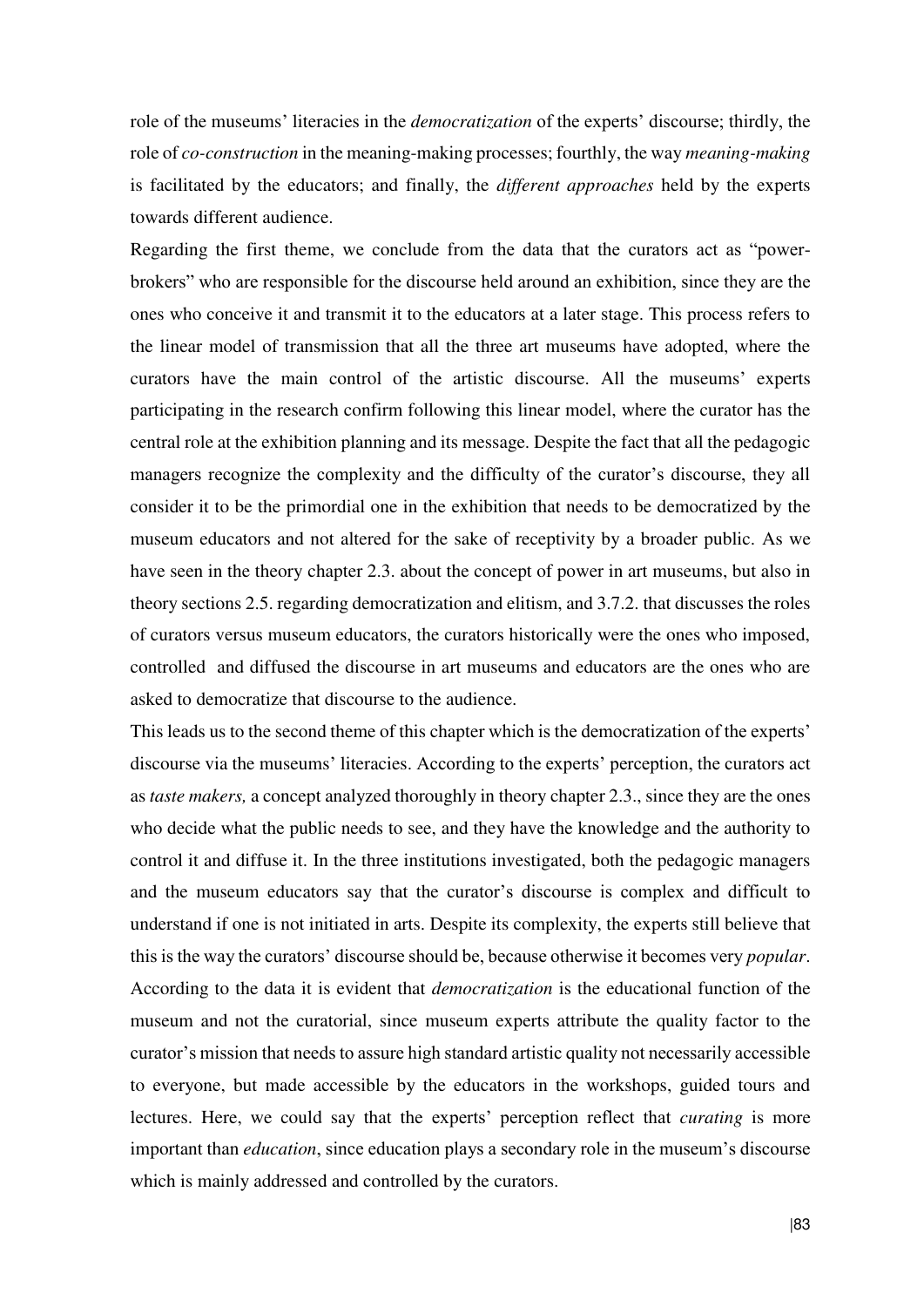role of the museums' literacies in the *democratization* of the experts' discourse; thirdly, the role of *co-construction* in the meaning-making processes; fourthly, the way *meaning-making* is facilitated by the educators; and finally, the *different approaches* held by the experts towards different audience.

Regarding the first theme, we conclude from the data that the curators act as "power-brokers" who are responsible for the discourse held around an exhibition, since they are the ones who conceive it and transmit it to the educators at a later stage. This process refers to the linear model of transmission that all the three art museums have adopted, where the curators have the main control of the artistic discourse. All the museums' experts participating in the research confirm following this linear model, where the curator has the central role at the exhibition planning and its message. Despite the fact that all the pedagogic managers recognize the complexity and the difficulty of the curator's discourse, they all consider it to be the primordial one in the exhibition that needs to be democratized by the museum educators and not altered for the sake of receptivity by a broader public. As we have seen in the theory chapter 2.3. about the concept of power in art museums, but also in theory sections 2.5. regarding democratization and elitism, and 3.7.2. that discusses the roles of curators versus museum educators, the curators historically were the ones who imposed, controlled and diffused the discourse in art museums and educators are the ones who are asked to democratize that discourse to the audience.

This leads us to the second theme of this chapter which is the democratization of the experts' discourse via the museums' literacies. According to the experts' perception, the curators act as *taste makers,* a concept analyzed thoroughly in theory chapter 2.3., since they are the ones who decide what the public needs to see, and they have the knowledge and the authority to control it and diffuse it. In the three institutions investigated, both the pedagogic managers and the museum educators say that the curator's discourse is complex and difficult to understand if one is not initiated in arts. Despite its complexity, the experts still believe that this is the way the curators' discourse should be, because otherwise it becomes very *popular*. According to the data it is evident that *democratization* is the educational function of the museum and not the curatorial, since museum experts attribute the quality factor to the curator's mission that needs to assure high standard artistic quality not necessarily accessible to everyone, but made accessible by the educators in the workshops, guided tours and lectures. Here, we could say that the experts' perception reflect that *curating* is more important than *education*, since education plays a secondary role in the museum's discourse which is mainly addressed and controlled by the curators.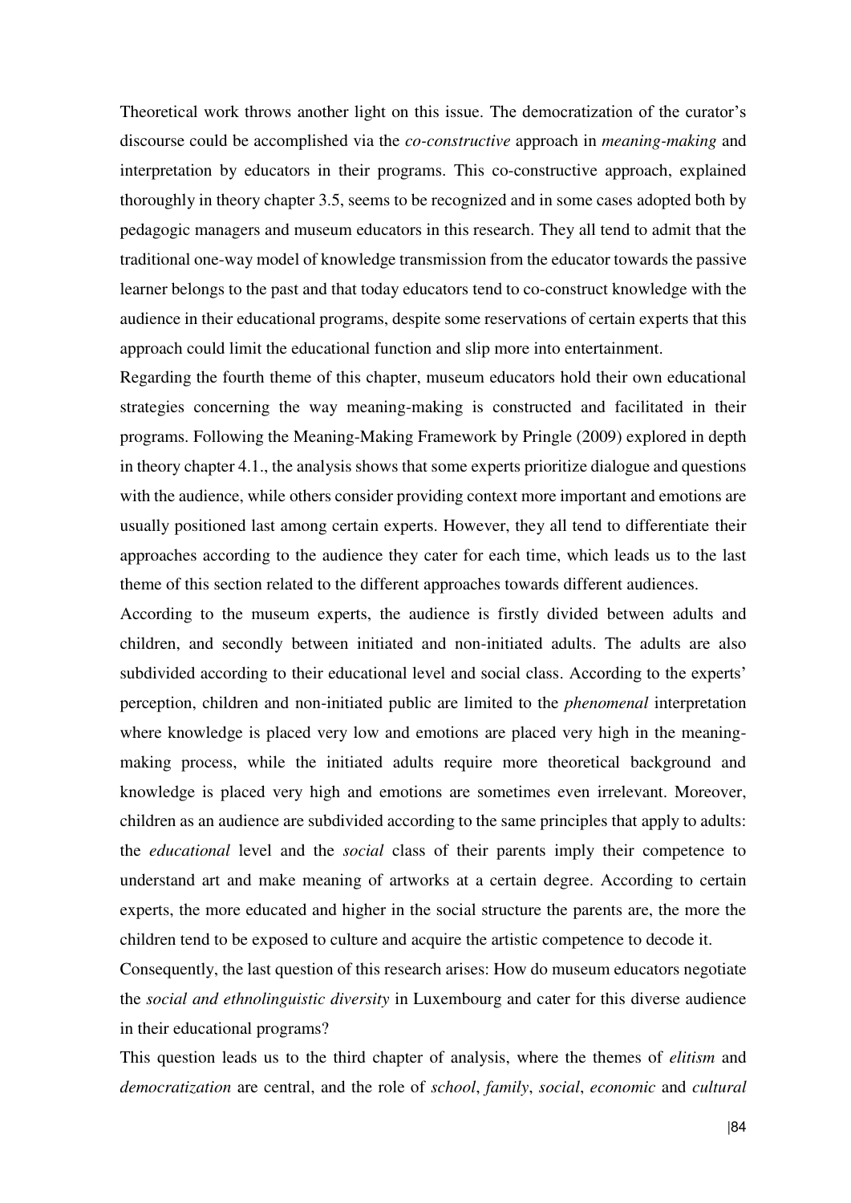Theoretical work throws another light on this issue. The democratization of the curator's discourse could be accomplished via the *co-constructive* approach in *meaning-making* and interpretation by educators in their programs. This co-constructive approach, explained thoroughly in theory chapter 3.5, seems to be recognized and in some cases adopted both by pedagogic managers and museum educators in this research. They all tend to admit that the traditional one-way model of knowledge transmission from the educator towards the passive learner belongs to the past and that today educators tend to co-construct knowledge with the audience in their educational programs, despite some reservations of certain experts that this approach could limit the educational function and slip more into entertainment.

Regarding the fourth theme of this chapter, museum educators hold their own educational strategies concerning the way meaning-making is constructed and facilitated in their programs. Following the Meaning-Making Framework by Pringle (2009) explored in depth in theory chapter 4.1., the analysis shows that some experts prioritize dialogue and questions with the audience, while others consider providing context more important and emotions are usually positioned last among certain experts. However, they all tend to differentiate their approaches according to the audience they cater for each time, which leads us to the last theme of this section related to the different approaches towards different audiences.

According to the museum experts, the audience is firstly divided between adults and children, and secondly between initiated and non-initiated adults. The adults are also subdivided according to their educational level and social class. According to the experts' perception, children and non-initiated public are limited to the *phenomenal* interpretation where knowledge is placed very low and emotions are placed very high in the meaning-making process, while the initiated adults require more theoretical background and knowledge is placed very high and emotions are sometimes even irrelevant. Moreover, children as an audience are subdivided according to the same principles that apply to adults: the *educational* level and the *social* class of their parents imply their competence to understand art and make meaning of artworks at a certain degree. According to certain experts, the more educated and higher in the social structure the parents are, the more the children tend to be exposed to culture and acquire the artistic competence to decode it.

Consequently, the last question of this research arises: How do museum educators negotiate the *social and ethnolinguistic diversity* in Luxembourg and cater for this diverse audience in their educational programs?

This question leads us to the third chapter of analysis, where the themes of *elitism* and *democratization* are central, and the role of *school*, *family*, *social*, *economic* and *cultural*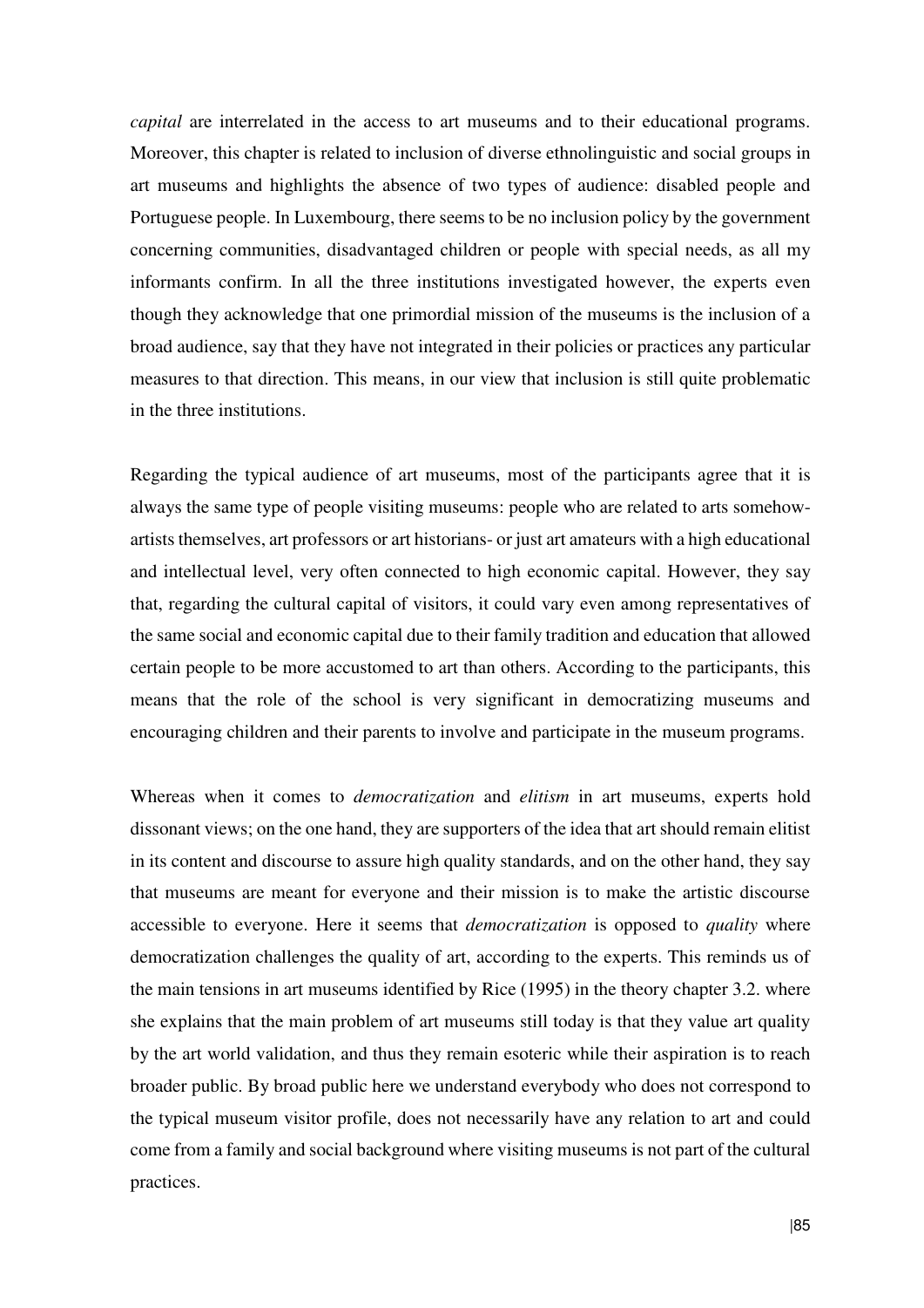*capital* are interrelated in the access to art museums and to their educational programs. Moreover, this chapter is related to inclusion of diverse ethnolinguistic and social groups in art museums and highlights the absence of two types of audience: disabled people and Portuguese people. In Luxembourg, there seems to be no inclusion policy by the government concerning communities, disadvantaged children or people with special needs, as all my informants confirm. In all the three institutions investigated however, the experts even though they acknowledge that one primordial mission of the museums is the inclusion of a broad audience, say that they have not integrated in their policies or practices any particular measures to that direction. This means, in our view that inclusion is still quite problematic in the three institutions.

Regarding the typical audience of art museums, most of the participants agree that it is always the same type of people visiting museums: people who are related to arts somehow- artists themselves, art professors or art historians- or just art amateurs with a high educational and intellectual level, very often connected to high economic capital. However, they say that, regarding the cultural capital of visitors, it could vary even among representatives of the same social and economic capital due to their family tradition and education that allowed certain people to be more accustomed to art than others. According to the participants, this means that the role of the school is very significant in democratizing museums and encouraging children and their parents to involve and participate in the museum programs.

Whereas when it comes to *democratization* and *elitism* in art museums, experts hold dissonant views; on the one hand, they are supporters of the idea that art should remain elitist in its content and discourse to assure high quality standards, and on the other hand, they say that museums are meant for everyone and their mission is to make the artistic discourse accessible to everyone. Here it seems that *democratization* is opposed to *quality* where democratization challenges the quality of art, according to the experts. This reminds us of the main tensions in art museums identified by Rice (1995) in the theory chapter 3.2. where she explains that the main problem of art museums still today is that they value art quality by the art world validation, and thus they remain esoteric while their aspiration is to reach broader public. By broad public here we understand everybody who does not correspond to the typical museum visitor profile, does not necessarily have any relation to art and could come from a family and social background where visiting museums is not part of the cultural practices.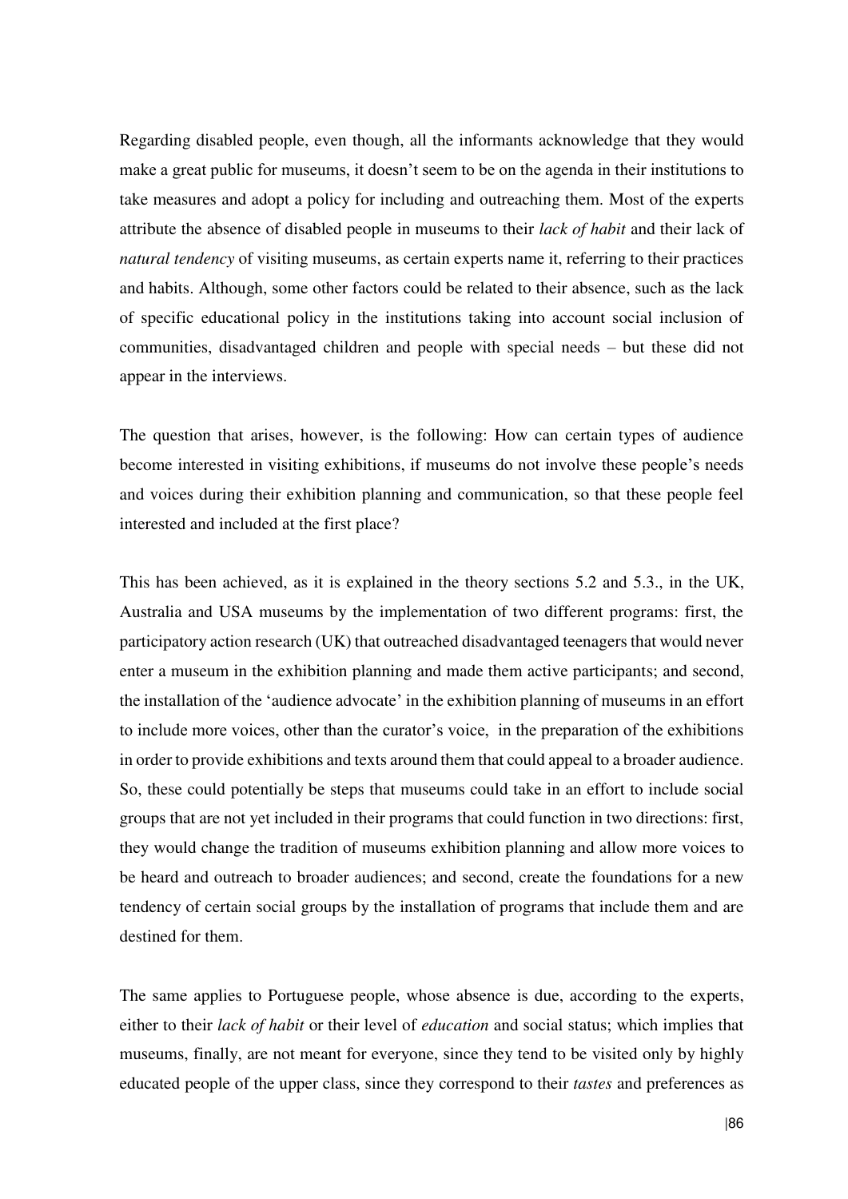Regarding disabled people, even though, all the informants acknowledge that they would make a great public for museums, it doesn't seem to be on the agenda in their institutions to take measures and adopt a policy for including and outreaching them. Most of the experts attribute the absence of disabled people in museums to their *lack of habit* and their lack of *natural tendency* of visiting museums, as certain experts name it, referring to their practices and habits. Although, some other factors could be related to their absence, such as the lack of specific educational policy in the institutions taking into account social inclusion of communities, disadvantaged children and people with special needs – but these did not appear in the interviews.

The question that arises, however, is the following: How can certain types of audience become interested in visiting exhibitions, if museums do not involve these people's needs and voices during their exhibition planning and communication, so that these people feel interested and included at the first place?

This has been achieved, as it is explained in the theory sections 5.2 and 5.3., in the UK, Australia and USA museums by the implementation of two different programs: first, the participatory action research (UK) that outreached disadvantaged teenagers that would never enter a museum in the exhibition planning and made them active participants; and second, the installation of the 'audience advocate' in the exhibition planning of museums in an effort to include more voices, other than the curator's voice, in the preparation of the exhibitions in order to provide exhibitions and texts around them that could appeal to a broader audience. So, these could potentially be steps that museums could take in an effort to include social groups that are not yet included in their programs that could function in two directions: first, they would change the tradition of museums exhibition planning and allow more voices to be heard and outreach to broader audiences; and second, create the foundations for a new tendency of certain social groups by the installation of programs that include them and are destined for them.

The same applies to Portuguese people, whose absence is due, according to the experts, either to their *lack of habit* or their level of *education* and social status; which implies that museums, finally, are not meant for everyone, since they tend to be visited only by highly educated people of the upper class, since they correspond to their *tastes* and preferences as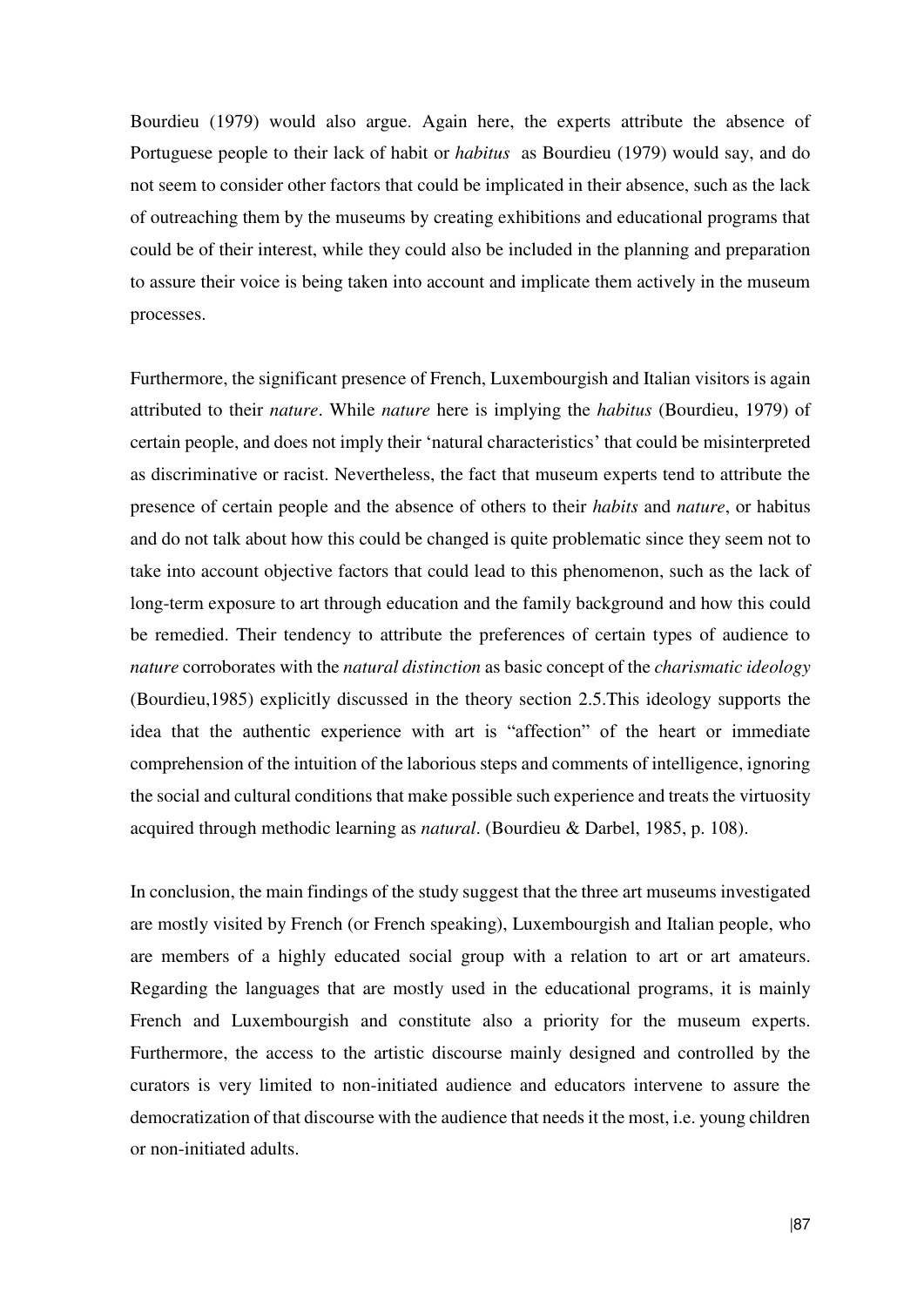Bourdieu (1979) would also argue. Again here, the experts attribute the absence of Portuguese people to their lack of habit or *habitus* as Bourdieu (1979) would say, and do not seem to consider other factors that could be implicated in their absence, such as the lack of outreaching them by the museums by creating exhibitions and educational programs that could be of their interest, while they could also be included in the planning and preparation to assure their voice is being taken into account and implicate them actively in the museum processes.

Furthermore, the significant presence of French, Luxembourgish and Italian visitors is again attributed to their *nature*. While *nature* here is implying the *habitus* (Bourdieu, 1979) of certain people, and does not imply their 'natural characteristics' that could be misinterpreted as discriminative or racist. Nevertheless, the fact that museum experts tend to attribute the presence of certain people and the absence of others to their *habits* and *nature*, or habitus and do not talk about how this could be changed is quite problematic since they seem not to take into account objective factors that could lead to this phenomenon, such as the lack of long-term exposure to art through education and the family background and how this could be remedied. Their tendency to attribute the preferences of certain types of audience to *nature* corroborates with the *natural distinction* as basic concept of the *charismatic ideology* (Bourdieu,1985) explicitly discussed in the theory section 2.5.This ideology supports the idea that the authentic experience with art is "affection" of the heart or immediate comprehension of the intuition of the laborious steps and comments of intelligence, ignoring the social and cultural conditions that make possible such experience and treats the virtuosity acquired through methodic learning as *natural*. (Bourdieu & Darbel, 1985, p. 108).

In conclusion, the main findings of the study suggest that the three art museums investigated are mostly visited by French (or French speaking), Luxembourgish and Italian people, who are members of a highly educated social group with a relation to art or art amateurs. Regarding the languages that are mostly used in the educational programs, it is mainly French and Luxembourgish and constitute also a priority for the museum experts. Furthermore, the access to the artistic discourse mainly designed and controlled by the curators is very limited to non-initiated audience and educators intervene to assure the democratization of that discourse with the audience that needs it the most, i.e. young children or non-initiated adults.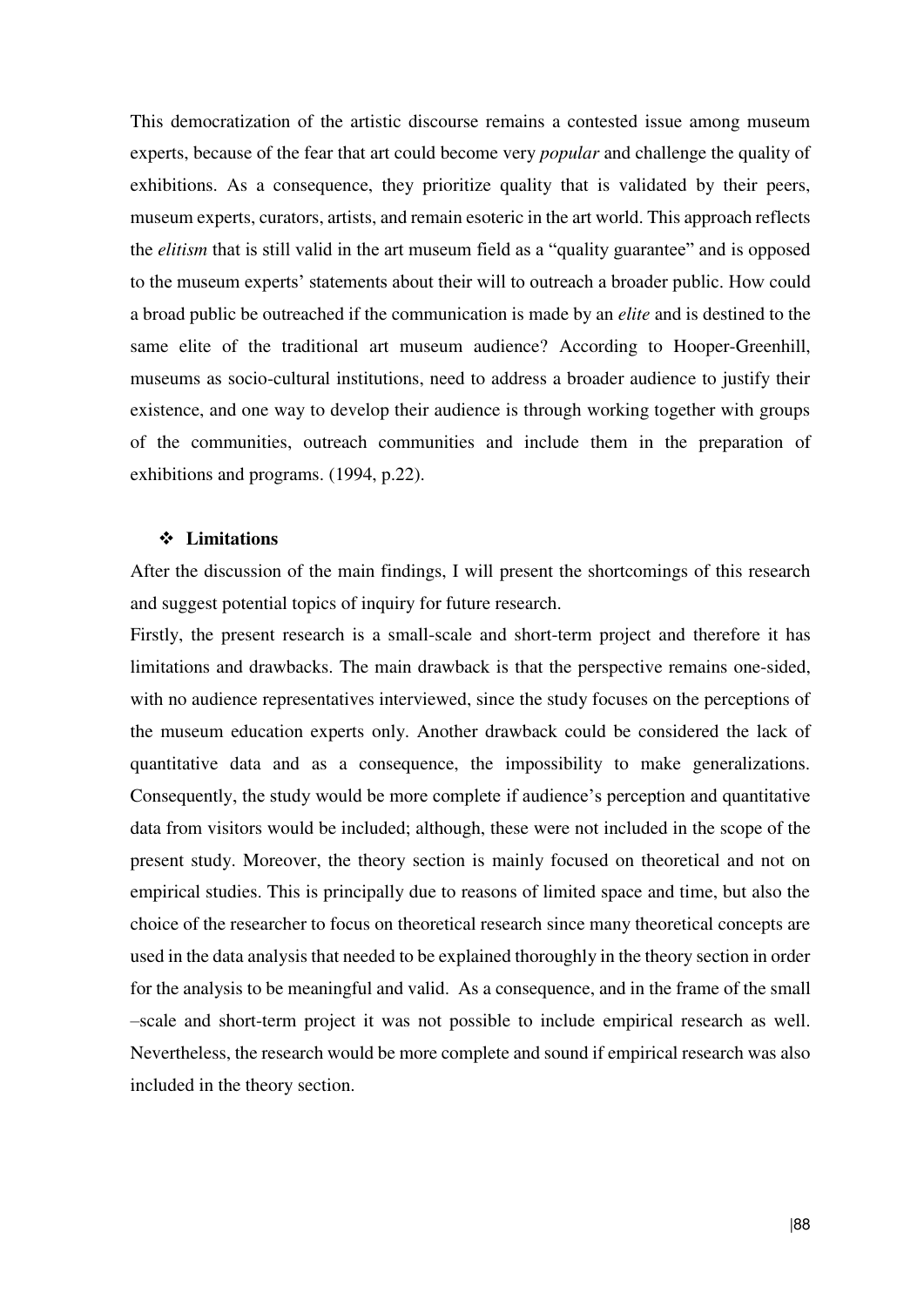This democratization of the artistic discourse remains a contested issue among museum experts, because of the fear that art could become very *popular* and challenge the quality of exhibitions. As a consequence, they prioritize quality that is validated by their peers, museum experts, curators, artists, and remain esoteric in the art world. This approach reflects the *elitism* that is still valid in the art museum field as a "quality guarantee" and is opposed to the museum experts' statements about their will to outreach a broader public. How could a broad public be outreached if the communication is made by an *elite* and is destined to the same elite of the traditional art museum audience? According to Hooper-Greenhill, museums as socio-cultural institutions, need to address a broader audience to justify their existence, and one way to develop their audience is through working together with groups of the communities, outreach communities and include them in the preparation of exhibitions and programs. (1994, p.22).

### ❖ Limitations

After the discussion of the main findings, I will present the shortcomings of this research and suggest potential topics of inquiry for future research.

Firstly, the present research is a small-scale and short-term project and therefore it has limitations and drawbacks. The main drawback is that the perspective remains one-sided, with no audience representatives interviewed, since the study focuses on the perceptions of the museum education experts only. Another drawback could be considered the lack of quantitative data and as a consequence, the impossibility to make generalizations. Consequently, the study would be more complete if audience's perception and quantitative data from visitors would be included; although, these were not included in the scope of the present study. Moreover, the theory section is mainly focused on theoretical and not on empirical studies. This is principally due to reasons of limited space and time, but also the choice of the researcher to focus on theoretical research since many theoretical concepts are used in the data analysis that needed to be explained thoroughly in the theory section in order for the analysis to be meaningful and valid. As a consequence, and in the frame of the small –scale and short-term project it was not possible to include empirical research as well. Nevertheless, the research would be more complete and sound if empirical research was also included in the theory section.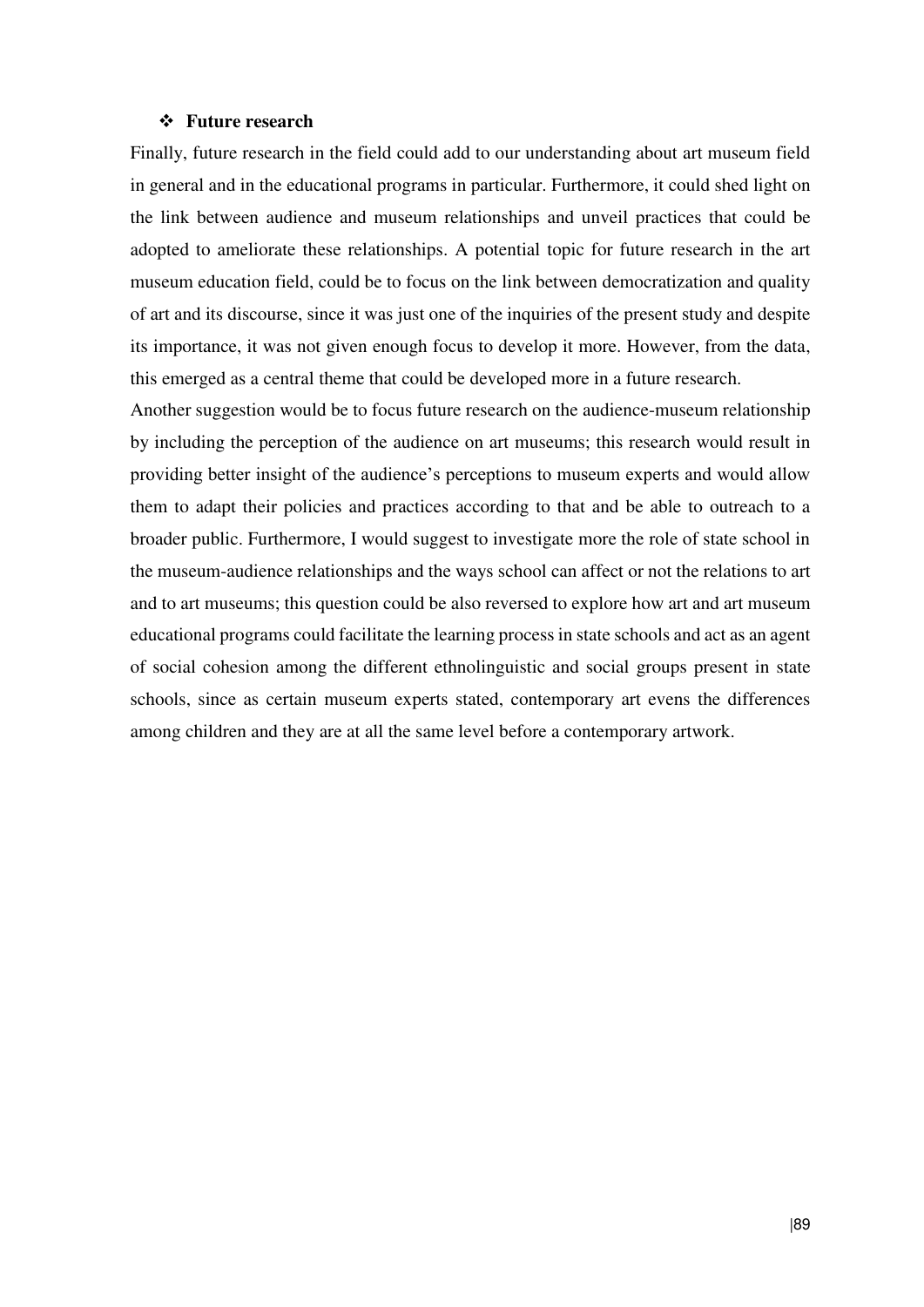- **Future research**

Finally, future research in the field could add to our understanding about art museum field in general and in the educational programs in particular. Furthermore, it could shed light on the link between audience and museum relationships and unveil practices that could be adopted to ameliorate these relationships. A potential topic for future research in the art museum education field, could be to focus on the link between democratization and quality of art and its discourse, since it was just one of the inquiries of the present study and despite its importance, it was not given enough focus to develop it more. However, from the data, this emerged as a central theme that could be developed more in a future research.

Another suggestion would be to focus future research on the audience-museum relationship by including the perception of the audience on art museums; this research would result in providing better insight of the audience's perceptions to museum experts and would allow them to adapt their policies and practices according to that and be able to outreach to a broader public. Furthermore, I would suggest to investigate more the role of state school in the museum-audience relationships and the ways school can affect or not the relations to art and to art museums; this question could be also reversed to explore how art and art museum educational programs could facilitate the learning process in state schools and act as an agent of social cohesion among the different ethnolinguistic and social groups present in state schools, since as certain museum experts stated, contemporary art evens the differences among children and they are at all the same level before a contemporary artwork.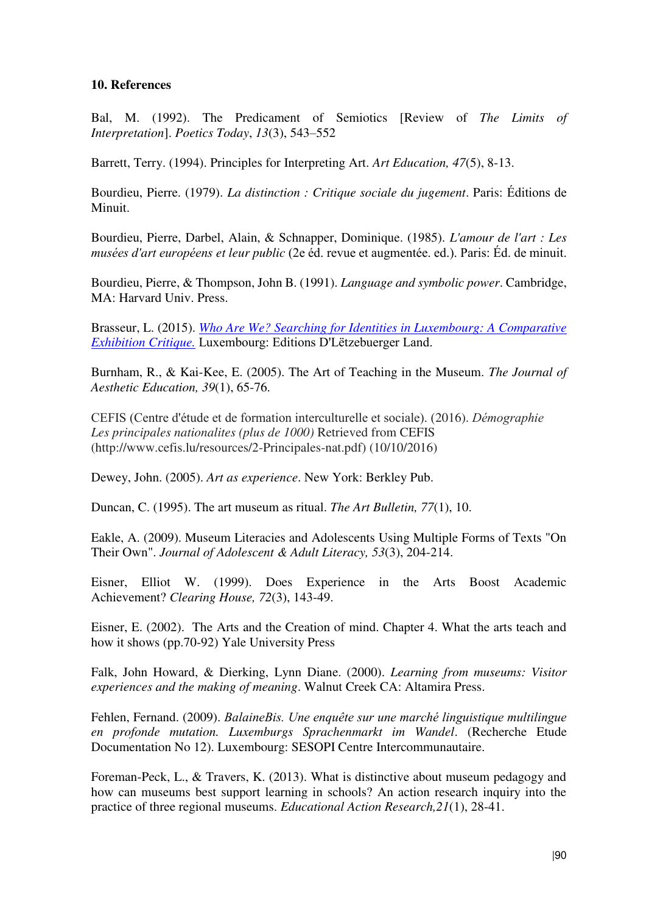## 10. References

Bal, M. (1992). The Predicament of Semiotics [Review of *The Limits of Interpretation*]. *Poetics Today*, *13*(3), 543–552

Barrett, Terry. (1994). Principles for Interpreting Art. *Art Education, 47*(5), 8-13.

Bourdieu, Pierre. (1979). *La distinction : Critique sociale du jugement*. Paris: Éditions de Minuit.

Bourdieu, Pierre, Darbel, Alain, & Schnapper, Dominique. (1985). *L'amour de l'art : Les musées d'art européens et leur public* (2e éd. revue et augmentée. ed.). Paris: Éd. de minuit.

Bourdieu, Pierre, & Thompson, John B. (1991). *Language and symbolic power*. Cambridge, MA: Harvard Univ. Press.

Brasseur, L. (2015). *Who Are We? Searching for Identities in Luxembourg: A Comparative Exhibition Critique.* Luxembourg: Editions D'Lëtzebuerger Land.

Burnham, R., & Kai-Kee, E. (2005). The Art of Teaching in the Museum. *The Journal of Aesthetic Education, 39*(1), 65-76.

CEFIS (Centre d'étude et de formation interculturelle et sociale). (2016). *Démographie Les principales nationalites (plus de 1000)* Retrieved from CEFIS (http://www.cefis.lu/resources/2-Principales-nat.pdf) (10/10/2016)

Dewey, John. (2005). *Art as experience*. New York: Berkley Pub.

Duncan, C. (1995). The art museum as ritual. *The Art Bulletin, 77*(1), 10.

Eakle, A. (2009). Museum Literacies and Adolescents Using Multiple Forms of Texts "On Their Own". *Journal of Adolescent & Adult Literacy, 53*(3), 204-214.

Eisner, Elliot W. (1999). Does Experience in the Arts Boost Academic Achievement? *Clearing House, 72*(3), 143-49.

Eisner, E. (2002). The Arts and the Creation of mind. Chapter 4. What the arts teach and how it shows (pp.70-92) Yale University Press

Falk, John Howard, & Dierking, Lynn Diane. (2000). *Learning from museums: Visitor experiences and the making of meaning*. Walnut Creek CA: Altamira Press.

Fehlen, Fernand. (2009). *BalaineBis. Une enquête sur une marché linguistique multilingue en profonde mutation. Luxemburgs Sprachenmarkt im Wandel*. (Recherche Etude Documentation No 12). Luxembourg: SESOPI Centre Intercommunautaire.

Foreman-Peck, L., & Travers, K. (2013). What is distinctive about museum pedagogy and how can museums best support learning in schools? An action research inquiry into the practice of three regional museums. *Educational Action Research,21*(1), 28-41.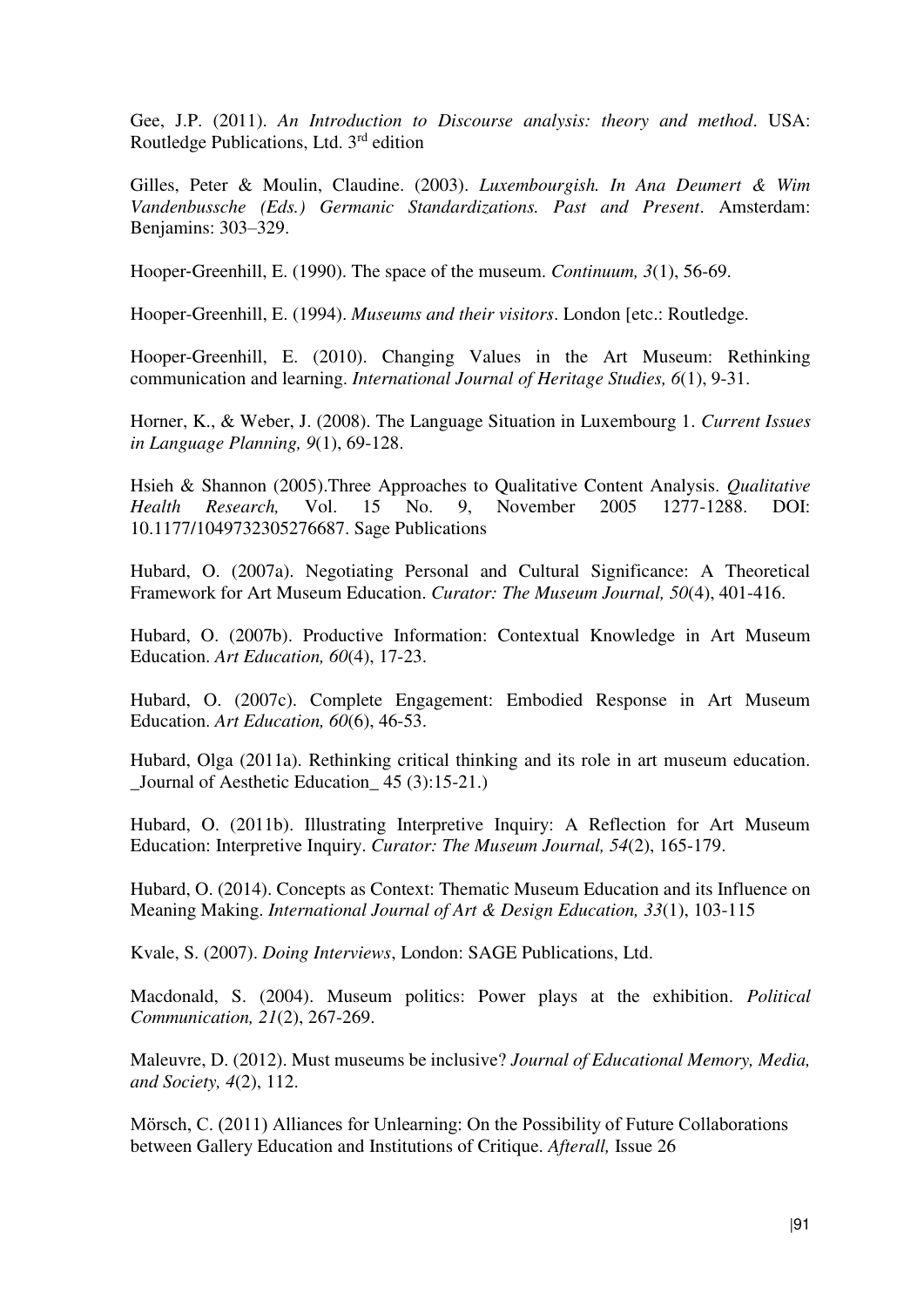Gee, J.P. (2011). *An Introduction to Discourse analysis: theory and method*. USA: Routledge Publications, Ltd. 3rd edition

Gilles, Peter & Moulin, Claudine. (2003). *Luxembourgish. In Ana Deumert & Wim Vandenbussche (Eds.) Germanic Standardizations. Past and Present*. Amsterdam: Benjamins: 303–329.

Hooper-Greenhill, E. (1990). The space of the museum. *Continuum, 3*(1), 56-69.

Hooper-Greenhill, E. (1994). *Museums and their visitors*. London [etc.: Routledge.

Hooper-Greenhill, E. (2010). Changing Values in the Art Museum: Rethinking communication and learning. *International Journal of Heritage Studies, 6*(1), 9-31.

Horner, K., & Weber, J. (2008). The Language Situation in Luxembourg 1. *Current Issues in Language Planning, 9*(1), 69-128.

Hsieh & Shannon (2005).Three Approaches to Qualitative Content Analysis. *Qualitative Health Research,* Vol. 15 No. 9, November 2005 1277-1288. DOI: 10.1177/1049732305276687. Sage Publications

Hubard, O. (2007a). Negotiating Personal and Cultural Significance: A Theoretical Framework for Art Museum Education. *Curator: The Museum Journal, 50*(4), 401-416.

Hubard, O. (2007b). Productive Information: Contextual Knowledge in Art Museum Education. *Art Education, 60*(4), 17-23.

Hubard, O. (2007c). Complete Engagement: Embodied Response in Art Museum Education. *Art Education, 60*(6), 46-53.

Hubard, Olga (2011a). Rethinking critical thinking and its role in art museum education. _Journal of Aesthetic Education_ 45 (3):15-21.)

Hubard, O. (2011b). Illustrating Interpretive Inquiry: A Reflection for Art Museum Education: Interpretive Inquiry. *Curator: The Museum Journal, 54*(2), 165-179.

Hubard, O. (2014). Concepts as Context: Thematic Museum Education and its Influence on Meaning Making. *International Journal of Art & Design Education, 33*(1), 103-115

Kvale, S. (2007). *Doing Interviews*, London: SAGE Publications, Ltd.

Macdonald, S. (2004). Museum politics: Power plays at the exhibition. *Political Communication, 21*(2), 267-269.

Maleuvre, D. (2012). Must museums be inclusive? *Journal of Educational Memory, Media, and Society, 4*(2), 112.

Mörsch, C. (2011) Alliances for Unlearning: On the Possibility of Future Collaborations between Gallery Education and Institutions of Critique. *Afterall,* Issue 26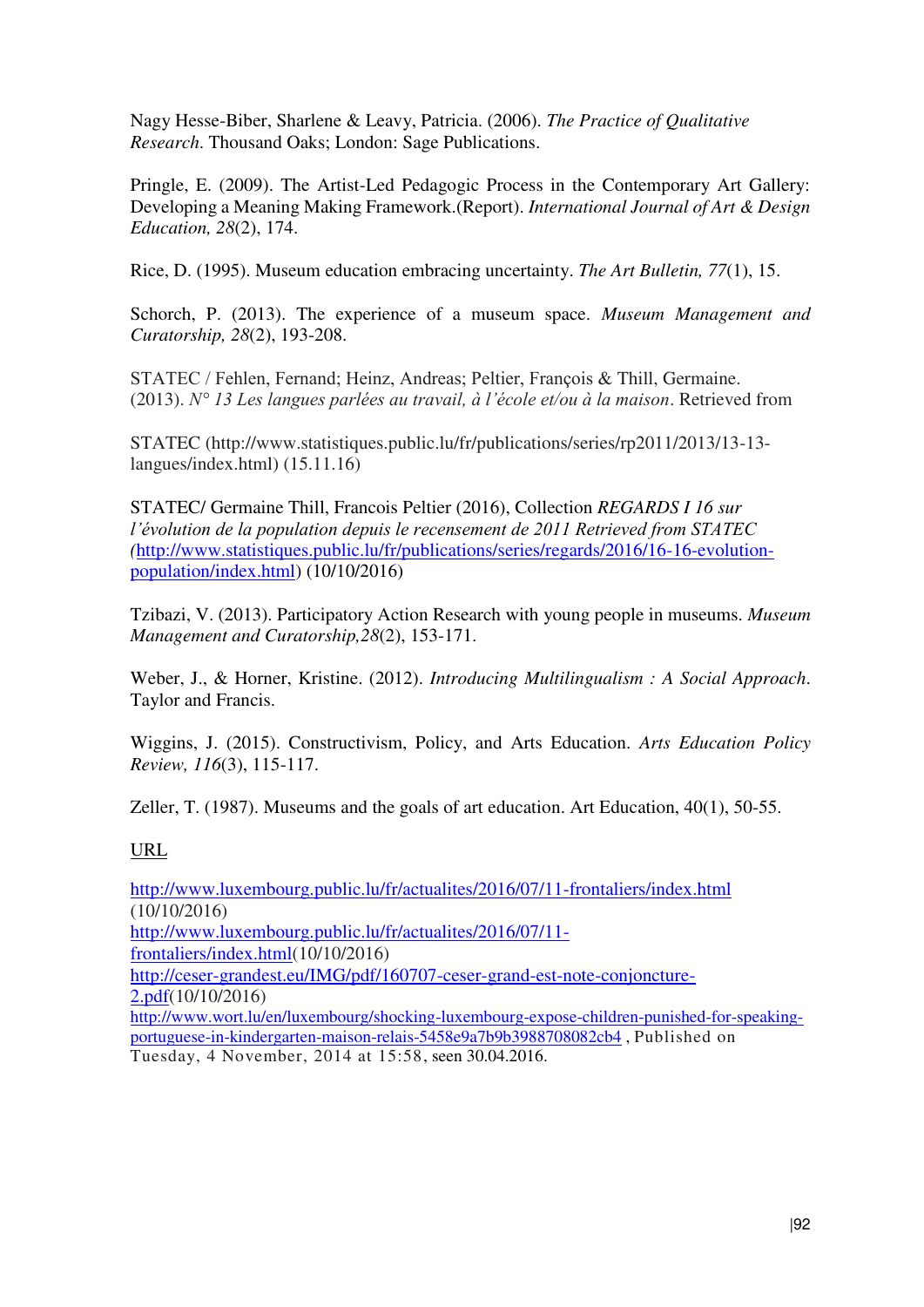Nagy Hesse-Biber, Sharlene & Leavy, Patricia. (2006). *The Practice of Qualitative Research*. Thousand Oaks; London: Sage Publications.

Pringle, E. (2009). The Artist-Led Pedagogic Process in the Contemporary Art Gallery: Developing a Meaning Making Framework.(Report). *International Journal of Art & Design Education, 28*(2), 174.

Rice, D. (1995). Museum education embracing uncertainty. *The Art Bulletin, 77*(1), 15.

Schorch, P. (2013). The experience of a museum space. *Museum Management and Curatorship, 28*(2), 193-208.

STATEC / Fehlen, Fernand; Heinz, Andreas; Peltier, François & Thill, Germaine. (2013). *N° 13 Les langues parlées au travail, à l'école et/ou à la maison*. Retrieved from

STATEC (http://www.statistiques.public.lu/fr/publications/series/rp2011/2013/13-13-langues/index.html) (15.11.16)

STATEC/ Germaine Thill, Francois Peltier (2016), Collection *REGARDS I 16 sur l'évolution de la population depuis le recensement de 2011 Retrieved from STATEC (*http://www.statistiques.public.lu/fr/publications/series/regards/2016/16-16-evolution-population/index.html) (10/10/2016)

Tzibazi, V. (2013). Participatory Action Research with young people in museums. *Museum Management and Curatorship,28*(2), 153-171.

Weber, J., & Horner, Kristine. (2012). *Introducing Multilingualism : A Social Approach*. Taylor and Francis.

Wiggins, J. (2015). Constructivism, Policy, and Arts Education. *Arts Education Policy Review, 116*(3), 115-117.

Zeller, T. (1987). Museums and the goals of art education. Art Education, 40(1), 50-55.

URL

http://www.luxembourg.public.lu/fr/actualites/2016/07/11-frontaliers/index.html (10/10/2016)
http://www.luxembourg.public.lu/fr/actualites/2016/07/11-frontaliers/index.html(10/10/2016)
http://ceser-grandest.eu/IMG/pdf/160707-ceser-grand-est-note-conjoncture-2.pdf(10/10/2016)
http://www.wort.lu/en/luxembourg/shocking-luxembourg-expose-children-punished-for-speaking-portuguese-in-kindergarten-maison-relais-5458e9a7b9b3988708082cb4 , Published on Tuesday, 4 November, 2014 at 15:58, seen 30.04.2016.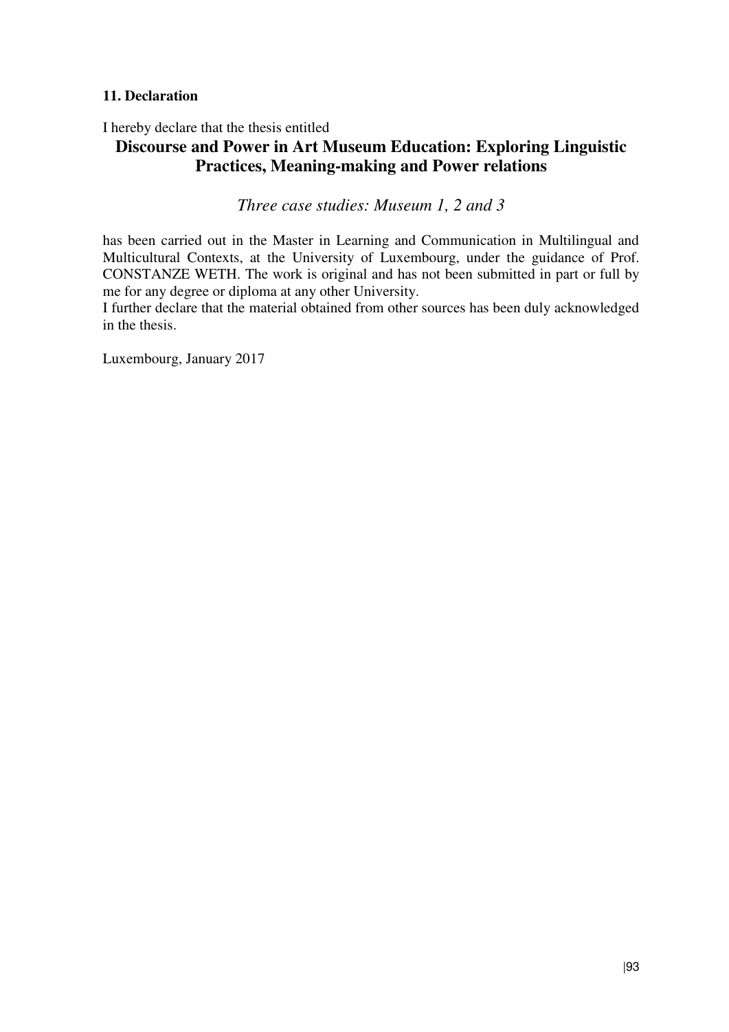### 11. Declaration

I hereby declare that the thesis entitled

**Discourse and Power in Art Museum Education: Exploring Linguistic Practices, Meaning-making and Power relations**

*Three case studies: Museum 1, 2 and 3*

has been carried out in the Master in Learning and Communication in Multilingual and Multicultural Contexts, at the University of Luxembourg, under the guidance of Prof. CONSTANZE WETH. The work is original and has not been submitted in part or full by me for any degree or diploma at any other University.

I further declare that the material obtained from other sources has been duly acknowledged in the thesis.

Luxembourg, January 2017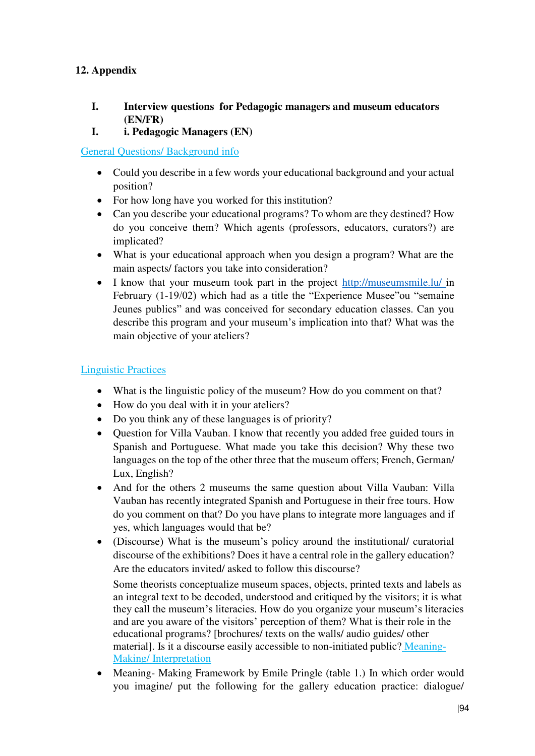## 12. Appendix

### I. Interview questions for Pedagogic managers and museum educators (EN/FR)

### I. i. Pedagogic Managers (EN)

General Questions/ Background info

- Could you describe in a few words your educational background and your actual position?
- For how long have you worked for this institution?
- Can you describe your educational programs? To whom are they destined? How do you conceive them? Which agents (professors, educators, curators?) are implicated?
- What is your educational approach when you design a program? What are the main aspects/ factors you take into consideration?
- I know that your museum took part in the project http://museumsmile.lu/ in February (1-19/02) which had as a title the "Experience Musee"ou "semaine Jeunes publics" and was conceived for secondary education classes. Can you describe this program and your museum's implication into that? What was the main objective of your ateliers?

Linguistic Practices

- What is the linguistic policy of the museum? How do you comment on that?
- How do you deal with it in your ateliers?
- Do you think any of these languages is of priority?
- Question for Villa Vauban. I know that recently you added free guided tours in Spanish and Portuguese. What made you take this decision? Why these two languages on the top of the other three that the museum offers; French, German/ Lux, English?
- And for the others 2 museums the same question about Villa Vauban: Villa Vauban has recently integrated Spanish and Portuguese in their free tours. How do you comment on that? Do you have plans to integrate more languages and if yes, which languages would that be?
- (Discourse) What is the museum's policy around the institutional/ curatorial discourse of the exhibitions? Does it have a central role in the gallery education? Are the educators invited/ asked to follow this discourse?

  Some theorists conceptualize museum spaces, objects, printed texts and labels as an integral text to be decoded, understood and critiqued by the visitors; it is what they call the museum's literacies. How do you organize your museum's literacies and are you aware of the visitors' perception of them? What is their role in the educational programs? [brochures/ texts on the walls/ audio guides/ other material]. Is it a discourse easily accessible to non-initiated public? Meaning-Making/ Interpretation
- Meaning- Making Framework by Emile Pringle (table 1.) In which order would you imagine/ put the following for the gallery education practice: dialogue/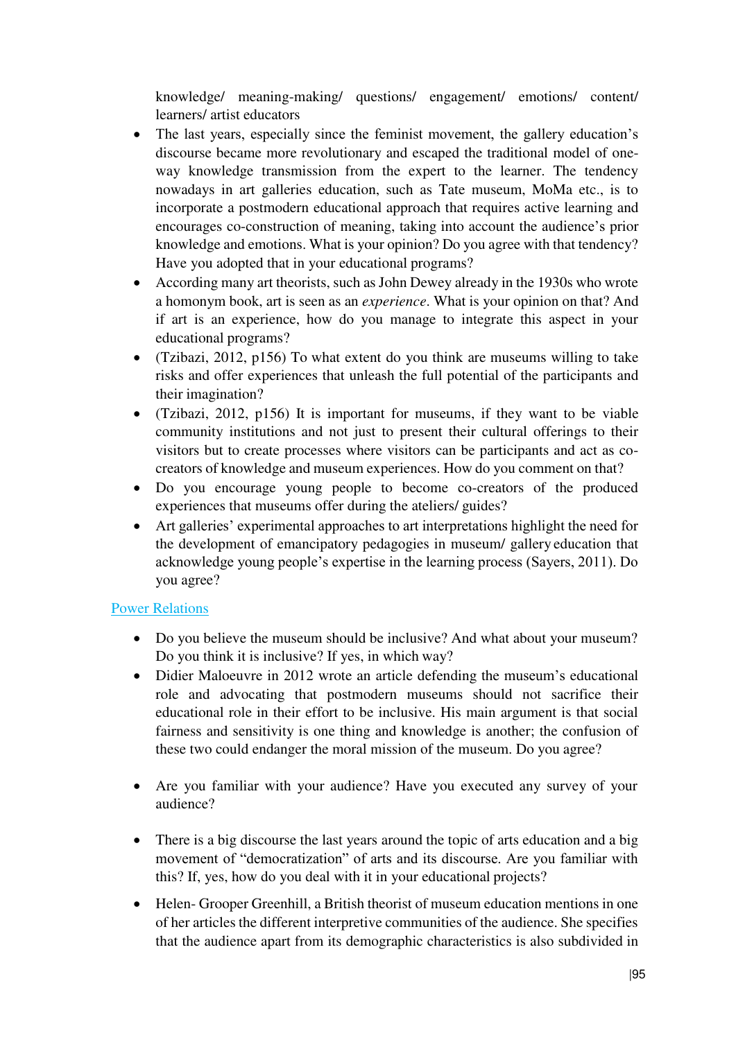knowledge/ meaning-making/ questions/ engagement/ emotions/ content/ learners/ artist educators

- The last years, especially since the feminist movement, the gallery education's discourse became more revolutionary and escaped the traditional model of one-way knowledge transmission from the expert to the learner. The tendency nowadays in art galleries education, such as Tate museum, MoMa etc., is to incorporate a postmodern educational approach that requires active learning and encourages co-construction of meaning, taking into account the audience's prior knowledge and emotions. What is your opinion? Do you agree with that tendency? Have you adopted that in your educational programs?
- According many art theorists, such as John Dewey already in the 1930s who wrote a homonym book, art is seen as an *experience*. What is your opinion on that? And if art is an experience, how do you manage to integrate this aspect in your educational programs?
- (Tzibazi, 2012, p156) To what extent do you think are museums willing to take risks and offer experiences that unleash the full potential of the participants and their imagination?
- (Tzibazi, 2012, p156) It is important for museums, if they want to be viable community institutions and not just to present their cultural offerings to their visitors but to create processes where visitors can be participants and act as co-creators of knowledge and museum experiences. How do you comment on that?
- Do you encourage young people to become co-creators of the produced experiences that museums offer during the ateliers/ guides?
- Art galleries' experimental approaches to art interpretations highlight the need for the development of emancipatory pedagogies in museum/ gallery education that acknowledge young people's expertise in the learning process (Sayers, 2011). Do you agree?

## Power Relations

- Do you believe the museum should be inclusive? And what about your museum? Do you think it is inclusive? If yes, in which way?
- Didier Maloeuvre in 2012 wrote an article defending the museum's educational role and advocating that postmodern museums should not sacrifice their educational role in their effort to be inclusive. His main argument is that social fairness and sensitivity is one thing and knowledge is another; the confusion of these two could endanger the moral mission of the museum. Do you agree?
- Are you familiar with your audience? Have you executed any survey of your audience?
- There is a big discourse the last years around the topic of arts education and a big movement of "democratization" of arts and its discourse. Are you familiar with this? If, yes, how do you deal with it in your educational projects?
- Helen- Grooper Greenhill, a British theorist of museum education mentions in one of her articles the different interpretive communities of the audience. She specifies that the audience apart from its demographic characteristics is also subdivided in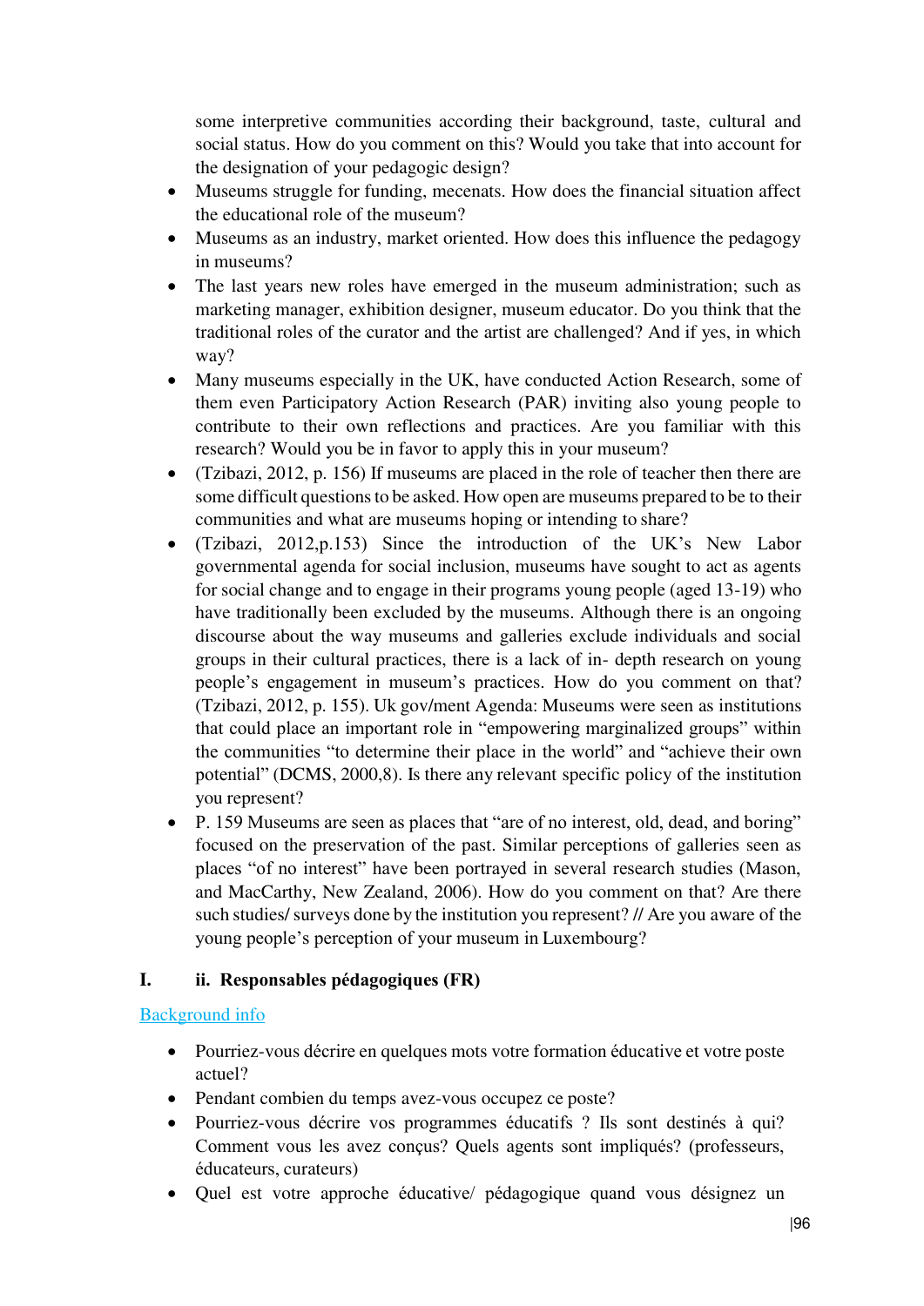some interpretive communities according their background, taste, cultural and social status. How do you comment on this? Would you take that into account for the designation of your pedagogic design?

- Museums struggle for funding, mecenats. How does the financial situation affect the educational role of the museum?
- Museums as an industry, market oriented. How does this influence the pedagogy in museums?
- The last years new roles have emerged in the museum administration; such as marketing manager, exhibition designer, museum educator. Do you think that the traditional roles of the curator and the artist are challenged? And if yes, in which way?
- Many museums especially in the UK, have conducted Action Research, some of them even Participatory Action Research (PAR) inviting also young people to contribute to their own reflections and practices. Are you familiar with this research? Would you be in favor to apply this in your museum?
- (Tzibazi, 2012, p. 156) If museums are placed in the role of teacher then there are some difficult questions to be asked. How open are museums prepared to be to their communities and what are museums hoping or intending to share?
- (Tzibazi, 2012,p.153) Since the introduction of the UK's New Labor governmental agenda for social inclusion, museums have sought to act as agents for social change and to engage in their programs young people (aged 13-19) who have traditionally been excluded by the museums. Although there is an ongoing discourse about the way museums and galleries exclude individuals and social groups in their cultural practices, there is a lack of in- depth research on young people's engagement in museum's practices. How do you comment on that? (Tzibazi, 2012, p. 155). Uk gov/ment Agenda: Museums were seen as institutions that could place an important role in "empowering marginalized groups" within the communities "to determine their place in the world" and "achieve their own potential" (DCMS, 2000,8). Is there any relevant specific policy of the institution you represent?
- P. 159 Museums are seen as places that "are of no interest, old, dead, and boring" focused on the preservation of the past. Similar perceptions of galleries seen as places "of no interest" have been portrayed in several research studies (Mason, and MacCarthy, New Zealand, 2006). How do you comment on that? Are there such studies/ surveys done by the institution you represent? // Are you aware of the young people's perception of your museum in Luxembourg?

## I. ii. Responsables pédagogiques (FR)

Background info

- Pourriez-vous décrire en quelques mots votre formation éducative et votre poste actuel?
- Pendant combien du temps avez-vous occupez ce poste?
- Pourriez-vous décrire vos programmes éducatifs ? Ils sont destinés à qui? Comment vous les avez conçus? Quels agents sont impliqués? (professeurs, éducateurs, curateurs)
- Quel est votre approche éducative/ pédagogique quand vous désignez un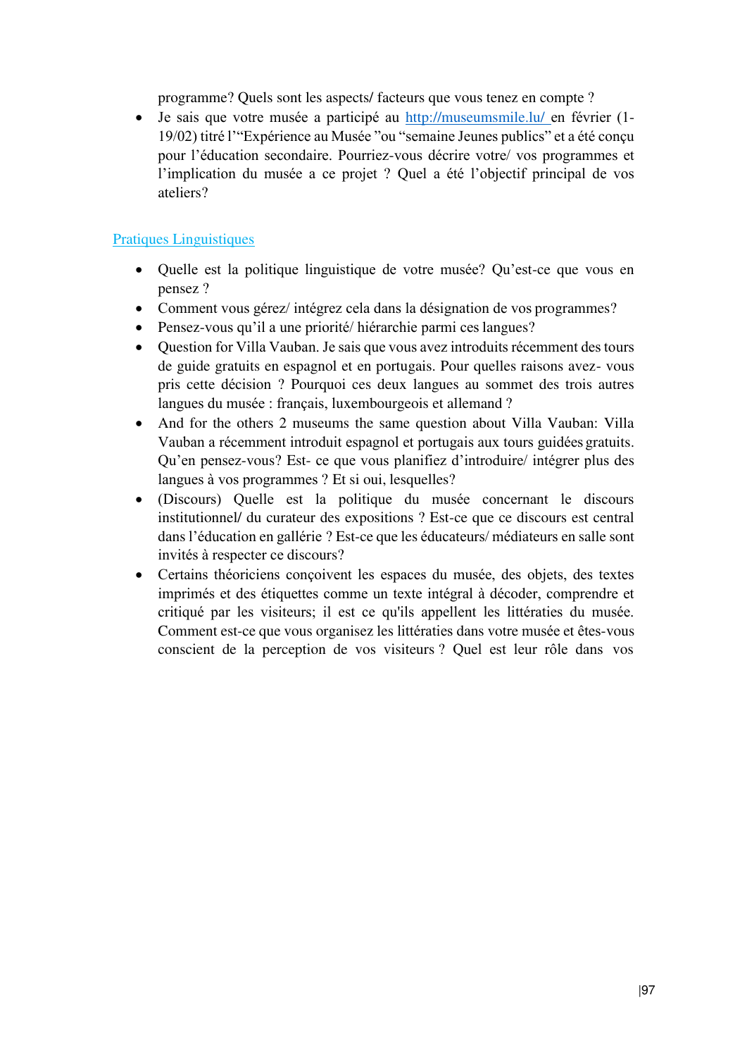programme? Quels sont les aspects/ facteurs que vous tenez en compte ?

- Je sais que votre musée a participé au [http://museumsmile.lu/](http://museumsmile.lu/) en février (1-19/02) titré l'"Expérience au Musée "ou "semaine Jeunes publics" et a été conçu pour l'éducation secondaire. Pourriez-vous décrire votre/ vos programmes et l'implication du musée a ce projet ? Quel a été l'objectif principal de vos ateliers?

## Pratiques Linguistiques

- Quelle est la politique linguistique de votre musée? Qu'est-ce que vous en pensez ?
- Comment vous gérez/ intégrez cela dans la désignation de vos programmes?
- Pensez-vous qu'il a une priorité/ hiérarchie parmi ces langues?
- Question for Villa Vauban. Je sais que vous avez introduits récemment des tours de guide gratuits en espagnol et en portugais. Pour quelles raisons avez- vous pris cette décision ? Pourquoi ces deux langues au sommet des trois autres langues du musée : français, luxembourgeois et allemand ?
- And for the others 2 museums the same question about Villa Vauban: Villa Vauban a récemment introduit espagnol et portugais aux tours guidées gratuits. Qu'en pensez-vous? Est- ce que vous planifiez d'introduire/ intégrer plus des langues à vos programmes ? Et si oui, lesquelles?
- (Discours) Quelle est la politique du musée concernant le discours institutionnel/ du curateur des expositions ? Est-ce que ce discours est central dans l'éducation en gallérie ? Est-ce que les éducateurs/ médiateurs en salle sont invités à respecter ce discours?
- Certains théoriciens conçoivent les espaces du musée, des objets, des textes imprimés et des étiquettes comme un texte intégral à décoder, comprendre et critiqué par les visiteurs; il est ce qu'ils appellent les littératies du musée. Comment est-ce que vous organisez les littératies dans votre musée et êtes-vous conscient de la perception de vos visiteurs ? Quel est leur rôle dans vos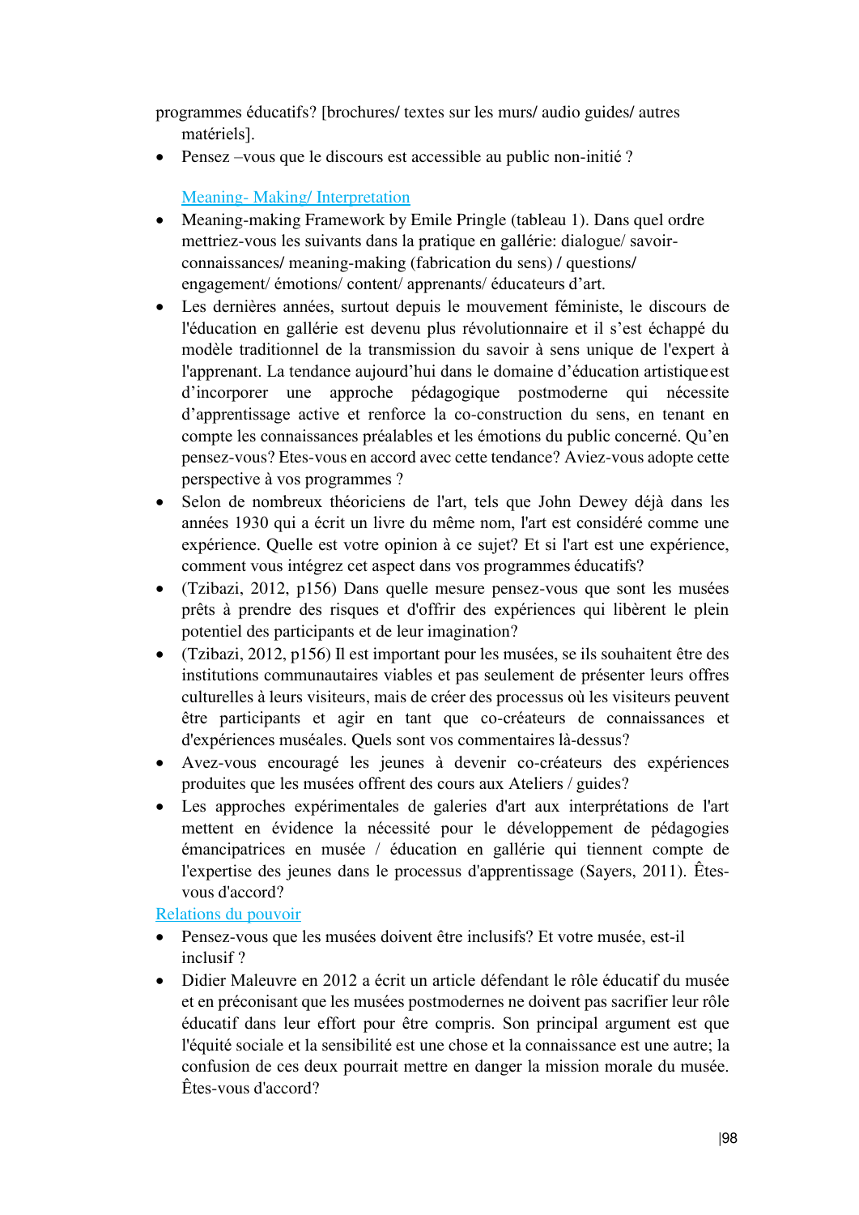programmes éducatifs? [brochures/ textes sur les murs/ audio guides/ autres matériels].

- Pensez –vous que le discours est accessible au public non-initié ?

Meaning- Making/ Interpretation

- Meaning-making Framework by Emile Pringle (tableau 1). Dans quel ordre mettriez-vous les suivants dans la pratique en gallérie: dialogue/ savoir-connaissances/ meaning-making (fabrication du sens) / questions/ engagement/ émotions/ content/ apprenants/ éducateurs d'art.
- Les dernières années, surtout depuis le mouvement féministe, le discours de l'éducation en gallérie est devenu plus révolutionnaire et il s'est échappé du modèle traditionnel de la transmission du savoir à sens unique de l'expert à l'apprenant. La tendance aujourd'hui dans le domaine d'éducation artistique est d'incorporer une approche pédagogique postmoderne qui nécessite d'apprentissage active et renforce la co-construction du sens, en tenant en compte les connaissances préalables et les émotions du public concerné. Qu'en pensez-vous? Etes-vous en accord avec cette tendance? Aviez-vous adopte cette perspective à vos programmes ?
- Selon de nombreux théoriciens de l'art, tels que John Dewey déjà dans les années 1930 qui a écrit un livre du même nom, l'art est considéré comme une expérience. Quelle est votre opinion à ce sujet? Et si l'art est une expérience, comment vous intégrez cet aspect dans vos programmes éducatifs?
- (Tzibazi, 2012, p156) Dans quelle mesure pensez-vous que sont les musées prêts à prendre des risques et d'offrir des expériences qui libèrent le plein potentiel des participants et de leur imagination?
- (Tzibazi, 2012, p156) Il est important pour les musées, se ils souhaitent être des institutions communautaires viables et pas seulement de présenter leurs offres culturelles à leurs visiteurs, mais de créer des processus où les visiteurs peuvent être participants et agir en tant que co-créateurs de connaissances et d'expériences muséales. Quels sont vos commentaires là-dessus?
- Avez-vous encouragé les jeunes à devenir co-créateurs des expériences produites que les musées offrent des cours aux Ateliers / guides?
- Les approches expérimentales de galeries d'art aux interprétations de l'art mettent en évidence la nécessité pour le développement de pédagogies émancipatrices en musée / éducation en gallérie qui tiennent compte de l'expertise des jeunes dans le processus d'apprentissage (Sayers, 2011). Êtes-vous d'accord?

Relations du pouvoir

- Pensez-vous que les musées doivent être inclusifs? Et votre musée, est-il inclusif ?
- Didier Maleuvre en 2012 a écrit un article défendant le rôle éducatif du musée et en préconisant que les musées postmodernes ne doivent pas sacrifier leur rôle éducatif dans leur effort pour être compris. Son principal argument est que l'équité sociale et la sensibilité est une chose et la connaissance est une autre; la confusion de ces deux pourrait mettre en danger la mission morale du musée. Êtes-vous d'accord?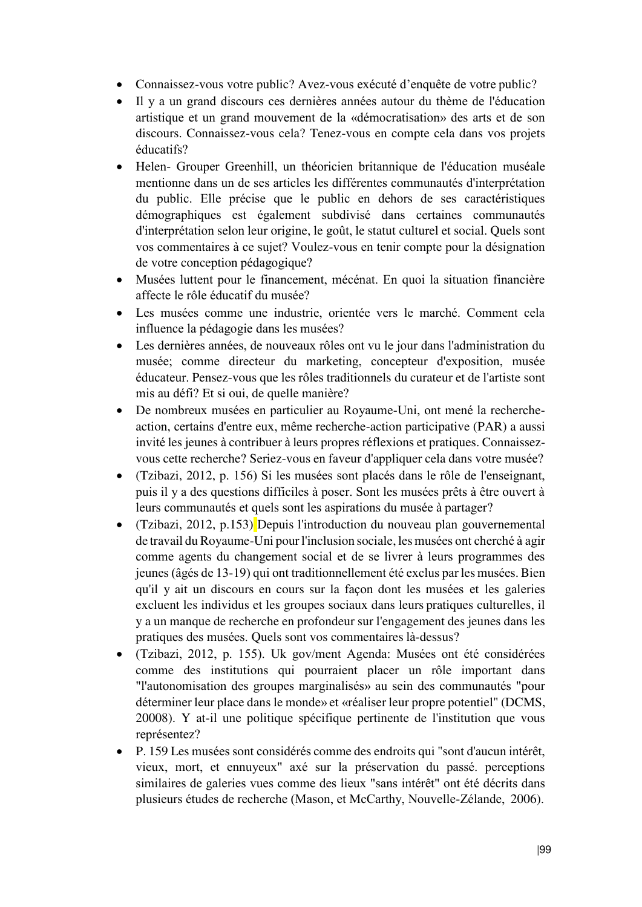- Connaissez-vous votre public? Avez-vous exécuté d'enquête de votre public?
- Il y a un grand discours ces dernières années autour du thème de l'éducation artistique et un grand mouvement de la «démocratisation» des arts et de son discours. Connaissez-vous cela? Tenez-vous en compte cela dans vos projets éducatifs?
- Helen- Grouper Greenhill, un théoricien britannique de l'éducation muséale mentionne dans un de ses articles les différentes communautés d'interprétation du public. Elle précise que le public en dehors de ses caractéristiques démographiques est également subdivisé dans certaines communautés d'interprétation selon leur origine, le goût, le statut culturel et social. Quels sont vos commentaires à ce sujet? Voulez-vous en tenir compte pour la désignation de votre conception pédagogique?
- Musées luttent pour le financement, mécénat. En quoi la situation financière affecte le rôle éducatif du musée?
- Les musées comme une industrie, orientée vers le marché. Comment cela influence la pédagogie dans les musées?
- Les dernières années, de nouveaux rôles ont vu le jour dans l'administration du musée; comme directeur du marketing, concepteur d'exposition, musée éducateur. Pensez-vous que les rôles traditionnels du curateur et de l'artiste sont mis au défi? Et si oui, de quelle manière?
- De nombreux musées en particulier au Royaume-Uni, ont mené la recherche-action, certains d'entre eux, même recherche-action participative (PAR) a aussi invité les jeunes à contribuer à leurs propres réflexions et pratiques. Connaissez-vous cette recherche? Seriez-vous en faveur d'appliquer cela dans votre musée?
- (Tzibazi, 2012, p. 156) Si les musées sont placés dans le rôle de l'enseignant, puis il y a des questions difficiles à poser. Sont les musées prêts à être ouvert à leurs communautés et quels sont les aspirations du musée à partager?
- (Tzibazi, 2012, p.153) Depuis l'introduction du nouveau plan gouvernemental de travail du Royaume-Uni pour l'inclusion sociale, les musées ont cherché à agir comme agents du changement social et de se livrer à leurs programmes des jeunes (âgés de 13-19) qui ont traditionnellement été exclus par les musées. Bien qu'il y ait un discours en cours sur la façon dont les musées et les galeries excluent les individus et les groupes sociaux dans leurs pratiques culturelles, il y a un manque de recherche en profondeur sur l'engagement des jeunes dans les pratiques des musées. Quels sont vos commentaires là-dessus?
- (Tzibazi, 2012, p. 155). Uk gov/ment Agenda: Musées ont été considérées comme des institutions qui pourraient placer un rôle important dans "l'autonomisation des groupes marginalisés» au sein des communautés "pour déterminer leur place dans le monde» et «réaliser leur propre potentiel" (DCMS, 20008). Y at-il une politique spécifique pertinente de l'institution que vous représentez?
- P. 159 Les musées sont considérés comme des endroits qui "sont d'aucun intérêt, vieux, mort, et ennuyeux" axé sur la préservation du passé. perceptions similaires de galeries vues comme des lieux "sans intérêt" ont été décrits dans plusieurs études de recherche (Mason, et McCarthy, Nouvelle-Zélande, 2006).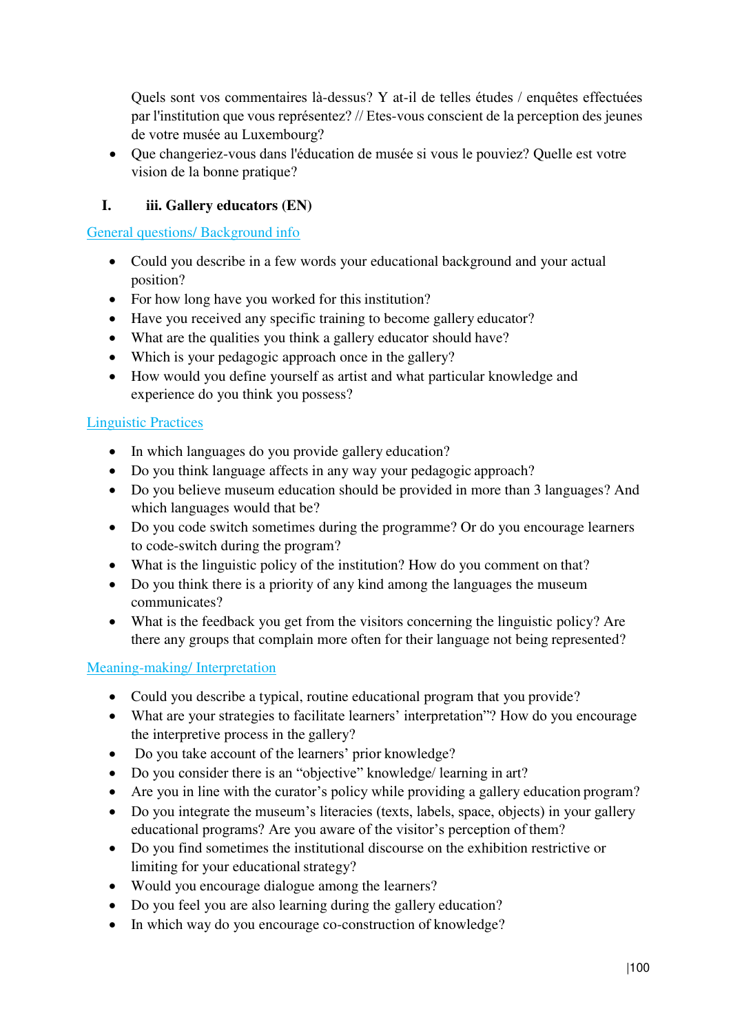Quels sont vos commentaires là-dessus? Y at-il de telles études / enquêtes effectuées par l'institution que vous représentez? // Etes-vous conscient de la perception des jeunes de votre musée au Luxembourg?

- Que changeriez-vous dans l'éducation de musée si vous le pouviez? Quelle est votre vision de la bonne pratique?

### I. iii. Gallery educators (EN)

#### General questions/ Background info

- Could you describe in a few words your educational background and your actual position?
- For how long have you worked for this institution?
- Have you received any specific training to become gallery educator?
- What are the qualities you think a gallery educator should have?
- Which is your pedagogic approach once in the gallery?
- How would you define yourself as artist and what particular knowledge and experience do you think you possess?

#### Linguistic Practices

- In which languages do you provide gallery education?
- Do you think language affects in any way your pedagogic approach?
- Do you believe museum education should be provided in more than 3 languages? And which languages would that be?
- Do you code switch sometimes during the programme? Or do you encourage learners to code-switch during the program?
- What is the linguistic policy of the institution? How do you comment on that?
- Do you think there is a priority of any kind among the languages the museum communicates?
- What is the feedback you get from the visitors concerning the linguistic policy? Are there any groups that complain more often for their language not being represented?

#### Meaning-making/ Interpretation

- Could you describe a typical, routine educational program that you provide?
- What are your strategies to facilitate learners' interpretation"? How do you encourage the interpretive process in the gallery?
- Do you take account of the learners' prior knowledge?
- Do you consider there is an "objective" knowledge/ learning in art?
- Are you in line with the curator's policy while providing a gallery education program?
- Do you integrate the museum's literacies (texts, labels, space, objects) in your gallery educational programs? Are you aware of the visitor's perception of them?
- Do you find sometimes the institutional discourse on the exhibition restrictive or limiting for your educational strategy?
- Would you encourage dialogue among the learners?
- Do you feel you are also learning during the gallery education?
- In which way do you encourage co-construction of knowledge?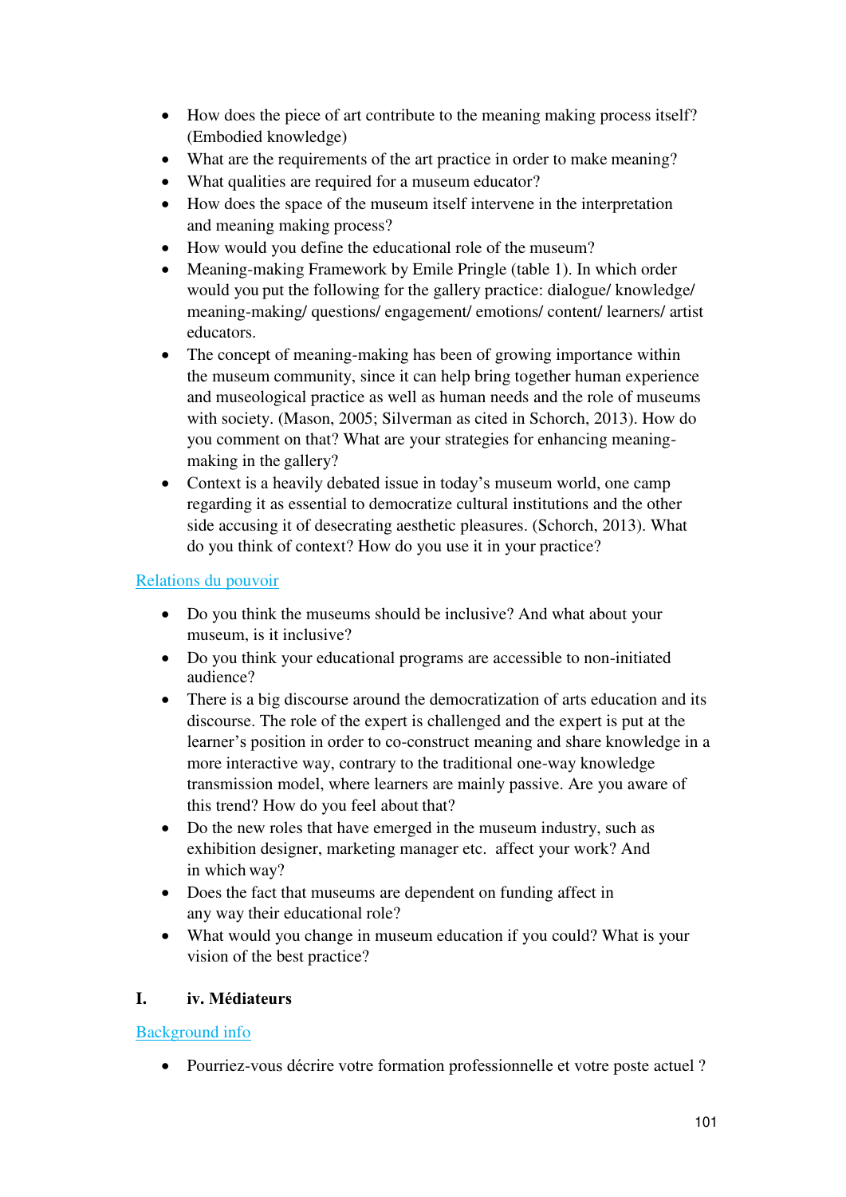- How does the piece of art contribute to the meaning making process itself? (Embodied knowledge)
- What are the requirements of the art practice in order to make meaning?
- What qualities are required for a museum educator?
- How does the space of the museum itself intervene in the interpretation and meaning making process?
- How would you define the educational role of the museum?
- Meaning-making Framework by Emile Pringle (table 1). In which order would you put the following for the gallery practice: dialogue/ knowledge/ meaning-making/ questions/ engagement/ emotions/ content/ learners/ artist educators.
- The concept of meaning-making has been of growing importance within the museum community, since it can help bring together human experience and museological practice as well as human needs and the role of museums with society. (Mason, 2005; Silverman as cited in Schorch, 2013). How do you comment on that? What are your strategies for enhancing meaning-making in the gallery?
- Context is a heavily debated issue in today's museum world, one camp regarding it as essential to democratize cultural institutions and the other side accusing it of desecrating aesthetic pleasures. (Schorch, 2013). What do you think of context? How do you use it in your practice?

Relations du pouvoir

- Do you think the museums should be inclusive? And what about your museum, is it inclusive?
- Do you think your educational programs are accessible to non-initiated audience?
- There is a big discourse around the democratization of arts education and its discourse. The role of the expert is challenged and the expert is put at the learner's position in order to co-construct meaning and share knowledge in a more interactive way, contrary to the traditional one-way knowledge transmission model, where learners are mainly passive. Are you aware of this trend? How do you feel about that?
- Do the new roles that have emerged in the museum industry, such as exhibition designer, marketing manager etc. affect your work? And in which way?
- Does the fact that museums are dependent on funding affect in any way their educational role?
- What would you change in museum education if you could? What is your vision of the best practice?

## I. iv. Médiateurs

Background info

- Pourriez-vous décrire votre formation professionnelle et votre poste actuel ?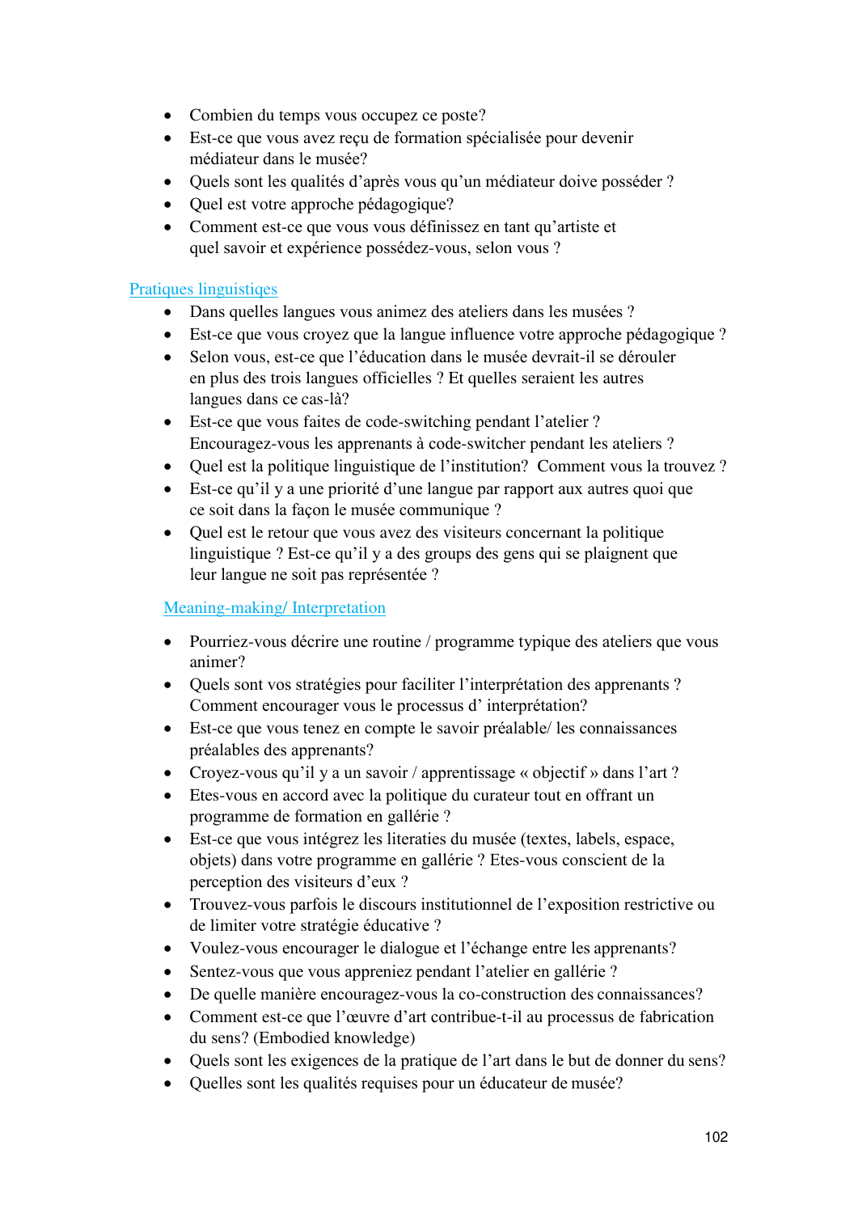- Combien du temps vous occupez ce poste?
- Est-ce que vous avez reçu de formation spécialisée pour devenir médiateur dans le musée?
- Quels sont les qualités d'après vous qu'un médiateur doive posséder ?
- Quel est votre approche pédagogique?
- Comment est-ce que vous vous définissez en tant qu'artiste et quel savoir et expérience possédez-vous, selon vous ?

Pratiques linguistiqes

- Dans quelles langues vous animez des ateliers dans les musées ?
- Est-ce que vous croyez que la langue influence votre approche pédagogique ?
- Selon vous, est-ce que l'éducation dans le musée devrait-il se dérouler en plus des trois langues officielles ? Et quelles seraient les autres langues dans ce cas-là?
- Est-ce que vous faites de code-switching pendant l'atelier ? Encouragez-vous les apprenants à code-switcher pendant les ateliers ?
- Quel est la politique linguistique de l'institution? Comment vous la trouvez ?
- Est-ce qu'il y a une priorité d'une langue par rapport aux autres quoi que ce soit dans la façon le musée communique ?
- Quel est le retour que vous avez des visiteurs concernant la politique linguistique ? Est-ce qu'il y a des groups des gens qui se plaignent que leur langue ne soit pas représentée ?

Meaning-making/ Interpretation

- Pourriez-vous décrire une routine / programme typique des ateliers que vous animer?
- Quels sont vos stratégies pour faciliter l'interprétation des apprenants ? Comment encourager vous le processus d' interprétation?
- Est-ce que vous tenez en compte le savoir préalable/ les connaissances préalables des apprenants?
- Croyez-vous qu'il y a un savoir / apprentissage « objectif » dans l'art ?
- Etes-vous en accord avec la politique du curateur tout en offrant un programme de formation en gallérie ?
- Est-ce que vous intégrez les literaties du musée (textes, labels, espace, objets) dans votre programme en gallérie ? Etes-vous conscient de la perception des visiteurs d'eux ?
- Trouvez-vous parfois le discours institutionnel de l'exposition restrictive ou de limiter votre stratégie éducative ?
- Voulez-vous encourager le dialogue et l'échange entre les apprenants?
- Sentez-vous que vous appreniez pendant l'atelier en gallérie ?
- De quelle manière encouragez-vous la co-construction des connaissances?
- Comment est-ce que l'œuvre d'art contribue-t-il au processus de fabrication du sens? (Embodied knowledge)
- Quels sont les exigences de la pratique de l'art dans le but de donner du sens?
- Quelles sont les qualités requises pour un éducateur de musée?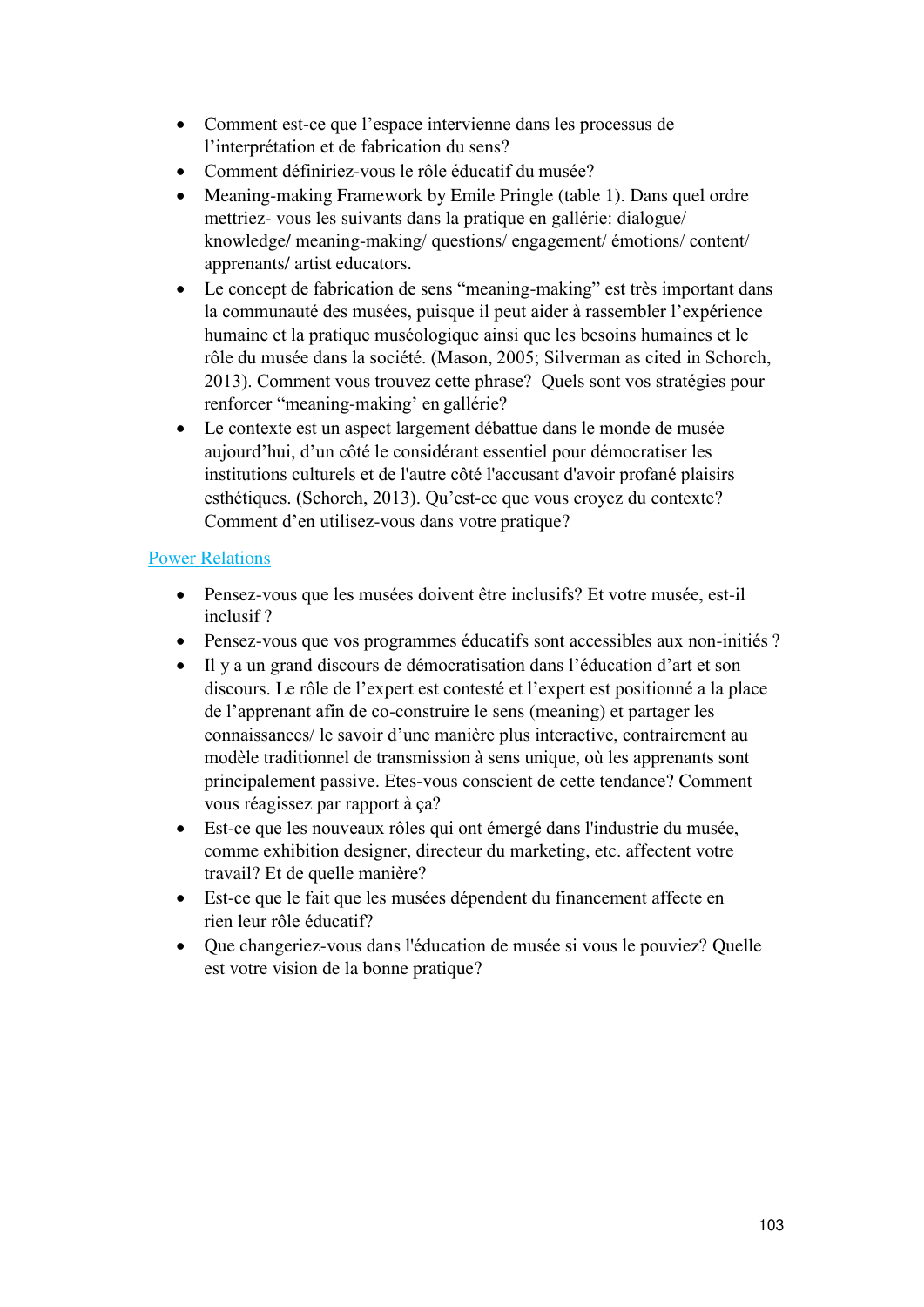- Comment est-ce que l'espace intervienne dans les processus de l'interprétation et de fabrication du sens?
- Comment définiriez-vous le rôle éducatif du musée?
- Meaning-making Framework by Emile Pringle (table 1). Dans quel ordre mettriez- vous les suivants dans la pratique en gallérie: dialogue/ knowledge/ meaning-making/ questions/ engagement/ émotions/ content/ apprenants/ artist educators.
- Le concept de fabrication de sens "meaning-making" est très important dans la communauté des musées, puisque il peut aider à rassembler l'expérience humaine et la pratique muséologique ainsi que les besoins humaines et le rôle du musée dans la société. (Mason, 2005; Silverman as cited in Schorch, 2013). Comment vous trouvez cette phrase? Quels sont vos stratégies pour renforcer "meaning-making' en gallérie?
- Le contexte est un aspect largement débattue dans le monde de musée aujourd'hui, d'un côté le considérant essentiel pour démocratiser les institutions culturels et de l'autre côté l'accusant d'avoir profané plaisirs esthétiques. (Schorch, 2013). Qu'est-ce que vous croyez du contexte? Comment d'en utilisez-vous dans votre pratique?

## Power Relations

- Pensez-vous que les musées doivent être inclusifs? Et votre musée, est-il inclusif ?
- Pensez-vous que vos programmes éducatifs sont accessibles aux non-initiés ?
- Il y a un grand discours de démocratisation dans l'éducation d'art et son discours. Le rôle de l'expert est contesté et l'expert est positionné a la place de l'apprenant afin de co-construire le sens (meaning) et partager les connaissances/ le savoir d'une manière plus interactive, contrairement au modèle traditionnel de transmission à sens unique, où les apprenants sont principalement passive. Etes-vous conscient de cette tendance? Comment vous réagissez par rapport à ça?
- Est-ce que les nouveaux rôles qui ont émergé dans l'industrie du musée, comme exhibition designer, directeur du marketing, etc. affectent votre travail? Et de quelle manière?
- Est-ce que le fait que les musées dépendent du financement affecte en rien leur rôle éducatif?
- Que changeriez-vous dans l'éducation de musée si vous le pouviez? Quelle est votre vision de la bonne pratique?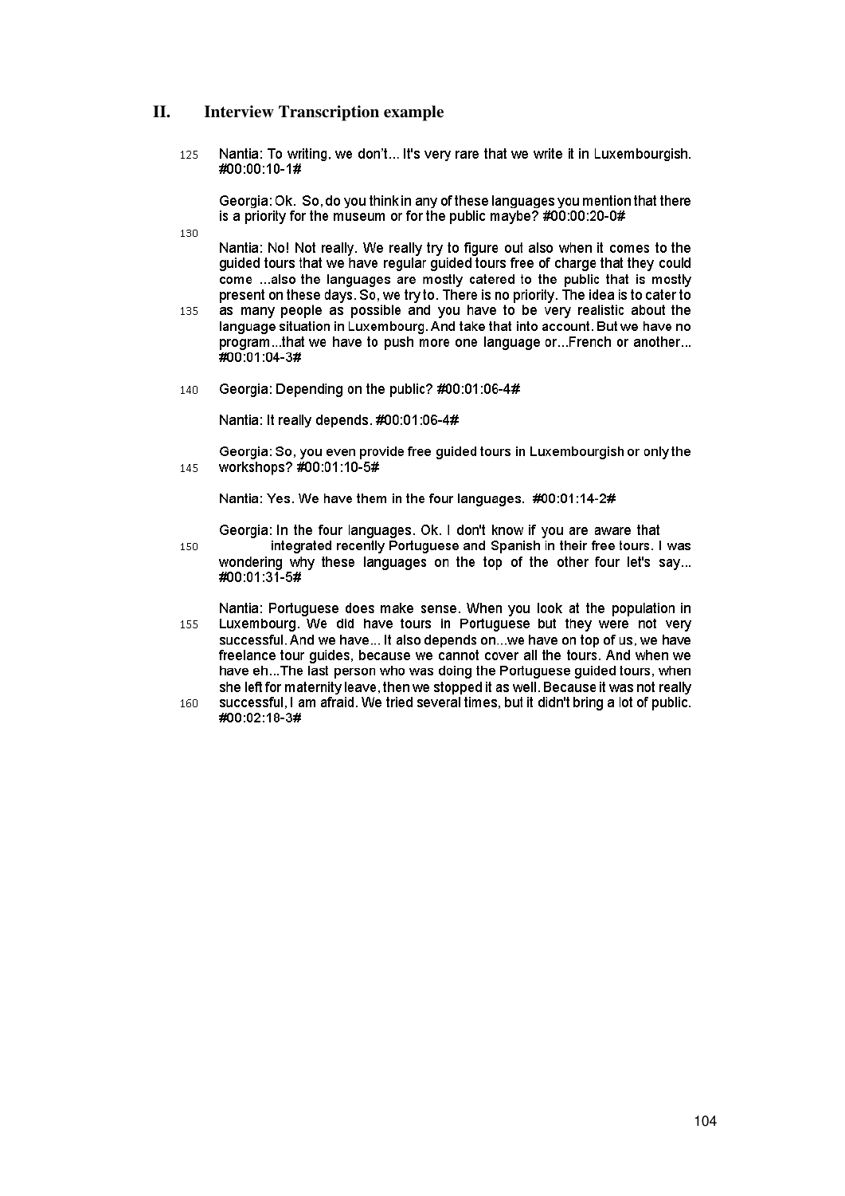## II. Interview Transcription example

Nantia: To writing, we don't... It's very rare that we write it in Luxembourgish. #00:00:10-1#

Georgia: Ok. So, do you think in any of these languages you mention that there is a priority for the museum or for the public maybe? #00:00:20-0#

Nantia: No! Not really. We really try to figure out also when it comes to the guided tours that we have regular guided tours free of charge that they could come ...also the languages are mostly catered to the public that is mostly present on these days. So, we try to. There is no priority. The idea is to cater to as many people as possible and you have to be very realistic about the language situation in Luxembourg. And take that into account. But we have no program...that we have to push more one language or...French or another... #00:01:04-3#

Georgia: Depending on the public? #00:01:06-4#

Nantia: It really depends. #00:01:06-4#

Georgia: So, you even provide free guided tours in Luxembourgish or only the workshops? #00:01:10-5#

Nantia: Yes. We have them in the four languages. #00:01:14-2#

Georgia: In the four languages. Ok. I don't know if you are aware that integrated recently Portuguese and Spanish in their free tours. I was wondering why these languages on the top of the other four let's say... #00:01:31-5#

Nantia: Portuguese does make sense. When you look at the population in Luxembourg. We did have tours in Portuguese but they were not very successful. And we have... It also depends on...we have on top of us, we have freelance tour guides, because we cannot cover all the tours. And when we have eh...The last person who was doing the Portuguese guided tours, when she left for maternity leave, then we stopped it as well. Because it was not really successful, I am afraid. We tried several times, but it didn't bring a lot of public. #00:02:18-3#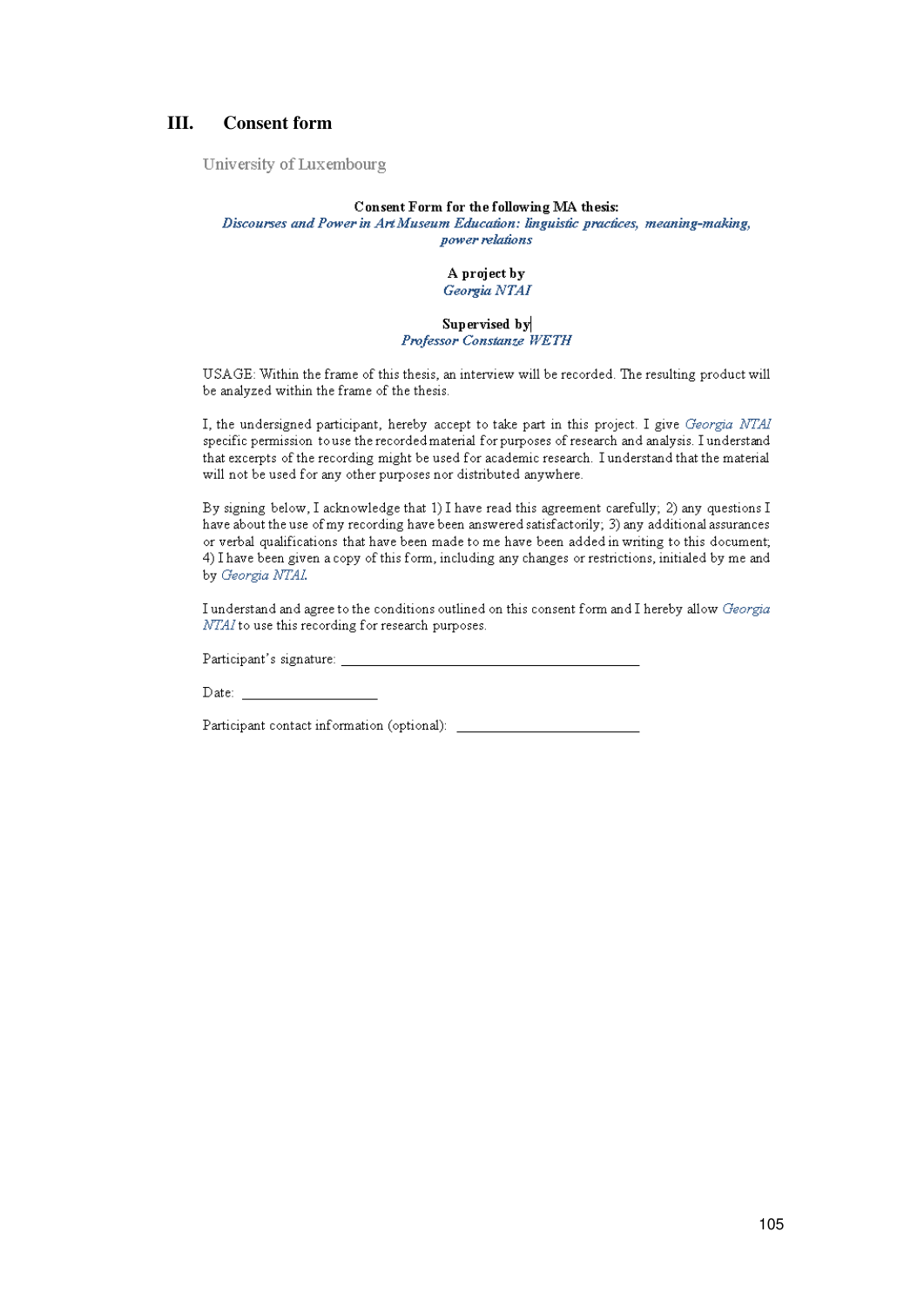## III. Consent form

University of Luxembourg

**Consent Form for the following MA thesis:**
***Discourses and Power in Art Museum Education: linguistic practices, meaning-making, power relations***

**A project by**
*Georgia NTAI*

**Supervised by**
*Professor Constanze WETH*

USAGE: Within the frame of this thesis, an interview will be recorded. The resulting product will be analyzed within the frame of the thesis.

I, the undersigned participant, hereby accept to take part in this project. I give *Georgia NTAI* specific permission to use the recorded material for purposes of research and analysis. I understand that excerpts of the recording might be used for academic research. I understand that the material will not be used for any other purposes nor distributed anywhere.

By signing below, I acknowledge that 1) I have read this agreement carefully; 2) any questions I have about the use of my recording have been answered satisfactorily; 3) any additional assurances or verbal qualifications that have been made to me have been added in writing to this document; 4) I have been given a copy of this form, including any changes or restrictions, initialed by me and by *Georgia NTAI*.

I understand and agree to the conditions outlined on this consent form and I hereby allow *Georgia NTAI* to use this recording for research purposes.

Participant's signature: ________________________________________

Date: ____________________

Participant contact information (optional): __________________________